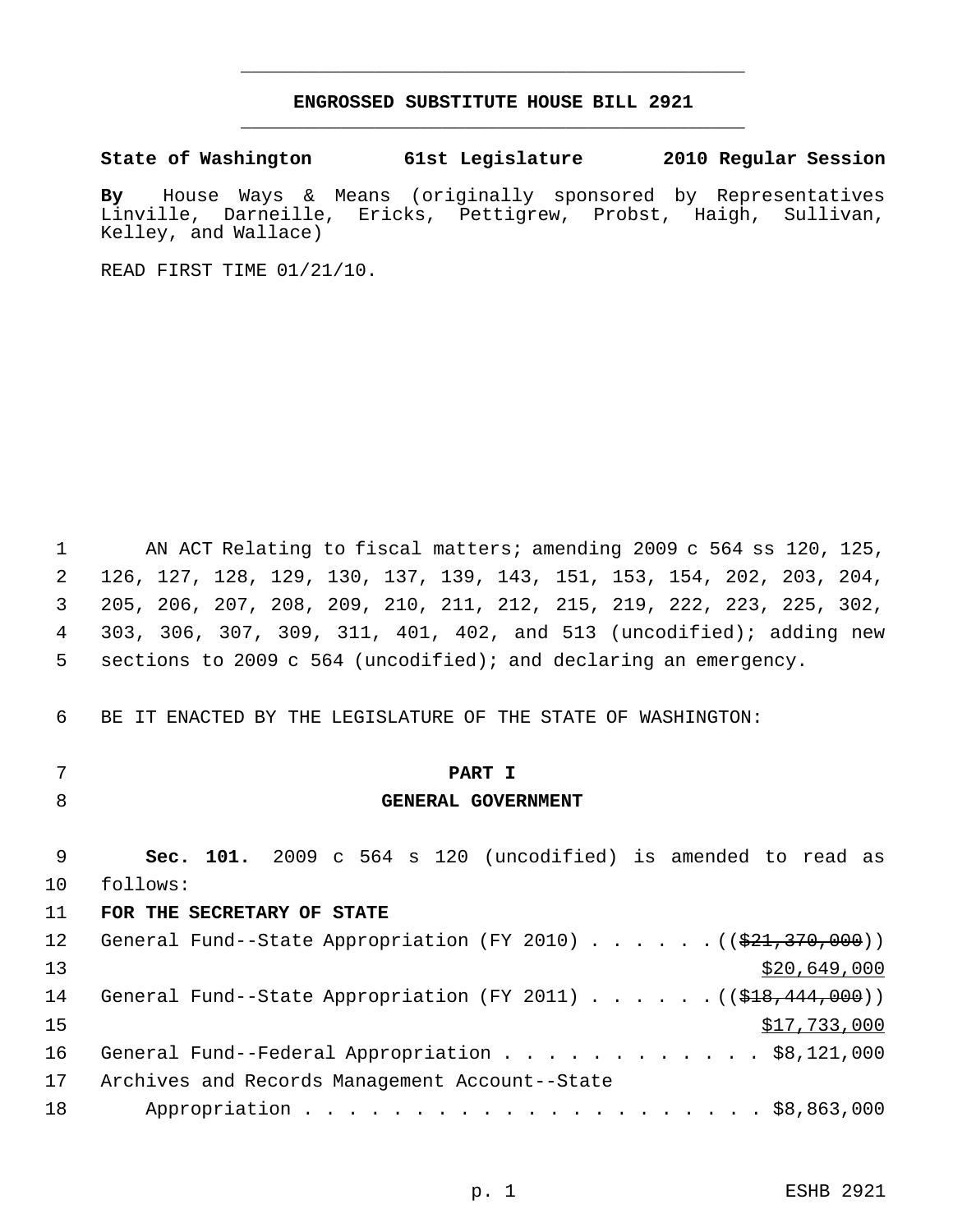# ENGROSSED SUBSTITUTE HOUSE BILL 2921

**State of Washington 61st Legislature 2010 Regular Session**

**By** House Ways & Means (originally sponsored by Representatives Linville, Darneille, Ericks, Pettigrew, Probst, Haigh, Sullivan, Kelley, and Wallace)

READ FIRST TIME 01/21/10.

AN ACT Relating to fiscal matters; amending 2009 c 564 ss 120, 125, 126, 127, 128, 129, 130, 137, 139, 143, 151, 153, 154, 202, 203, 204, 205, 206, 207, 208, 209, 210, 211, 212, 215, 219, 222, 223, 225, 302, 303, 306, 307, 309, 311, 401, 402, and 513 (uncodified); adding new sections to 2009 c 564 (uncodified); and declaring an emergency.

BE IT ENACTED BY THE LEGISLATURE OF THE STATE OF WASHINGTON:

## PART I
## GENERAL GOVERNMENT

**Sec. 101.** 2009 c 564 s 120 (uncodified) is amended to read as follows:

**FOR THE SECRETARY OF STATE**

General Fund--State Appropriation (FY 2010) . . . . . . ((~~$21,370,000~~)) <u>$20,649,000</u>

General Fund--State Appropriation (FY 2011) . . . . . . ((~~$18,444,000~~)) <u>$17,733,000</u>

General Fund--Federal Appropriation . . . . . . . . . . . . $8,121,000

Archives and Records Management Account--State Appropriation . . . . . . . . . . . . . . . . . . . . . . $8,863,000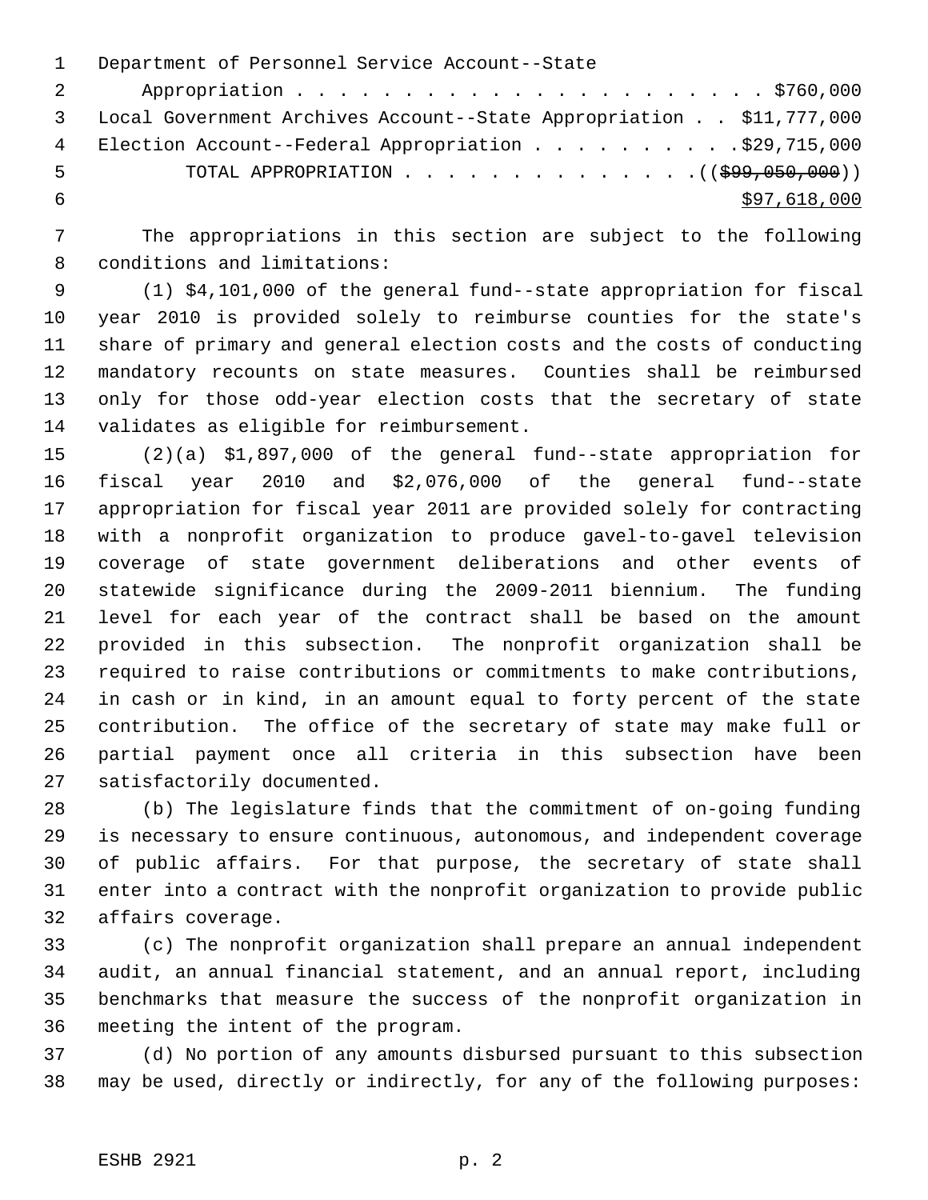Department of Personnel Service Account--State Appropriation . . . . . . . . . . . . . . . . . . . . . . . $760,000
Local Government Archives Account--State Appropriation . . $11,777,000
Election Account--Federal Appropriation . . . . . . . . . .$29,715,000
TOTAL APPROPRIATION . . . . . . . . . . . . . . .((~~$99,050,000~~))
<u>$97,618,000</u>

The appropriations in this section are subject to the following conditions and limitations:

(1) $4,101,000 of the general fund--state appropriation for fiscal year 2010 is provided solely to reimburse counties for the state's share of primary and general election costs and the costs of conducting mandatory recounts on state measures. Counties shall be reimbursed only for those odd-year election costs that the secretary of state validates as eligible for reimbursement.

(2)(a) $1,897,000 of the general fund--state appropriation for fiscal year 2010 and $2,076,000 of the general fund--state appropriation for fiscal year 2011 are provided solely for contracting with a nonprofit organization to produce gavel-to-gavel television coverage of state government deliberations and other events of statewide significance during the 2009-2011 biennium. The funding level for each year of the contract shall be based on the amount provided in this subsection. The nonprofit organization shall be required to raise contributions or commitments to make contributions, in cash or in kind, in an amount equal to forty percent of the state contribution. The office of the secretary of state may make full or partial payment once all criteria in this subsection have been satisfactorily documented.

(b) The legislature finds that the commitment of on-going funding is necessary to ensure continuous, autonomous, and independent coverage of public affairs. For that purpose, the secretary of state shall enter into a contract with the nonprofit organization to provide public affairs coverage.

(c) The nonprofit organization shall prepare an annual independent audit, an annual financial statement, and an annual report, including benchmarks that measure the success of the nonprofit organization in meeting the intent of the program.

(d) No portion of any amounts disbursed pursuant to this subsection may be used, directly or indirectly, for any of the following purposes: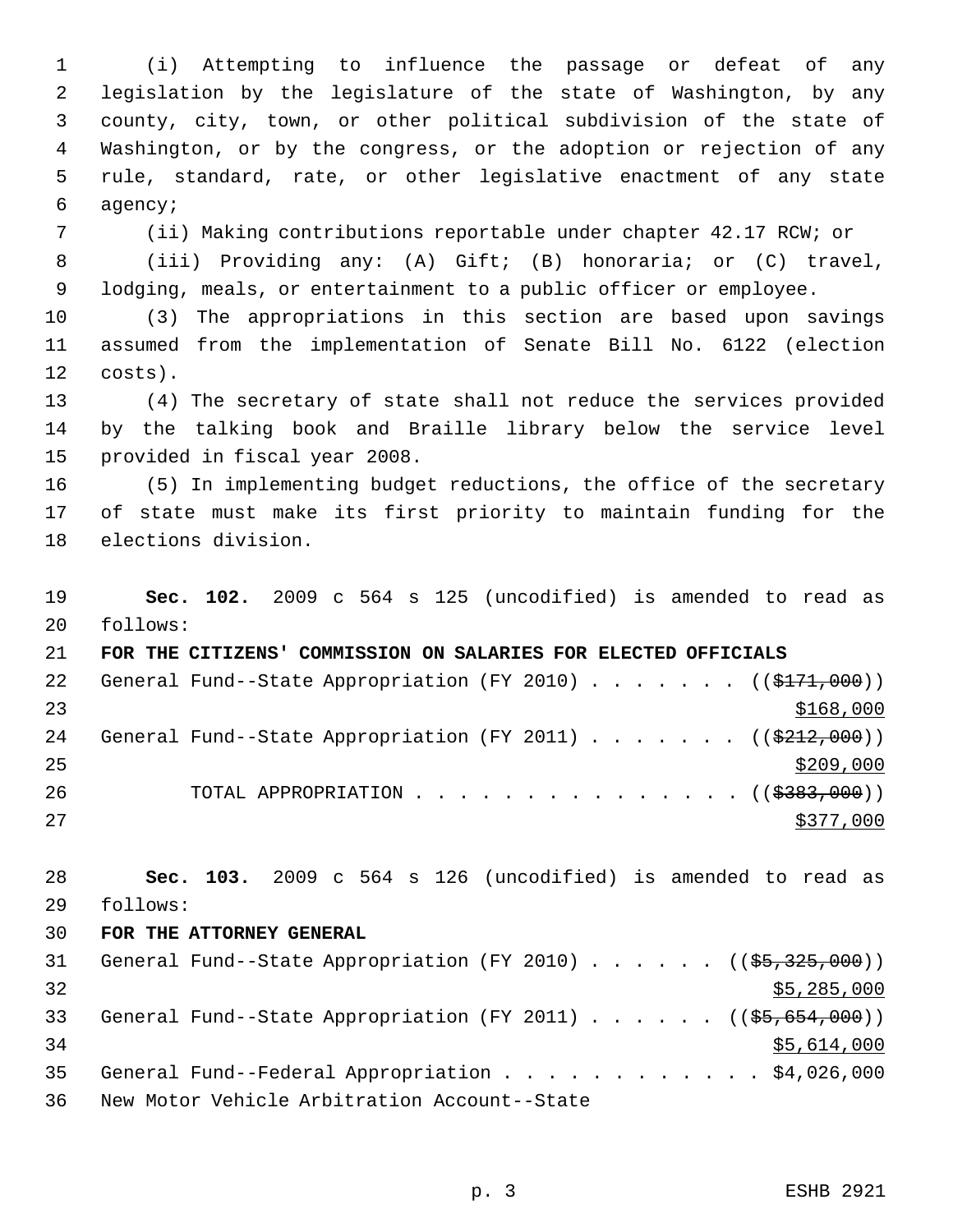(i) Attempting to influence the passage or defeat of any legislation by the legislature of the state of Washington, by any county, city, town, or other political subdivision of the state of Washington, or by the congress, or the adoption or rejection of any rule, standard, rate, or other legislative enactment of any state agency;

(ii) Making contributions reportable under chapter 42.17 RCW; or

(iii) Providing any: (A) Gift; (B) honoraria; or (C) travel, lodging, meals, or entertainment to a public officer or employee.

(3) The appropriations in this section are based upon savings assumed from the implementation of Senate Bill No. 6122 (election costs).

(4) The secretary of state shall not reduce the services provided by the talking book and Braille library below the service level provided in fiscal year 2008.

(5) In implementing budget reductions, the office of the secretary of state must make its first priority to maintain funding for the elections division.

**Sec. 102.** 2009 c 564 s 125 (uncodified) is amended to read as follows:

**FOR THE CITIZENS' COMMISSION ON SALARIES FOR ELECTED OFFICIALS**

General Fund--State Appropriation (FY 2010) . . . . . . . ((~~$171,000~~)) $168,000

General Fund--State Appropriation (FY 2011) . . . . . . . ((~~$212,000~~)) $209,000

TOTAL APPROPRIATION . . . . . . . . . . . . . . . ((~~$383,000~~)) $377,000

**Sec. 103.** 2009 c 564 s 126 (uncodified) is amended to read as follows:

**FOR THE ATTORNEY GENERAL**

General Fund--State Appropriation (FY 2010) . . . . . . ((~~$5,325,000~~)) $5,285,000

General Fund--State Appropriation (FY 2011) . . . . . . ((~~$5,654,000~~)) $5,614,000

General Fund--Federal Appropriation . . . . . . . . . . . . $4,026,000

New Motor Vehicle Arbitration Account--State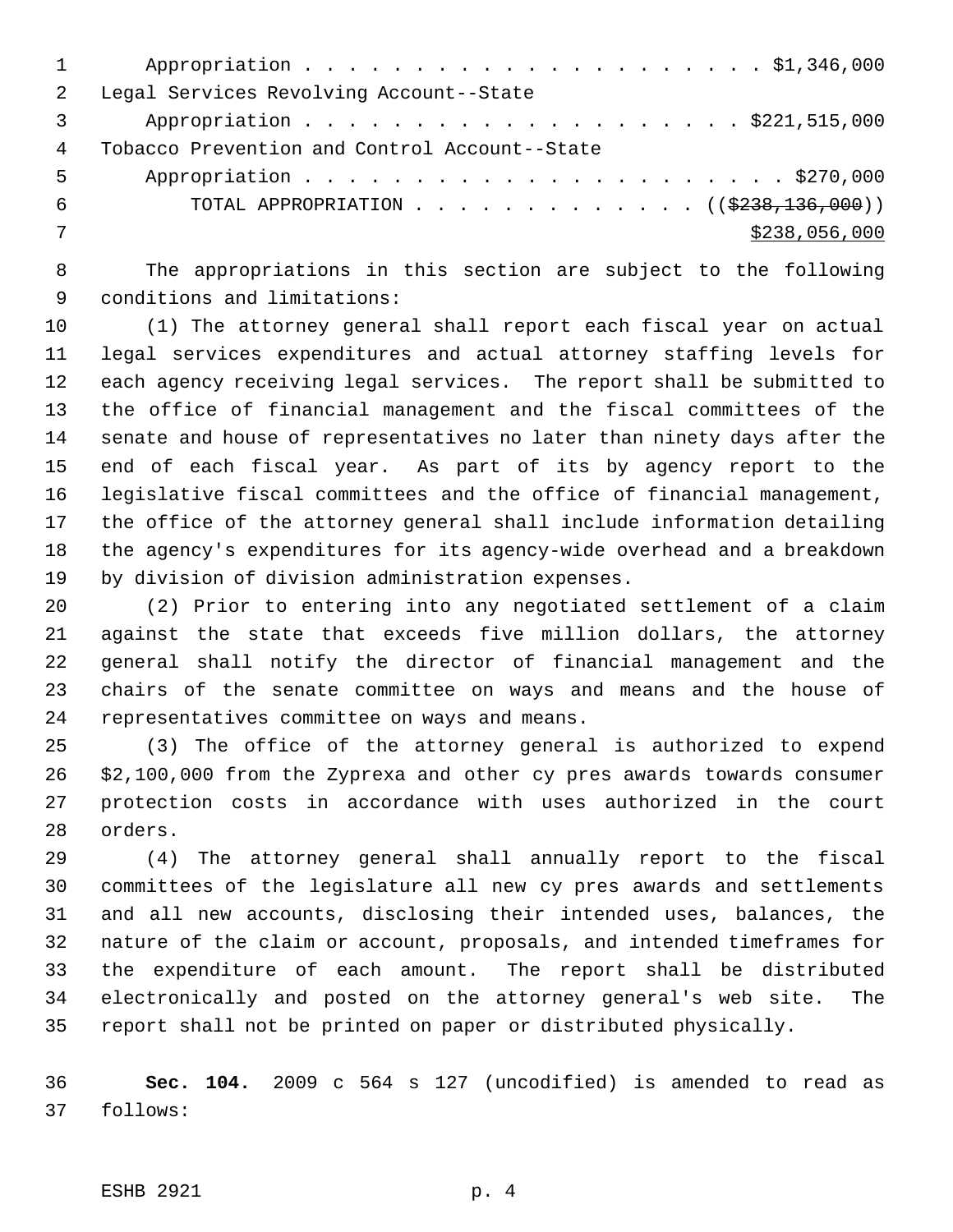Appropriation . . . . . . . . . . . . . . . . . . . . . $1,346,000
Legal Services Revolving Account--State
Appropriation . . . . . . . . . . . . . . . . . . . . $221,515,000
Tobacco Prevention and Control Account--State
Appropriation . . . . . . . . . . . . . . . . . . . . . . $270,000
TOTAL APPROPRIATION . . . . . . . . . . . . . ((~~$238,136,000~~))
<u>$238,056,000</u>

The appropriations in this section are subject to the following conditions and limitations:

(1) The attorney general shall report each fiscal year on actual legal services expenditures and actual attorney staffing levels for each agency receiving legal services. The report shall be submitted to the office of financial management and the fiscal committees of the senate and house of representatives no later than ninety days after the end of each fiscal year. As part of its by agency report to the legislative fiscal committees and the office of financial management, the office of the attorney general shall include information detailing the agency's expenditures for its agency-wide overhead and a breakdown by division of division administration expenses.

(2) Prior to entering into any negotiated settlement of a claim against the state that exceeds five million dollars, the attorney general shall notify the director of financial management and the chairs of the senate committee on ways and means and the house of representatives committee on ways and means.

(3) The office of the attorney general is authorized to expend $2,100,000 from the Zyprexa and other cy pres awards towards consumer protection costs in accordance with uses authorized in the court orders.

(4) The attorney general shall annually report to the fiscal committees of the legislature all new cy pres awards and settlements and all new accounts, disclosing their intended uses, balances, the nature of the claim or account, proposals, and intended timeframes for the expenditure of each amount. The report shall be distributed electronically and posted on the attorney general's web site. The report shall not be printed on paper or distributed physically.

**Sec. 104.** 2009 c 564 s 127 (uncodified) is amended to read as follows: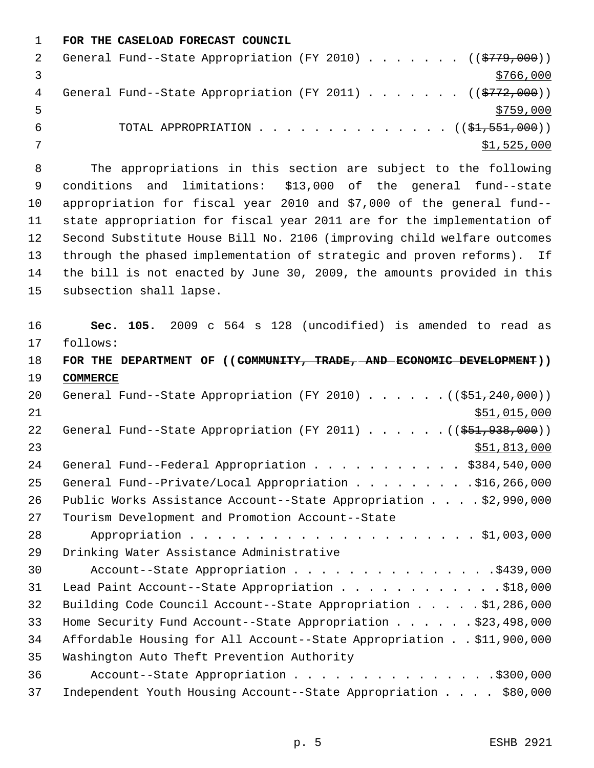**FOR THE CASELOAD FORECAST COUNCIL**

General Fund--State Appropriation (FY 2010) . . . . . . . ((~~$779,000~~))
<u>$766,000</u>

General Fund--State Appropriation (FY 2011) . . . . . . . ((~~$772,000~~))
<u>$759,000</u>

TOTAL APPROPRIATION . . . . . . . . . . . . . . ((~~$1,551,000~~))
<u>$1,525,000</u>

The appropriations in this section are subject to the following conditions and limitations: $13,000 of the general fund--state appropriation for fiscal year 2010 and $7,000 of the general fund--state appropriation for fiscal year 2011 are for the implementation of Second Substitute House Bill No. 2106 (improving child welfare outcomes through the phased implementation of strategic and proven reforms). If the bill is not enacted by June 30, 2009, the amounts provided in this subsection shall lapse.

**Sec. 105.** 2009 c 564 s 128 (uncodified) is amended to read as follows:

**FOR THE DEPARTMENT OF ((~~COMMUNITY, TRADE, AND ECONOMIC DEVELOPMENT~~)) <u>COMMERCE</u>**

General Fund--State Appropriation (FY 2010) . . . . . . ((~~$51,240,000~~))
<u>$51,015,000</u>

General Fund--State Appropriation (FY 2011) . . . . . . ((~~$51,938,000~~))
<u>$51,813,000</u>

General Fund--Federal Appropriation . . . . . . . . . . . $384,540,000

General Fund--Private/Local Appropriation . . . . . . . . . $16,266,000

Public Works Assistance Account--State Appropriation . . . . $2,990,000

Tourism Development and Promotion Account--State Appropriation . . . . . . . . . . . . . . . . . . . . . . $1,003,000

Drinking Water Assistance Administrative Account--State Appropriation . . . . . . . . . . . . . . . $439,000

Lead Paint Account--State Appropriation . . . . . . . . . . . . $18,000

Building Code Council Account--State Appropriation . . . . . $1,286,000

Home Security Fund Account--State Appropriation . . . . . . $23,498,000

Affordable Housing for All Account--State Appropriation . . $11,900,000

Washington Auto Theft Prevention Authority Account--State Appropriation . . . . . . . . . . . . . . . $300,000

Independent Youth Housing Account--State Appropriation . . . . $80,000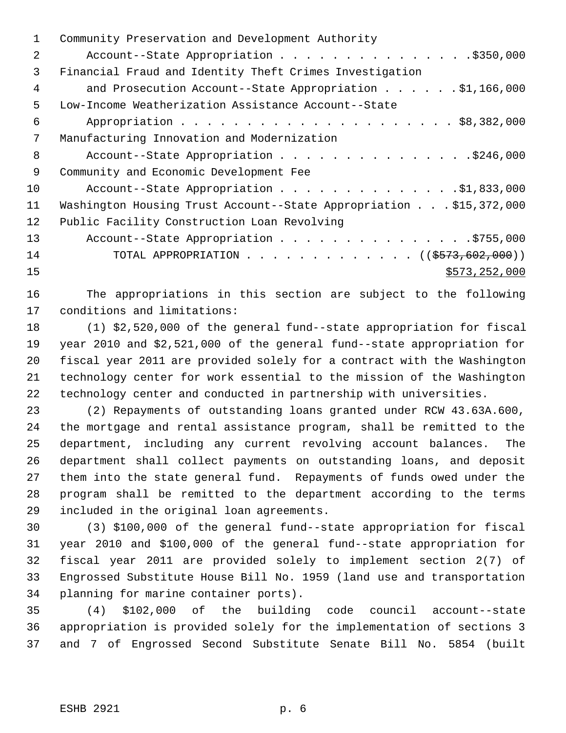Community Preservation and Development Authority
Account--State Appropriation . . . . . . . . . . . . . . . .$350,000
Financial Fraud and Identity Theft Crimes Investigation
and Prosecution Account--State Appropriation . . . . . .$1,166,000
Low-Income Weatherization Assistance Account--State
Appropriation . . . . . . . . . . . . . . . . . . . . . . $8,382,000
Manufacturing Innovation and Modernization
Account--State Appropriation . . . . . . . . . . . . . . . .$246,000
Community and Economic Development Fee
Account--State Appropriation . . . . . . . . . . . . . .$1,833,000
Washington Housing Trust Account--State Appropriation . . . $15,372,000
Public Facility Construction Loan Revolving
Account--State Appropriation . . . . . . . . . . . . . . . .$755,000
TOTAL APPROPRIATION . . . . . . . . . . . . . . (( ~~$573,602,000~~ ))
$573,252,000

The appropriations in this section are subject to the following conditions and limitations:

(1) $2,520,000 of the general fund--state appropriation for fiscal year 2010 and $2,521,000 of the general fund--state appropriation for fiscal year 2011 are provided solely for a contract with the Washington technology center for work essential to the mission of the Washington technology center and conducted in partnership with universities.

(2) Repayments of outstanding loans granted under RCW 43.63A.600, the mortgage and rental assistance program, shall be remitted to the department, including any current revolving account balances. The department shall collect payments on outstanding loans, and deposit them into the state general fund. Repayments of funds owed under the program shall be remitted to the department according to the terms included in the original loan agreements.

(3) $100,000 of the general fund--state appropriation for fiscal year 2010 and $100,000 of the general fund--state appropriation for fiscal year 2011 are provided solely to implement section 2(7) of Engrossed Substitute House Bill No. 1959 (land use and transportation planning for marine container ports).

(4) $102,000 of the building code council account--state appropriation is provided solely for the implementation of sections 3 and 7 of Engrossed Second Substitute Senate Bill No. 5854 (built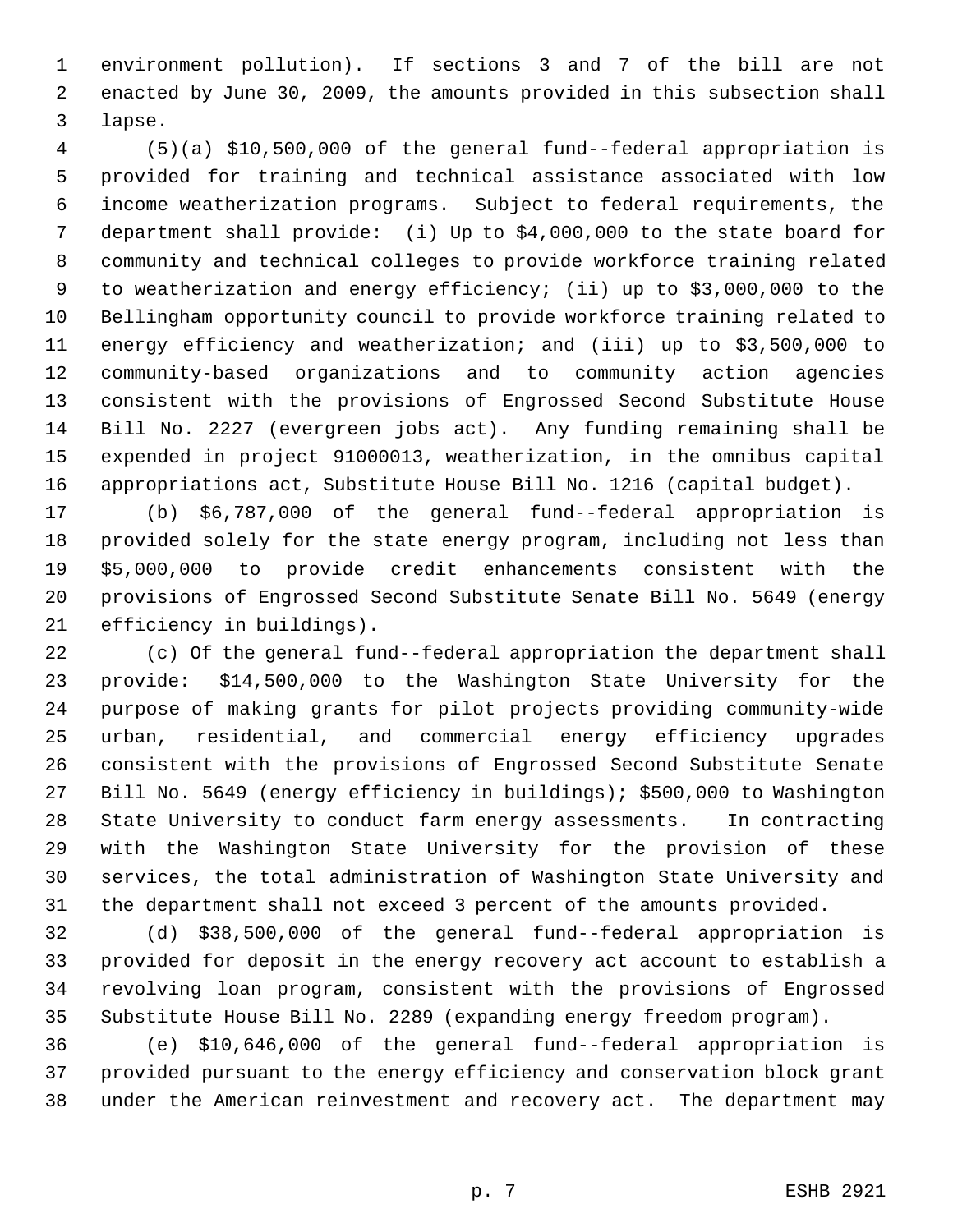environment pollution). If sections 3 and 7 of the bill are not enacted by June 30, 2009, the amounts provided in this subsection shall lapse.

(5)(a) $10,500,000 of the general fund--federal appropriation is provided for training and technical assistance associated with low income weatherization programs. Subject to federal requirements, the department shall provide: (i) Up to $4,000,000 to the state board for community and technical colleges to provide workforce training related to weatherization and energy efficiency; (ii) up to $3,000,000 to the Bellingham opportunity council to provide workforce training related to energy efficiency and weatherization; and (iii) up to $3,500,000 to community-based organizations and to community action agencies consistent with the provisions of Engrossed Second Substitute House Bill No. 2227 (evergreen jobs act). Any funding remaining shall be expended in project 91000013, weatherization, in the omnibus capital appropriations act, Substitute House Bill No. 1216 (capital budget).

(b) $6,787,000 of the general fund--federal appropriation is provided solely for the state energy program, including not less than $5,000,000 to provide credit enhancements consistent with the provisions of Engrossed Second Substitute Senate Bill No. 5649 (energy efficiency in buildings).

(c) Of the general fund--federal appropriation the department shall provide: $14,500,000 to the Washington State University for the purpose of making grants for pilot projects providing community-wide urban, residential, and commercial energy efficiency upgrades consistent with the provisions of Engrossed Second Substitute Senate Bill No. 5649 (energy efficiency in buildings); $500,000 to Washington State University to conduct farm energy assessments. In contracting with the Washington State University for the provision of these services, the total administration of Washington State University and the department shall not exceed 3 percent of the amounts provided.

(d) $38,500,000 of the general fund--federal appropriation is provided for deposit in the energy recovery act account to establish a revolving loan program, consistent with the provisions of Engrossed Substitute House Bill No. 2289 (expanding energy freedom program).

(e) $10,646,000 of the general fund--federal appropriation is provided pursuant to the energy efficiency and conservation block grant under the American reinvestment and recovery act. The department may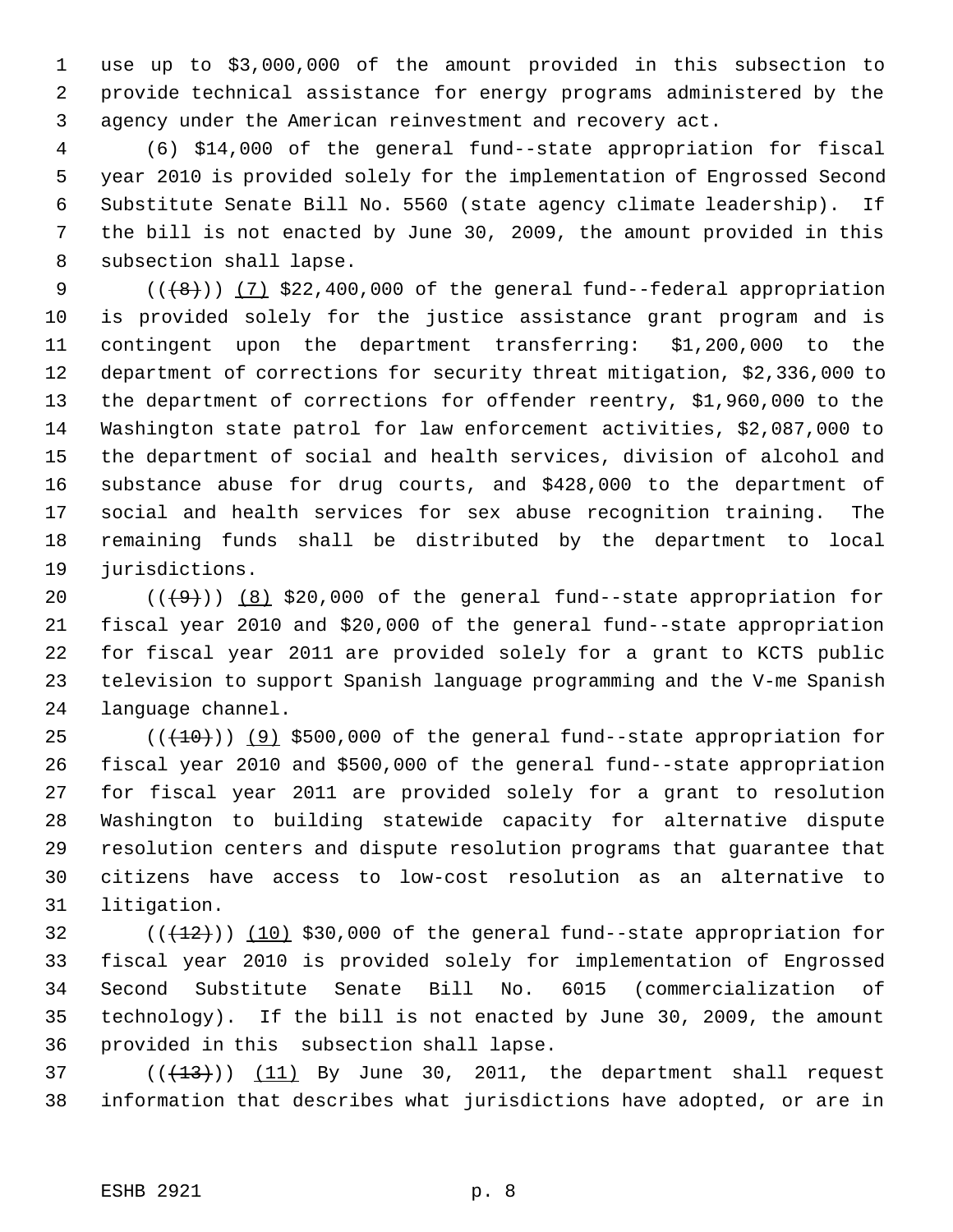use up to $3,000,000 of the amount provided in this subsection to provide technical assistance for energy programs administered by the agency under the American reinvestment and recovery act.

(6) $14,000 of the general fund--state appropriation for fiscal year 2010 is provided solely for the implementation of Engrossed Second Substitute Senate Bill No. 5560 (state agency climate leadership). If the bill is not enacted by June 30, 2009, the amount provided in this subsection shall lapse.

(((8))) (7) $22,400,000 of the general fund--federal appropriation is provided solely for the justice assistance grant program and is contingent upon the department transferring: $1,200,000 to the department of corrections for security threat mitigation, $2,336,000 to the department of corrections for offender reentry, $1,960,000 to the Washington state patrol for law enforcement activities, $2,087,000 to the department of social and health services, division of alcohol and substance abuse for drug courts, and $428,000 to the department of social and health services for sex abuse recognition training. The remaining funds shall be distributed by the department to local jurisdictions.

(((9))) (8) $20,000 of the general fund--state appropriation for fiscal year 2010 and $20,000 of the general fund--state appropriation for fiscal year 2011 are provided solely for a grant to KCTS public television to support Spanish language programming and the V-me Spanish language channel.

(((10))) (9) $500,000 of the general fund--state appropriation for fiscal year 2010 and $500,000 of the general fund--state appropriation for fiscal year 2011 are provided solely for a grant to resolution Washington to building statewide capacity for alternative dispute resolution centers and dispute resolution programs that guarantee that citizens have access to low-cost resolution as an alternative to litigation.

(((12))) (10) $30,000 of the general fund--state appropriation for fiscal year 2010 is provided solely for implementation of Engrossed Second Substitute Senate Bill No. 6015 (commercialization of technology). If the bill is not enacted by June 30, 2009, the amount provided in this subsection shall lapse.

(((13))) (11) By June 30, 2011, the department shall request information that describes what jurisdictions have adopted, or are in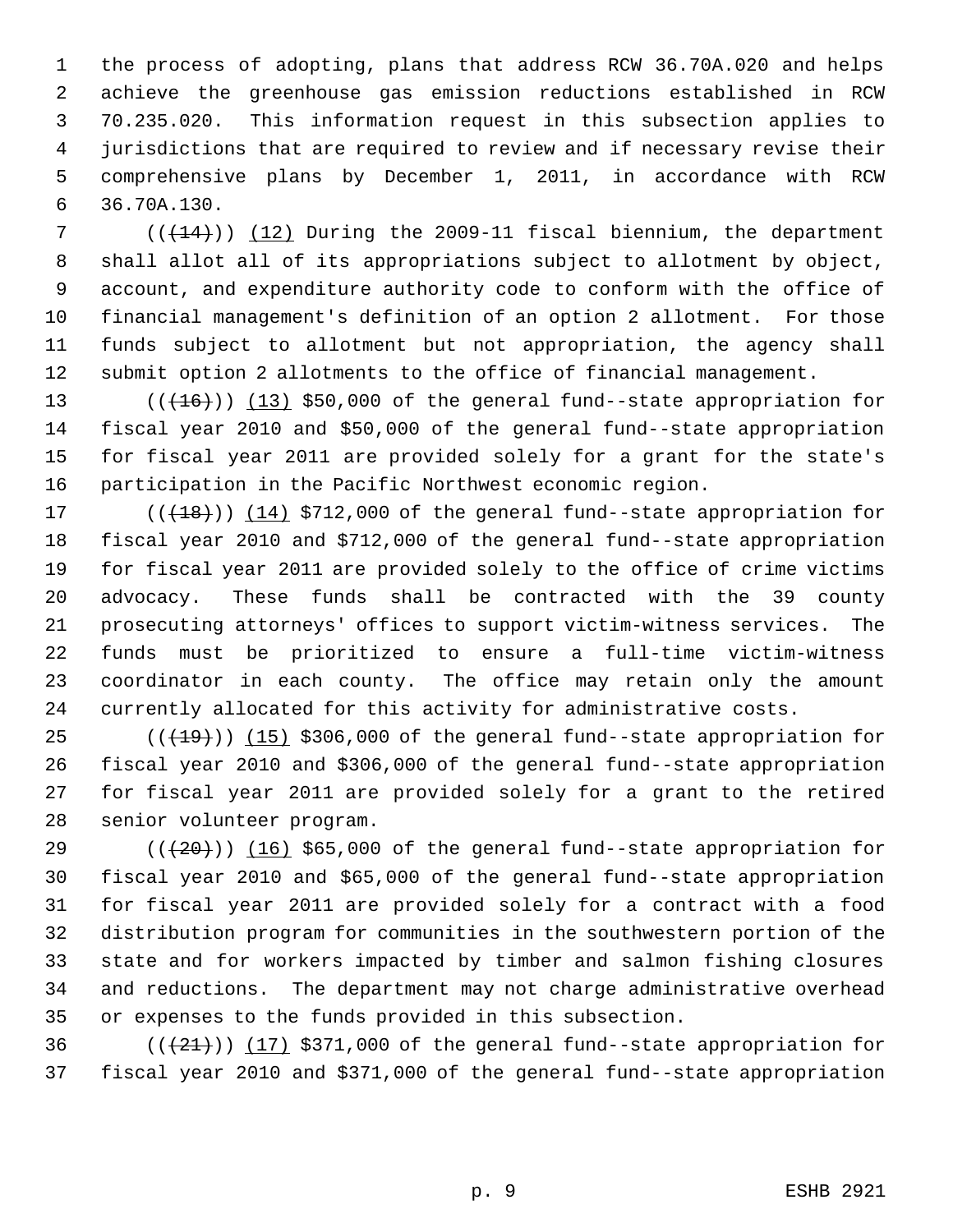the process of adopting, plans that address RCW 36.70A.020 and helps achieve the greenhouse gas emission reductions established in RCW 70.235.020. This information request in this subsection applies to jurisdictions that are required to review and if necessary revise their comprehensive plans by December 1, 2011, in accordance with RCW 36.70A.130.

(((14))) (12) During the 2009-11 fiscal biennium, the department shall allot all of its appropriations subject to allotment by object, account, and expenditure authority code to conform with the office of financial management's definition of an option 2 allotment. For those funds subject to allotment but not appropriation, the agency shall submit option 2 allotments to the office of financial management.

(((16))) (13) $50,000 of the general fund--state appropriation for fiscal year 2010 and $50,000 of the general fund--state appropriation for fiscal year 2011 are provided solely for a grant for the state's participation in the Pacific Northwest economic region.

(((18))) (14) $712,000 of the general fund--state appropriation for fiscal year 2010 and $712,000 of the general fund--state appropriation for fiscal year 2011 are provided solely to the office of crime victims advocacy. These funds shall be contracted with the 39 county prosecuting attorneys' offices to support victim-witness services. The funds must be prioritized to ensure a full-time victim-witness coordinator in each county. The office may retain only the amount currently allocated for this activity for administrative costs.

(((19))) (15) $306,000 of the general fund--state appropriation for fiscal year 2010 and $306,000 of the general fund--state appropriation for fiscal year 2011 are provided solely for a grant to the retired senior volunteer program.

(((20))) (16) $65,000 of the general fund--state appropriation for fiscal year 2010 and $65,000 of the general fund--state appropriation for fiscal year 2011 are provided solely for a contract with a food distribution program for communities in the southwestern portion of the state and for workers impacted by timber and salmon fishing closures and reductions. The department may not charge administrative overhead or expenses to the funds provided in this subsection.

(((21))) (17) $371,000 of the general fund--state appropriation for fiscal year 2010 and $371,000 of the general fund--state appropriation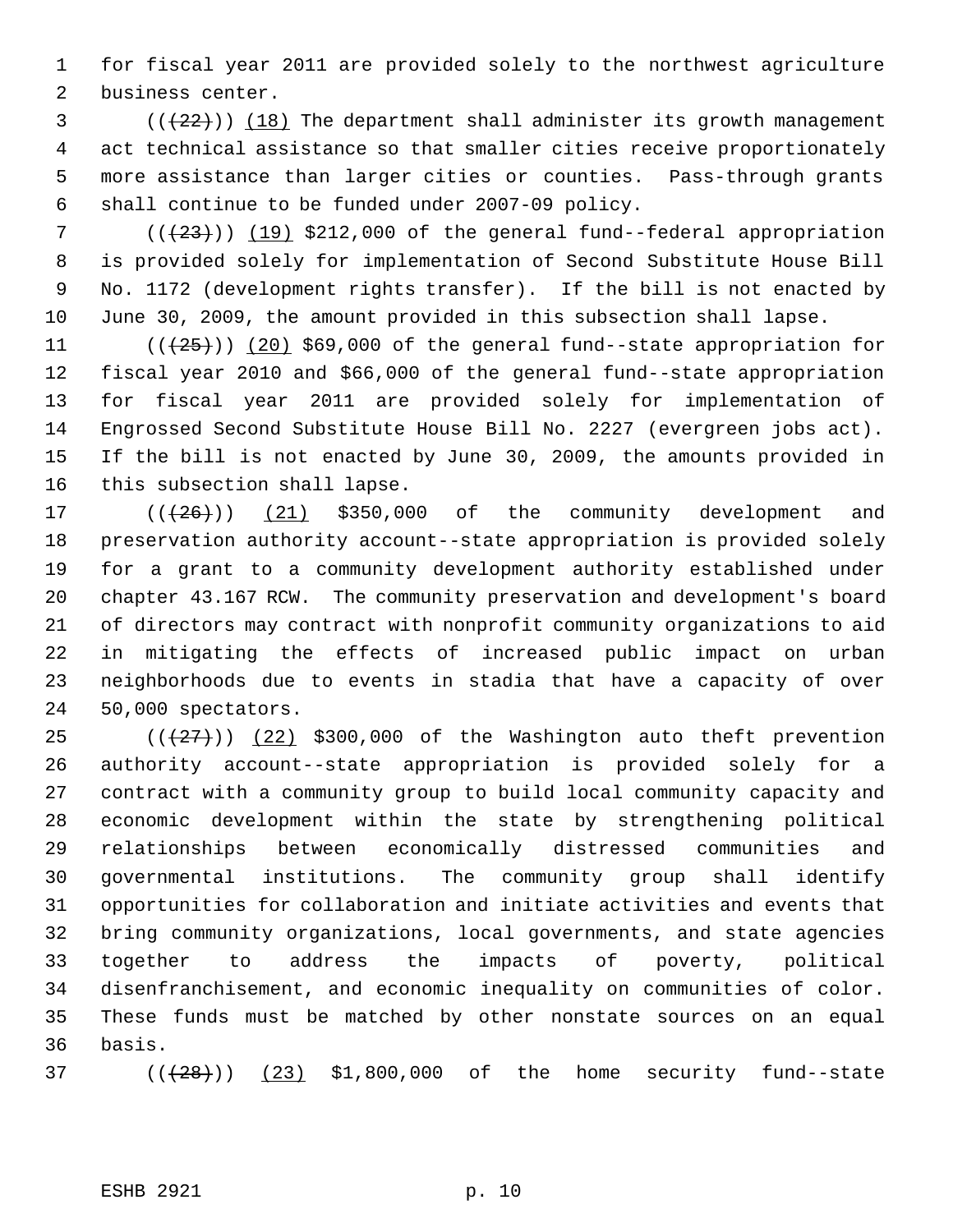for fiscal year 2011 are provided solely to the northwest agriculture business center.

((~~(22)~~)) (18) The department shall administer its growth management act technical assistance so that smaller cities receive proportionately more assistance than larger cities or counties. Pass-through grants shall continue to be funded under 2007-09 policy.

((~~(23)~~)) (19) $212,000 of the general fund--federal appropriation is provided solely for implementation of Second Substitute House Bill No. 1172 (development rights transfer). If the bill is not enacted by June 30, 2009, the amount provided in this subsection shall lapse.

((~~(25)~~)) (20) $69,000 of the general fund--state appropriation for fiscal year 2010 and $66,000 of the general fund--state appropriation for fiscal year 2011 are provided solely for implementation of Engrossed Second Substitute House Bill No. 2227 (evergreen jobs act). If the bill is not enacted by June 30, 2009, the amounts provided in this subsection shall lapse.

((~~(26)~~)) (21) $350,000 of the community development and preservation authority account--state appropriation is provided solely for a grant to a community development authority established under chapter 43.167 RCW. The community preservation and development's board of directors may contract with nonprofit community organizations to aid in mitigating the effects of increased public impact on urban neighborhoods due to events in stadia that have a capacity of over 50,000 spectators.

((~~(27)~~)) (22) $300,000 of the Washington auto theft prevention authority account--state appropriation is provided solely for a contract with a community group to build local community capacity and economic development within the state by strengthening political relationships between economically distressed communities and governmental institutions. The community group shall identify opportunities for collaboration and initiate activities and events that bring community organizations, local governments, and state agencies together to address the impacts of poverty, political disenfranchisement, and economic inequality on communities of color. These funds must be matched by other nonstate sources on an equal basis.

((~~(28)~~)) (23) $1,800,000 of the home security fund--state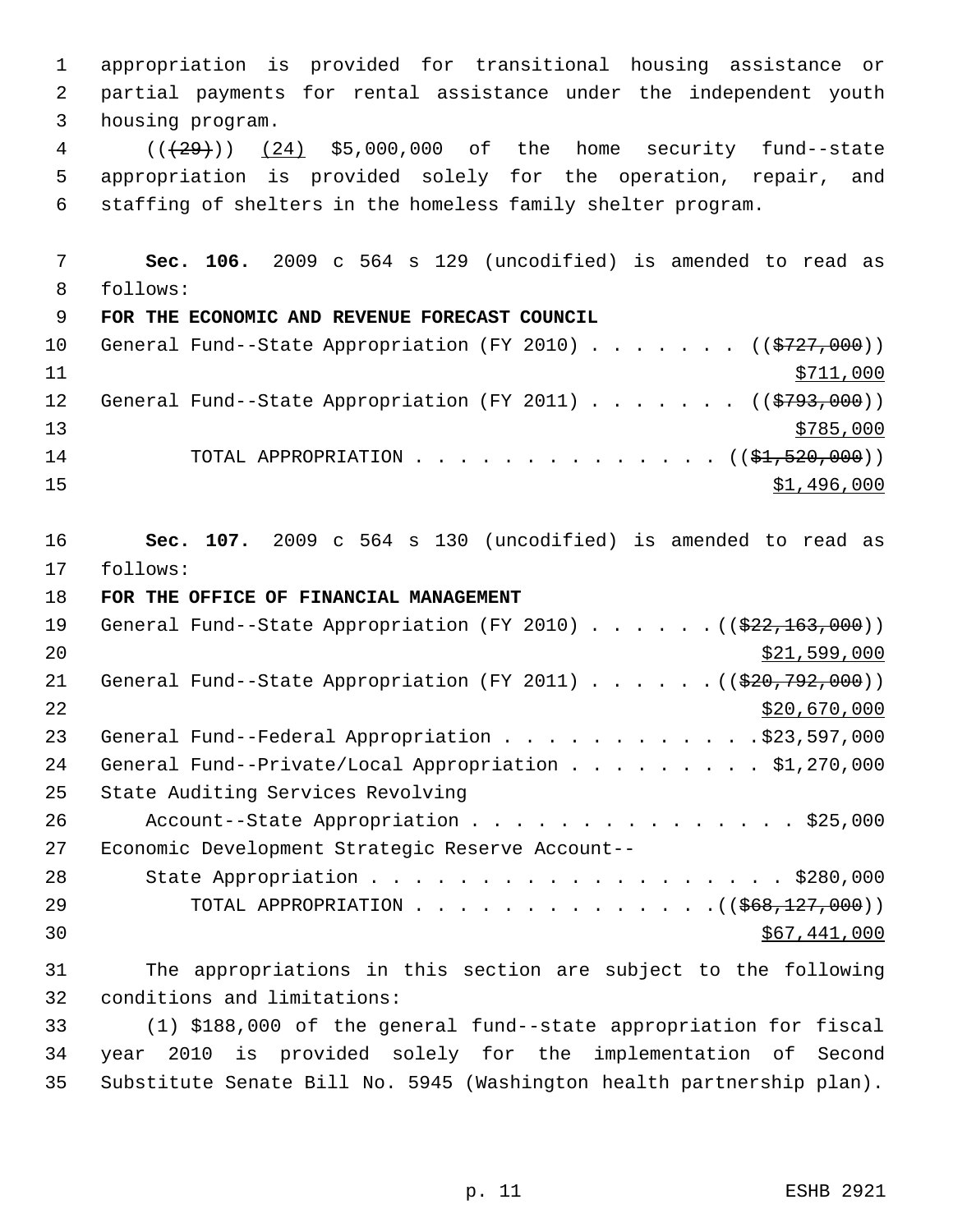appropriation is provided for transitional housing assistance or partial payments for rental assistance under the independent youth housing program.

((~~(29)~~)) (24) $5,000,000 of the home security fund--state appropriation is provided solely for the operation, repair, and staffing of shelters in the homeless family shelter program.

**Sec. 106.** 2009 c 564 s 129 (uncodified) is amended to read as follows:

**FOR THE ECONOMIC AND REVENUE FORECAST COUNCIL**

General Fund--State Appropriation (FY 2010) . . . . . . . ((~~$727,000~~))
$711,000

General Fund--State Appropriation (FY 2011) . . . . . . . ((~~$793,000~~))
$785,000

TOTAL APPROPRIATION . . . . . . . . . . . . . . ((~~$1,520,000~~))
$1,496,000

**Sec. 107.** 2009 c 564 s 130 (uncodified) is amended to read as follows:

**FOR THE OFFICE OF FINANCIAL MANAGEMENT**

General Fund--State Appropriation (FY 2010) . . . . . . ((~~$22,163,000~~))
$21,599,000

General Fund--State Appropriation (FY 2011) . . . . . . ((~~$20,792,000~~))
$20,670,000

General Fund--Federal Appropriation . . . . . . . . . . . . $23,597,000

General Fund--Private/Local Appropriation . . . . . . . . . $1,270,000

State Auditing Services Revolving
Account--State Appropriation . . . . . . . . . . . . . . . $25,000

Economic Development Strategic Reserve Account--
State Appropriation . . . . . . . . . . . . . . . . . . . $280,000

TOTAL APPROPRIATION . . . . . . . . . . . . . . ((~~$68,127,000~~))
$67,441,000

The appropriations in this section are subject to the following conditions and limitations:

(1) $188,000 of the general fund--state appropriation for fiscal year 2010 is provided solely for the implementation of Second Substitute Senate Bill No. 5945 (Washington health partnership plan).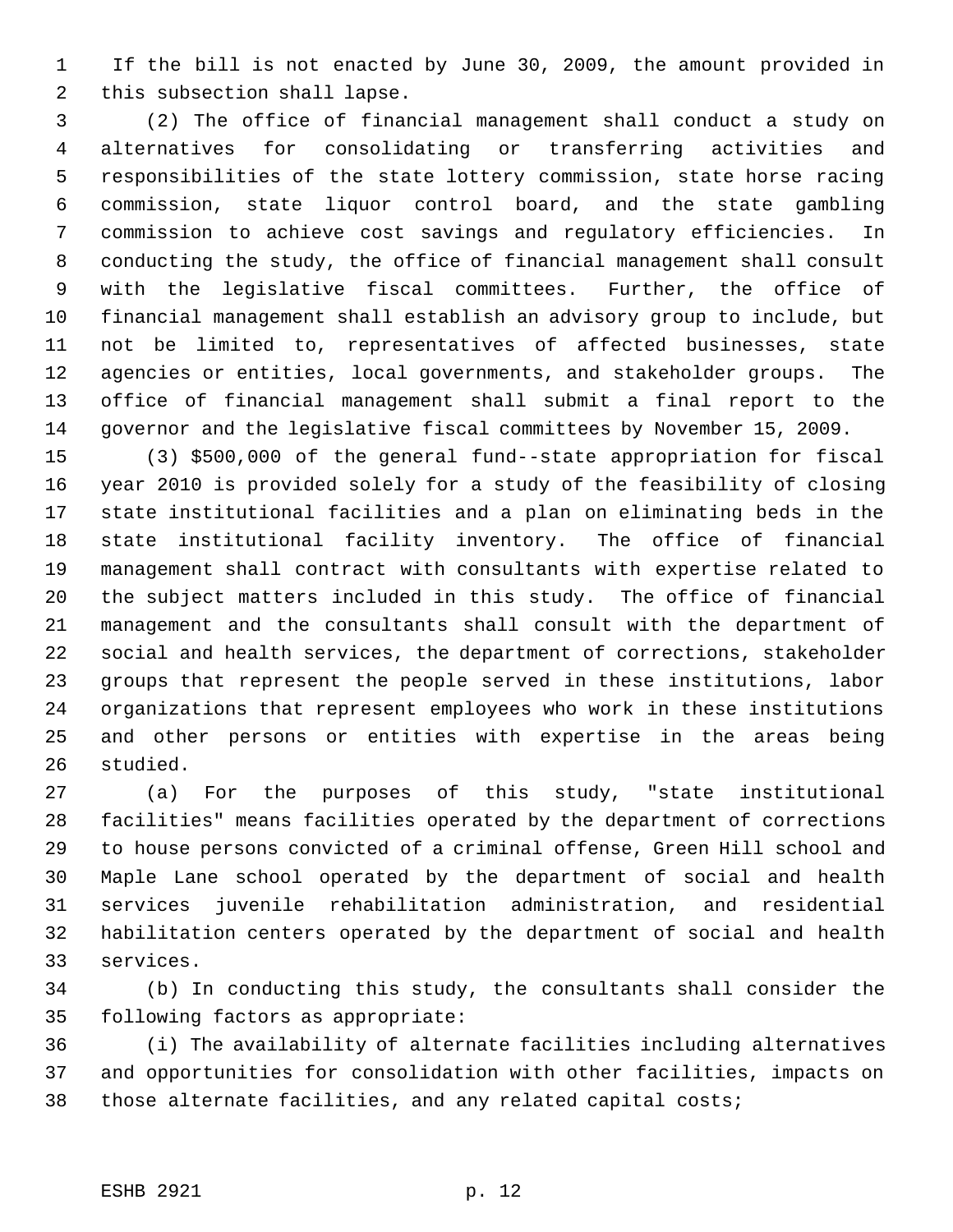If the bill is not enacted by June 30, 2009, the amount provided in this subsection shall lapse.

(2) The office of financial management shall conduct a study on alternatives for consolidating or transferring activities and responsibilities of the state lottery commission, state horse racing commission, state liquor control board, and the state gambling commission to achieve cost savings and regulatory efficiencies. In conducting the study, the office of financial management shall consult with the legislative fiscal committees. Further, the office of financial management shall establish an advisory group to include, but not be limited to, representatives of affected businesses, state agencies or entities, local governments, and stakeholder groups. The office of financial management shall submit a final report to the governor and the legislative fiscal committees by November 15, 2009.

(3) $500,000 of the general fund--state appropriation for fiscal year 2010 is provided solely for a study of the feasibility of closing state institutional facilities and a plan on eliminating beds in the state institutional facility inventory. The office of financial management shall contract with consultants with expertise related to the subject matters included in this study. The office of financial management and the consultants shall consult with the department of social and health services, the department of corrections, stakeholder groups that represent the people served in these institutions, labor organizations that represent employees who work in these institutions and other persons or entities with expertise in the areas being studied.

(a) For the purposes of this study, "state institutional facilities" means facilities operated by the department of corrections to house persons convicted of a criminal offense, Green Hill school and Maple Lane school operated by the department of social and health services juvenile rehabilitation administration, and residential habilitation centers operated by the department of social and health services.

(b) In conducting this study, the consultants shall consider the following factors as appropriate:

(i) The availability of alternate facilities including alternatives and opportunities for consolidation with other facilities, impacts on those alternate facilities, and any related capital costs;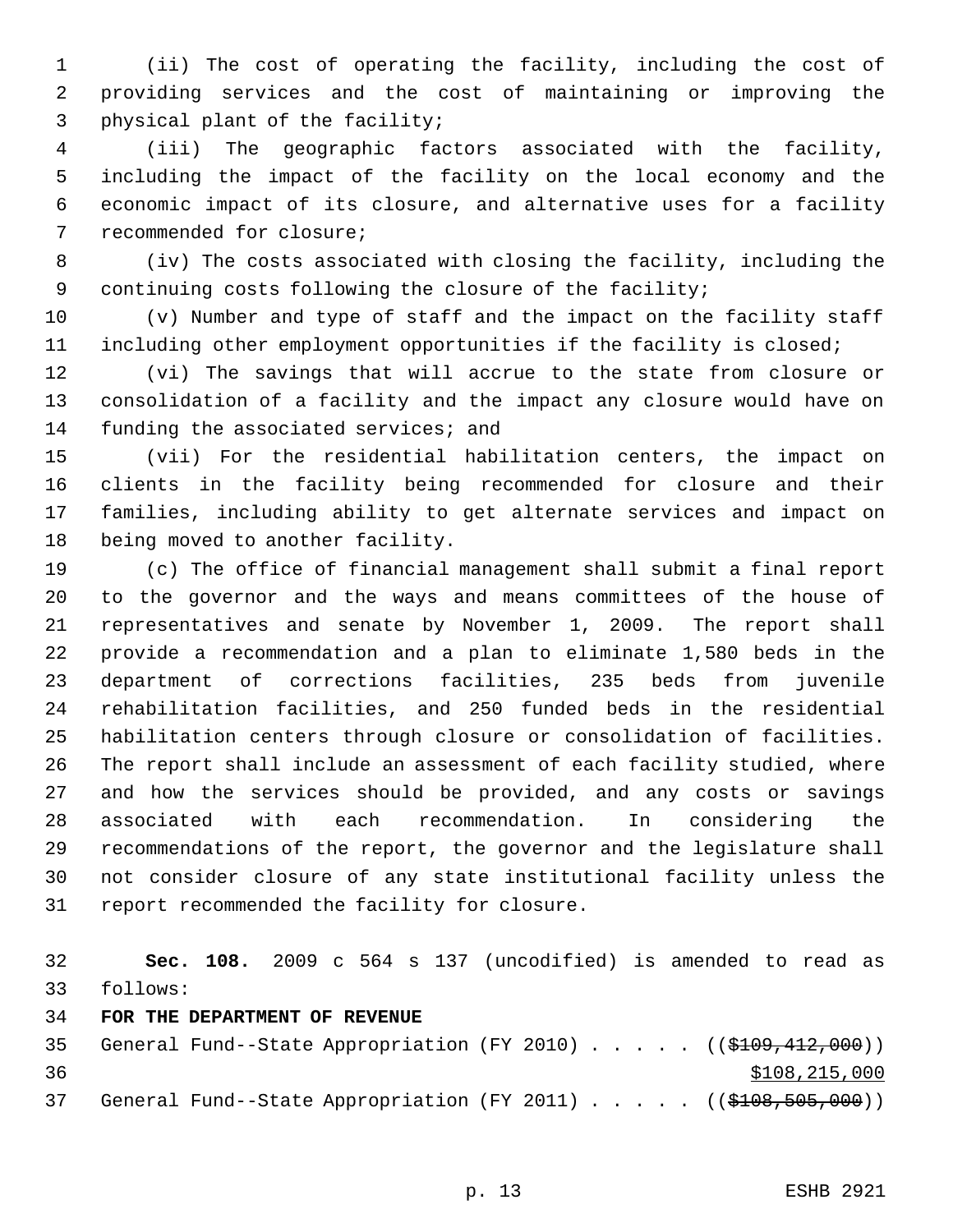(ii) The cost of operating the facility, including the cost of providing services and the cost of maintaining or improving the physical plant of the facility;

(iii) The geographic factors associated with the facility, including the impact of the facility on the local economy and the economic impact of its closure, and alternative uses for a facility recommended for closure;

(iv) The costs associated with closing the facility, including the continuing costs following the closure of the facility;

(v) Number and type of staff and the impact on the facility staff including other employment opportunities if the facility is closed;

(vi) The savings that will accrue to the state from closure or consolidation of a facility and the impact any closure would have on funding the associated services; and

(vii) For the residential habilitation centers, the impact on clients in the facility being recommended for closure and their families, including ability to get alternate services and impact on being moved to another facility.

(c) The office of financial management shall submit a final report to the governor and the ways and means committees of the house of representatives and senate by November 1, 2009. The report shall provide a recommendation and a plan to eliminate 1,580 beds in the department of corrections facilities, 235 beds from juvenile rehabilitation facilities, and 250 funded beds in the residential habilitation centers through closure or consolidation of facilities. The report shall include an assessment of each facility studied, where and how the services should be provided, and any costs or savings associated with each recommendation. In considering the recommendations of the report, the governor and the legislature shall not consider closure of any state institutional facility unless the report recommended the facility for closure.

**Sec. 108.** 2009 c 564 s 137 (uncodified) is amended to read as follows:

**FOR THE DEPARTMENT OF REVENUE**

General Fund--State Appropriation (FY 2010) . . . . . ((~~$109,412,000~~))
<u>$108,215,000</u>

General Fund--State Appropriation (FY 2011) . . . . . ((~~$108,505,000~~))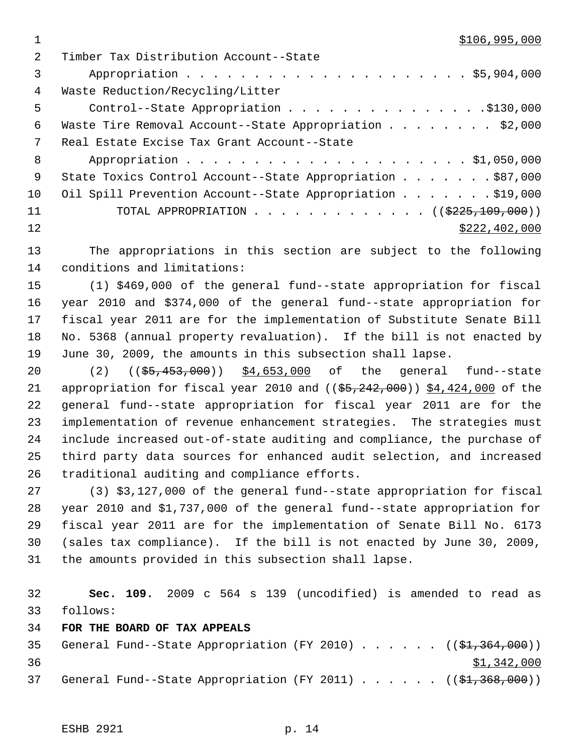$106,995,000

Timber Tax Distribution Account--State
Appropriation . . . . . . . . . . . . . . . . . . . . . . $5,904,000

Waste Reduction/Recycling/Litter
Control--State Appropriation . . . . . . . . . . . . . . . .$130,000

Waste Tire Removal Account--State Appropriation . . . . . . . . $2,000

Real Estate Excise Tax Grant Account--State
Appropriation . . . . . . . . . . . . . . . . . . . . . . $1,050,000

State Toxics Control Account--State Appropriation . . . . . . . .$87,000

Oil Spill Prevention Account--State Appropriation . . . . . . . .$19,000

TOTAL APPROPRIATION . . . . . . . . . . . . . . (( ~~$225,109,000~~ ))
$222,402,000

The appropriations in this section are subject to the following conditions and limitations:

(1) $469,000 of the general fund--state appropriation for fiscal year 2010 and $374,000 of the general fund--state appropriation for fiscal year 2011 are for the implementation of Substitute Senate Bill No. 5368 (annual property revaluation). If the bill is not enacted by June 30, 2009, the amounts in this subsection shall lapse.

(2) (( ~~$5,453,000~~ )) $4,653,000 of the general fund--state appropriation for fiscal year 2010 and (( ~~$5,242,000~~ )) $4,424,000 of the general fund--state appropriation for fiscal year 2011 are for the implementation of revenue enhancement strategies. The strategies must include increased out-of-state auditing and compliance, the purchase of third party data sources for enhanced audit selection, and increased traditional auditing and compliance efforts.

(3) $3,127,000 of the general fund--state appropriation for fiscal year 2010 and $1,737,000 of the general fund--state appropriation for fiscal year 2011 are for the implementation of Senate Bill No. 6173 (sales tax compliance). If the bill is not enacted by June 30, 2009, the amounts provided in this subsection shall lapse.

**Sec. 109.** 2009 c 564 s 139 (uncodified) is amended to read as follows:

**FOR THE BOARD OF TAX APPEALS**

General Fund--State Appropriation (FY 2010) . . . . . . (( ~~$1,364,000~~ ))
$1,342,000

General Fund--State Appropriation (FY 2011) . . . . . . (( ~~$1,368,000~~ ))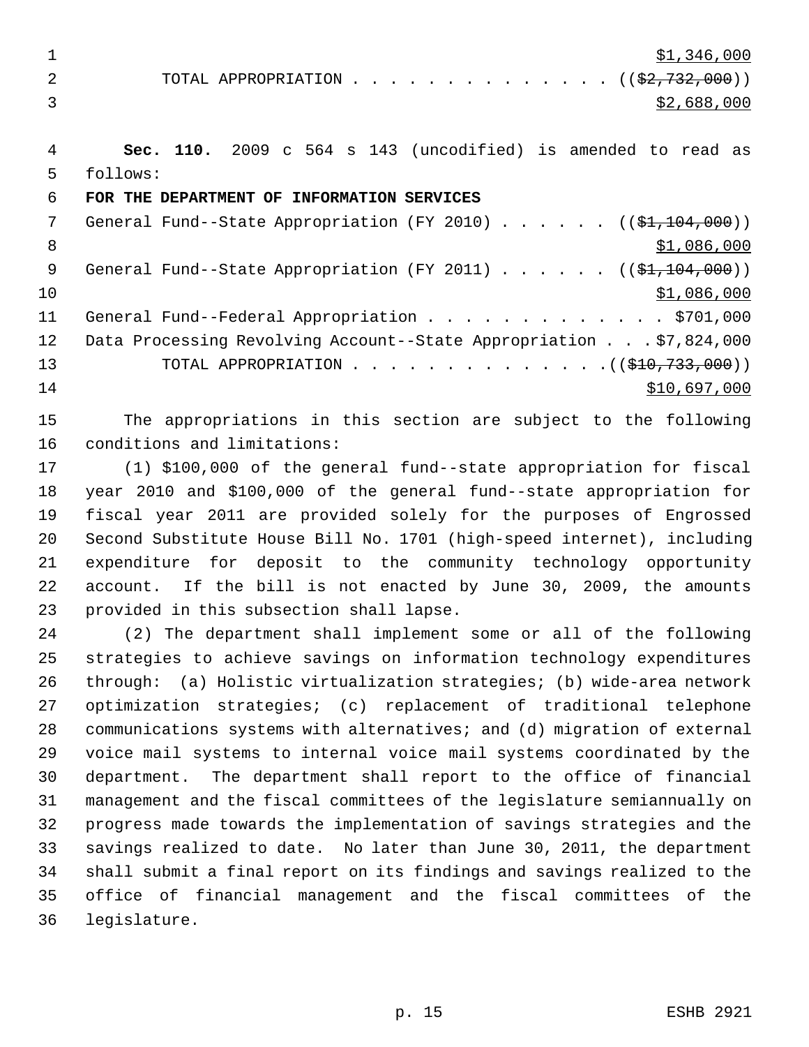$1,346,000
TOTAL APPROPRIATION . . . . . . . . . . . . . . (( ~~$2,732,000~~ ))
$2,688,000

**Sec. 110.** 2009 c 564 s 143 (uncodified) is amended to read as follows:

**FOR THE DEPARTMENT OF INFORMATION SERVICES**

General Fund--State Appropriation (FY 2010) . . . . . . (( ~~$1,104,000~~ ))
$1,086,000
General Fund--State Appropriation (FY 2011) . . . . . . (( ~~$1,104,000~~ ))
$1,086,000
General Fund--Federal Appropriation . . . . . . . . . . . . . $701,000
Data Processing Revolving Account--State Appropriation . . . $7,824,000
TOTAL APPROPRIATION . . . . . . . . . . . . . . (( ~~$10,733,000~~ ))
$10,697,000

The appropriations in this section are subject to the following conditions and limitations:

(1) $100,000 of the general fund--state appropriation for fiscal year 2010 and $100,000 of the general fund--state appropriation for fiscal year 2011 are provided solely for the purposes of Engrossed Second Substitute House Bill No. 1701 (high-speed internet), including expenditure for deposit to the community technology opportunity account. If the bill is not enacted by June 30, 2009, the amounts provided in this subsection shall lapse.

(2) The department shall implement some or all of the following strategies to achieve savings on information technology expenditures through: (a) Holistic virtualization strategies; (b) wide-area network optimization strategies; (c) replacement of traditional telephone communications systems with alternatives; and (d) migration of external voice mail systems to internal voice mail systems coordinated by the department. The department shall report to the office of financial management and the fiscal committees of the legislature semiannually on progress made towards the implementation of savings strategies and the savings realized to date. No later than June 30, 2011, the department shall submit a final report on its findings and savings realized to the office of financial management and the fiscal committees of the legislature.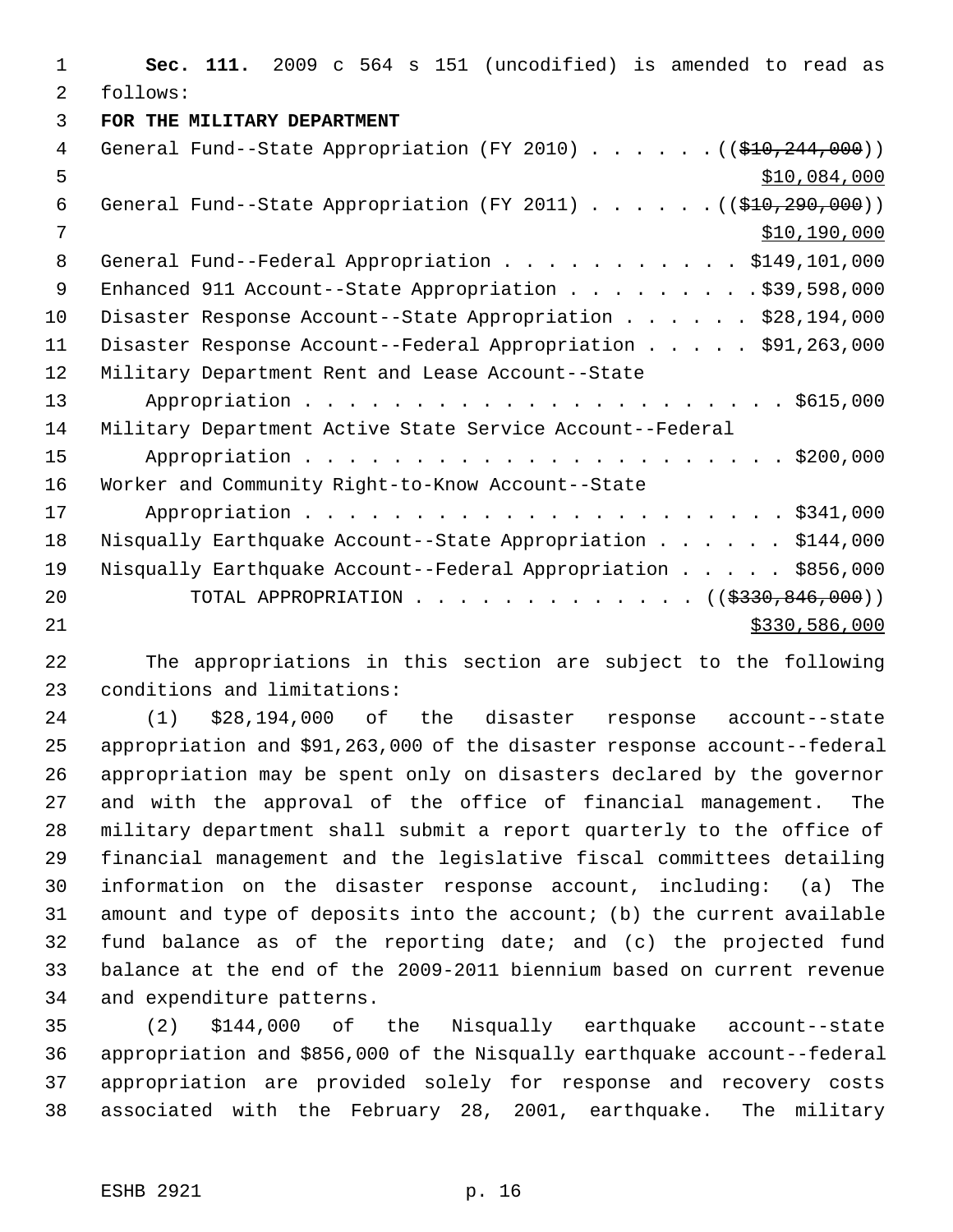**Sec. 111.** 2009 c 564 s 151 (uncodified) is amended to read as follows:

**FOR THE MILITARY DEPARTMENT**

General Fund--State Appropriation (FY 2010) . . . . . . (( ~~$10,244,000~~ ))
$10,084,000

General Fund--State Appropriation (FY 2011) . . . . . . (( ~~$10,290,000~~ ))
$10,190,000

General Fund--Federal Appropriation . . . . . . . . . . . $149,101,000

Enhanced 911 Account--State Appropriation . . . . . . . . . $39,598,000

Disaster Response Account--State Appropriation . . . . . . $28,194,000

Disaster Response Account--Federal Appropriation . . . . . $91,263,000

Military Department Rent and Lease Account--State Appropriation . . . . . . . . . . . . . . . . . . . . . . $615,000

Military Department Active State Service Account--Federal Appropriation . . . . . . . . . . . . . . . . . . . . . . $200,000

Worker and Community Right-to-Know Account--State Appropriation . . . . . . . . . . . . . . . . . . . . . . $341,000

Nisqually Earthquake Account--State Appropriation . . . . . . $144,000

Nisqually Earthquake Account--Federal Appropriation . . . . . $856,000

TOTAL APPROPRIATION . . . . . . . . . . . . . (( ~~$330,846,000~~ ))
$330,586,000

The appropriations in this section are subject to the following conditions and limitations:

(1) $28,194,000 of the disaster response account--state appropriation and $91,263,000 of the disaster response account--federal appropriation may be spent only on disasters declared by the governor and with the approval of the office of financial management. The military department shall submit a report quarterly to the office of financial management and the legislative fiscal committees detailing information on the disaster response account, including: (a) The amount and type of deposits into the account; (b) the current available fund balance as of the reporting date; and (c) the projected fund balance at the end of the 2009-2011 biennium based on current revenue and expenditure patterns.

(2) $144,000 of the Nisqually earthquake account--state appropriation and $856,000 of the Nisqually earthquake account--federal appropriation are provided solely for response and recovery costs associated with the February 28, 2001, earthquake. The military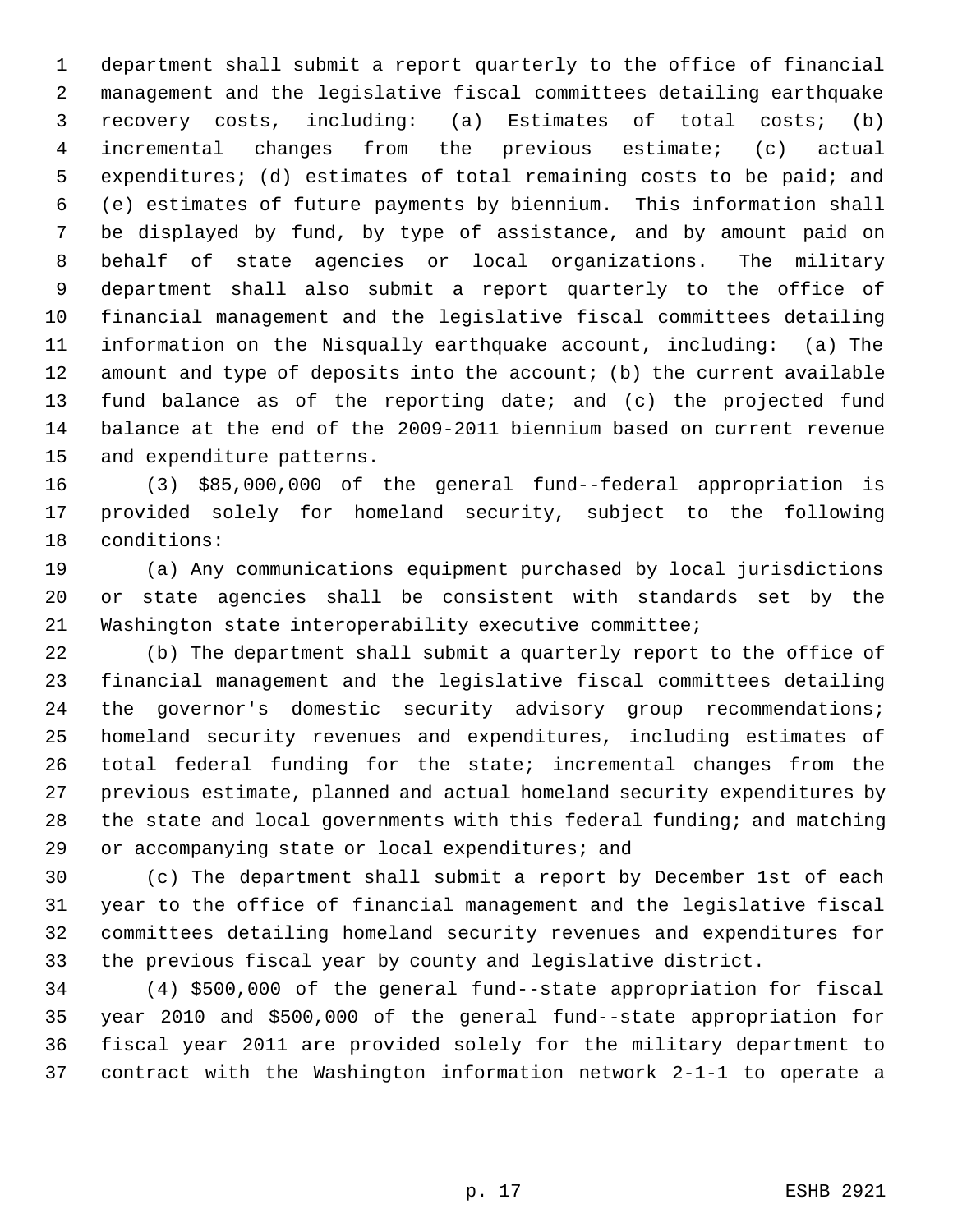department shall submit a report quarterly to the office of financial management and the legislative fiscal committees detailing earthquake recovery costs, including: (a) Estimates of total costs; (b) incremental changes from the previous estimate; (c) actual expenditures; (d) estimates of total remaining costs to be paid; and (e) estimates of future payments by biennium. This information shall be displayed by fund, by type of assistance, and by amount paid on behalf of state agencies or local organizations. The military department shall also submit a report quarterly to the office of financial management and the legislative fiscal committees detailing information on the Nisqually earthquake account, including: (a) The amount and type of deposits into the account; (b) the current available fund balance as of the reporting date; and (c) the projected fund balance at the end of the 2009-2011 biennium based on current revenue and expenditure patterns.

(3) $85,000,000 of the general fund--federal appropriation is provided solely for homeland security, subject to the following conditions:

(a) Any communications equipment purchased by local jurisdictions or state agencies shall be consistent with standards set by the Washington state interoperability executive committee;

(b) The department shall submit a quarterly report to the office of financial management and the legislative fiscal committees detailing the governor's domestic security advisory group recommendations; homeland security revenues and expenditures, including estimates of total federal funding for the state; incremental changes from the previous estimate, planned and actual homeland security expenditures by the state and local governments with this federal funding; and matching or accompanying state or local expenditures; and

(c) The department shall submit a report by December 1st of each year to the office of financial management and the legislative fiscal committees detailing homeland security revenues and expenditures for the previous fiscal year by county and legislative district.

(4) $500,000 of the general fund--state appropriation for fiscal year 2010 and $500,000 of the general fund--state appropriation for fiscal year 2011 are provided solely for the military department to contract with the Washington information network 2-1-1 to operate a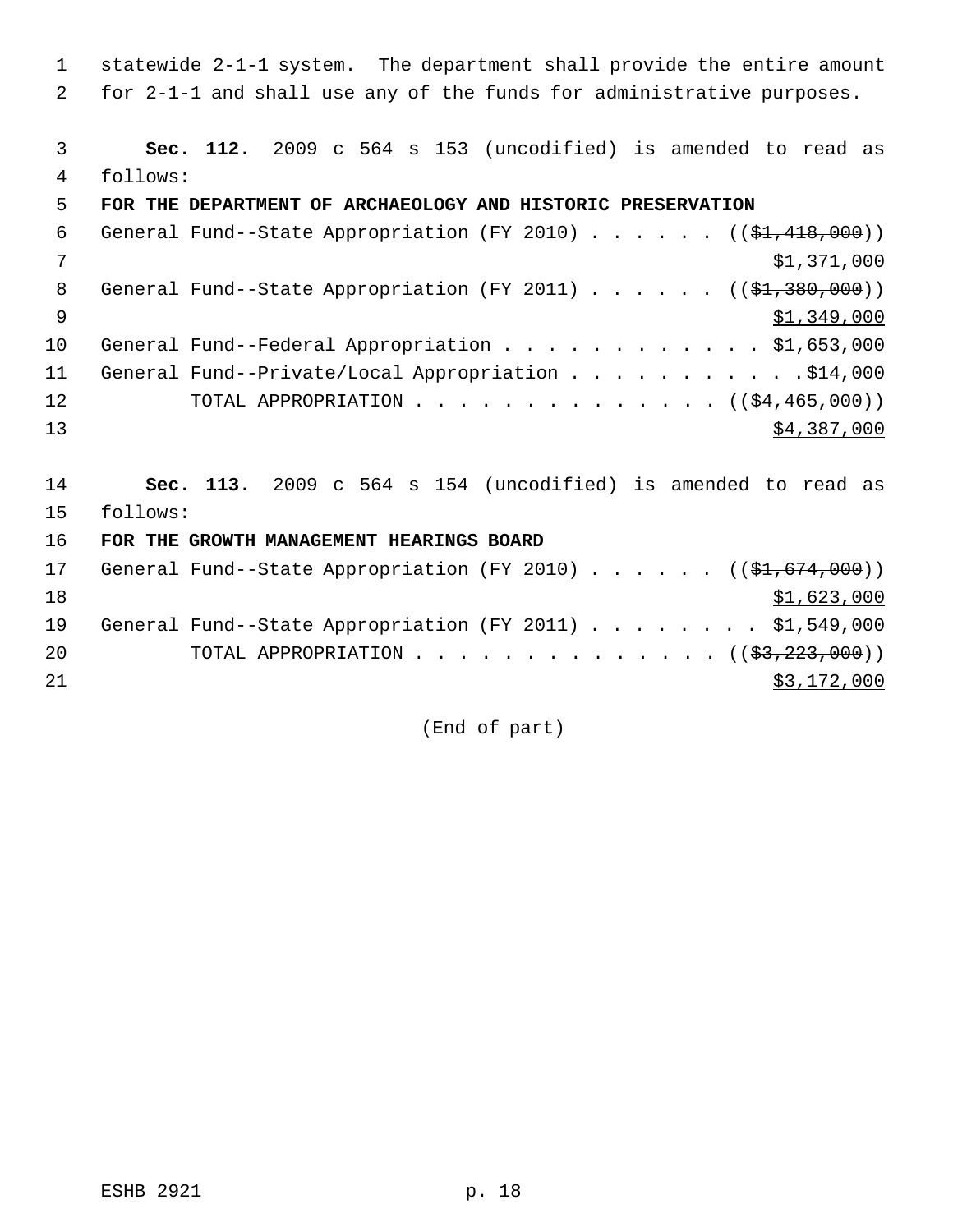statewide 2-1-1 system. The department shall provide the entire amount for 2-1-1 and shall use any of the funds for administrative purposes.

**Sec. 112.** 2009 c 564 s 153 (uncodified) is amended to read as follows:

**FOR THE DEPARTMENT OF ARCHAEOLOGY AND HISTORIC PRESERVATION**

General Fund--State Appropriation (FY 2010) . . . . . . ((~~$1,418,000~~)) $1,371,000

General Fund--State Appropriation (FY 2011) . . . . . . ((~~$1,380,000~~)) $1,349,000

General Fund--Federal Appropriation . . . . . . . . . . . . $1,653,000

General Fund--Private/Local Appropriation . . . . . . . . . . .$14,000

TOTAL APPROPRIATION . . . . . . . . . . . . . . ((~~$4,465,000~~)) $4,387,000

**Sec. 113.** 2009 c 564 s 154 (uncodified) is amended to read as follows:

**FOR THE GROWTH MANAGEMENT HEARINGS BOARD**

General Fund--State Appropriation (FY 2010) . . . . . . ((~~$1,674,000~~)) $1,623,000

General Fund--State Appropriation (FY 2011) . . . . . . . . $1,549,000

TOTAL APPROPRIATION . . . . . . . . . . . . . . ((~~$3,223,000~~)) $3,172,000

(End of part)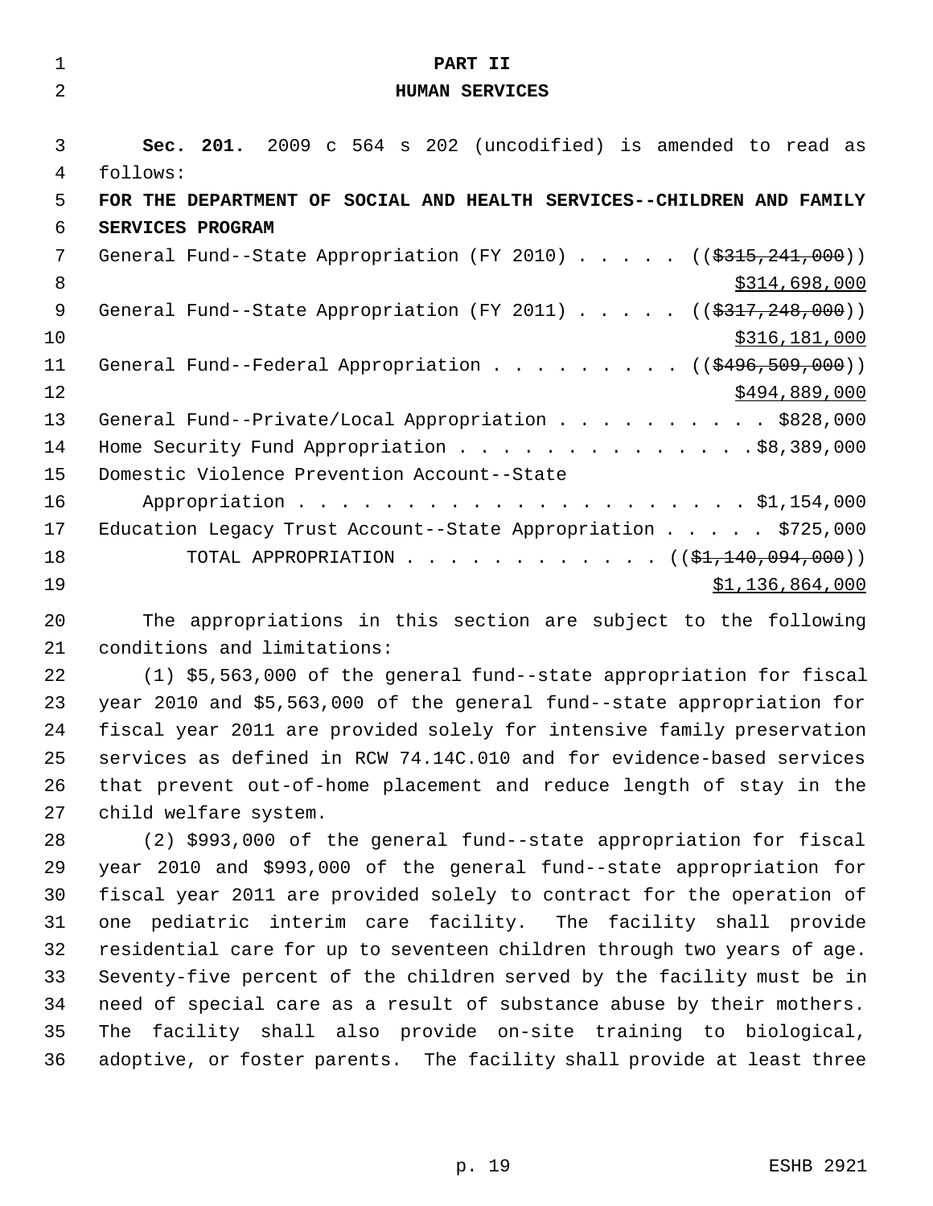# PART II
# HUMAN SERVICES

**Sec. 201.** 2009 c 564 s 202 (uncodified) is amended to read as follows:

**FOR THE DEPARTMENT OF SOCIAL AND HEALTH SERVICES--CHILDREN AND FAMILY SERVICES PROGRAM**

General Fund--State Appropriation (FY 2010) . . . . . ((~~$315,241,000~~))
<u>$314,698,000</u>

General Fund--State Appropriation (FY 2011) . . . . . ((~~$317,248,000~~))
<u>$316,181,000</u>

General Fund--Federal Appropriation . . . . . . . . . ((~~$496,509,000~~))
<u>$494,889,000</u>

General Fund--Private/Local Appropriation . . . . . . . . . . $828,000

Home Security Fund Appropriation . . . . . . . . . . . . . . $8,389,000

Domestic Violence Prevention Account--State Appropriation . . . . . . . . . . . . . . . . . . . . . . $1,154,000

Education Legacy Trust Account--State Appropriation . . . . . $725,000

TOTAL APPROPRIATION . . . . . . . . . . . . ((~~$1,140,094,000~~))
<u>$1,136,864,000</u>

The appropriations in this section are subject to the following conditions and limitations:

(1) $5,563,000 of the general fund--state appropriation for fiscal year 2010 and $5,563,000 of the general fund--state appropriation for fiscal year 2011 are provided solely for intensive family preservation services as defined in RCW 74.14C.010 and for evidence-based services that prevent out-of-home placement and reduce length of stay in the child welfare system.

(2) $993,000 of the general fund--state appropriation for fiscal year 2010 and $993,000 of the general fund--state appropriation for fiscal year 2011 are provided solely to contract for the operation of one pediatric interim care facility. The facility shall provide residential care for up to seventeen children through two years of age. Seventy-five percent of the children served by the facility must be in need of special care as a result of substance abuse by their mothers. The facility shall also provide on-site training to biological, adoptive, or foster parents. The facility shall provide at least three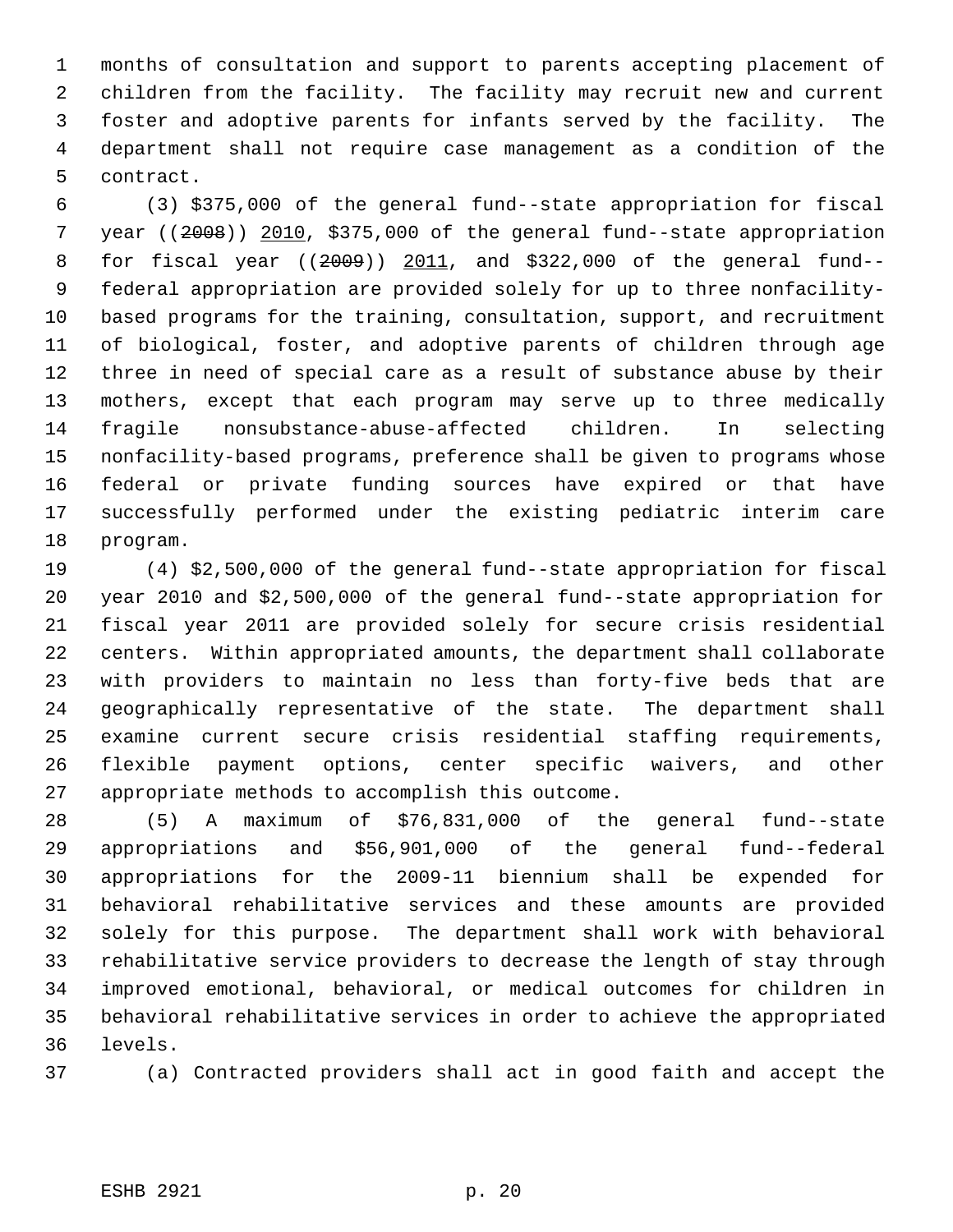months of consultation and support to parents accepting placement of children from the facility. The facility may recruit new and current foster and adoptive parents for infants served by the facility. The department shall not require case management as a condition of the contract.

(3) $375,000 of the general fund--state appropriation for fiscal year ((~~2008~~)) 2010, $375,000 of the general fund--state appropriation for fiscal year ((~~2009~~)) 2011, and $322,000 of the general fund--federal appropriation are provided solely for up to three nonfacility-based programs for the training, consultation, support, and recruitment of biological, foster, and adoptive parents of children through age three in need of special care as a result of substance abuse by their mothers, except that each program may serve up to three medically fragile nonsubstance-abuse-affected children. In selecting nonfacility-based programs, preference shall be given to programs whose federal or private funding sources have expired or that have successfully performed under the existing pediatric interim care program.

(4) $2,500,000 of the general fund--state appropriation for fiscal year 2010 and $2,500,000 of the general fund--state appropriation for fiscal year 2011 are provided solely for secure crisis residential centers. Within appropriated amounts, the department shall collaborate with providers to maintain no less than forty-five beds that are geographically representative of the state. The department shall examine current secure crisis residential staffing requirements, flexible payment options, center specific waivers, and other appropriate methods to accomplish this outcome.

(5) A maximum of $76,831,000 of the general fund--state appropriations and $56,901,000 of the general fund--federal appropriations for the 2009-11 biennium shall be expended for behavioral rehabilitative services and these amounts are provided solely for this purpose. The department shall work with behavioral rehabilitative service providers to decrease the length of stay through improved emotional, behavioral, or medical outcomes for children in behavioral rehabilitative services in order to achieve the appropriated levels.

(a) Contracted providers shall act in good faith and accept the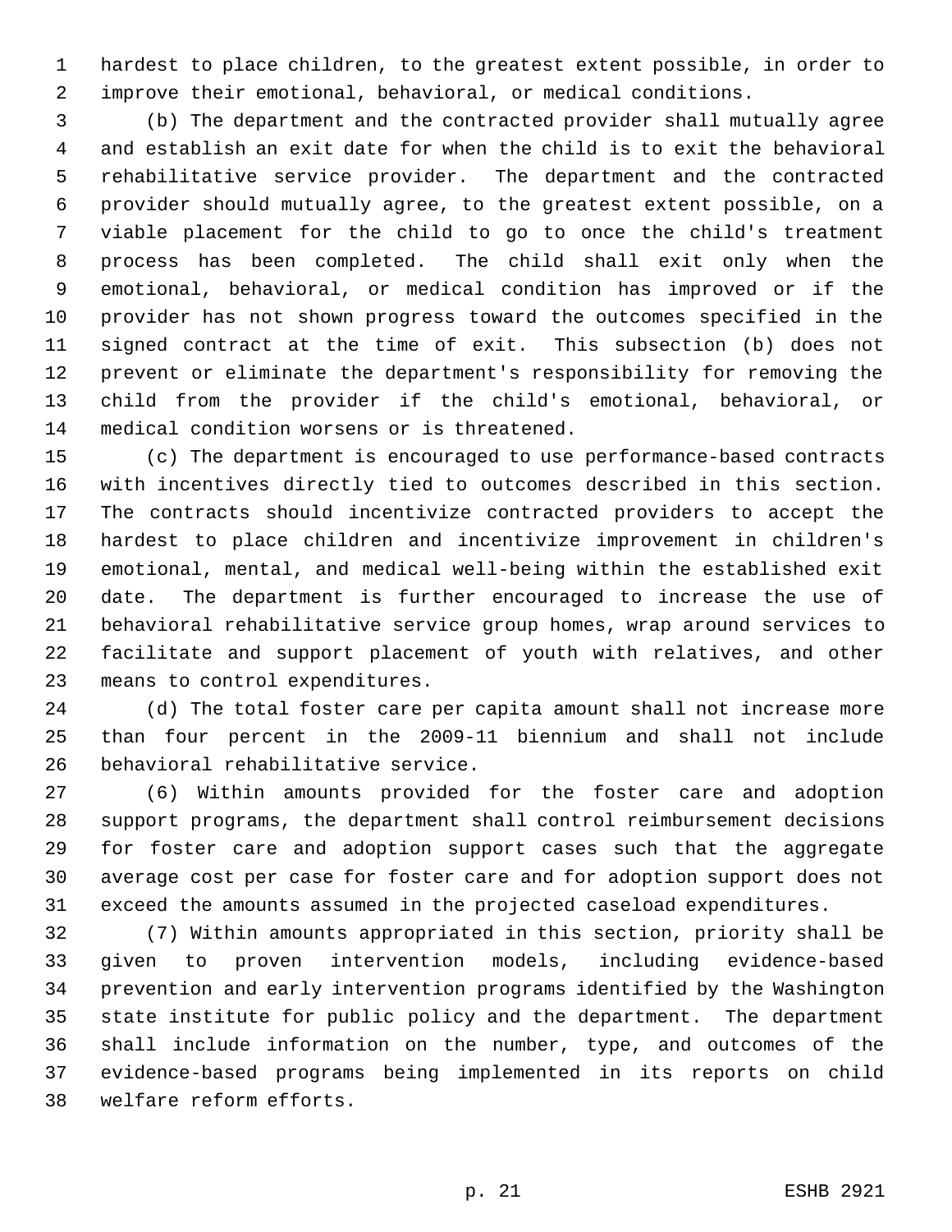hardest to place children, to the greatest extent possible, in order to improve their emotional, behavioral, or medical conditions.

(b) The department and the contracted provider shall mutually agree and establish an exit date for when the child is to exit the behavioral rehabilitative service provider. The department and the contracted provider should mutually agree, to the greatest extent possible, on a viable placement for the child to go to once the child's treatment process has been completed. The child shall exit only when the emotional, behavioral, or medical condition has improved or if the provider has not shown progress toward the outcomes specified in the signed contract at the time of exit. This subsection (b) does not prevent or eliminate the department's responsibility for removing the child from the provider if the child's emotional, behavioral, or medical condition worsens or is threatened.

(c) The department is encouraged to use performance-based contracts with incentives directly tied to outcomes described in this section. The contracts should incentivize contracted providers to accept the hardest to place children and incentivize improvement in children's emotional, mental, and medical well-being within the established exit date. The department is further encouraged to increase the use of behavioral rehabilitative service group homes, wrap around services to facilitate and support placement of youth with relatives, and other means to control expenditures.

(d) The total foster care per capita amount shall not increase more than four percent in the 2009-11 biennium and shall not include behavioral rehabilitative service.

(6) Within amounts provided for the foster care and adoption support programs, the department shall control reimbursement decisions for foster care and adoption support cases such that the aggregate average cost per case for foster care and for adoption support does not exceed the amounts assumed in the projected caseload expenditures.

(7) Within amounts appropriated in this section, priority shall be given to proven intervention models, including evidence-based prevention and early intervention programs identified by the Washington state institute for public policy and the department. The department shall include information on the number, type, and outcomes of the evidence-based programs being implemented in its reports on child welfare reform efforts.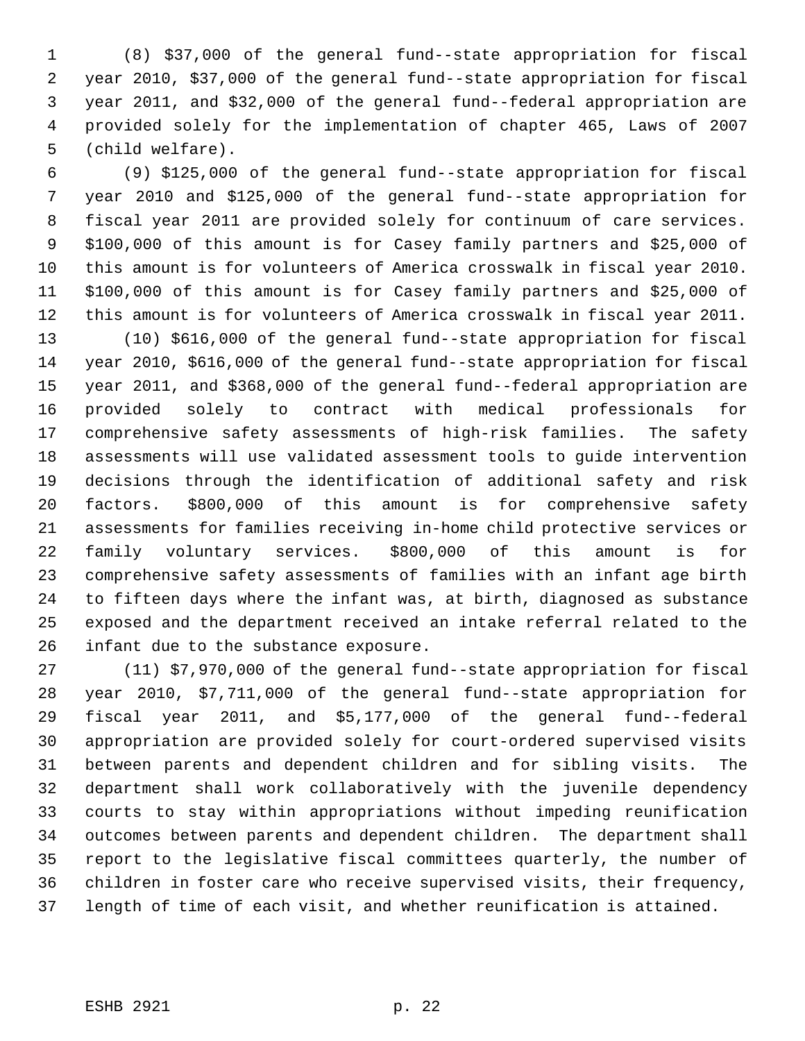(8) $37,000 of the general fund--state appropriation for fiscal year 2010, $37,000 of the general fund--state appropriation for fiscal year 2011, and $32,000 of the general fund--federal appropriation are provided solely for the implementation of chapter 465, Laws of 2007 (child welfare).

(9) $125,000 of the general fund--state appropriation for fiscal year 2010 and $125,000 of the general fund--state appropriation for fiscal year 2011 are provided solely for continuum of care services. $100,000 of this amount is for Casey family partners and $25,000 of this amount is for volunteers of America crosswalk in fiscal year 2010. $100,000 of this amount is for Casey family partners and $25,000 of this amount is for volunteers of America crosswalk in fiscal year 2011.

(10) $616,000 of the general fund--state appropriation for fiscal year 2010, $616,000 of the general fund--state appropriation for fiscal year 2011, and $368,000 of the general fund--federal appropriation are provided solely to contract with medical professionals for comprehensive safety assessments of high-risk families. The safety assessments will use validated assessment tools to guide intervention decisions through the identification of additional safety and risk factors. $800,000 of this amount is for comprehensive safety assessments for families receiving in-home child protective services or family voluntary services. $800,000 of this amount is for comprehensive safety assessments of families with an infant age birth to fifteen days where the infant was, at birth, diagnosed as substance exposed and the department received an intake referral related to the infant due to the substance exposure.

(11) $7,970,000 of the general fund--state appropriation for fiscal year 2010, $7,711,000 of the general fund--state appropriation for fiscal year 2011, and $5,177,000 of the general fund--federal appropriation are provided solely for court-ordered supervised visits between parents and dependent children and for sibling visits. The department shall work collaboratively with the juvenile dependency courts to stay within appropriations without impeding reunification outcomes between parents and dependent children. The department shall report to the legislative fiscal committees quarterly, the number of children in foster care who receive supervised visits, their frequency, length of time of each visit, and whether reunification is attained.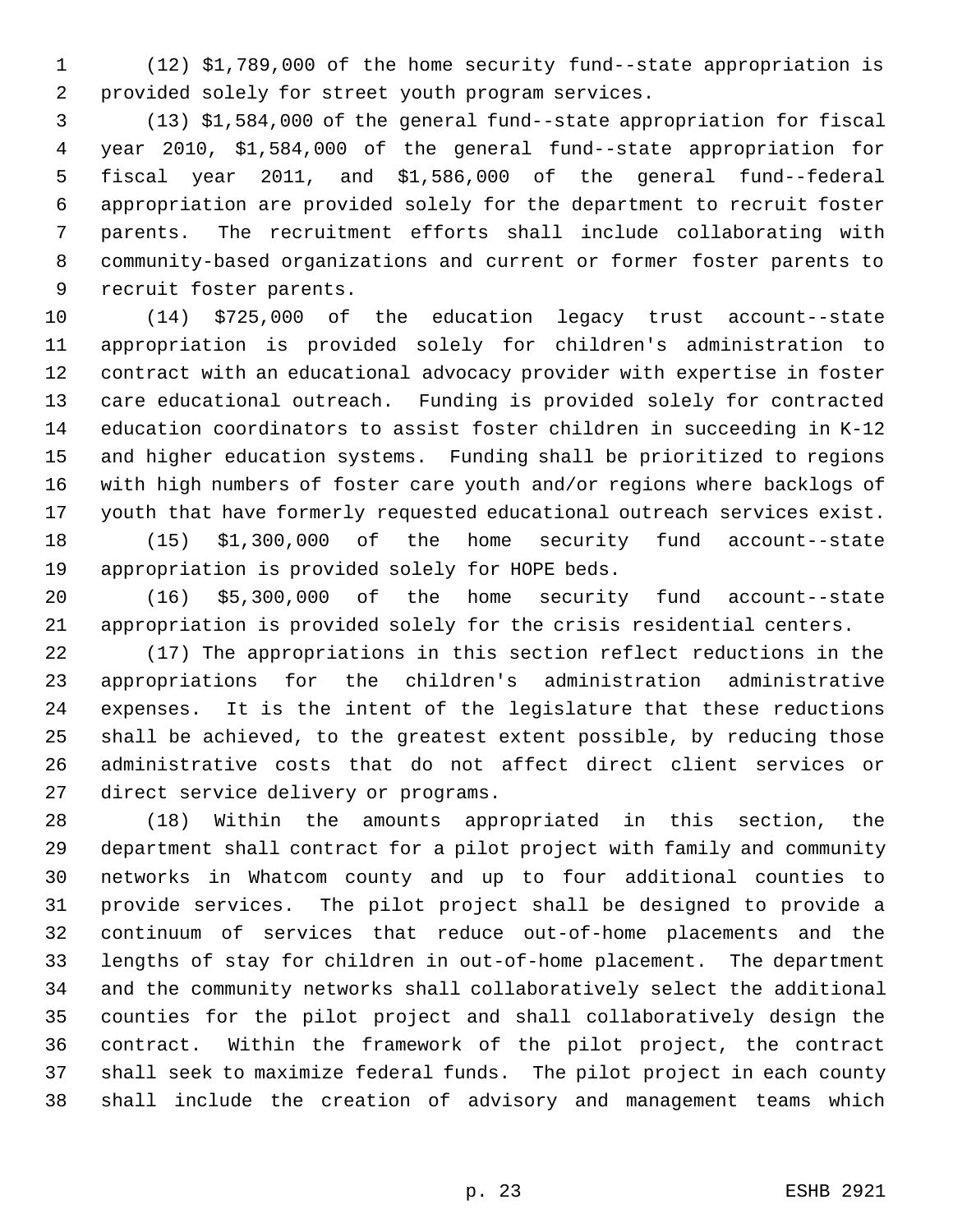(12) $1,789,000 of the home security fund--state appropriation is provided solely for street youth program services.

(13) $1,584,000 of the general fund--state appropriation for fiscal year 2010, $1,584,000 of the general fund--state appropriation for fiscal year 2011, and $1,586,000 of the general fund--federal appropriation are provided solely for the department to recruit foster parents. The recruitment efforts shall include collaborating with community-based organizations and current or former foster parents to recruit foster parents.

(14) $725,000 of the education legacy trust account--state appropriation is provided solely for children's administration to contract with an educational advocacy provider with expertise in foster care educational outreach. Funding is provided solely for contracted education coordinators to assist foster children in succeeding in K-12 and higher education systems. Funding shall be prioritized to regions with high numbers of foster care youth and/or regions where backlogs of youth that have formerly requested educational outreach services exist.

(15) $1,300,000 of the home security fund account--state appropriation is provided solely for HOPE beds.

(16) $5,300,000 of the home security fund account--state appropriation is provided solely for the crisis residential centers.

(17) The appropriations in this section reflect reductions in the appropriations for the children's administration administrative expenses. It is the intent of the legislature that these reductions shall be achieved, to the greatest extent possible, by reducing those administrative costs that do not affect direct client services or direct service delivery or programs.

(18) Within the amounts appropriated in this section, the department shall contract for a pilot project with family and community networks in Whatcom county and up to four additional counties to provide services. The pilot project shall be designed to provide a continuum of services that reduce out-of-home placements and the lengths of stay for children in out-of-home placement. The department and the community networks shall collaboratively select the additional counties for the pilot project and shall collaboratively design the contract. Within the framework of the pilot project, the contract shall seek to maximize federal funds. The pilot project in each county shall include the creation of advisory and management teams which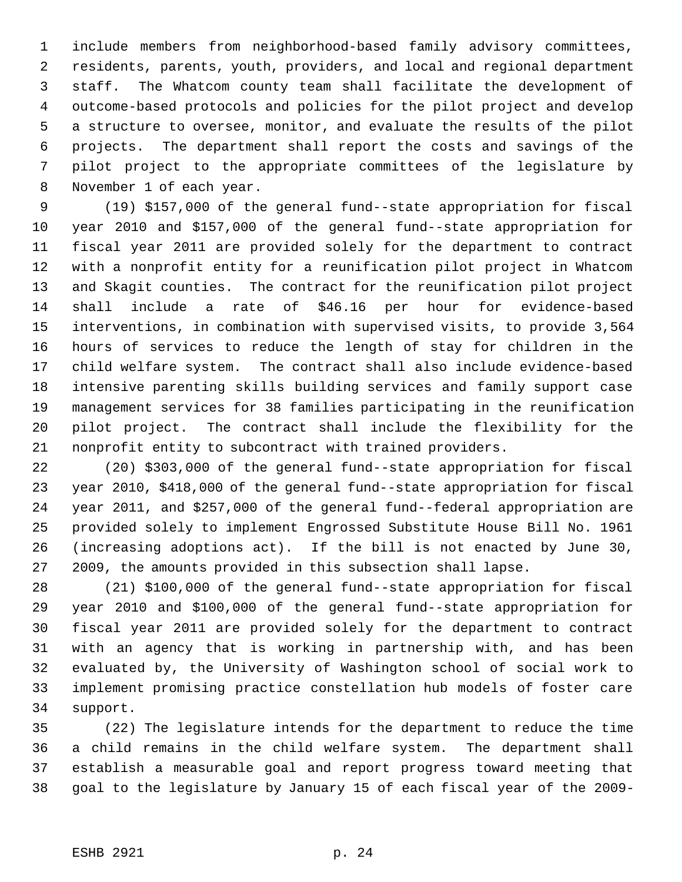include members from neighborhood-based family advisory committees, residents, parents, youth, providers, and local and regional department staff. The Whatcom county team shall facilitate the development of outcome-based protocols and policies for the pilot project and develop a structure to oversee, monitor, and evaluate the results of the pilot projects. The department shall report the costs and savings of the pilot project to the appropriate committees of the legislature by November 1 of each year.

(19) $157,000 of the general fund--state appropriation for fiscal year 2010 and $157,000 of the general fund--state appropriation for fiscal year 2011 are provided solely for the department to contract with a nonprofit entity for a reunification pilot project in Whatcom and Skagit counties. The contract for the reunification pilot project shall include a rate of $46.16 per hour for evidence-based interventions, in combination with supervised visits, to provide 3,564 hours of services to reduce the length of stay for children in the child welfare system. The contract shall also include evidence-based intensive parenting skills building services and family support case management services for 38 families participating in the reunification pilot project. The contract shall include the flexibility for the nonprofit entity to subcontract with trained providers.

(20) $303,000 of the general fund--state appropriation for fiscal year 2010, $418,000 of the general fund--state appropriation for fiscal year 2011, and $257,000 of the general fund--federal appropriation are provided solely to implement Engrossed Substitute House Bill No. 1961 (increasing adoptions act). If the bill is not enacted by June 30, 2009, the amounts provided in this subsection shall lapse.

(21) $100,000 of the general fund--state appropriation for fiscal year 2010 and $100,000 of the general fund--state appropriation for fiscal year 2011 are provided solely for the department to contract with an agency that is working in partnership with, and has been evaluated by, the University of Washington school of social work to implement promising practice constellation hub models of foster care support.

(22) The legislature intends for the department to reduce the time a child remains in the child welfare system. The department shall establish a measurable goal and report progress toward meeting that goal to the legislature by January 15 of each fiscal year of the 2009-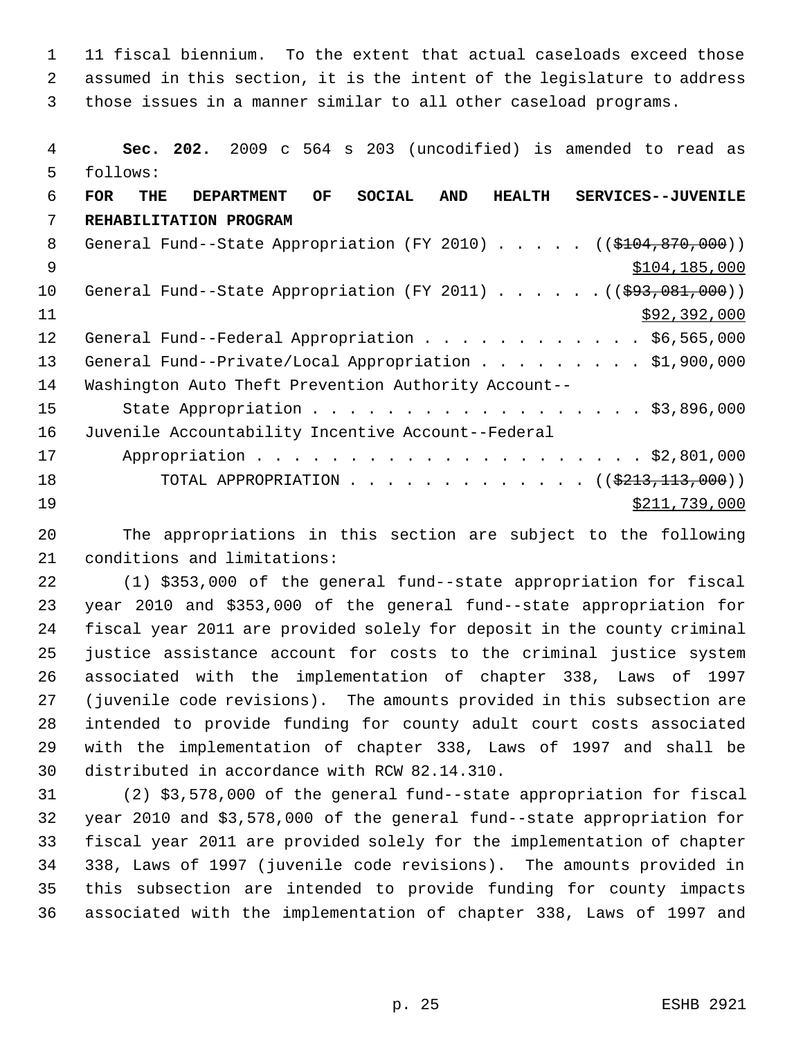11 fiscal biennium. To the extent that actual caseloads exceed those assumed in this section, it is the intent of the legislature to address those issues in a manner similar to all other caseload programs.

**Sec. 202.** 2009 c 564 s 203 (uncodified) is amended to read as follows:

**FOR THE DEPARTMENT OF SOCIAL AND HEALTH SERVICES--JUVENILE REHABILITATION PROGRAM**

General Fund--State Appropriation (FY 2010) . . . . . ((~~$104,870,000~~))
$104,185,000

General Fund--State Appropriation (FY 2011) . . . . . . ((~~$93,081,000~~))
$92,392,000

General Fund--Federal Appropriation . . . . . . . . . . . . $6,565,000

General Fund--Private/Local Appropriation . . . . . . . . . . $1,900,000

Washington Auto Theft Prevention Authority Account--
State Appropriation . . . . . . . . . . . . . . . . . . . $3,896,000

Juvenile Accountability Incentive Account--Federal
Appropriation . . . . . . . . . . . . . . . . . . . . . . $2,801,000

TOTAL APPROPRIATION . . . . . . . . . . . . . . ((~~$213,113,000~~))
$211,739,000

The appropriations in this section are subject to the following conditions and limitations:

(1) $353,000 of the general fund--state appropriation for fiscal year 2010 and $353,000 of the general fund--state appropriation for fiscal year 2011 are provided solely for deposit in the county criminal justice assistance account for costs to the criminal justice system associated with the implementation of chapter 338, Laws of 1997 (juvenile code revisions). The amounts provided in this subsection are intended to provide funding for county adult court costs associated with the implementation of chapter 338, Laws of 1997 and shall be distributed in accordance with RCW 82.14.310.

(2) $3,578,000 of the general fund--state appropriation for fiscal year 2010 and $3,578,000 of the general fund--state appropriation for fiscal year 2011 are provided solely for the implementation of chapter 338, Laws of 1997 (juvenile code revisions). The amounts provided in this subsection are intended to provide funding for county impacts associated with the implementation of chapter 338, Laws of 1997 and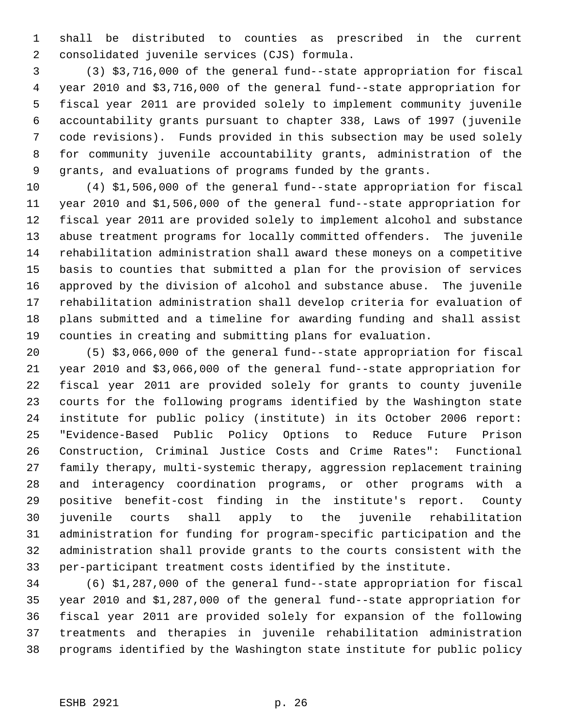shall be distributed to counties as prescribed in the current consolidated juvenile services (CJS) formula.

(3) $3,716,000 of the general fund--state appropriation for fiscal year 2010 and $3,716,000 of the general fund--state appropriation for fiscal year 2011 are provided solely to implement community juvenile accountability grants pursuant to chapter 338, Laws of 1997 (juvenile code revisions). Funds provided in this subsection may be used solely for community juvenile accountability grants, administration of the grants, and evaluations of programs funded by the grants.

(4) $1,506,000 of the general fund--state appropriation for fiscal year 2010 and $1,506,000 of the general fund--state appropriation for fiscal year 2011 are provided solely to implement alcohol and substance abuse treatment programs for locally committed offenders. The juvenile rehabilitation administration shall award these moneys on a competitive basis to counties that submitted a plan for the provision of services approved by the division of alcohol and substance abuse. The juvenile rehabilitation administration shall develop criteria for evaluation of plans submitted and a timeline for awarding funding and shall assist counties in creating and submitting plans for evaluation.

(5) $3,066,000 of the general fund--state appropriation for fiscal year 2010 and $3,066,000 of the general fund--state appropriation for fiscal year 2011 are provided solely for grants to county juvenile courts for the following programs identified by the Washington state institute for public policy (institute) in its October 2006 report: "Evidence-Based Public Policy Options to Reduce Future Prison Construction, Criminal Justice Costs and Crime Rates": Functional family therapy, multi-systemic therapy, aggression replacement training and interagency coordination programs, or other programs with a positive benefit-cost finding in the institute's report. County juvenile courts shall apply to the juvenile rehabilitation administration for funding for program-specific participation and the administration shall provide grants to the courts consistent with the per-participant treatment costs identified by the institute.

(6) $1,287,000 of the general fund--state appropriation for fiscal year 2010 and $1,287,000 of the general fund--state appropriation for fiscal year 2011 are provided solely for expansion of the following treatments and therapies in juvenile rehabilitation administration programs identified by the Washington state institute for public policy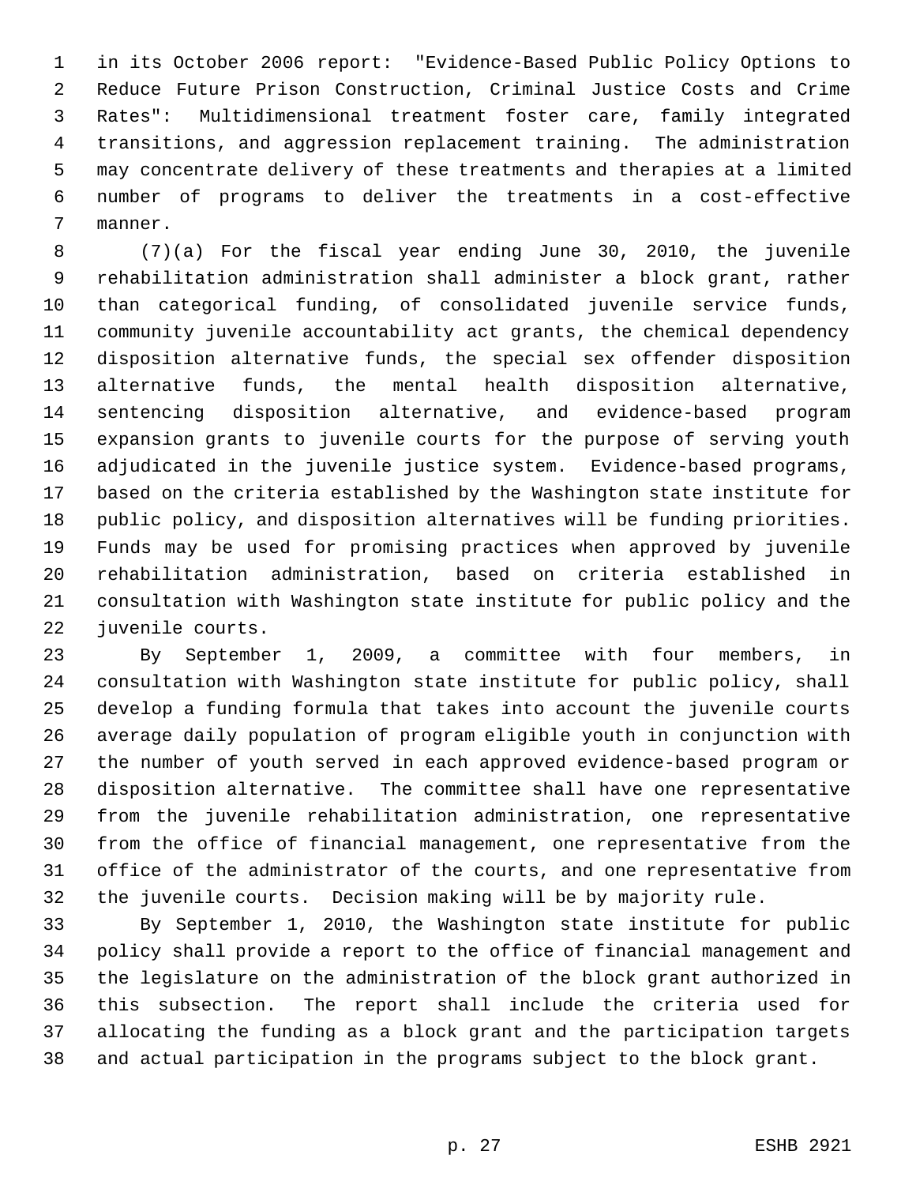in its October 2006 report: "Evidence-Based Public Policy Options to Reduce Future Prison Construction, Criminal Justice Costs and Crime Rates": Multidimensional treatment foster care, family integrated transitions, and aggression replacement training. The administration may concentrate delivery of these treatments and therapies at a limited number of programs to deliver the treatments in a cost-effective manner.

(7)(a) For the fiscal year ending June 30, 2010, the juvenile rehabilitation administration shall administer a block grant, rather than categorical funding, of consolidated juvenile service funds, community juvenile accountability act grants, the chemical dependency disposition alternative funds, the special sex offender disposition alternative funds, the mental health disposition alternative, sentencing disposition alternative, and evidence-based program expansion grants to juvenile courts for the purpose of serving youth adjudicated in the juvenile justice system. Evidence-based programs, based on the criteria established by the Washington state institute for public policy, and disposition alternatives will be funding priorities. Funds may be used for promising practices when approved by juvenile rehabilitation administration, based on criteria established in consultation with Washington state institute for public policy and the juvenile courts.

By September 1, 2009, a committee with four members, in consultation with Washington state institute for public policy, shall develop a funding formula that takes into account the juvenile courts average daily population of program eligible youth in conjunction with the number of youth served in each approved evidence-based program or disposition alternative. The committee shall have one representative from the juvenile rehabilitation administration, one representative from the office of financial management, one representative from the office of the administrator of the courts, and one representative from the juvenile courts. Decision making will be by majority rule.

By September 1, 2010, the Washington state institute for public policy shall provide a report to the office of financial management and the legislature on the administration of the block grant authorized in this subsection. The report shall include the criteria used for allocating the funding as a block grant and the participation targets and actual participation in the programs subject to the block grant.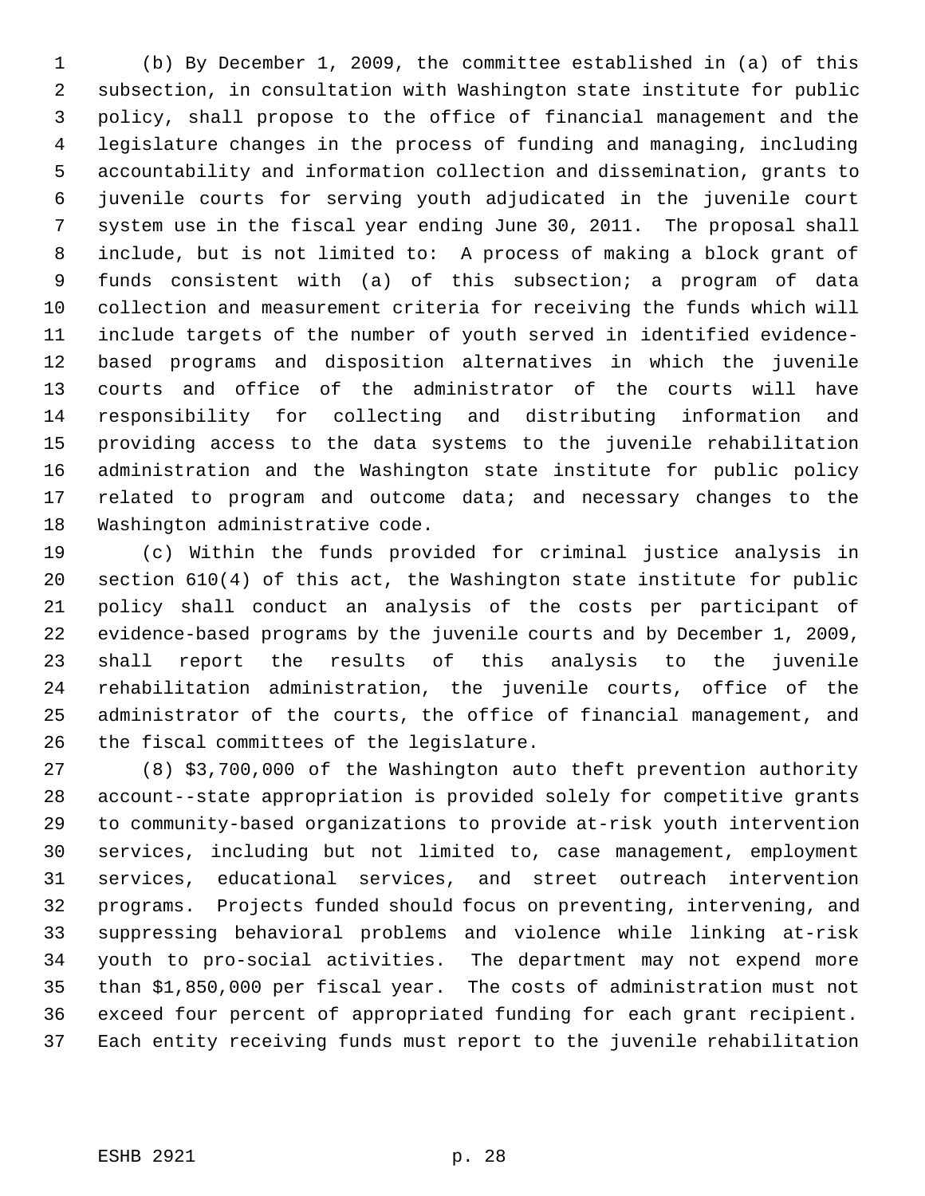(b) By December 1, 2009, the committee established in (a) of this subsection, in consultation with Washington state institute for public policy, shall propose to the office of financial management and the legislature changes in the process of funding and managing, including accountability and information collection and dissemination, grants to juvenile courts for serving youth adjudicated in the juvenile court system use in the fiscal year ending June 30, 2011. The proposal shall include, but is not limited to: A process of making a block grant of funds consistent with (a) of this subsection; a program of data collection and measurement criteria for receiving the funds which will include targets of the number of youth served in identified evidence-based programs and disposition alternatives in which the juvenile courts and office of the administrator of the courts will have responsibility for collecting and distributing information and providing access to the data systems to the juvenile rehabilitation administration and the Washington state institute for public policy related to program and outcome data; and necessary changes to the Washington administrative code.

(c) Within the funds provided for criminal justice analysis in section 610(4) of this act, the Washington state institute for public policy shall conduct an analysis of the costs per participant of evidence-based programs by the juvenile courts and by December 1, 2009, shall report the results of this analysis to the juvenile rehabilitation administration, the juvenile courts, office of the administrator of the courts, the office of financial management, and the fiscal committees of the legislature.

(8) $3,700,000 of the Washington auto theft prevention authority account--state appropriation is provided solely for competitive grants to community-based organizations to provide at-risk youth intervention services, including but not limited to, case management, employment services, educational services, and street outreach intervention programs. Projects funded should focus on preventing, intervening, and suppressing behavioral problems and violence while linking at-risk youth to pro-social activities. The department may not expend more than $1,850,000 per fiscal year. The costs of administration must not exceed four percent of appropriated funding for each grant recipient. Each entity receiving funds must report to the juvenile rehabilitation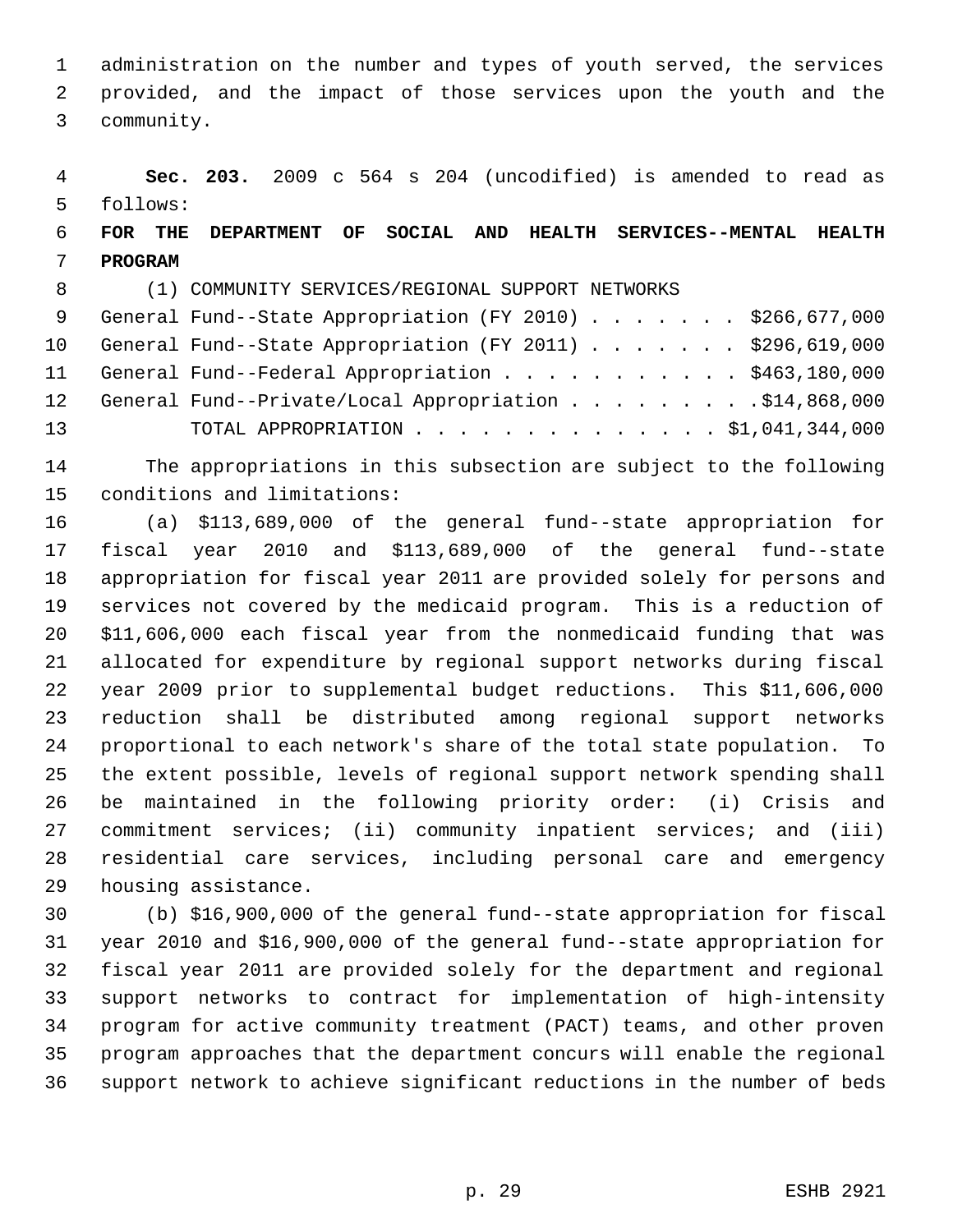administration on the number and types of youth served, the services provided, and the impact of those services upon the youth and the community.

**Sec. 203.** 2009 c 564 s 204 (uncodified) is amended to read as follows:

**FOR THE DEPARTMENT OF SOCIAL AND HEALTH SERVICES--MENTAL HEALTH PROGRAM**

(1) COMMUNITY SERVICES/REGIONAL SUPPORT NETWORKS

| | |
|---|---|
| General Fund--State Appropriation (FY 2010) | $266,677,000 |
| General Fund--State Appropriation (FY 2011) | $296,619,000 |
| General Fund--Federal Appropriation | $463,180,000 |
| General Fund--Private/Local Appropriation | $14,868,000 |
| TOTAL APPROPRIATION | $1,041,344,000 |

The appropriations in this subsection are subject to the following conditions and limitations:

(a) $113,689,000 of the general fund--state appropriation for fiscal year 2010 and $113,689,000 of the general fund--state appropriation for fiscal year 2011 are provided solely for persons and services not covered by the medicaid program. This is a reduction of $11,606,000 each fiscal year from the nonmedicaid funding that was allocated for expenditure by regional support networks during fiscal year 2009 prior to supplemental budget reductions. This $11,606,000 reduction shall be distributed among regional support networks proportional to each network's share of the total state population. To the extent possible, levels of regional support network spending shall be maintained in the following priority order: (i) Crisis and commitment services; (ii) community inpatient services; and (iii) residential care services, including personal care and emergency housing assistance.

(b) $16,900,000 of the general fund--state appropriation for fiscal year 2010 and $16,900,000 of the general fund--state appropriation for fiscal year 2011 are provided solely for the department and regional support networks to contract for implementation of high-intensity program for active community treatment (PACT) teams, and other proven program approaches that the department concurs will enable the regional support network to achieve significant reductions in the number of beds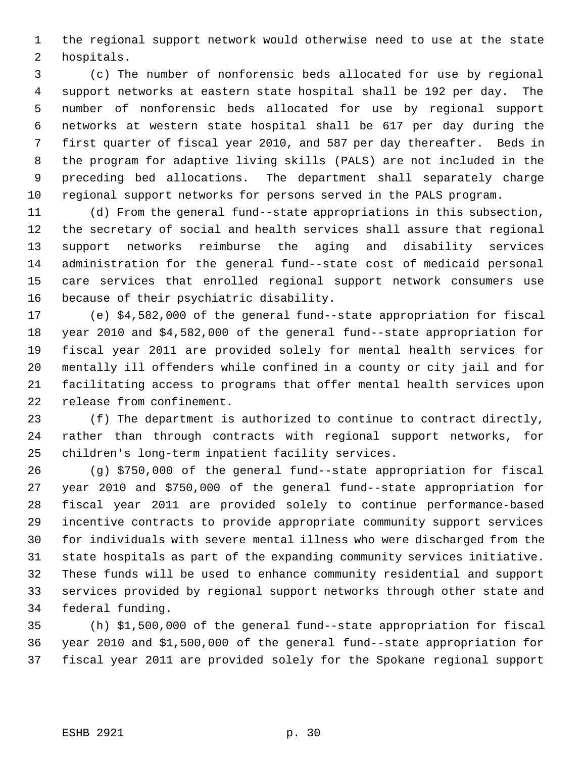the regional support network would otherwise need to use at the state hospitals.

(c) The number of nonforensic beds allocated for use by regional support networks at eastern state hospital shall be 192 per day. The number of nonforensic beds allocated for use by regional support networks at western state hospital shall be 617 per day during the first quarter of fiscal year 2010, and 587 per day thereafter. Beds in the program for adaptive living skills (PALS) are not included in the preceding bed allocations. The department shall separately charge regional support networks for persons served in the PALS program.

(d) From the general fund--state appropriations in this subsection, the secretary of social and health services shall assure that regional support networks reimburse the aging and disability services administration for the general fund--state cost of medicaid personal care services that enrolled regional support network consumers use because of their psychiatric disability.

(e) $4,582,000 of the general fund--state appropriation for fiscal year 2010 and $4,582,000 of the general fund--state appropriation for fiscal year 2011 are provided solely for mental health services for mentally ill offenders while confined in a county or city jail and for facilitating access to programs that offer mental health services upon release from confinement.

(f) The department is authorized to continue to contract directly, rather than through contracts with regional support networks, for children's long-term inpatient facility services.

(g) $750,000 of the general fund--state appropriation for fiscal year 2010 and $750,000 of the general fund--state appropriation for fiscal year 2011 are provided solely to continue performance-based incentive contracts to provide appropriate community support services for individuals with severe mental illness who were discharged from the state hospitals as part of the expanding community services initiative. These funds will be used to enhance community residential and support services provided by regional support networks through other state and federal funding.

(h) $1,500,000 of the general fund--state appropriation for fiscal year 2010 and $1,500,000 of the general fund--state appropriation for fiscal year 2011 are provided solely for the Spokane regional support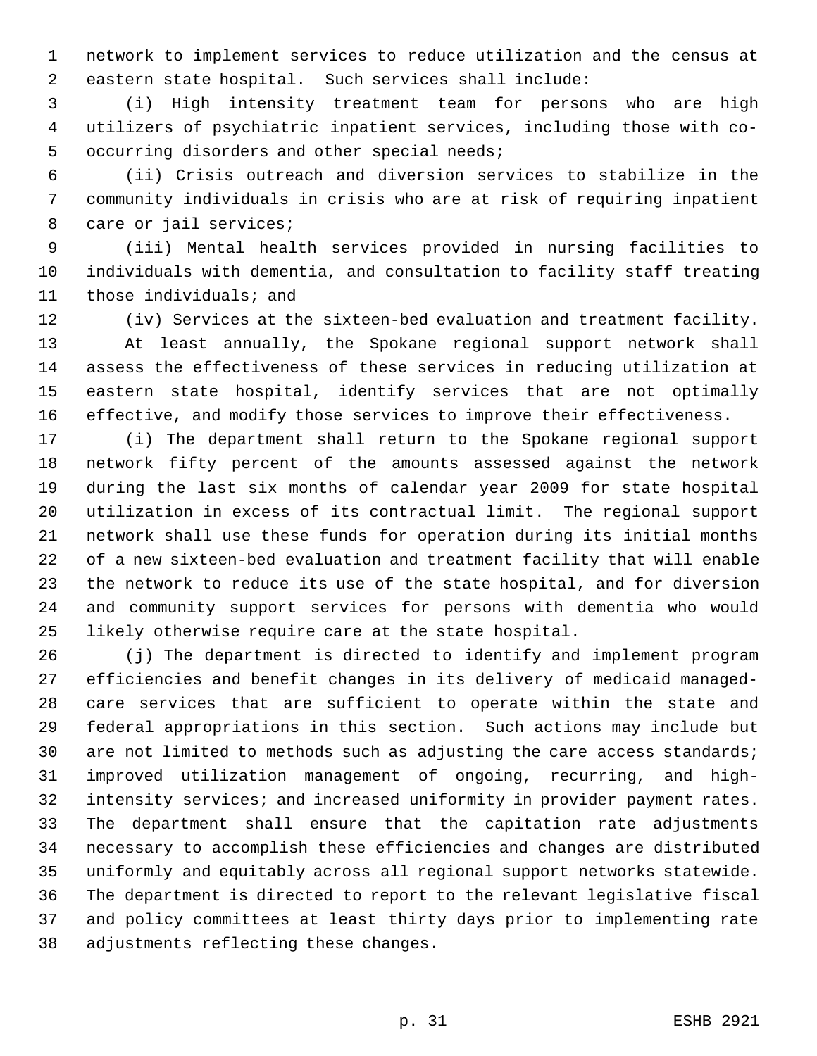network to implement services to reduce utilization and the census at eastern state hospital. Such services shall include:

(i) High intensity treatment team for persons who are high utilizers of psychiatric inpatient services, including those with co-occurring disorders and other special needs;

(ii) Crisis outreach and diversion services to stabilize in the community individuals in crisis who are at risk of requiring inpatient care or jail services;

(iii) Mental health services provided in nursing facilities to individuals with dementia, and consultation to facility staff treating those individuals; and

(iv) Services at the sixteen-bed evaluation and treatment facility.

At least annually, the Spokane regional support network shall assess the effectiveness of these services in reducing utilization at eastern state hospital, identify services that are not optimally effective, and modify those services to improve their effectiveness.

(i) The department shall return to the Spokane regional support network fifty percent of the amounts assessed against the network during the last six months of calendar year 2009 for state hospital utilization in excess of its contractual limit. The regional support network shall use these funds for operation during its initial months of a new sixteen-bed evaluation and treatment facility that will enable the network to reduce its use of the state hospital, and for diversion and community support services for persons with dementia who would likely otherwise require care at the state hospital.

(j) The department is directed to identify and implement program efficiencies and benefit changes in its delivery of medicaid managed-care services that are sufficient to operate within the state and federal appropriations in this section. Such actions may include but are not limited to methods such as adjusting the care access standards; improved utilization management of ongoing, recurring, and high-intensity services; and increased uniformity in provider payment rates. The department shall ensure that the capitation rate adjustments necessary to accomplish these efficiencies and changes are distributed uniformly and equitably across all regional support networks statewide. The department is directed to report to the relevant legislative fiscal and policy committees at least thirty days prior to implementing rate adjustments reflecting these changes.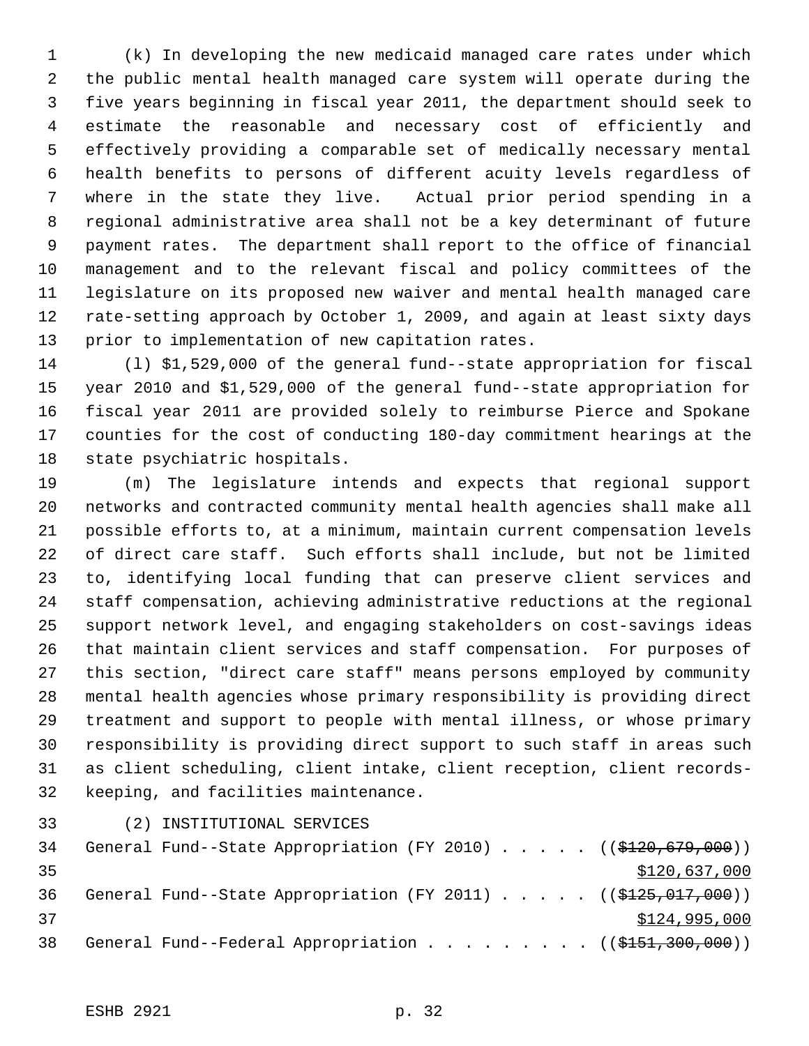(k) In developing the new medicaid managed care rates under which the public mental health managed care system will operate during the five years beginning in fiscal year 2011, the department should seek to estimate the reasonable and necessary cost of efficiently and effectively providing a comparable set of medically necessary mental health benefits to persons of different acuity levels regardless of where in the state they live. Actual prior period spending in a regional administrative area shall not be a key determinant of future payment rates. The department shall report to the office of financial management and to the relevant fiscal and policy committees of the legislature on its proposed new waiver and mental health managed care rate-setting approach by October 1, 2009, and again at least sixty days prior to implementation of new capitation rates.

(l) $1,529,000 of the general fund--state appropriation for fiscal year 2010 and $1,529,000 of the general fund--state appropriation for fiscal year 2011 are provided solely to reimburse Pierce and Spokane counties for the cost of conducting 180-day commitment hearings at the state psychiatric hospitals.

(m) The legislature intends and expects that regional support networks and contracted community mental health agencies shall make all possible efforts to, at a minimum, maintain current compensation levels of direct care staff. Such efforts shall include, but not be limited to, identifying local funding that can preserve client services and staff compensation, achieving administrative reductions at the regional support network level, and engaging stakeholders on cost-savings ideas that maintain client services and staff compensation. For purposes of this section, "direct care staff" means persons employed by community mental health agencies whose primary responsibility is providing direct treatment and support to people with mental illness, or whose primary responsibility is providing direct support to such staff in areas such as client scheduling, client intake, client reception, client records-keeping, and facilities maintenance.

(2) INSTITUTIONAL SERVICES

General Fund--State Appropriation (FY 2010) . . . . . ((~~$120,679,000~~))
<u>$120,637,000</u>

General Fund--State Appropriation (FY 2011) . . . . . ((~~$125,017,000~~))
<u>$124,995,000</u>

General Fund--Federal Appropriation . . . . . . . . . ((~~$151,300,000~~))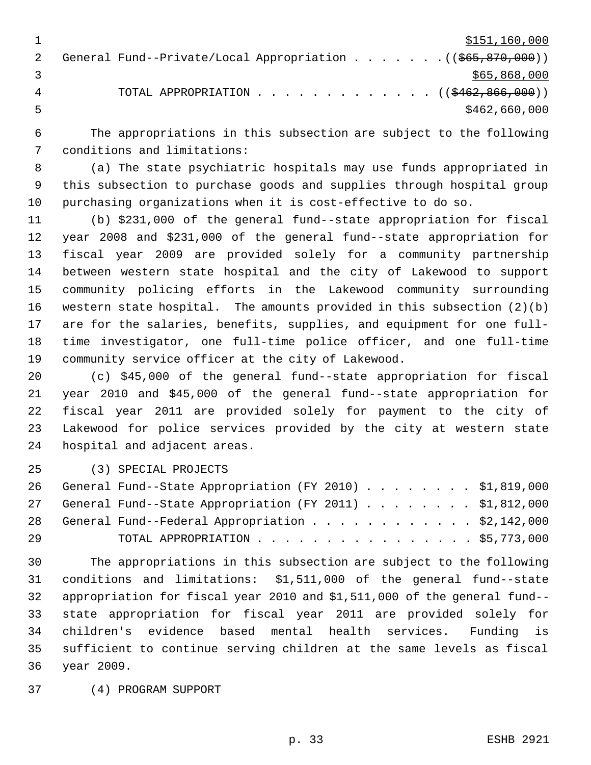$151,160,000

General Fund--Private/Local Appropriation . . . . . . . (($65,870,000))
$65,868,000

TOTAL APPROPRIATION . . . . . . . . . . . . . (($462,866,000))
$462,660,000

The appropriations in this subsection are subject to the following conditions and limitations:

(a) The state psychiatric hospitals may use funds appropriated in this subsection to purchase goods and supplies through hospital group purchasing organizations when it is cost-effective to do so.

(b) $231,000 of the general fund--state appropriation for fiscal year 2008 and $231,000 of the general fund--state appropriation for fiscal year 2009 are provided solely for a community partnership between western state hospital and the city of Lakewood to support community policing efforts in the Lakewood community surrounding western state hospital. The amounts provided in this subsection (2)(b) are for the salaries, benefits, supplies, and equipment for one full-time investigator, one full-time police officer, and one full-time community service officer at the city of Lakewood.

(c) $45,000 of the general fund--state appropriation for fiscal year 2010 and $45,000 of the general fund--state appropriation for fiscal year 2011 are provided solely for payment to the city of Lakewood for police services provided by the city at western state hospital and adjacent areas.

(3) SPECIAL PROJECTS

General Fund--State Appropriation (FY 2010) . . . . . . . . $1,819,000
General Fund--State Appropriation (FY 2011) . . . . . . . . $1,812,000
General Fund--Federal Appropriation . . . . . . . . . . . . $2,142,000
TOTAL APPROPRIATION . . . . . . . . . . . . . . . . $5,773,000

The appropriations in this subsection are subject to the following conditions and limitations: $1,511,000 of the general fund--state appropriation for fiscal year 2010 and $1,511,000 of the general fund--state appropriation for fiscal year 2011 are provided solely for children's evidence based mental health services. Funding is sufficient to continue serving children at the same levels as fiscal year 2009.

(4) PROGRAM SUPPORT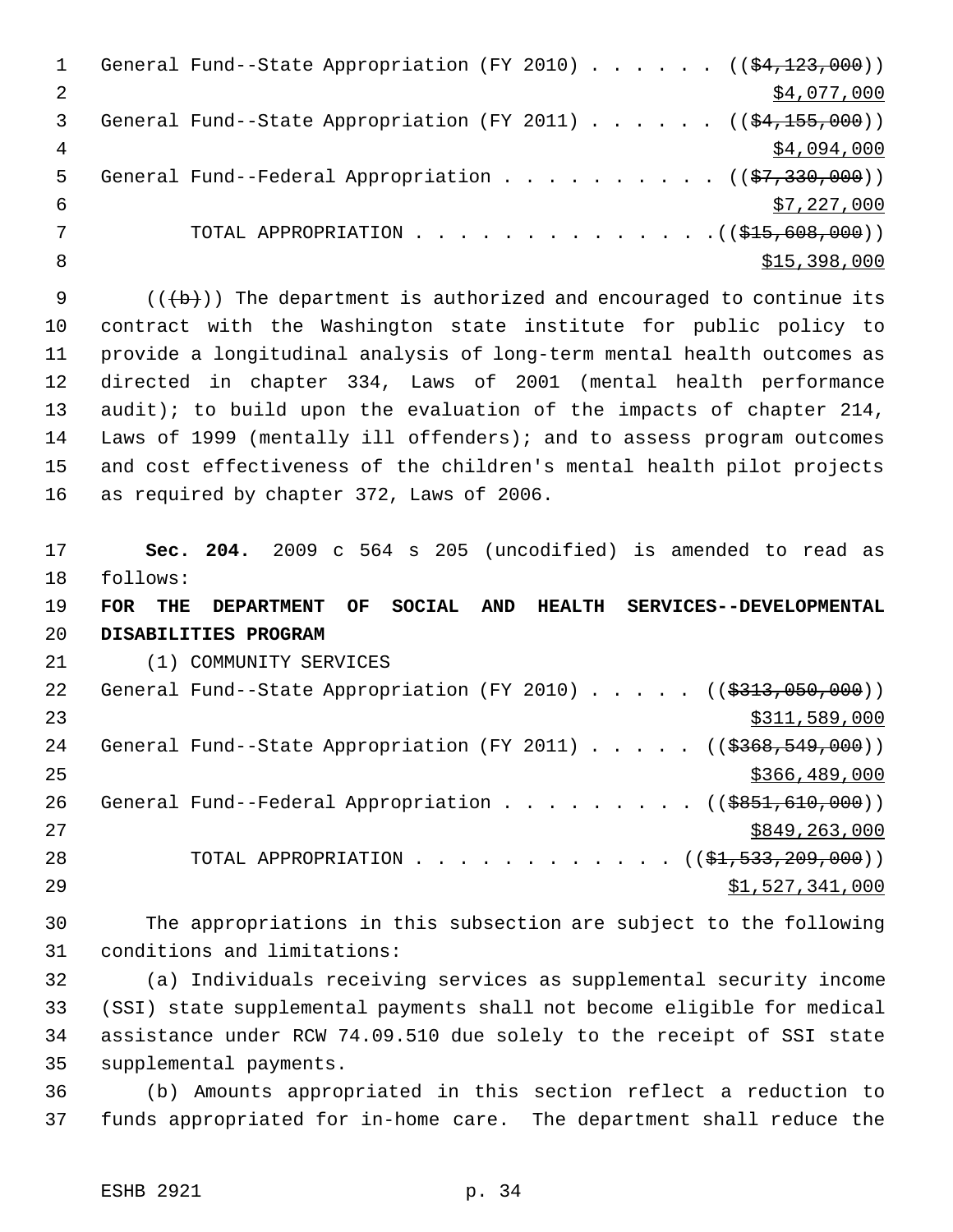General Fund--State Appropriation (FY 2010) . . . . . . ((~~$4,123,000~~))
$4,077,000
General Fund--State Appropriation (FY 2011) . . . . . . ((~~$4,155,000~~))
$4,094,000
General Fund--Federal Appropriation . . . . . . . . . . ((~~$7,330,000~~))
$7,227,000
TOTAL APPROPRIATION . . . . . . . . . . . . . . .((~~$15,608,000~~))
$15,398,000

((~~(b)~~)) The department is authorized and encouraged to continue its contract with the Washington state institute for public policy to provide a longitudinal analysis of long-term mental health outcomes as directed in chapter 334, Laws of 2001 (mental health performance audit); to build upon the evaluation of the impacts of chapter 214, Laws of 1999 (mentally ill offenders); and to assess program outcomes and cost effectiveness of the children's mental health pilot projects as required by chapter 372, Laws of 2006.

**Sec. 204.** 2009 c 564 s 205 (uncodified) is amended to read as follows:

**FOR THE DEPARTMENT OF SOCIAL AND HEALTH SERVICES--DEVELOPMENTAL DISABILITIES PROGRAM**

(1) COMMUNITY SERVICES

General Fund--State Appropriation (FY 2010) . . . . . ((~~$313,050,000~~))
$311,589,000
General Fund--State Appropriation (FY 2011) . . . . . ((~~$368,549,000~~))
$366,489,000
General Fund--Federal Appropriation . . . . . . . . . ((~~$851,610,000~~))
$849,263,000
TOTAL APPROPRIATION . . . . . . . . . . . . ((~~$1,533,209,000~~))
$1,527,341,000

The appropriations in this subsection are subject to the following conditions and limitations:

(a) Individuals receiving services as supplemental security income (SSI) state supplemental payments shall not become eligible for medical assistance under RCW 74.09.510 due solely to the receipt of SSI state supplemental payments.

(b) Amounts appropriated in this section reflect a reduction to funds appropriated for in-home care. The department shall reduce the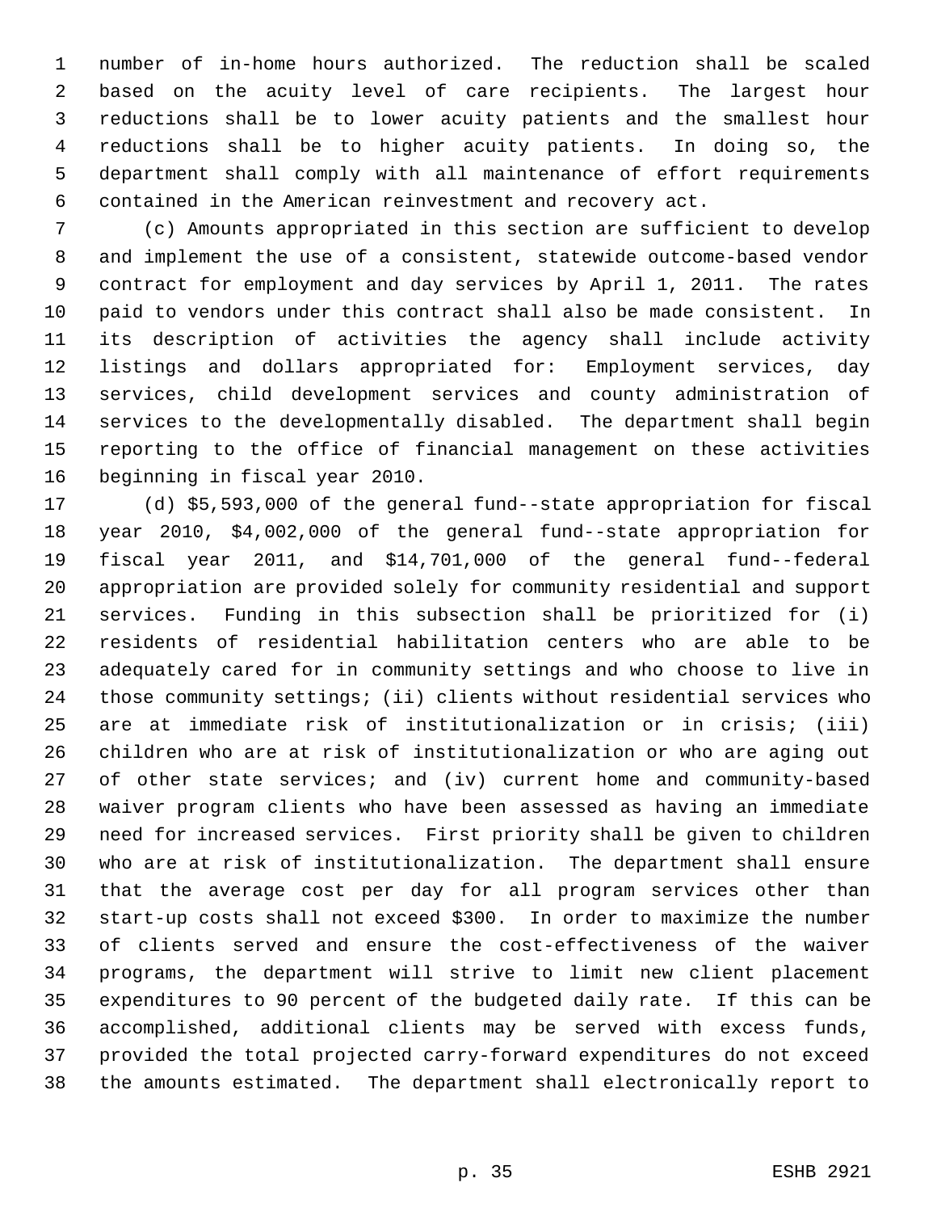number of in-home hours authorized. The reduction shall be scaled based on the acuity level of care recipients. The largest hour reductions shall be to lower acuity patients and the smallest hour reductions shall be to higher acuity patients. In doing so, the department shall comply with all maintenance of effort requirements contained in the American reinvestment and recovery act.

(c) Amounts appropriated in this section are sufficient to develop and implement the use of a consistent, statewide outcome-based vendor contract for employment and day services by April 1, 2011. The rates paid to vendors under this contract shall also be made consistent. In its description of activities the agency shall include activity listings and dollars appropriated for: Employment services, day services, child development services and county administration of services to the developmentally disabled. The department shall begin reporting to the office of financial management on these activities beginning in fiscal year 2010.

(d) $5,593,000 of the general fund--state appropriation for fiscal year 2010, $4,002,000 of the general fund--state appropriation for fiscal year 2011, and $14,701,000 of the general fund--federal appropriation are provided solely for community residential and support services. Funding in this subsection shall be prioritized for (i) residents of residential habilitation centers who are able to be adequately cared for in community settings and who choose to live in those community settings; (ii) clients without residential services who are at immediate risk of institutionalization or in crisis; (iii) children who are at risk of institutionalization or who are aging out of other state services; and (iv) current home and community-based waiver program clients who have been assessed as having an immediate need for increased services. First priority shall be given to children who are at risk of institutionalization. The department shall ensure that the average cost per day for all program services other than start-up costs shall not exceed $300. In order to maximize the number of clients served and ensure the cost-effectiveness of the waiver programs, the department will strive to limit new client placement expenditures to 90 percent of the budgeted daily rate. If this can be accomplished, additional clients may be served with excess funds, provided the total projected carry-forward expenditures do not exceed the amounts estimated. The department shall electronically report to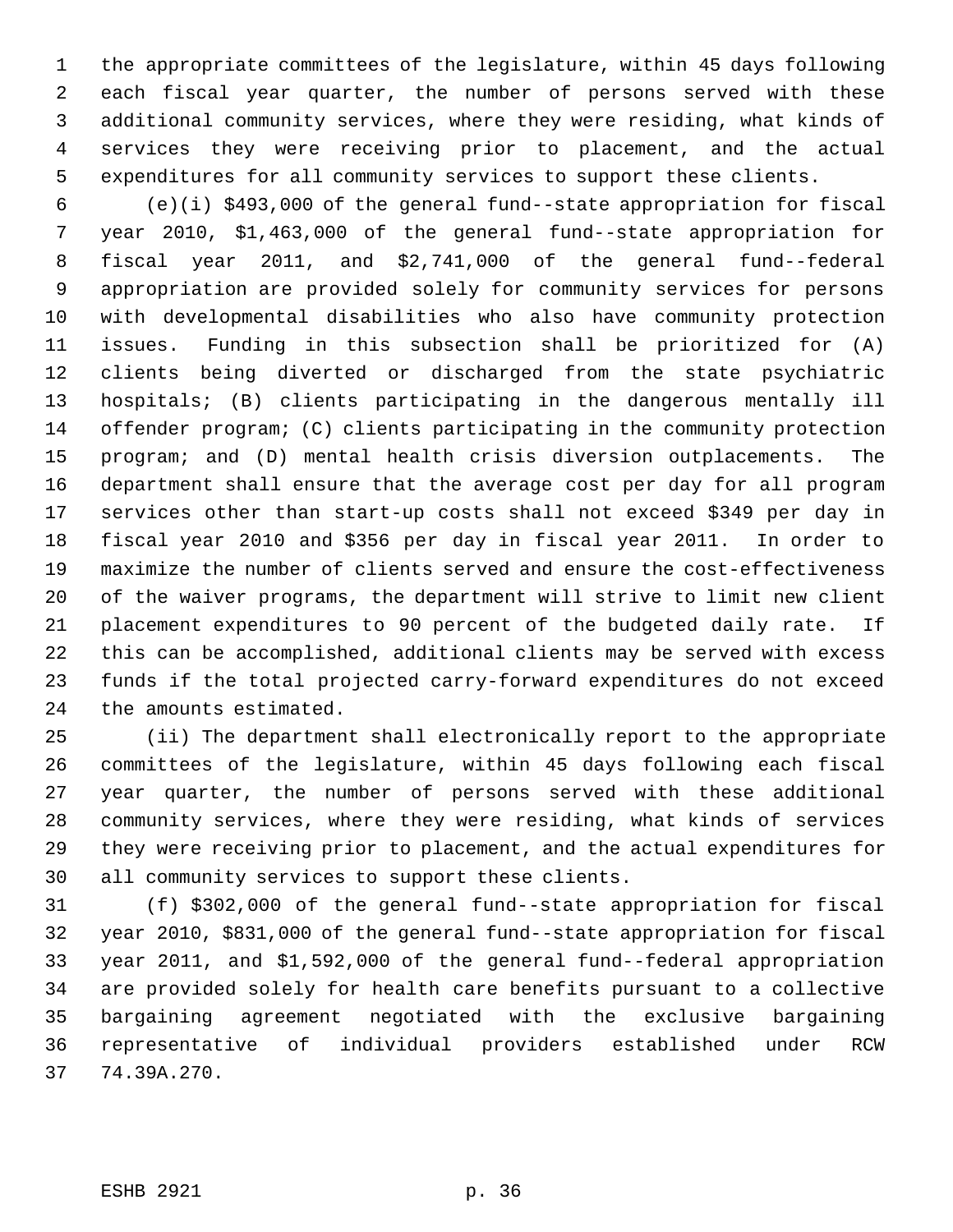the appropriate committees of the legislature, within 45 days following each fiscal year quarter, the number of persons served with these additional community services, where they were residing, what kinds of services they were receiving prior to placement, and the actual expenditures for all community services to support these clients.

(e)(i) $493,000 of the general fund--state appropriation for fiscal year 2010, $1,463,000 of the general fund--state appropriation for fiscal year 2011, and $2,741,000 of the general fund--federal appropriation are provided solely for community services for persons with developmental disabilities who also have community protection issues. Funding in this subsection shall be prioritized for (A) clients being diverted or discharged from the state psychiatric hospitals; (B) clients participating in the dangerous mentally ill offender program; (C) clients participating in the community protection program; and (D) mental health crisis diversion outplacements. The department shall ensure that the average cost per day for all program services other than start-up costs shall not exceed $349 per day in fiscal year 2010 and $356 per day in fiscal year 2011. In order to maximize the number of clients served and ensure the cost-effectiveness of the waiver programs, the department will strive to limit new client placement expenditures to 90 percent of the budgeted daily rate. If this can be accomplished, additional clients may be served with excess funds if the total projected carry-forward expenditures do not exceed the amounts estimated.

(ii) The department shall electronically report to the appropriate committees of the legislature, within 45 days following each fiscal year quarter, the number of persons served with these additional community services, where they were residing, what kinds of services they were receiving prior to placement, and the actual expenditures for all community services to support these clients.

(f) $302,000 of the general fund--state appropriation for fiscal year 2010, $831,000 of the general fund--state appropriation for fiscal year 2011, and $1,592,000 of the general fund--federal appropriation are provided solely for health care benefits pursuant to a collective bargaining agreement negotiated with the exclusive bargaining representative of individual providers established under RCW 74.39A.270.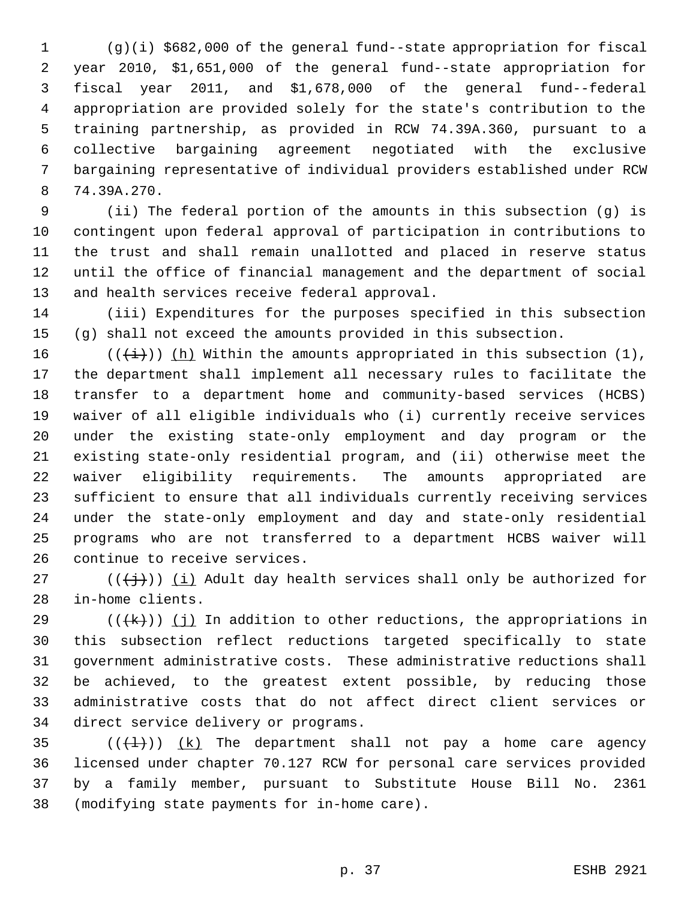(g)(i) $682,000 of the general fund--state appropriation for fiscal year 2010, $1,651,000 of the general fund--state appropriation for fiscal year 2011, and $1,678,000 of the general fund--federal appropriation are provided solely for the state's contribution to the training partnership, as provided in RCW 74.39A.360, pursuant to a collective bargaining agreement negotiated with the exclusive bargaining representative of individual providers established under RCW 74.39A.270.

(ii) The federal portion of the amounts in this subsection (g) is contingent upon federal approval of participation in contributions to the trust and shall remain unallotted and placed in reserve status until the office of financial management and the department of social and health services receive federal approval.

(iii) Expenditures for the purposes specified in this subsection (g) shall not exceed the amounts provided in this subsection.

((~~(i)~~)) <u>(h)</u> Within the amounts appropriated in this subsection (1), the department shall implement all necessary rules to facilitate the transfer to a department home and community-based services (HCBS) waiver of all eligible individuals who (i) currently receive services under the existing state-only employment and day program or the existing state-only residential program, and (ii) otherwise meet the waiver eligibility requirements. The amounts appropriated are sufficient to ensure that all individuals currently receiving services under the state-only employment and day and state-only residential programs who are not transferred to a department HCBS waiver will continue to receive services.

((~~(j)~~)) <u>(i)</u> Adult day health services shall only be authorized for in-home clients.

((~~(k)~~)) <u>(j)</u> In addition to other reductions, the appropriations in this subsection reflect reductions targeted specifically to state government administrative costs. These administrative reductions shall be achieved, to the greatest extent possible, by reducing those administrative costs that do not affect direct client services or direct service delivery or programs.

((~~(l)~~)) <u>(k)</u> The department shall not pay a home care agency licensed under chapter 70.127 RCW for personal care services provided by a family member, pursuant to Substitute House Bill No. 2361 (modifying state payments for in-home care).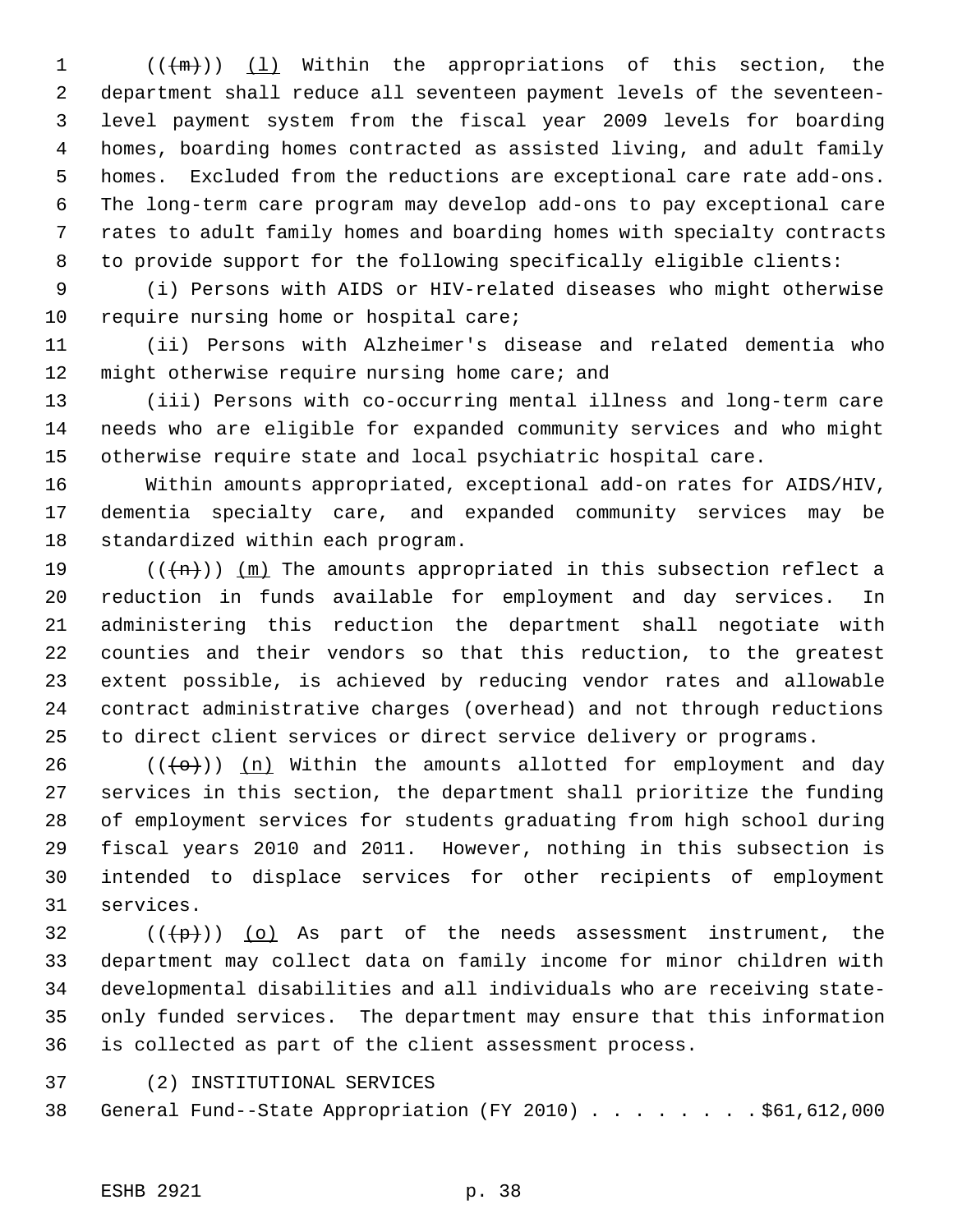((~~(m)~~)) <u>(l)</u> Within the appropriations of this section, the department shall reduce all seventeen payment levels of the seventeen-level payment system from the fiscal year 2009 levels for boarding homes, boarding homes contracted as assisted living, and adult family homes. Excluded from the reductions are exceptional care rate add-ons. The long-term care program may develop add-ons to pay exceptional care rates to adult family homes and boarding homes with specialty contracts to provide support for the following specifically eligible clients:

(i) Persons with AIDS or HIV-related diseases who might otherwise require nursing home or hospital care;

(ii) Persons with Alzheimer's disease and related dementia who might otherwise require nursing home care; and

(iii) Persons with co-occurring mental illness and long-term care needs who are eligible for expanded community services and who might otherwise require state and local psychiatric hospital care.

Within amounts appropriated, exceptional add-on rates for AIDS/HIV, dementia specialty care, and expanded community services may be standardized within each program.

((~~(n)~~)) <u>(m)</u> The amounts appropriated in this subsection reflect a reduction in funds available for employment and day services. In administering this reduction the department shall negotiate with counties and their vendors so that this reduction, to the greatest extent possible, is achieved by reducing vendor rates and allowable contract administrative charges (overhead) and not through reductions to direct client services or direct service delivery or programs.

((~~(o)~~)) <u>(n)</u> Within the amounts allotted for employment and day services in this section, the department shall prioritize the funding of employment services for students graduating from high school during fiscal years 2010 and 2011. However, nothing in this subsection is intended to displace services for other recipients of employment services.

((~~(p)~~)) <u>(o)</u> As part of the needs assessment instrument, the department may collect data on family income for minor children with developmental disabilities and all individuals who are receiving state-only funded services. The department may ensure that this information is collected as part of the client assessment process.

(2) INSTITUTIONAL SERVICES

General Fund--State Appropriation (FY 2010) . . . . . . . . $61,612,000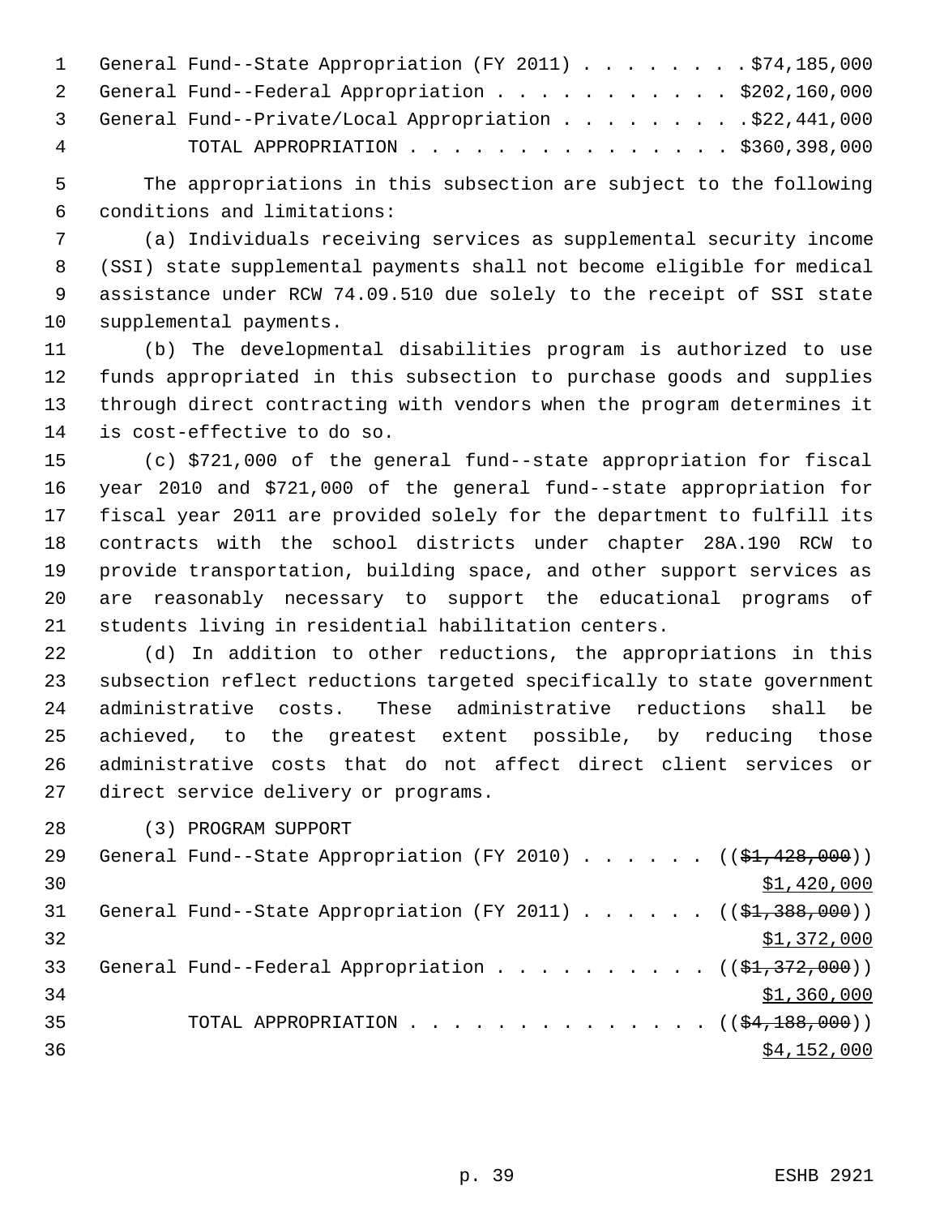General Fund--State Appropriation (FY 2011) . . . . . . . . $74,185,000
General Fund--Federal Appropriation . . . . . . . . . . . $202,160,000
General Fund--Private/Local Appropriation . . . . . . . . . $22,441,000
TOTAL APPROPRIATION . . . . . . . . . . . . . . . $360,398,000

The appropriations in this subsection are subject to the following conditions and limitations:

(a) Individuals receiving services as supplemental security income (SSI) state supplemental payments shall not become eligible for medical assistance under RCW 74.09.510 due solely to the receipt of SSI state supplemental payments.

(b) The developmental disabilities program is authorized to use funds appropriated in this subsection to purchase goods and supplies through direct contracting with vendors when the program determines it is cost-effective to do so.

(c) $721,000 of the general fund--state appropriation for fiscal year 2010 and $721,000 of the general fund--state appropriation for fiscal year 2011 are provided solely for the department to fulfill its contracts with the school districts under chapter 28A.190 RCW to provide transportation, building space, and other support services as are reasonably necessary to support the educational programs of students living in residential habilitation centers.

(d) In addition to other reductions, the appropriations in this subsection reflect reductions targeted specifically to state government administrative costs. These administrative reductions shall be achieved, to the greatest extent possible, by reducing those administrative costs that do not affect direct client services or direct service delivery or programs.

(3) PROGRAM SUPPORT

General Fund--State Appropriation (FY 2010) . . . . . . (( ~~$1,428,000~~ ))
<u>$1,420,000</u>
General Fund--State Appropriation (FY 2011) . . . . . . (( ~~$1,388,000~~ ))
<u>$1,372,000</u>
General Fund--Federal Appropriation . . . . . . . . . . (( ~~$1,372,000~~ ))
<u>$1,360,000</u>
TOTAL APPROPRIATION . . . . . . . . . . . . . . . (( ~~$4,188,000~~ ))
<u>$4,152,000</u>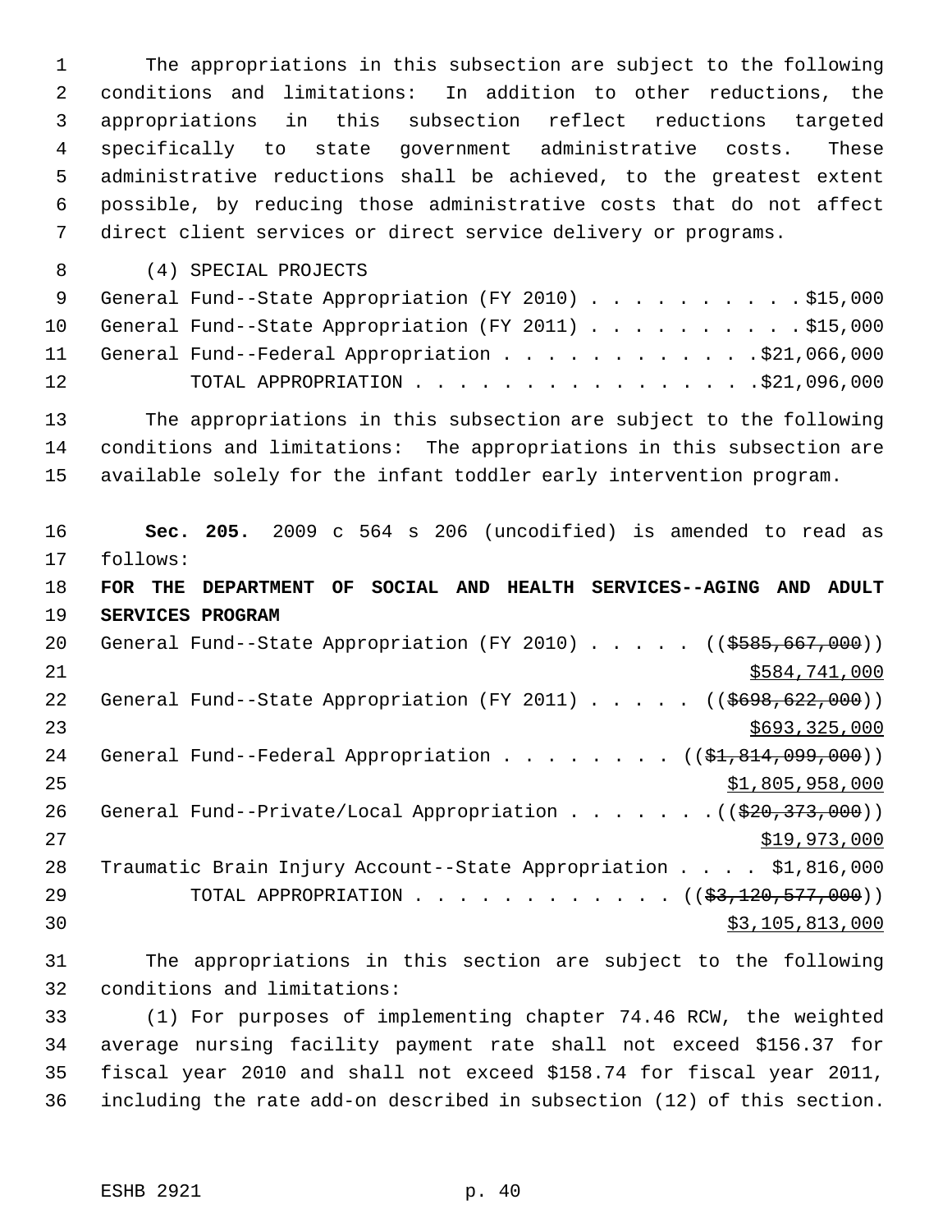The appropriations in this subsection are subject to the following conditions and limitations: In addition to other reductions, the appropriations in this subsection reflect reductions targeted specifically to state government administrative costs. These administrative reductions shall be achieved, to the greatest extent possible, by reducing those administrative costs that do not affect direct client services or direct service delivery or programs.

(4) SPECIAL PROJECTS

General Fund--State Appropriation (FY 2010) . . . . . . . . . . . $15,000
General Fund--State Appropriation (FY 2011) . . . . . . . . . . . $15,000
General Fund--Federal Appropriation . . . . . . . . . . . . $21,066,000
TOTAL APPROPRIATION . . . . . . . . . . . . . . . . $21,096,000

The appropriations in this subsection are subject to the following conditions and limitations: The appropriations in this subsection are available solely for the infant toddler early intervention program.

**Sec. 205.** 2009 c 564 s 206 (uncodified) is amended to read as follows:

**FOR THE DEPARTMENT OF SOCIAL AND HEALTH SERVICES--AGING AND ADULT SERVICES PROGRAM**

General Fund--State Appropriation (FY 2010) . . . . . ((~~$585,667,000~~))
<u>$584,741,000</u>
General Fund--State Appropriation (FY 2011) . . . . . ((~~$698,622,000~~))
<u>$693,325,000</u>
General Fund--Federal Appropriation . . . . . . . . ((~~$1,814,099,000~~))
<u>$1,805,958,000</u>
General Fund--Private/Local Appropriation . . . . . . . ((~~$20,373,000~~))
<u>$19,973,000</u>
Traumatic Brain Injury Account--State Appropriation . . . . $1,816,000
TOTAL APPROPRIATION . . . . . . . . . . . . . ((~~$3,120,577,000~~))
<u>$3,105,813,000</u>

The appropriations in this section are subject to the following conditions and limitations:

(1) For purposes of implementing chapter 74.46 RCW, the weighted average nursing facility payment rate shall not exceed $156.37 for fiscal year 2010 and shall not exceed $158.74 for fiscal year 2011, including the rate add-on described in subsection (12) of this section.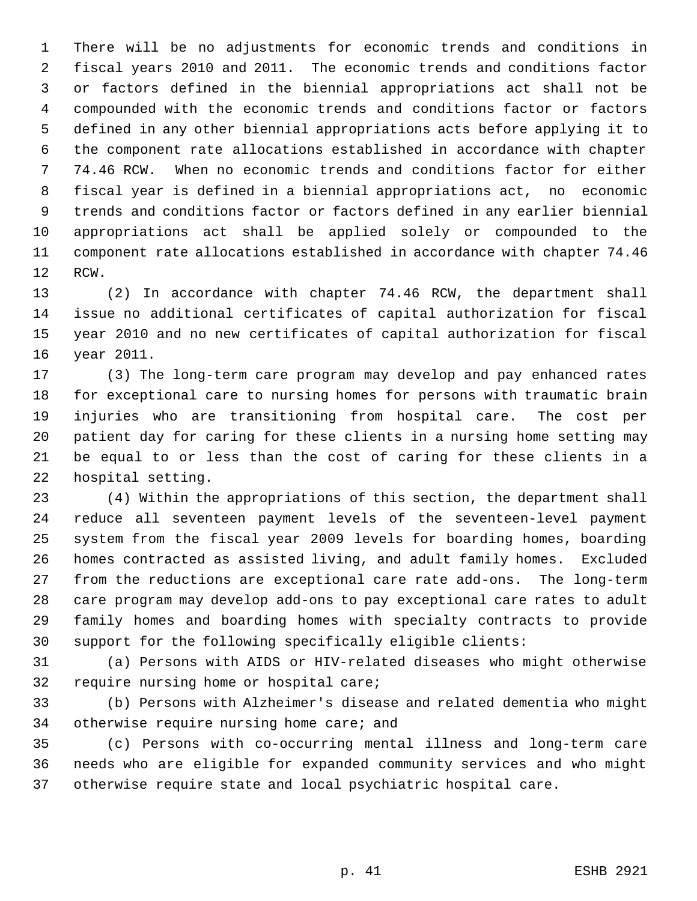There will be no adjustments for economic trends and conditions in fiscal years 2010 and 2011. The economic trends and conditions factor or factors defined in the biennial appropriations act shall not be compounded with the economic trends and conditions factor or factors defined in any other biennial appropriations acts before applying it to the component rate allocations established in accordance with chapter 74.46 RCW. When no economic trends and conditions factor for either fiscal year is defined in a biennial appropriations act, no economic trends and conditions factor or factors defined in any earlier biennial appropriations act shall be applied solely or compounded to the component rate allocations established in accordance with chapter 74.46 RCW.

(2) In accordance with chapter 74.46 RCW, the department shall issue no additional certificates of capital authorization for fiscal year 2010 and no new certificates of capital authorization for fiscal year 2011.

(3) The long-term care program may develop and pay enhanced rates for exceptional care to nursing homes for persons with traumatic brain injuries who are transitioning from hospital care. The cost per patient day for caring for these clients in a nursing home setting may be equal to or less than the cost of caring for these clients in a hospital setting.

(4) Within the appropriations of this section, the department shall reduce all seventeen payment levels of the seventeen-level payment system from the fiscal year 2009 levels for boarding homes, boarding homes contracted as assisted living, and adult family homes. Excluded from the reductions are exceptional care rate add-ons. The long-term care program may develop add-ons to pay exceptional care rates to adult family homes and boarding homes with specialty contracts to provide support for the following specifically eligible clients:

(a) Persons with AIDS or HIV-related diseases who might otherwise require nursing home or hospital care;

(b) Persons with Alzheimer's disease and related dementia who might otherwise require nursing home care; and

(c) Persons with co-occurring mental illness and long-term care needs who are eligible for expanded community services and who might otherwise require state and local psychiatric hospital care.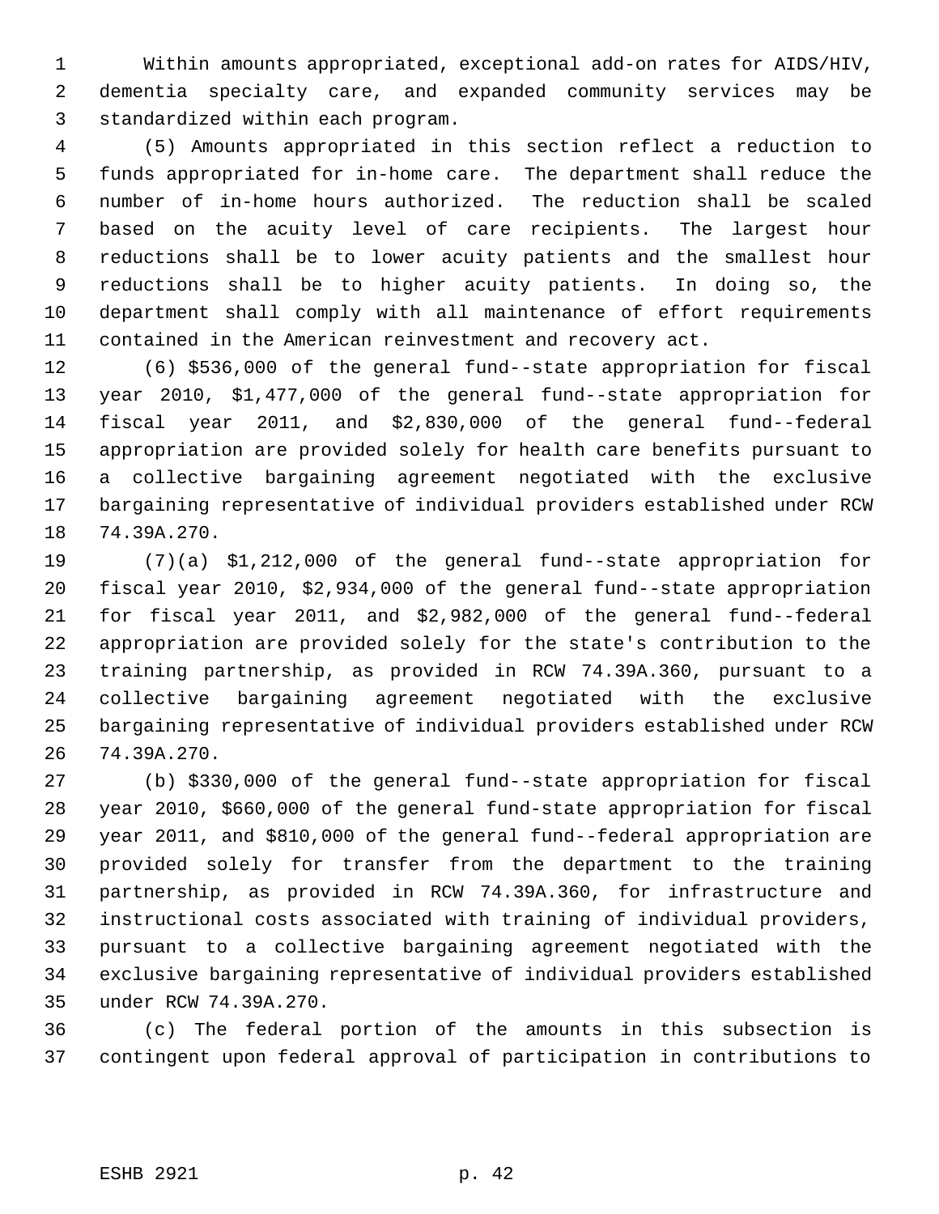Within amounts appropriated, exceptional add-on rates for AIDS/HIV, dementia specialty care, and expanded community services may be standardized within each program.

(5) Amounts appropriated in this section reflect a reduction to funds appropriated for in-home care. The department shall reduce the number of in-home hours authorized. The reduction shall be scaled based on the acuity level of care recipients. The largest hour reductions shall be to lower acuity patients and the smallest hour reductions shall be to higher acuity patients. In doing so, the department shall comply with all maintenance of effort requirements contained in the American reinvestment and recovery act.

(6) $536,000 of the general fund--state appropriation for fiscal year 2010, $1,477,000 of the general fund--state appropriation for fiscal year 2011, and $2,830,000 of the general fund--federal appropriation are provided solely for health care benefits pursuant to a collective bargaining agreement negotiated with the exclusive bargaining representative of individual providers established under RCW 74.39A.270.

(7)(a) $1,212,000 of the general fund--state appropriation for fiscal year 2010, $2,934,000 of the general fund--state appropriation for fiscal year 2011, and $2,982,000 of the general fund--federal appropriation are provided solely for the state's contribution to the training partnership, as provided in RCW 74.39A.360, pursuant to a collective bargaining agreement negotiated with the exclusive bargaining representative of individual providers established under RCW 74.39A.270.

(b) $330,000 of the general fund--state appropriation for fiscal year 2010, $660,000 of the general fund-state appropriation for fiscal year 2011, and $810,000 of the general fund--federal appropriation are provided solely for transfer from the department to the training partnership, as provided in RCW 74.39A.360, for infrastructure and instructional costs associated with training of individual providers, pursuant to a collective bargaining agreement negotiated with the exclusive bargaining representative of individual providers established under RCW 74.39A.270.

(c) The federal portion of the amounts in this subsection is contingent upon federal approval of participation in contributions to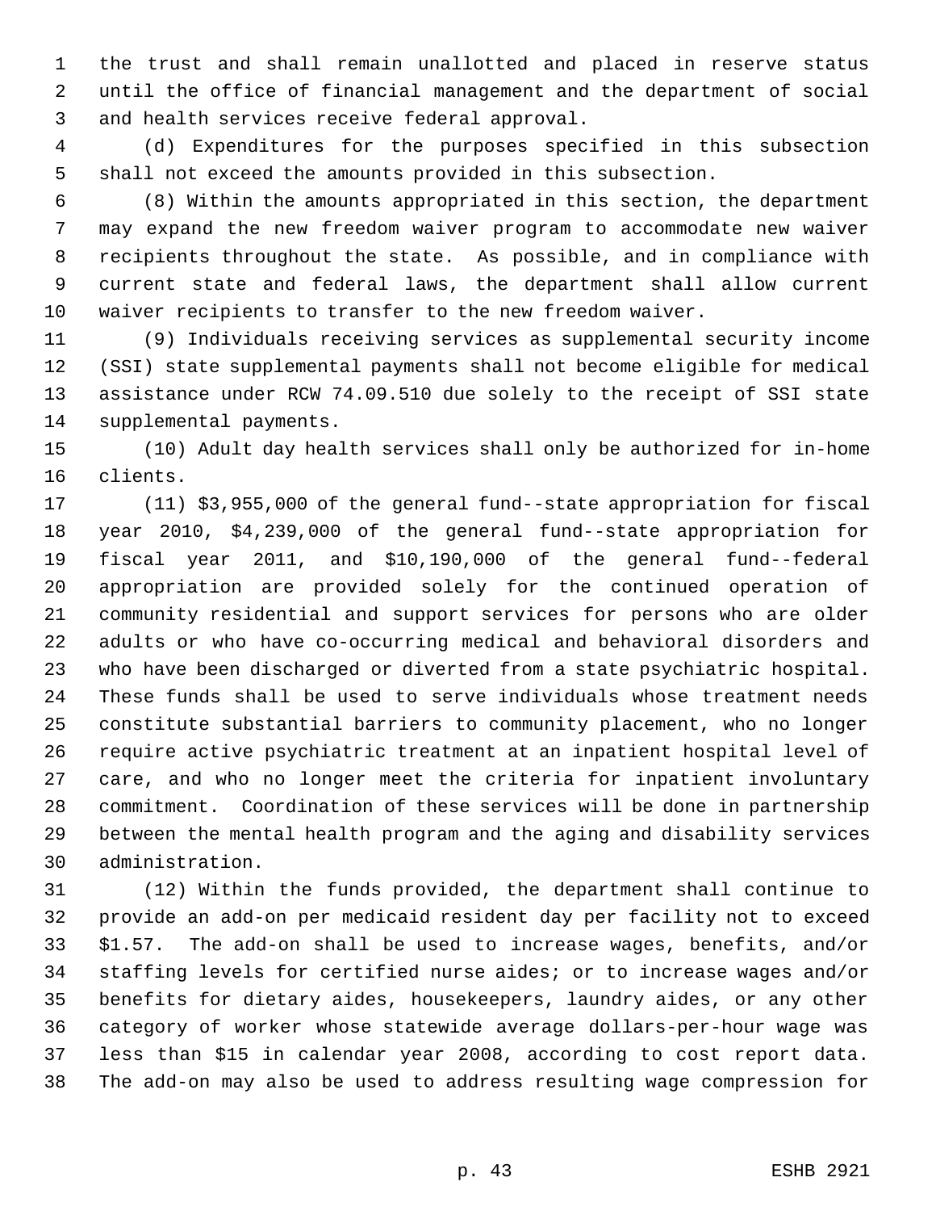the trust and shall remain unallotted and placed in reserve status until the office of financial management and the department of social and health services receive federal approval.

(d) Expenditures for the purposes specified in this subsection shall not exceed the amounts provided in this subsection.

(8) Within the amounts appropriated in this section, the department may expand the new freedom waiver program to accommodate new waiver recipients throughout the state. As possible, and in compliance with current state and federal laws, the department shall allow current waiver recipients to transfer to the new freedom waiver.

(9) Individuals receiving services as supplemental security income (SSI) state supplemental payments shall not become eligible for medical assistance under RCW 74.09.510 due solely to the receipt of SSI state supplemental payments.

(10) Adult day health services shall only be authorized for in-home clients.

(11) $3,955,000 of the general fund--state appropriation for fiscal year 2010, $4,239,000 of the general fund--state appropriation for fiscal year 2011, and $10,190,000 of the general fund--federal appropriation are provided solely for the continued operation of community residential and support services for persons who are older adults or who have co-occurring medical and behavioral disorders and who have been discharged or diverted from a state psychiatric hospital. These funds shall be used to serve individuals whose treatment needs constitute substantial barriers to community placement, who no longer require active psychiatric treatment at an inpatient hospital level of care, and who no longer meet the criteria for inpatient involuntary commitment. Coordination of these services will be done in partnership between the mental health program and the aging and disability services administration.

(12) Within the funds provided, the department shall continue to provide an add-on per medicaid resident day per facility not to exceed $1.57. The add-on shall be used to increase wages, benefits, and/or staffing levels for certified nurse aides; or to increase wages and/or benefits for dietary aides, housekeepers, laundry aides, or any other category of worker whose statewide average dollars-per-hour wage was less than $15 in calendar year 2008, according to cost report data. The add-on may also be used to address resulting wage compression for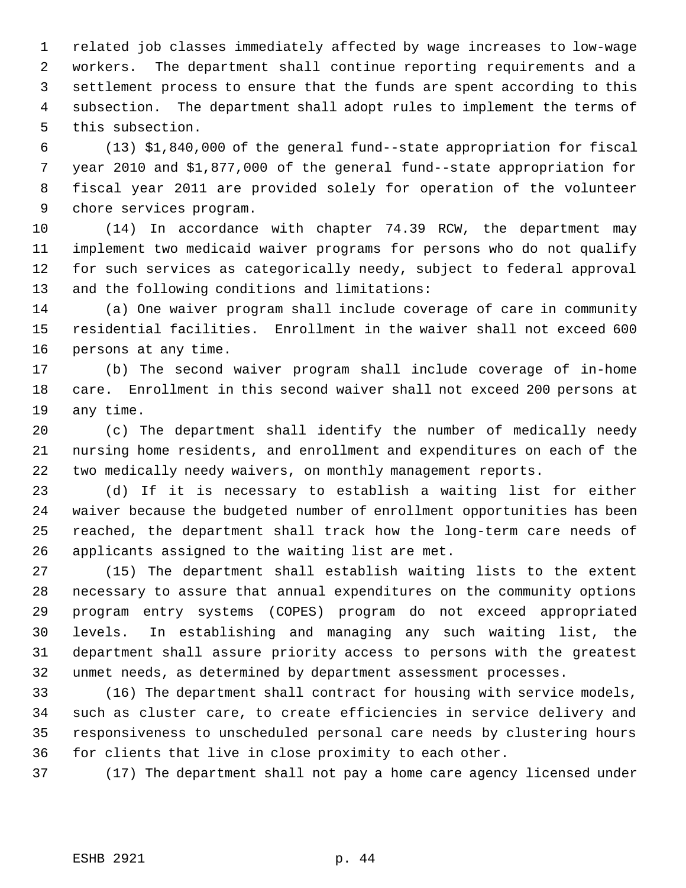related job classes immediately affected by wage increases to low-wage workers. The department shall continue reporting requirements and a settlement process to ensure that the funds are spent according to this subsection. The department shall adopt rules to implement the terms of this subsection.

(13) $1,840,000 of the general fund--state appropriation for fiscal year 2010 and $1,877,000 of the general fund--state appropriation for fiscal year 2011 are provided solely for operation of the volunteer chore services program.

(14) In accordance with chapter 74.39 RCW, the department may implement two medicaid waiver programs for persons who do not qualify for such services as categorically needy, subject to federal approval and the following conditions and limitations:

(a) One waiver program shall include coverage of care in community residential facilities. Enrollment in the waiver shall not exceed 600 persons at any time.

(b) The second waiver program shall include coverage of in-home care. Enrollment in this second waiver shall not exceed 200 persons at any time.

(c) The department shall identify the number of medically needy nursing home residents, and enrollment and expenditures on each of the two medically needy waivers, on monthly management reports.

(d) If it is necessary to establish a waiting list for either waiver because the budgeted number of enrollment opportunities has been reached, the department shall track how the long-term care needs of applicants assigned to the waiting list are met.

(15) The department shall establish waiting lists to the extent necessary to assure that annual expenditures on the community options program entry systems (COPES) program do not exceed appropriated levels. In establishing and managing any such waiting list, the department shall assure priority access to persons with the greatest unmet needs, as determined by department assessment processes.

(16) The department shall contract for housing with service models, such as cluster care, to create efficiencies in service delivery and responsiveness to unscheduled personal care needs by clustering hours for clients that live in close proximity to each other.

(17) The department shall not pay a home care agency licensed under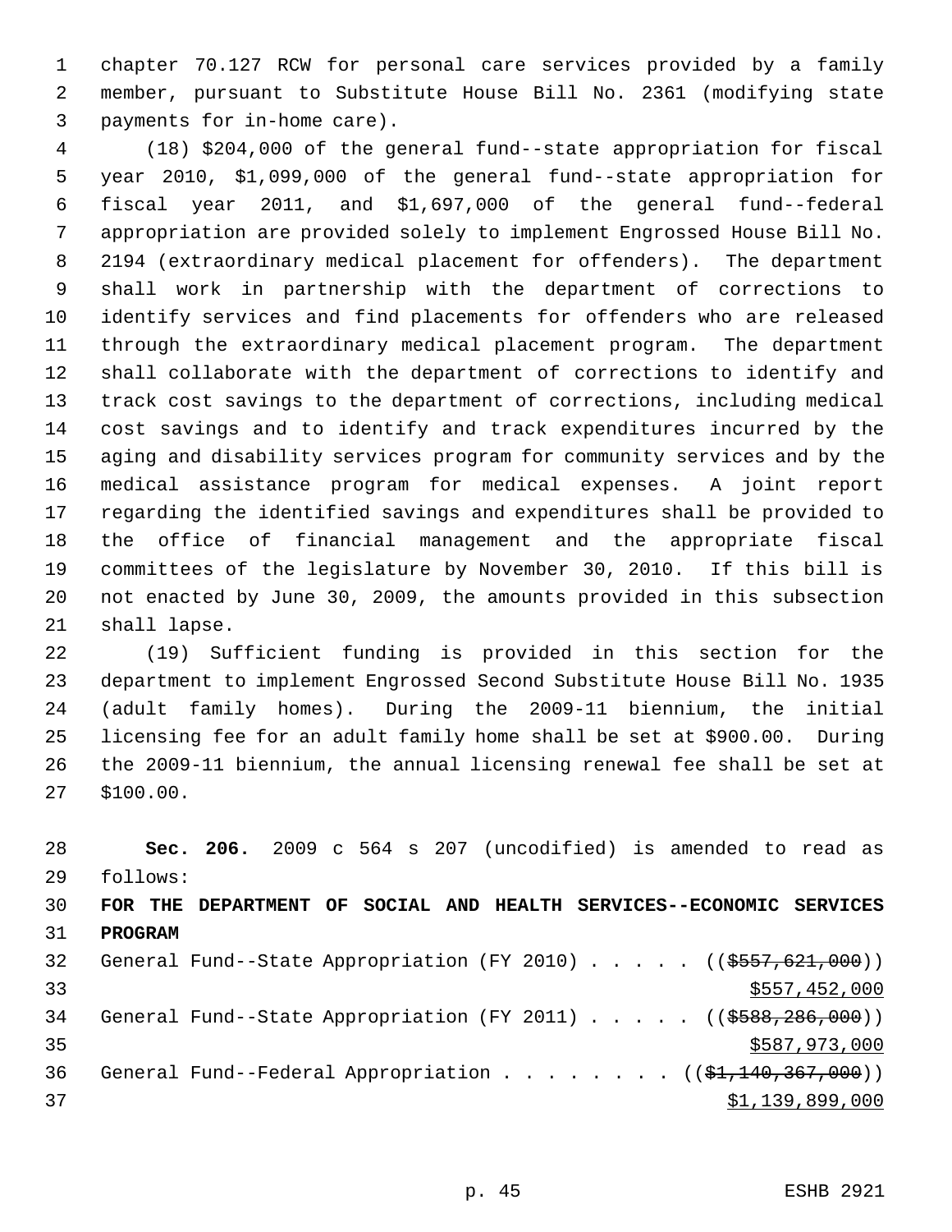chapter 70.127 RCW for personal care services provided by a family member, pursuant to Substitute House Bill No. 2361 (modifying state payments for in-home care).

(18) $204,000 of the general fund--state appropriation for fiscal year 2010, $1,099,000 of the general fund--state appropriation for fiscal year 2011, and $1,697,000 of the general fund--federal appropriation are provided solely to implement Engrossed House Bill No. 2194 (extraordinary medical placement for offenders). The department shall work in partnership with the department of corrections to identify services and find placements for offenders who are released through the extraordinary medical placement program. The department shall collaborate with the department of corrections to identify and track cost savings to the department of corrections, including medical cost savings and to identify and track expenditures incurred by the aging and disability services program for community services and by the medical assistance program for medical expenses. A joint report regarding the identified savings and expenditures shall be provided to the office of financial management and the appropriate fiscal committees of the legislature by November 30, 2010. If this bill is not enacted by June 30, 2009, the amounts provided in this subsection shall lapse.

(19) Sufficient funding is provided in this section for the department to implement Engrossed Second Substitute House Bill No. 1935 (adult family homes). During the 2009-11 biennium, the initial licensing fee for an adult family home shall be set at $900.00. During the 2009-11 biennium, the annual licensing renewal fee shall be set at $100.00.

**Sec. 206.** 2009 c 564 s 207 (uncodified) is amended to read as follows:

**FOR THE DEPARTMENT OF SOCIAL AND HEALTH SERVICES--ECONOMIC SERVICES PROGRAM**

General Fund--State Appropriation (FY 2010) . . . . . (( ~~$557,621,000~~ ))
<u>$557,452,000</u>

General Fund--State Appropriation (FY 2011) . . . . . (( ~~$588,286,000~~ ))
<u>$587,973,000</u>

General Fund--Federal Appropriation . . . . . . . . (( ~~$1,140,367,000~~ ))
<u>$1,139,899,000</u>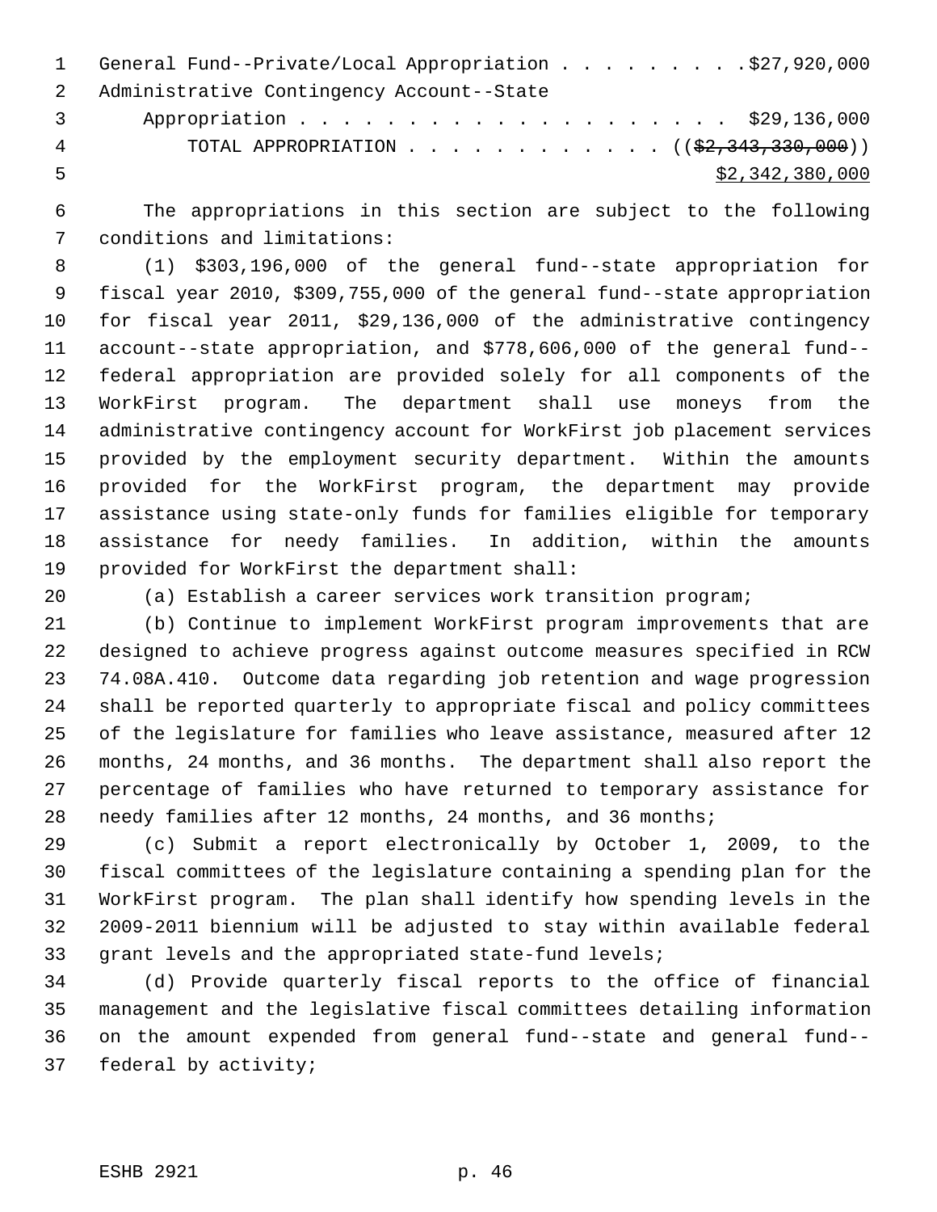General Fund--Private/Local Appropriation . . . . . . . . . $27,920,000
Administrative Contingency Account--State
Appropriation . . . . . . . . . . . . . . . . . . . . $29,136,000
TOTAL APPROPRIATION . . . . . . . . . . . . ((~~$2,343,330,000~~))
<u>$2,342,380,000</u>

The appropriations in this section are subject to the following conditions and limitations:

(1) $303,196,000 of the general fund--state appropriation for fiscal year 2010, $309,755,000 of the general fund--state appropriation for fiscal year 2011, $29,136,000 of the administrative contingency account--state appropriation, and $778,606,000 of the general fund--federal appropriation are provided solely for all components of the WorkFirst program. The department shall use moneys from the administrative contingency account for WorkFirst job placement services provided by the employment security department. Within the amounts provided for the WorkFirst program, the department may provide assistance using state-only funds for families eligible for temporary assistance for needy families. In addition, within the amounts provided for WorkFirst the department shall:

(a) Establish a career services work transition program;

(b) Continue to implement WorkFirst program improvements that are designed to achieve progress against outcome measures specified in RCW 74.08A.410. Outcome data regarding job retention and wage progression shall be reported quarterly to appropriate fiscal and policy committees of the legislature for families who leave assistance, measured after 12 months, 24 months, and 36 months. The department shall also report the percentage of families who have returned to temporary assistance for needy families after 12 months, 24 months, and 36 months;

(c) Submit a report electronically by October 1, 2009, to the fiscal committees of the legislature containing a spending plan for the WorkFirst program. The plan shall identify how spending levels in the 2009-2011 biennium will be adjusted to stay within available federal grant levels and the appropriated state-fund levels;

(d) Provide quarterly fiscal reports to the office of financial management and the legislative fiscal committees detailing information on the amount expended from general fund--state and general fund--federal by activity;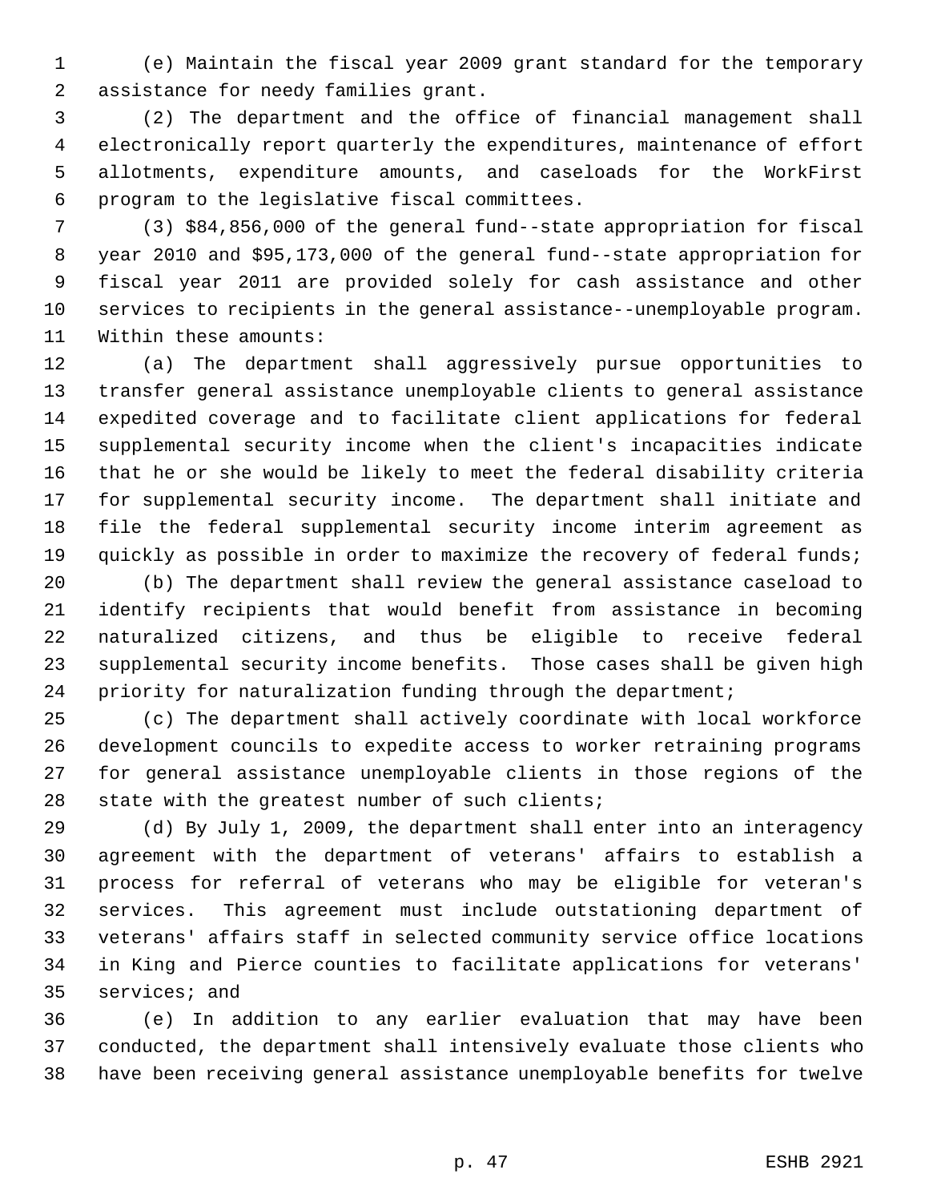(e) Maintain the fiscal year 2009 grant standard for the temporary assistance for needy families grant.

(2) The department and the office of financial management shall electronically report quarterly the expenditures, maintenance of effort allotments, expenditure amounts, and caseloads for the WorkFirst program to the legislative fiscal committees.

(3) $84,856,000 of the general fund--state appropriation for fiscal year 2010 and $95,173,000 of the general fund--state appropriation for fiscal year 2011 are provided solely for cash assistance and other services to recipients in the general assistance--unemployable program. Within these amounts:

(a) The department shall aggressively pursue opportunities to transfer general assistance unemployable clients to general assistance expedited coverage and to facilitate client applications for federal supplemental security income when the client's incapacities indicate that he or she would be likely to meet the federal disability criteria for supplemental security income. The department shall initiate and file the federal supplemental security income interim agreement as quickly as possible in order to maximize the recovery of federal funds;

(b) The department shall review the general assistance caseload to identify recipients that would benefit from assistance in becoming naturalized citizens, and thus be eligible to receive federal supplemental security income benefits. Those cases shall be given high priority for naturalization funding through the department;

(c) The department shall actively coordinate with local workforce development councils to expedite access to worker retraining programs for general assistance unemployable clients in those regions of the state with the greatest number of such clients;

(d) By July 1, 2009, the department shall enter into an interagency agreement with the department of veterans' affairs to establish a process for referral of veterans who may be eligible for veteran's services. This agreement must include outstationing department of veterans' affairs staff in selected community service office locations in King and Pierce counties to facilitate applications for veterans' services; and

(e) In addition to any earlier evaluation that may have been conducted, the department shall intensively evaluate those clients who have been receiving general assistance unemployable benefits for twelve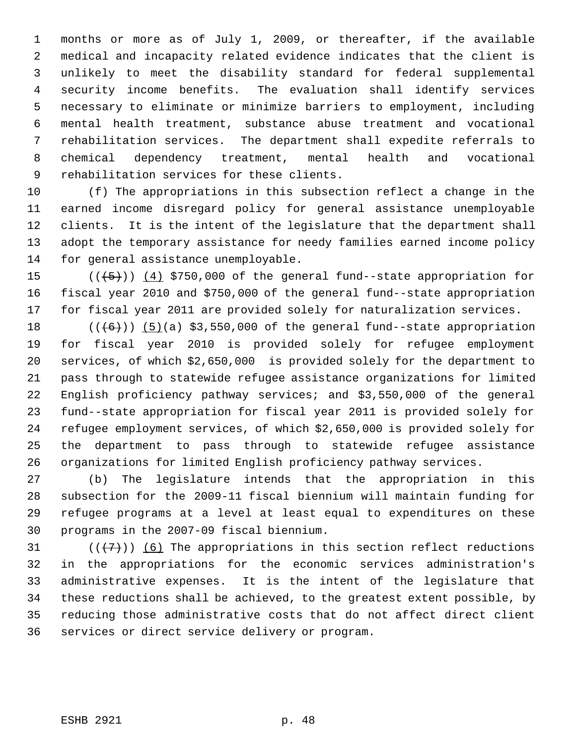months or more as of July 1, 2009, or thereafter, if the available medical and incapacity related evidence indicates that the client is unlikely to meet the disability standard for federal supplemental security income benefits. The evaluation shall identify services necessary to eliminate or minimize barriers to employment, including mental health treatment, substance abuse treatment and vocational rehabilitation services. The department shall expedite referrals to chemical dependency treatment, mental health and vocational rehabilitation services for these clients.

(f) The appropriations in this subsection reflect a change in the earned income disregard policy for general assistance unemployable clients. It is the intent of the legislature that the department shall adopt the temporary assistance for needy families earned income policy for general assistance unemployable.

~~((5))~~ (4) $750,000 of the general fund--state appropriation for fiscal year 2010 and $750,000 of the general fund--state appropriation for fiscal year 2011 are provided solely for naturalization services.

~~((6))~~ (5)(a) $3,550,000 of the general fund--state appropriation for fiscal year 2010 is provided solely for refugee employment services, of which $2,650,000 is provided solely for the department to pass through to statewide refugee assistance organizations for limited English proficiency pathway services; and $3,550,000 of the general fund--state appropriation for fiscal year 2011 is provided solely for refugee employment services, of which $2,650,000 is provided solely for the department to pass through to statewide refugee assistance organizations for limited English proficiency pathway services.

(b) The legislature intends that the appropriation in this subsection for the 2009-11 fiscal biennium will maintain funding for refugee programs at a level at least equal to expenditures on these programs in the 2007-09 fiscal biennium.

~~((7))~~ (6) The appropriations in this section reflect reductions in the appropriations for the economic services administration's administrative expenses. It is the intent of the legislature that these reductions shall be achieved, to the greatest extent possible, by reducing those administrative costs that do not affect direct client services or direct service delivery or program.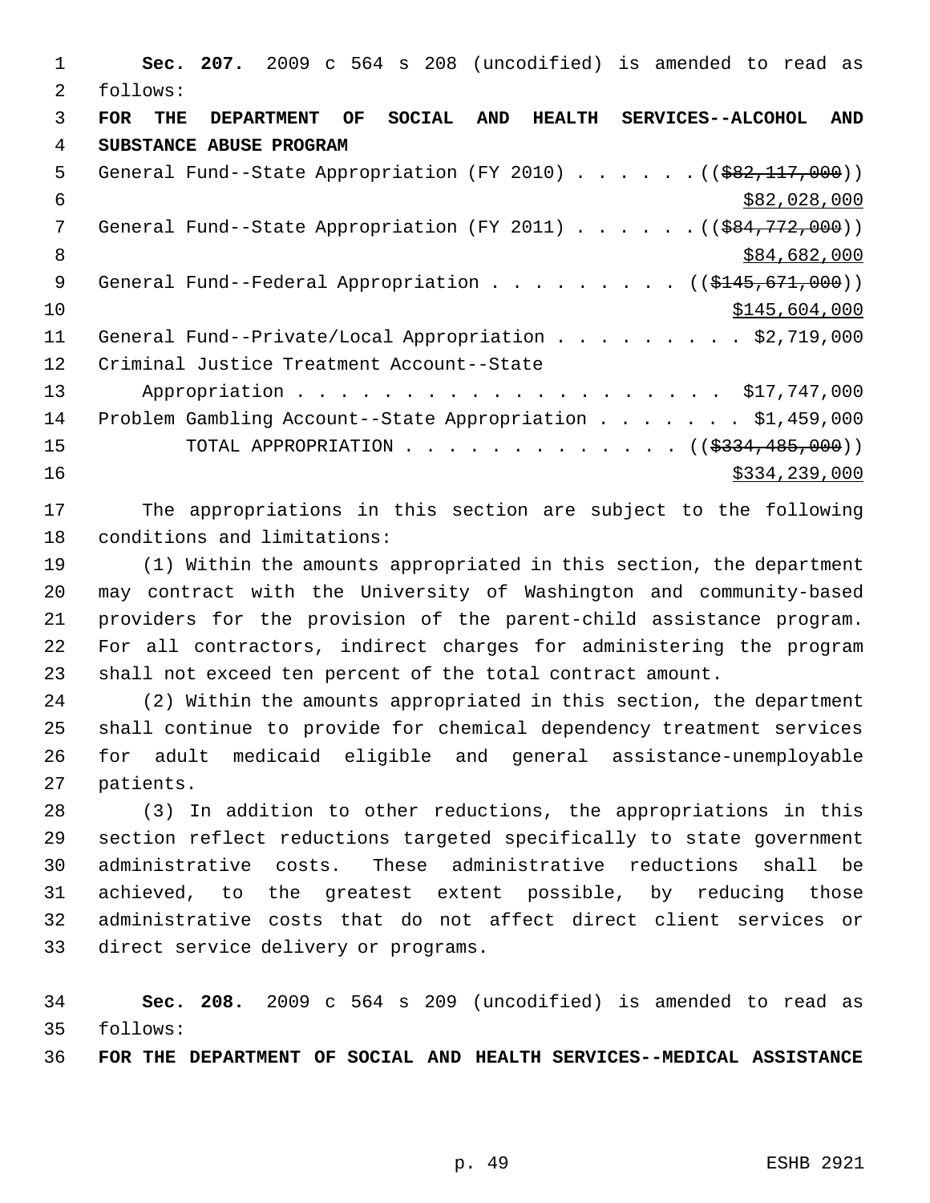**Sec. 207.** 2009 c 564 s 208 (uncodified) is amended to read as follows:

**FOR THE DEPARTMENT OF SOCIAL AND HEALTH SERVICES--ALCOHOL AND SUBSTANCE ABUSE PROGRAM**

General Fund--State Appropriation (FY 2010) . . . . . . ((~~$82,117,000~~)) <u>$82,028,000</u>

General Fund--State Appropriation (FY 2011) . . . . . . ((~~$84,772,000~~)) <u>$84,682,000</u>

General Fund--Federal Appropriation . . . . . . . . . ((~~$145,671,000~~)) <u>$145,604,000</u>

General Fund--Private/Local Appropriation . . . . . . . . . $2,719,000

Criminal Justice Treatment Account--State Appropriation . . . . . . . . . . . . . . . . . . . . $17,747,000

Problem Gambling Account--State Appropriation . . . . . . . $1,459,000

TOTAL APPROPRIATION . . . . . . . . . . . . . ((~~$334,485,000~~)) <u>$334,239,000</u>

The appropriations in this section are subject to the following conditions and limitations:

(1) Within the amounts appropriated in this section, the department may contract with the University of Washington and community-based providers for the provision of the parent-child assistance program. For all contractors, indirect charges for administering the program shall not exceed ten percent of the total contract amount.

(2) Within the amounts appropriated in this section, the department shall continue to provide for chemical dependency treatment services for adult medicaid eligible and general assistance-unemployable patients.

(3) In addition to other reductions, the appropriations in this section reflect reductions targeted specifically to state government administrative costs. These administrative reductions shall be achieved, to the greatest extent possible, by reducing those administrative costs that do not affect direct client services or direct service delivery or programs.

**Sec. 208.** 2009 c 564 s 209 (uncodified) is amended to read as follows:

**FOR THE DEPARTMENT OF SOCIAL AND HEALTH SERVICES--MEDICAL ASSISTANCE**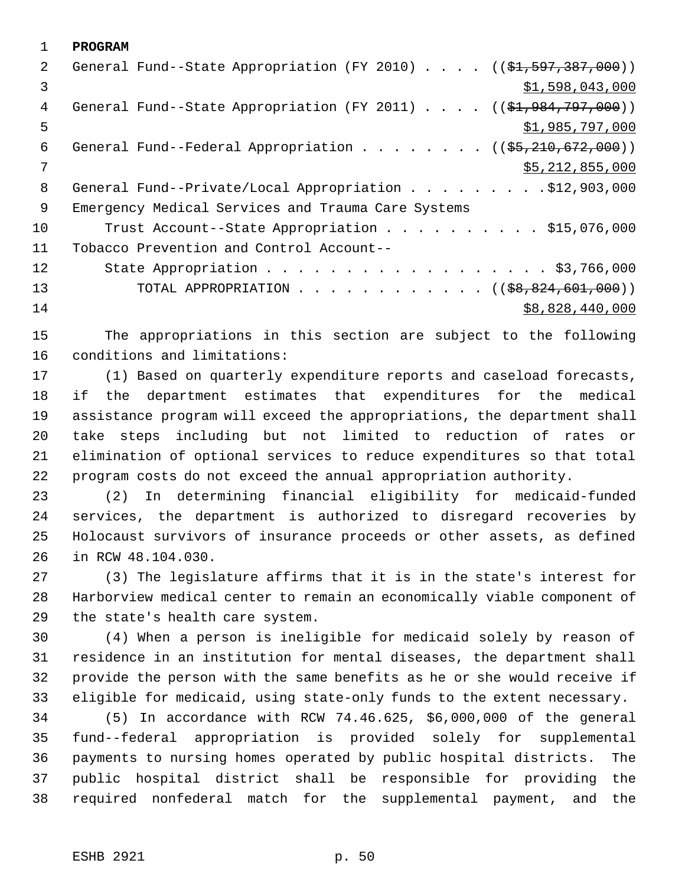**PROGRAM**

General Fund--State Appropriation (FY 2010) . . . . ((~~$1,597,387,000~~))
<u>$1,598,043,000</u>

General Fund--State Appropriation (FY 2011) . . . . ((~~$1,984,797,000~~))
<u>$1,985,797,000</u>

General Fund--Federal Appropriation . . . . . . . . ((~~$5,210,672,000~~))
<u>$5,212,855,000</u>

General Fund--Private/Local Appropriation . . . . . . . . . $12,903,000

Emergency Medical Services and Trauma Care Systems
Trust Account--State Appropriation . . . . . . . . . . $15,076,000

Tobacco Prevention and Control Account--
State Appropriation . . . . . . . . . . . . . . . . . . $3,766,000

TOTAL APPROPRIATION . . . . . . . . . . . . ((~~$8,824,601,000~~))
<u>$8,828,440,000</u>

The appropriations in this section are subject to the following conditions and limitations:

(1) Based on quarterly expenditure reports and caseload forecasts, if the department estimates that expenditures for the medical assistance program will exceed the appropriations, the department shall take steps including but not limited to reduction of rates or elimination of optional services to reduce expenditures so that total program costs do not exceed the annual appropriation authority.

(2) In determining financial eligibility for medicaid-funded services, the department is authorized to disregard recoveries by Holocaust survivors of insurance proceeds or other assets, as defined in RCW 48.104.030.

(3) The legislature affirms that it is in the state's interest for Harborview medical center to remain an economically viable component of the state's health care system.

(4) When a person is ineligible for medicaid solely by reason of residence in an institution for mental diseases, the department shall provide the person with the same benefits as he or she would receive if eligible for medicaid, using state-only funds to the extent necessary.

(5) In accordance with RCW 74.46.625, $6,000,000 of the general fund--federal appropriation is provided solely for supplemental payments to nursing homes operated by public hospital districts. The public hospital district shall be responsible for providing the required nonfederal match for the supplemental payment, and the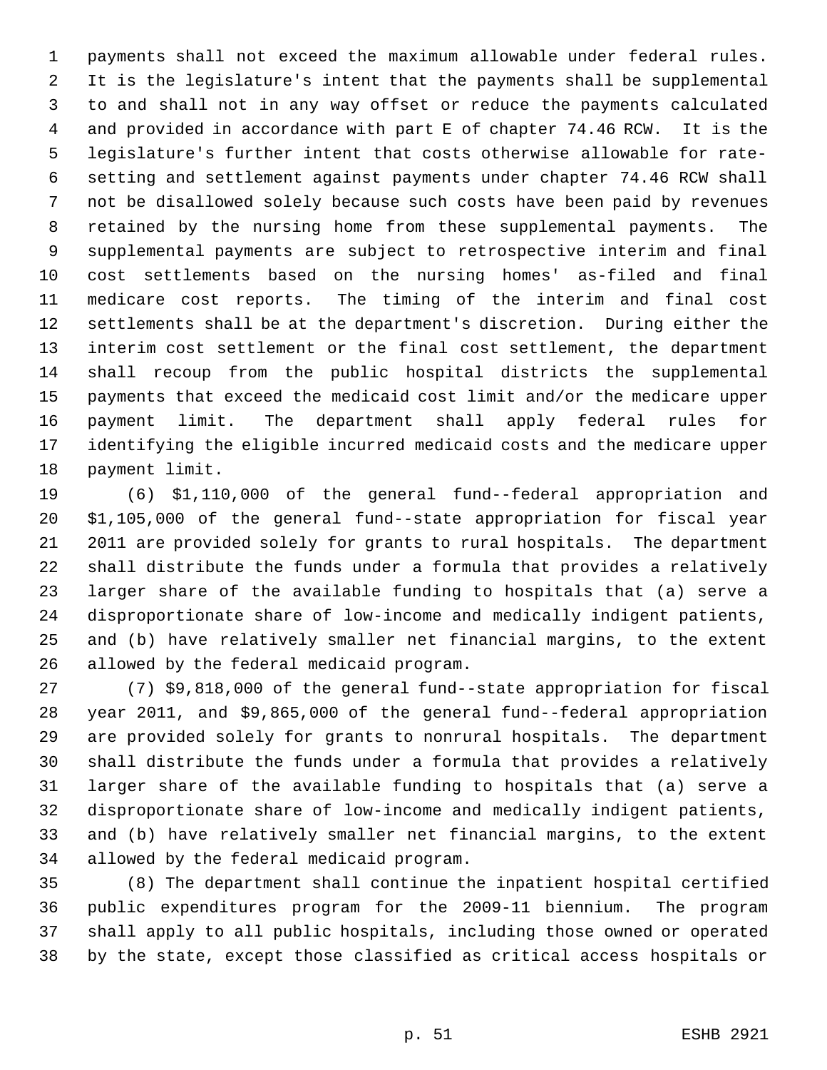payments shall not exceed the maximum allowable under federal rules. It is the legislature's intent that the payments shall be supplemental to and shall not in any way offset or reduce the payments calculated and provided in accordance with part E of chapter 74.46 RCW. It is the legislature's further intent that costs otherwise allowable for rate-setting and settlement against payments under chapter 74.46 RCW shall not be disallowed solely because such costs have been paid by revenues retained by the nursing home from these supplemental payments. The supplemental payments are subject to retrospective interim and final cost settlements based on the nursing homes' as-filed and final medicare cost reports. The timing of the interim and final cost settlements shall be at the department's discretion. During either the interim cost settlement or the final cost settlement, the department shall recoup from the public hospital districts the supplemental payments that exceed the medicaid cost limit and/or the medicare upper payment limit. The department shall apply federal rules for identifying the eligible incurred medicaid costs and the medicare upper payment limit.

(6) $1,110,000 of the general fund--federal appropriation and $1,105,000 of the general fund--state appropriation for fiscal year 2011 are provided solely for grants to rural hospitals. The department shall distribute the funds under a formula that provides a relatively larger share of the available funding to hospitals that (a) serve a disproportionate share of low-income and medically indigent patients, and (b) have relatively smaller net financial margins, to the extent allowed by the federal medicaid program.

(7) $9,818,000 of the general fund--state appropriation for fiscal year 2011, and $9,865,000 of the general fund--federal appropriation are provided solely for grants to nonrural hospitals. The department shall distribute the funds under a formula that provides a relatively larger share of the available funding to hospitals that (a) serve a disproportionate share of low-income and medically indigent patients, and (b) have relatively smaller net financial margins, to the extent allowed by the federal medicaid program.

(8) The department shall continue the inpatient hospital certified public expenditures program for the 2009-11 biennium. The program shall apply to all public hospitals, including those owned or operated by the state, except those classified as critical access hospitals or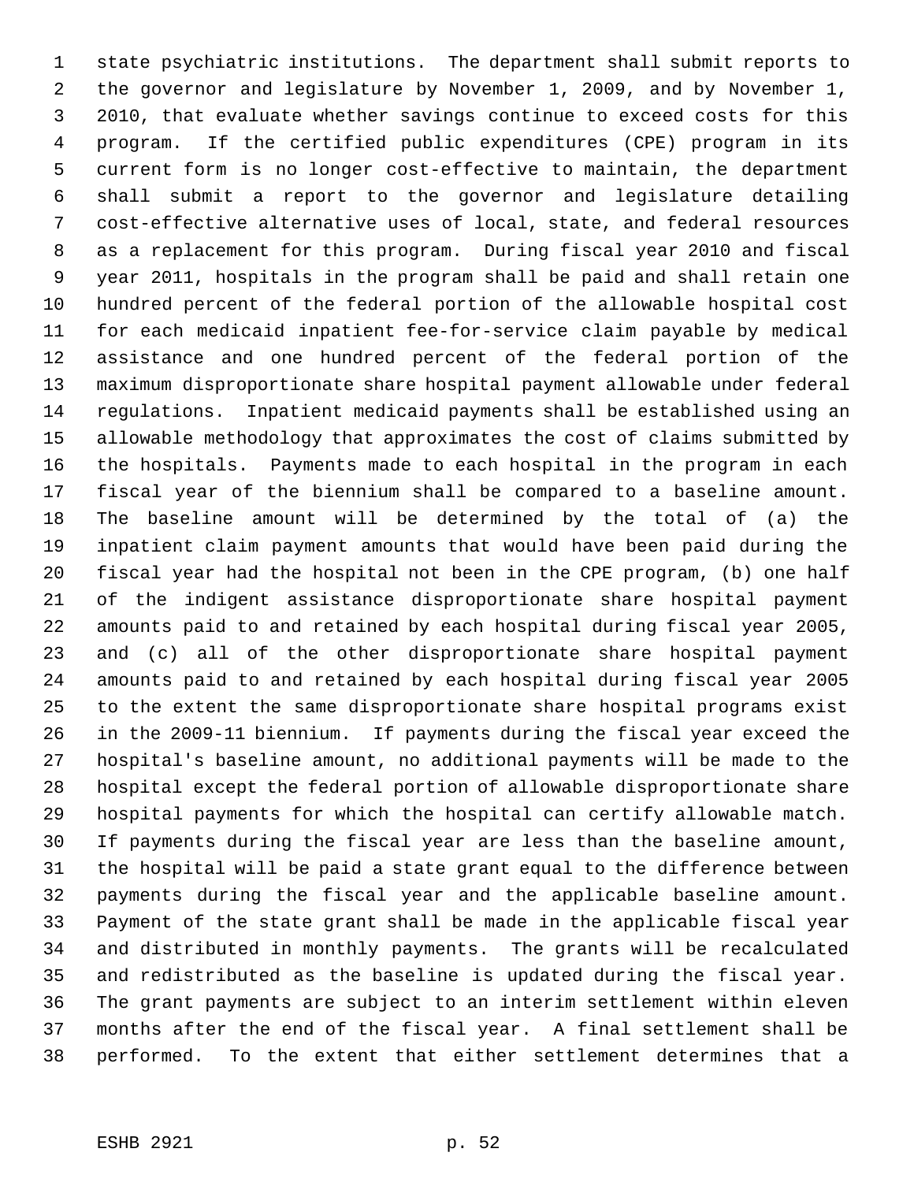state psychiatric institutions. The department shall submit reports to the governor and legislature by November 1, 2009, and by November 1, 2010, that evaluate whether savings continue to exceed costs for this program. If the certified public expenditures (CPE) program in its current form is no longer cost-effective to maintain, the department shall submit a report to the governor and legislature detailing cost-effective alternative uses of local, state, and federal resources as a replacement for this program. During fiscal year 2010 and fiscal year 2011, hospitals in the program shall be paid and shall retain one hundred percent of the federal portion of the allowable hospital cost for each medicaid inpatient fee-for-service claim payable by medical assistance and one hundred percent of the federal portion of the maximum disproportionate share hospital payment allowable under federal regulations. Inpatient medicaid payments shall be established using an allowable methodology that approximates the cost of claims submitted by the hospitals. Payments made to each hospital in the program in each fiscal year of the biennium shall be compared to a baseline amount. The baseline amount will be determined by the total of (a) the inpatient claim payment amounts that would have been paid during the fiscal year had the hospital not been in the CPE program, (b) one half of the indigent assistance disproportionate share hospital payment amounts paid to and retained by each hospital during fiscal year 2005, and (c) all of the other disproportionate share hospital payment amounts paid to and retained by each hospital during fiscal year 2005 to the extent the same disproportionate share hospital programs exist in the 2009-11 biennium. If payments during the fiscal year exceed the hospital's baseline amount, no additional payments will be made to the hospital except the federal portion of allowable disproportionate share hospital payments for which the hospital can certify allowable match. If payments during the fiscal year are less than the baseline amount, the hospital will be paid a state grant equal to the difference between payments during the fiscal year and the applicable baseline amount. Payment of the state grant shall be made in the applicable fiscal year and distributed in monthly payments. The grants will be recalculated and redistributed as the baseline is updated during the fiscal year. The grant payments are subject to an interim settlement within eleven months after the end of the fiscal year. A final settlement shall be performed. To the extent that either settlement determines that a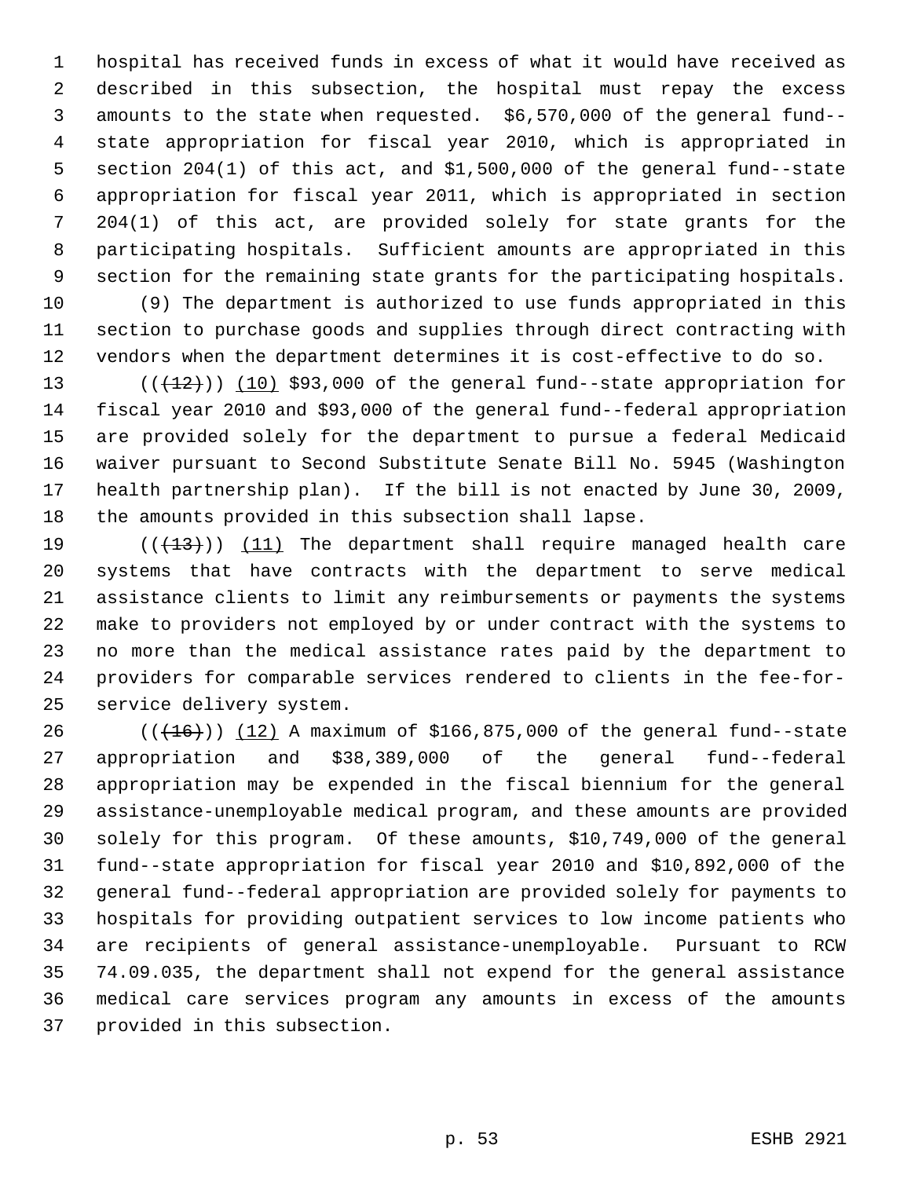hospital has received funds in excess of what it would have received as described in this subsection, the hospital must repay the excess amounts to the state when requested. $6,570,000 of the general fund--state appropriation for fiscal year 2010, which is appropriated in section 204(1) of this act, and $1,500,000 of the general fund--state appropriation for fiscal year 2011, which is appropriated in section 204(1) of this act, are provided solely for state grants for the participating hospitals. Sufficient amounts are appropriated in this section for the remaining state grants for the participating hospitals.

(9) The department is authorized to use funds appropriated in this section to purchase goods and supplies through direct contracting with vendors when the department determines it is cost-effective to do so.

((~~(12)~~)) (10) $93,000 of the general fund--state appropriation for fiscal year 2010 and $93,000 of the general fund--federal appropriation are provided solely for the department to pursue a federal Medicaid waiver pursuant to Second Substitute Senate Bill No. 5945 (Washington health partnership plan). If the bill is not enacted by June 30, 2009, the amounts provided in this subsection shall lapse.

((~~(13)~~)) (11) The department shall require managed health care systems that have contracts with the department to serve medical assistance clients to limit any reimbursements or payments the systems make to providers not employed by or under contract with the systems to no more than the medical assistance rates paid by the department to providers for comparable services rendered to clients in the fee-for-service delivery system.

((~~(16)~~)) (12) A maximum of $166,875,000 of the general fund--state appropriation and $38,389,000 of the general fund--federal appropriation may be expended in the fiscal biennium for the general assistance-unemployable medical program, and these amounts are provided solely for this program. Of these amounts, $10,749,000 of the general fund--state appropriation for fiscal year 2010 and $10,892,000 of the general fund--federal appropriation are provided solely for payments to hospitals for providing outpatient services to low income patients who are recipients of general assistance-unemployable. Pursuant to RCW 74.09.035, the department shall not expend for the general assistance medical care services program any amounts in excess of the amounts provided in this subsection.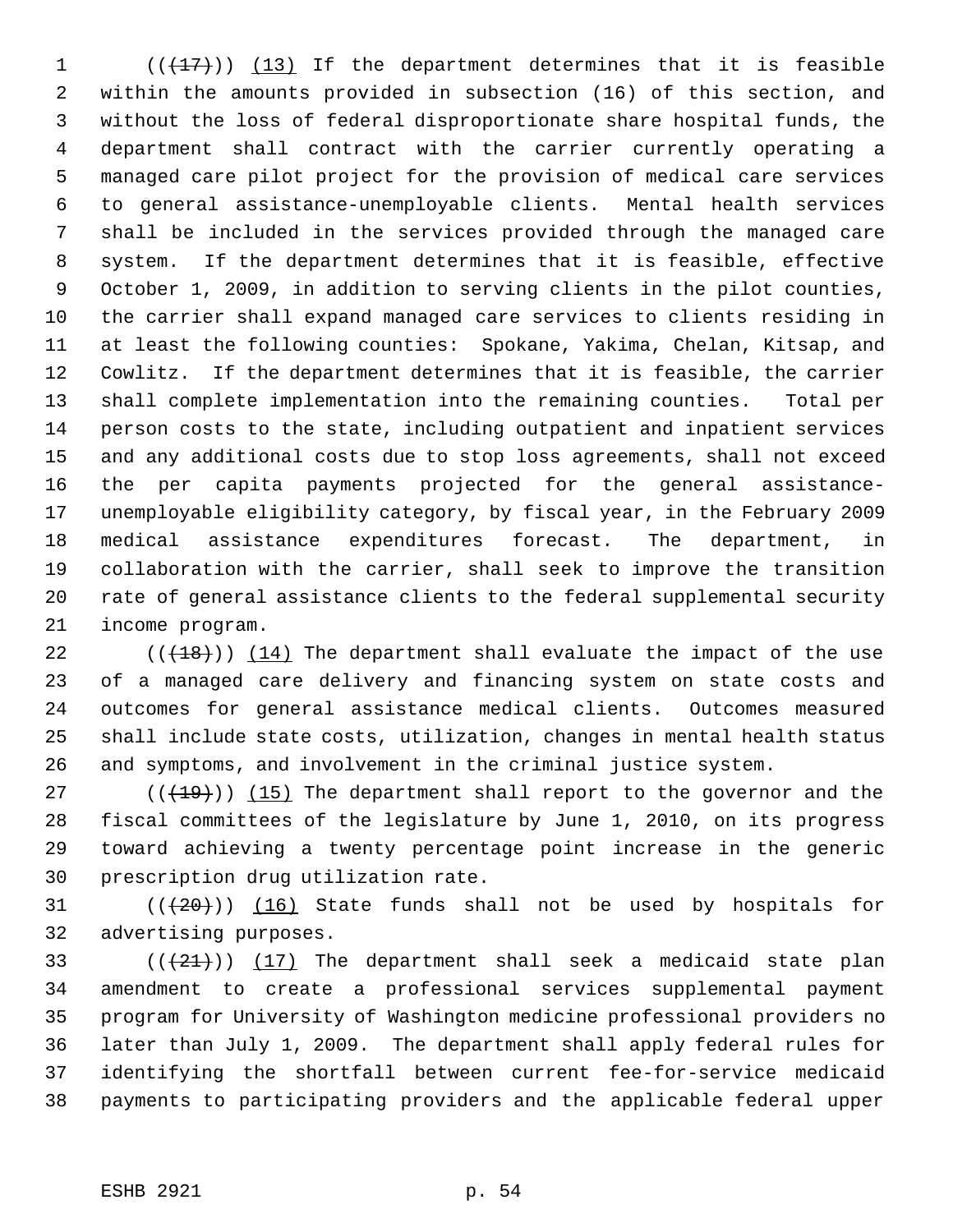(((17))) (13) If the department determines that it is feasible within the amounts provided in subsection (16) of this section, and without the loss of federal disproportionate share hospital funds, the department shall contract with the carrier currently operating a managed care pilot project for the provision of medical care services to general assistance-unemployable clients. Mental health services shall be included in the services provided through the managed care system. If the department determines that it is feasible, effective October 1, 2009, in addition to serving clients in the pilot counties, the carrier shall expand managed care services to clients residing in at least the following counties: Spokane, Yakima, Chelan, Kitsap, and Cowlitz. If the department determines that it is feasible, the carrier shall complete implementation into the remaining counties. Total per person costs to the state, including outpatient and inpatient services and any additional costs due to stop loss agreements, shall not exceed the per capita payments projected for the general assistance-unemployable eligibility category, by fiscal year, in the February 2009 medical assistance expenditures forecast. The department, in collaboration with the carrier, shall seek to improve the transition rate of general assistance clients to the federal supplemental security income program.

(((18))) (14) The department shall evaluate the impact of the use of a managed care delivery and financing system on state costs and outcomes for general assistance medical clients. Outcomes measured shall include state costs, utilization, changes in mental health status and symptoms, and involvement in the criminal justice system.

(((19))) (15) The department shall report to the governor and the fiscal committees of the legislature by June 1, 2010, on its progress toward achieving a twenty percentage point increase in the generic prescription drug utilization rate.

(((20))) (16) State funds shall not be used by hospitals for advertising purposes.

(((21))) (17) The department shall seek a medicaid state plan amendment to create a professional services supplemental payment program for University of Washington medicine professional providers no later than July 1, 2009. The department shall apply federal rules for identifying the shortfall between current fee-for-service medicaid payments to participating providers and the applicable federal upper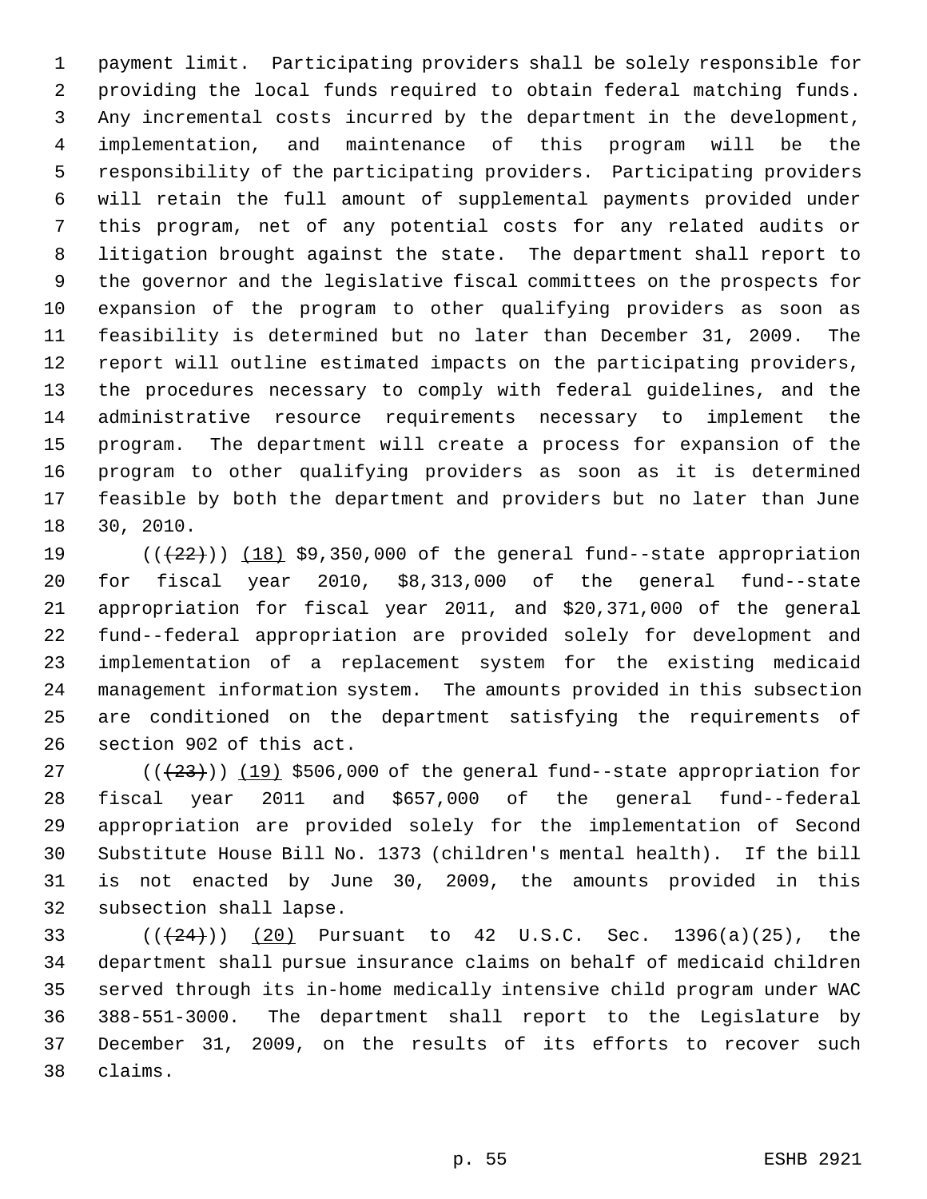payment limit. Participating providers shall be solely responsible for providing the local funds required to obtain federal matching funds. Any incremental costs incurred by the department in the development, implementation, and maintenance of this program will be the responsibility of the participating providers. Participating providers will retain the full amount of supplemental payments provided under this program, net of any potential costs for any related audits or litigation brought against the state. The department shall report to the governor and the legislative fiscal committees on the prospects for expansion of the program to other qualifying providers as soon as feasibility is determined but no later than December 31, 2009. The report will outline estimated impacts on the participating providers, the procedures necessary to comply with federal guidelines, and the administrative resource requirements necessary to implement the program. The department will create a process for expansion of the program to other qualifying providers as soon as it is determined feasible by both the department and providers but no later than June 30, 2010.

((~~(22)~~)) (18) $9,350,000 of the general fund--state appropriation for fiscal year 2010, $8,313,000 of the general fund--state appropriation for fiscal year 2011, and $20,371,000 of the general fund--federal appropriation are provided solely for development and implementation of a replacement system for the existing medicaid management information system. The amounts provided in this subsection are conditioned on the department satisfying the requirements of section 902 of this act.

((~~(23)~~)) (19) $506,000 of the general fund--state appropriation for fiscal year 2011 and $657,000 of the general fund--federal appropriation are provided solely for the implementation of Second Substitute House Bill No. 1373 (children's mental health). If the bill is not enacted by June 30, 2009, the amounts provided in this subsection shall lapse.

((~~(24)~~)) (20) Pursuant to 42 U.S.C. Sec. 1396(a)(25), the department shall pursue insurance claims on behalf of medicaid children served through its in-home medically intensive child program under WAC 388-551-3000. The department shall report to the Legislature by December 31, 2009, on the results of its efforts to recover such claims.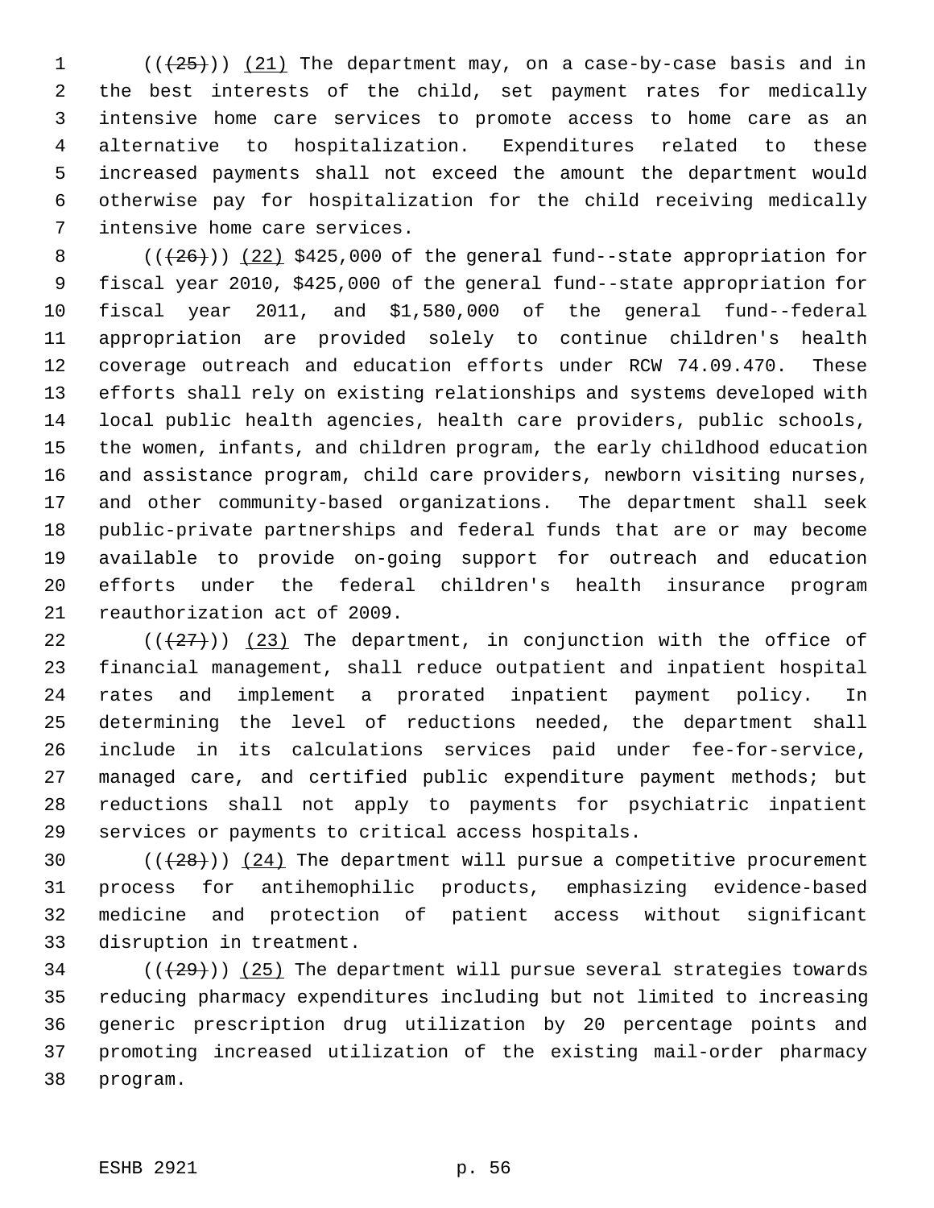(((25))) (21) The department may, on a case-by-case basis and in the best interests of the child, set payment rates for medically intensive home care services to promote access to home care as an alternative to hospitalization. Expenditures related to these increased payments shall not exceed the amount the department would otherwise pay for hospitalization for the child receiving medically intensive home care services.

(((26))) (22) $425,000 of the general fund--state appropriation for fiscal year 2010, $425,000 of the general fund--state appropriation for fiscal year 2011, and $1,580,000 of the general fund--federal appropriation are provided solely to continue children's health coverage outreach and education efforts under RCW 74.09.470. These efforts shall rely on existing relationships and systems developed with local public health agencies, health care providers, public schools, the women, infants, and children program, the early childhood education and assistance program, child care providers, newborn visiting nurses, and other community-based organizations. The department shall seek public-private partnerships and federal funds that are or may become available to provide on-going support for outreach and education efforts under the federal children's health insurance program reauthorization act of 2009.

(((27))) (23) The department, in conjunction with the office of financial management, shall reduce outpatient and inpatient hospital rates and implement a prorated inpatient payment policy. In determining the level of reductions needed, the department shall include in its calculations services paid under fee-for-service, managed care, and certified public expenditure payment methods; but reductions shall not apply to payments for psychiatric inpatient services or payments to critical access hospitals.

(((28))) (24) The department will pursue a competitive procurement process for antihemophilic products, emphasizing evidence-based medicine and protection of patient access without significant disruption in treatment.

(((29))) (25) The department will pursue several strategies towards reducing pharmacy expenditures including but not limited to increasing generic prescription drug utilization by 20 percentage points and promoting increased utilization of the existing mail-order pharmacy program.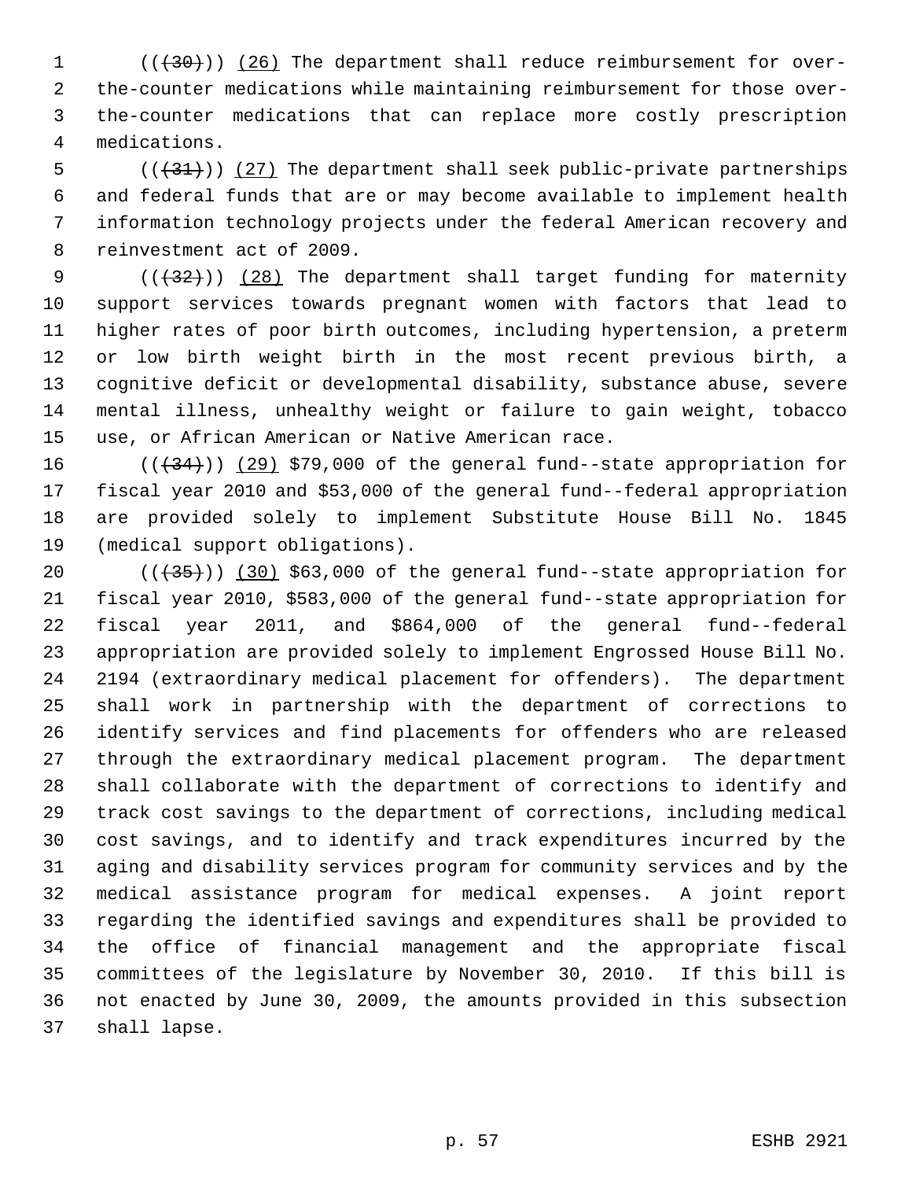(((30))) (26) The department shall reduce reimbursement for over-the-counter medications while maintaining reimbursement for those over-the-counter medications that can replace more costly prescription medications.

(((31))) (27) The department shall seek public-private partnerships and federal funds that are or may become available to implement health information technology projects under the federal American recovery and reinvestment act of 2009.

(((32))) (28) The department shall target funding for maternity support services towards pregnant women with factors that lead to higher rates of poor birth outcomes, including hypertension, a preterm or low birth weight birth in the most recent previous birth, a cognitive deficit or developmental disability, substance abuse, severe mental illness, unhealthy weight or failure to gain weight, tobacco use, or African American or Native American race.

(((34))) (29) $79,000 of the general fund--state appropriation for fiscal year 2010 and $53,000 of the general fund--federal appropriation are provided solely to implement Substitute House Bill No. 1845 (medical support obligations).

(((35))) (30) $63,000 of the general fund--state appropriation for fiscal year 2010, $583,000 of the general fund--state appropriation for fiscal year 2011, and $864,000 of the general fund--federal appropriation are provided solely to implement Engrossed House Bill No. 2194 (extraordinary medical placement for offenders). The department shall work in partnership with the department of corrections to identify services and find placements for offenders who are released through the extraordinary medical placement program. The department shall collaborate with the department of corrections to identify and track cost savings to the department of corrections, including medical cost savings, and to identify and track expenditures incurred by the aging and disability services program for community services and by the medical assistance program for medical expenses. A joint report regarding the identified savings and expenditures shall be provided to the office of financial management and the appropriate fiscal committees of the legislature by November 30, 2010. If this bill is not enacted by June 30, 2009, the amounts provided in this subsection shall lapse.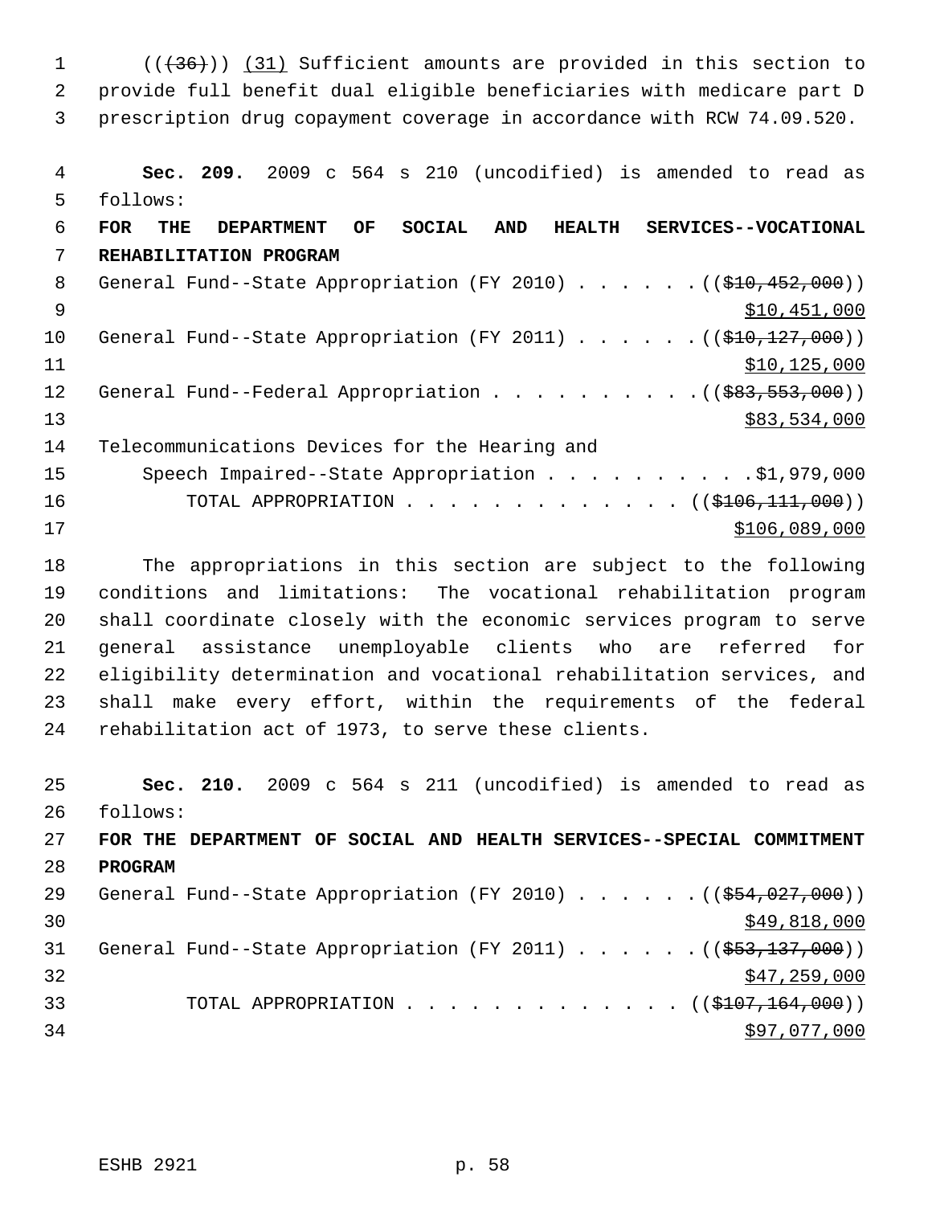(((36))) (31) Sufficient amounts are provided in this section to provide full benefit dual eligible beneficiaries with medicare part D prescription drug copayment coverage in accordance with RCW 74.09.520.

**Sec. 209.** 2009 c 564 s 210 (uncodified) is amended to read as follows:

**FOR THE DEPARTMENT OF SOCIAL AND HEALTH SERVICES--VOCATIONAL REHABILITATION PROGRAM**

General Fund--State Appropriation (FY 2010) . . . . . . (($10,452,000))
$10,451,000

General Fund--State Appropriation (FY 2011) . . . . . . (($10,127,000))
$10,125,000

General Fund--Federal Appropriation . . . . . . . . . . (($83,553,000))
$83,534,000

Telecommunications Devices for the Hearing and Speech Impaired--State Appropriation . . . . . . . . . . $1,979,000

TOTAL APPROPRIATION . . . . . . . . . . . . . (($106,111,000))
$106,089,000

The appropriations in this section are subject to the following conditions and limitations: The vocational rehabilitation program shall coordinate closely with the economic services program to serve general assistance unemployable clients who are referred for eligibility determination and vocational rehabilitation services, and shall make every effort, within the requirements of the federal rehabilitation act of 1973, to serve these clients.

**Sec. 210.** 2009 c 564 s 211 (uncodified) is amended to read as follows:

**FOR THE DEPARTMENT OF SOCIAL AND HEALTH SERVICES--SPECIAL COMMITMENT PROGRAM**

General Fund--State Appropriation (FY 2010) . . . . . . (($54,027,000))
$49,818,000

General Fund--State Appropriation (FY 2011) . . . . . . (($53,137,000))
$47,259,000

TOTAL APPROPRIATION . . . . . . . . . . . . . (($107,164,000))
$97,077,000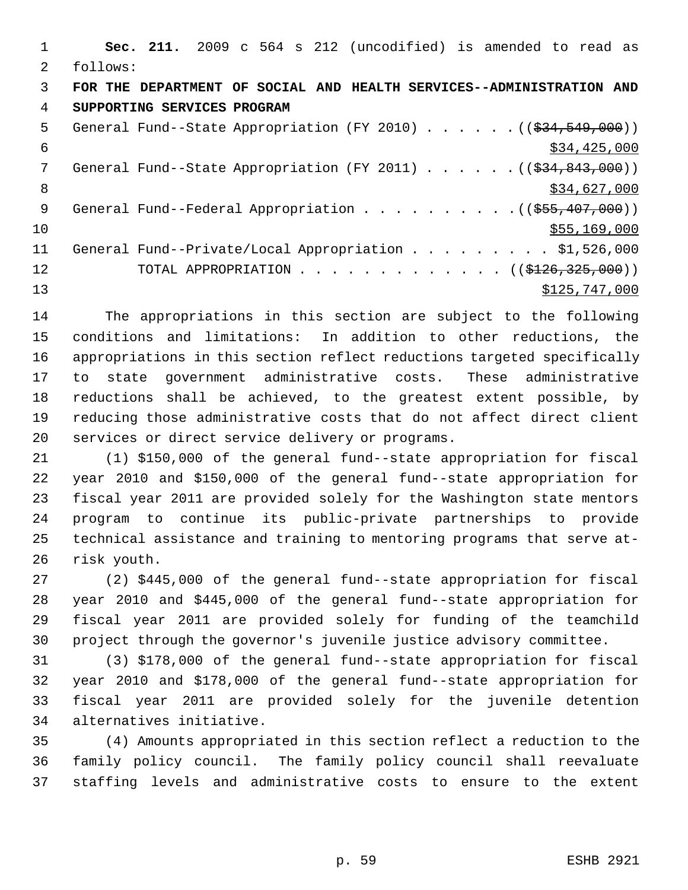**Sec. 211.** 2009 c 564 s 212 (uncodified) is amended to read as follows:

**FOR THE DEPARTMENT OF SOCIAL AND HEALTH SERVICES--ADMINISTRATION AND SUPPORTING SERVICES PROGRAM**

| | |
|---|---|
| General Fund--State Appropriation (FY 2010) | ((~~$34,549,000~~)) <u>$34,425,000</u> |
| General Fund--State Appropriation (FY 2011) | ((~~$34,843,000~~)) <u>$34,627,000</u> |
| General Fund--Federal Appropriation | ((~~$55,407,000~~)) <u>$55,169,000</u> |
| General Fund--Private/Local Appropriation | $1,526,000 |
| TOTAL APPROPRIATION | ((~~$126,325,000~~)) <u>$125,747,000</u> |

The appropriations in this section are subject to the following conditions and limitations: In addition to other reductions, the appropriations in this section reflect reductions targeted specifically to state government administrative costs. These administrative reductions shall be achieved, to the greatest extent possible, by reducing those administrative costs that do not affect direct client services or direct service delivery or programs.

(1) $150,000 of the general fund--state appropriation for fiscal year 2010 and $150,000 of the general fund--state appropriation for fiscal year 2011 are provided solely for the Washington state mentors program to continue its public-private partnerships to provide technical assistance and training to mentoring programs that serve at-risk youth.

(2) $445,000 of the general fund--state appropriation for fiscal year 2010 and $445,000 of the general fund--state appropriation for fiscal year 2011 are provided solely for funding of the teamchild project through the governor's juvenile justice advisory committee.

(3) $178,000 of the general fund--state appropriation for fiscal year 2010 and $178,000 of the general fund--state appropriation for fiscal year 2011 are provided solely for the juvenile detention alternatives initiative.

(4) Amounts appropriated in this section reflect a reduction to the family policy council. The family policy council shall reevaluate staffing levels and administrative costs to ensure to the extent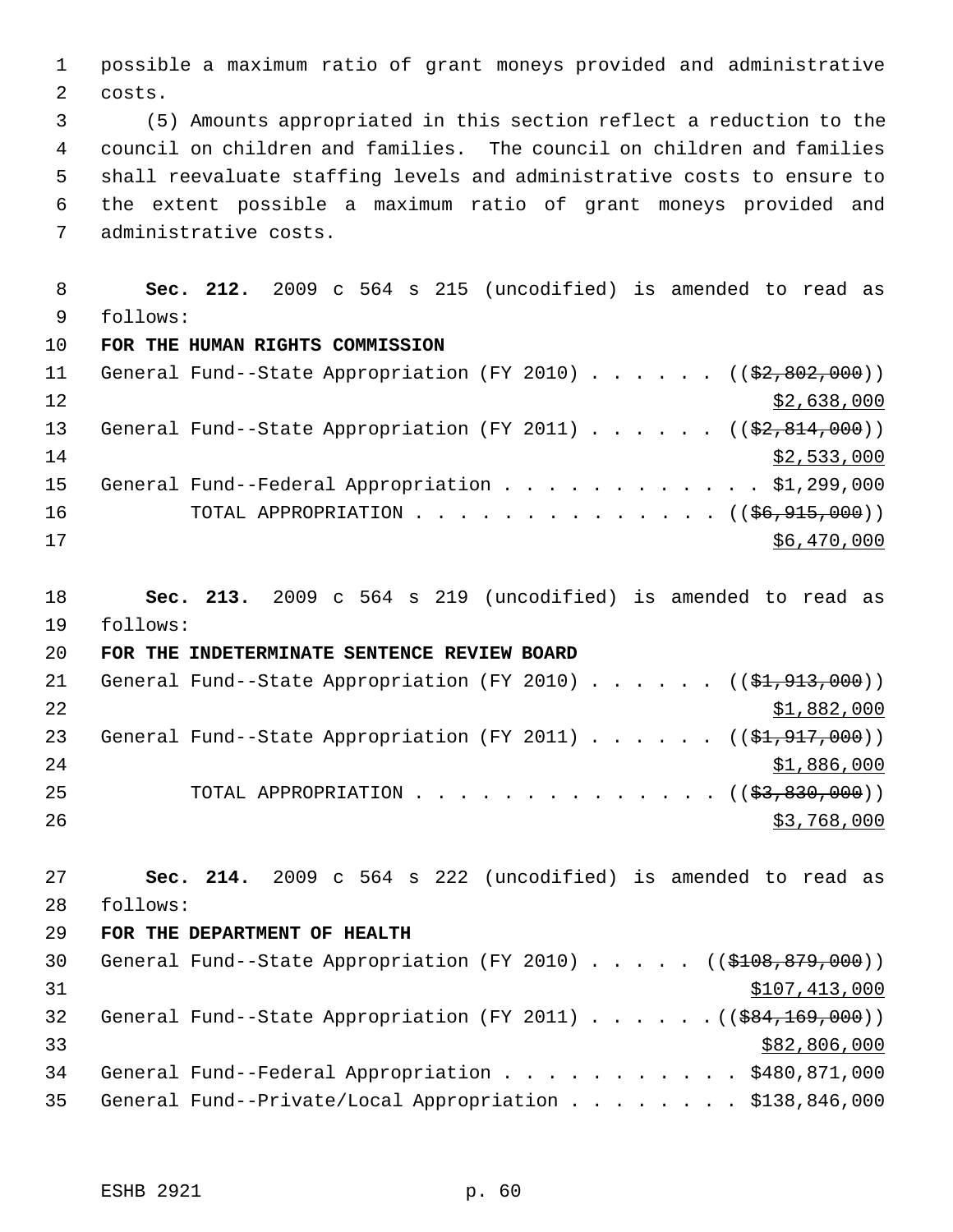possible a maximum ratio of grant moneys provided and administrative costs.

(5) Amounts appropriated in this section reflect a reduction to the council on children and families. The council on children and families shall reevaluate staffing levels and administrative costs to ensure to the extent possible a maximum ratio of grant moneys provided and administrative costs.

**Sec. 212.** 2009 c 564 s 215 (uncodified) is amended to read as follows:

**FOR THE HUMAN RIGHTS COMMISSION**

General Fund--State Appropriation (FY 2010) . . . . . . ((~~$2,802,000~~))
<u>$2,638,000</u>

General Fund--State Appropriation (FY 2011) . . . . . . ((~~$2,814,000~~))
<u>$2,533,000</u>

General Fund--Federal Appropriation . . . . . . . . . . . . $1,299,000

TOTAL APPROPRIATION . . . . . . . . . . . . . . ((~~$6,915,000~~))
<u>$6,470,000</u>

**Sec. 213.** 2009 c 564 s 219 (uncodified) is amended to read as follows:

**FOR THE INDETERMINATE SENTENCE REVIEW BOARD**

General Fund--State Appropriation (FY 2010) . . . . . . ((~~$1,913,000~~))
<u>$1,882,000</u>

General Fund--State Appropriation (FY 2011) . . . . . . ((~~$1,917,000~~))
<u>$1,886,000</u>

TOTAL APPROPRIATION . . . . . . . . . . . . . . ((~~$3,830,000~~))
<u>$3,768,000</u>

**Sec. 214.** 2009 c 564 s 222 (uncodified) is amended to read as follows:

**FOR THE DEPARTMENT OF HEALTH**

General Fund--State Appropriation (FY 2010) . . . . . ((~~$108,879,000~~))
<u>$107,413,000</u>

General Fund--State Appropriation (FY 2011) . . . . . . ((~~$84,169,000~~))
<u>$82,806,000</u>

General Fund--Federal Appropriation . . . . . . . . . . . $480,871,000

General Fund--Private/Local Appropriation . . . . . . . . $138,846,000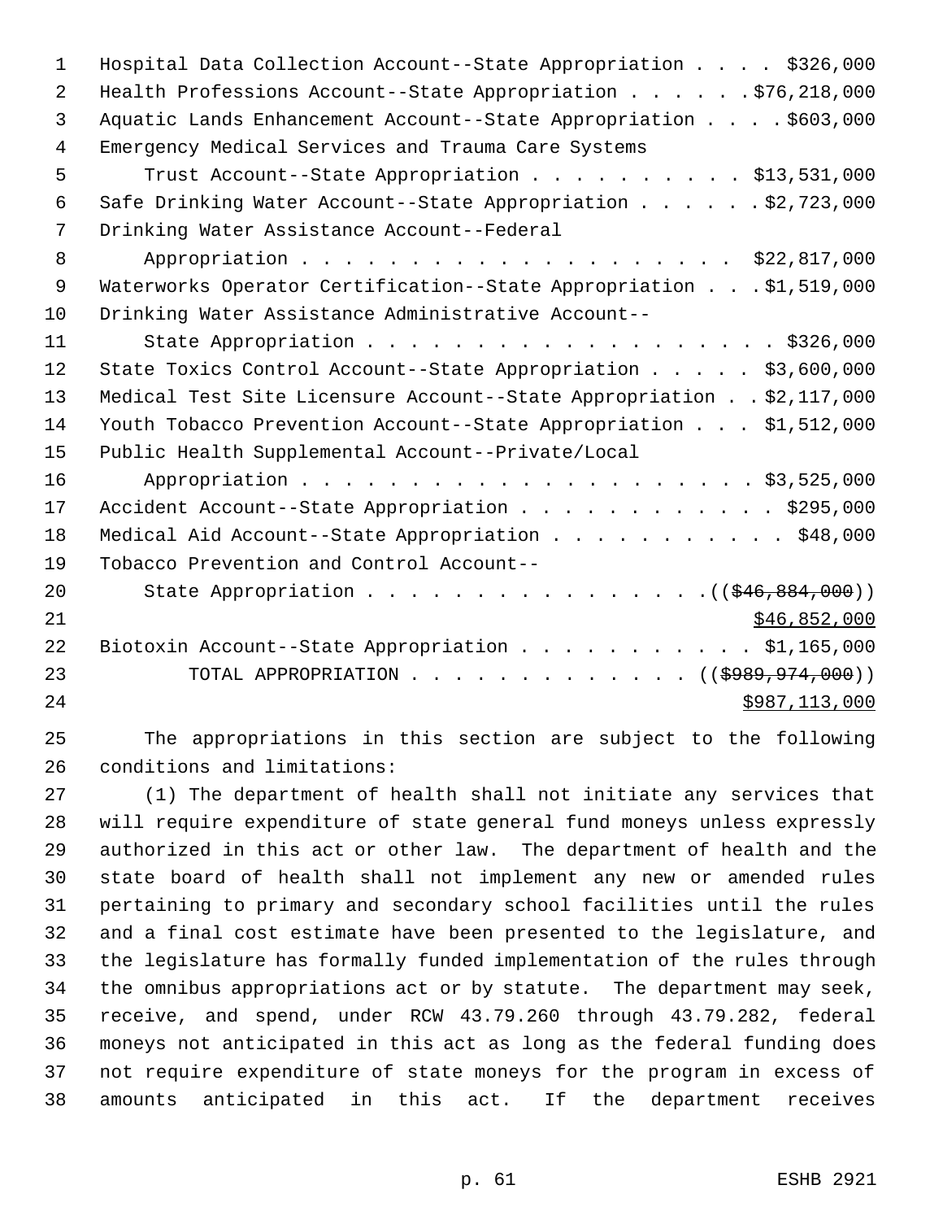Hospital Data Collection Account--State Appropriation . . . . $326,000
Health Professions Account--State Appropriation . . . . . . $76,218,000
Aquatic Lands Enhancement Account--State Appropriation . . . . $603,000
Emergency Medical Services and Trauma Care Systems
Trust Account--State Appropriation . . . . . . . . . . $13,531,000
Safe Drinking Water Account--State Appropriation . . . . . . $2,723,000
Drinking Water Assistance Account--Federal
Appropriation . . . . . . . . . . . . . . . . . . . . $22,817,000
Waterworks Operator Certification--State Appropriation . . . $1,519,000
Drinking Water Assistance Administrative Account--
State Appropriation . . . . . . . . . . . . . . . . . . . $326,000
State Toxics Control Account--State Appropriation . . . . . $3,600,000
Medical Test Site Licensure Account--State Appropriation . . $2,117,000
Youth Tobacco Prevention Account--State Appropriation . . . $1,512,000
Public Health Supplemental Account--Private/Local
Appropriation . . . . . . . . . . . . . . . . . . . . $3,525,000
Accident Account--State Appropriation . . . . . . . . . . . . $295,000
Medical Aid Account--State Appropriation . . . . . . . . . . . $48,000
Tobacco Prevention and Control Account--
State Appropriation . . . . . . . . . . . . . . . . (($46,884,000))
$46,852,000
Biotoxin Account--State Appropriation . . . . . . . . . . . $1,165,000
TOTAL APPROPRIATION . . . . . . . . . . . . . (($989,974,000))
$987,113,000

The appropriations in this section are subject to the following conditions and limitations:

(1) The department of health shall not initiate any services that will require expenditure of state general fund moneys unless expressly authorized in this act or other law. The department of health and the state board of health shall not implement any new or amended rules pertaining to primary and secondary school facilities until the rules and a final cost estimate have been presented to the legislature, and the legislature has formally funded implementation of the rules through the omnibus appropriations act or by statute. The department may seek, receive, and spend, under RCW 43.79.260 through 43.79.282, federal moneys not anticipated in this act as long as the federal funding does not require expenditure of state moneys for the program in excess of amounts anticipated in this act. If the department receives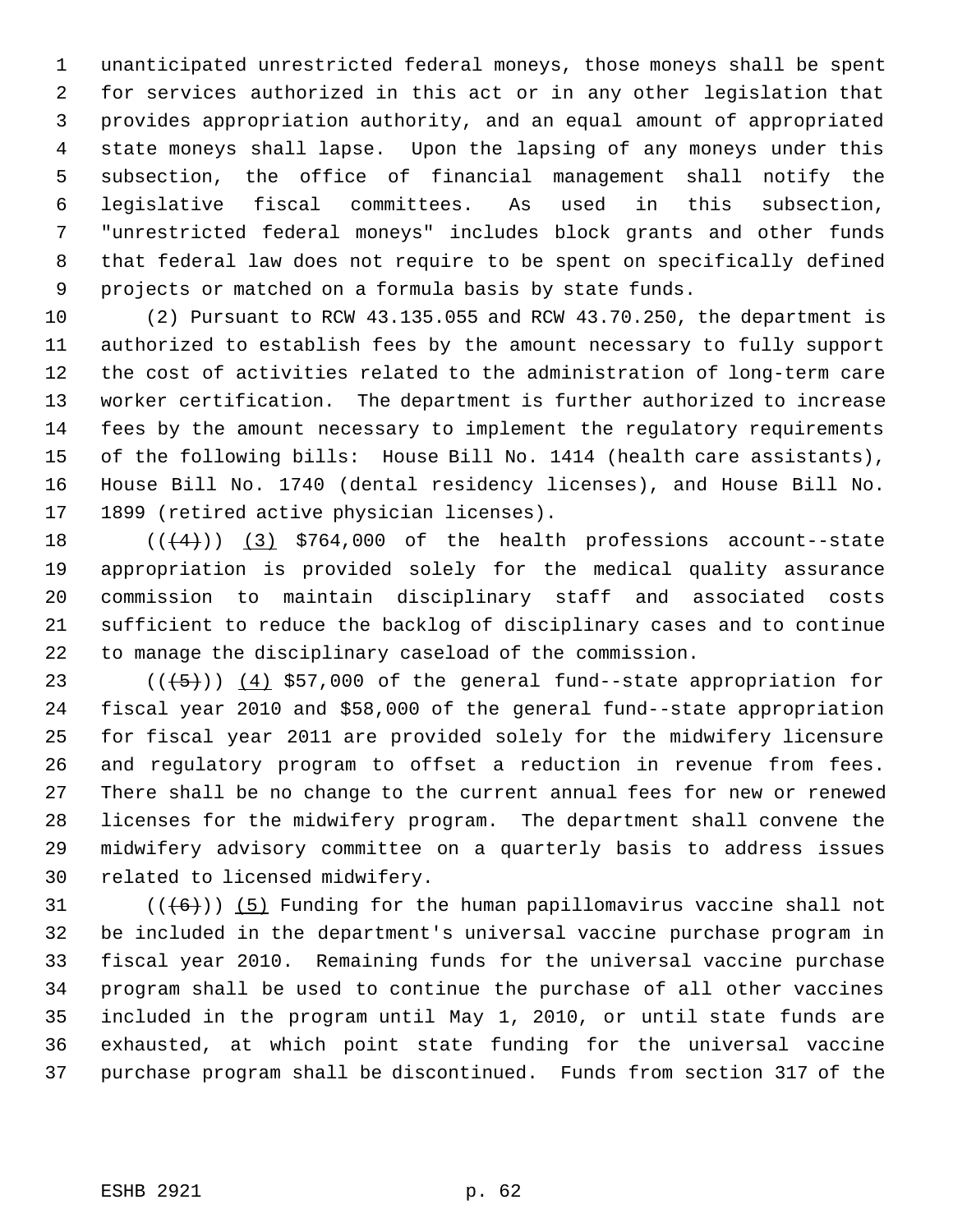unanticipated unrestricted federal moneys, those moneys shall be spent for services authorized in this act or in any other legislation that provides appropriation authority, and an equal amount of appropriated state moneys shall lapse. Upon the lapsing of any moneys under this subsection, the office of financial management shall notify the legislative fiscal committees. As used in this subsection, "unrestricted federal moneys" includes block grants and other funds that federal law does not require to be spent on specifically defined projects or matched on a formula basis by state funds.

(2) Pursuant to RCW 43.135.055 and RCW 43.70.250, the department is authorized to establish fees by the amount necessary to fully support the cost of activities related to the administration of long-term care worker certification. The department is further authorized to increase fees by the amount necessary to implement the regulatory requirements of the following bills: House Bill No. 1414 (health care assistants), House Bill No. 1740 (dental residency licenses), and House Bill No. 1899 (retired active physician licenses).

~~((4))~~ (3) $764,000 of the health professions account--state appropriation is provided solely for the medical quality assurance commission to maintain disciplinary staff and associated costs sufficient to reduce the backlog of disciplinary cases and to continue to manage the disciplinary caseload of the commission.

~~((5))~~ (4) $57,000 of the general fund--state appropriation for fiscal year 2010 and $58,000 of the general fund--state appropriation for fiscal year 2011 are provided solely for the midwifery licensure and regulatory program to offset a reduction in revenue from fees. There shall be no change to the current annual fees for new or renewed licenses for the midwifery program. The department shall convene the midwifery advisory committee on a quarterly basis to address issues related to licensed midwifery.

~~((6))~~ (5) Funding for the human papillomavirus vaccine shall not be included in the department's universal vaccine purchase program in fiscal year 2010. Remaining funds for the universal vaccine purchase program shall be used to continue the purchase of all other vaccines included in the program until May 1, 2010, or until state funds are exhausted, at which point state funding for the universal vaccine purchase program shall be discontinued. Funds from section 317 of the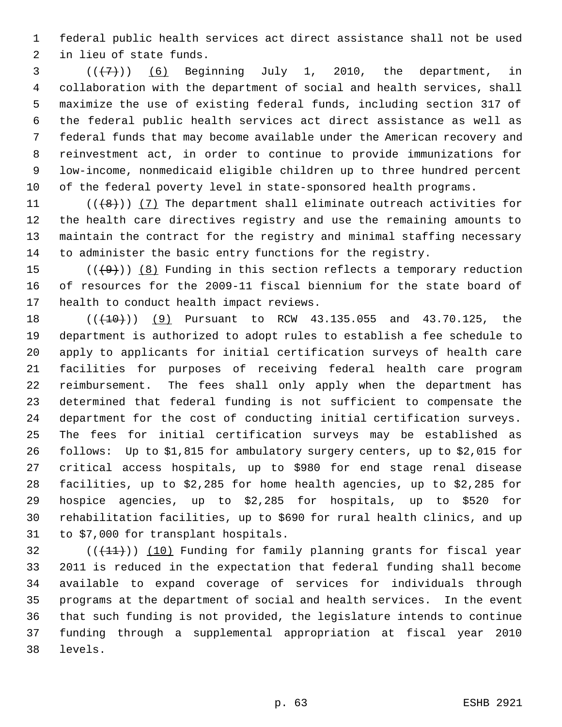federal public health services act direct assistance shall not be used in lieu of state funds.

(((7))) (6) Beginning July 1, 2010, the department, in collaboration with the department of social and health services, shall maximize the use of existing federal funds, including section 317 of the federal public health services act direct assistance as well as federal funds that may become available under the American recovery and reinvestment act, in order to continue to provide immunizations for low-income, nonmedicaid eligible children up to three hundred percent of the federal poverty level in state-sponsored health programs.

(((8))) (7) The department shall eliminate outreach activities for the health care directives registry and use the remaining amounts to maintain the contract for the registry and minimal staffing necessary to administer the basic entry functions for the registry.

(((9))) (8) Funding in this section reflects a temporary reduction of resources for the 2009-11 fiscal biennium for the state board of health to conduct health impact reviews.

(((10))) (9) Pursuant to RCW 43.135.055 and 43.70.125, the department is authorized to adopt rules to establish a fee schedule to apply to applicants for initial certification surveys of health care facilities for purposes of receiving federal health care program reimbursement. The fees shall only apply when the department has determined that federal funding is not sufficient to compensate the department for the cost of conducting initial certification surveys. The fees for initial certification surveys may be established as follows: Up to $1,815 for ambulatory surgery centers, up to $2,015 for critical access hospitals, up to $980 for end stage renal disease facilities, up to $2,285 for home health agencies, up to $2,285 for hospice agencies, up to $2,285 for hospitals, up to $520 for rehabilitation facilities, up to $690 for rural health clinics, and up to $7,000 for transplant hospitals.

(((11))) (10) Funding for family planning grants for fiscal year 2011 is reduced in the expectation that federal funding shall become available to expand coverage of services for individuals through programs at the department of social and health services. In the event that such funding is not provided, the legislature intends to continue funding through a supplemental appropriation at fiscal year 2010 levels.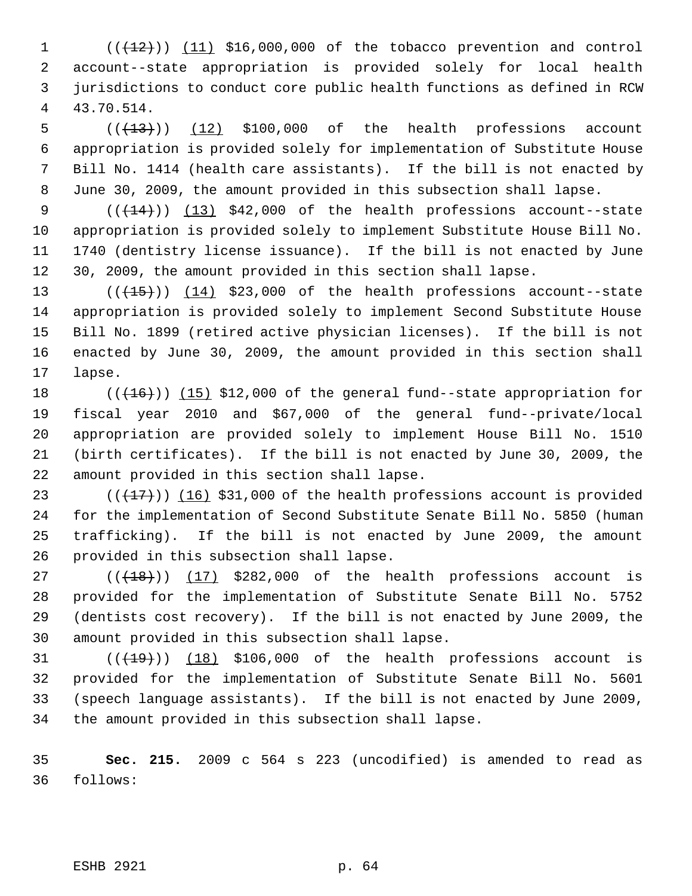((~~(12)~~)) (11) $16,000,000 of the tobacco prevention and control account--state appropriation is provided solely for local health jurisdictions to conduct core public health functions as defined in RCW 43.70.514.

((~~(13)~~)) (12) $100,000 of the health professions account appropriation is provided solely for implementation of Substitute House Bill No. 1414 (health care assistants). If the bill is not enacted by June 30, 2009, the amount provided in this subsection shall lapse.

((~~(14)~~)) (13) $42,000 of the health professions account--state appropriation is provided solely to implement Substitute House Bill No. 1740 (dentistry license issuance). If the bill is not enacted by June 30, 2009, the amount provided in this section shall lapse.

((~~(15)~~)) (14) $23,000 of the health professions account--state appropriation is provided solely to implement Second Substitute House Bill No. 1899 (retired active physician licenses). If the bill is not enacted by June 30, 2009, the amount provided in this section shall lapse.

((~~(16)~~)) (15) $12,000 of the general fund--state appropriation for fiscal year 2010 and $67,000 of the general fund--private/local appropriation are provided solely to implement House Bill No. 1510 (birth certificates). If the bill is not enacted by June 30, 2009, the amount provided in this section shall lapse.

((~~(17)~~)) (16) $31,000 of the health professions account is provided for the implementation of Second Substitute Senate Bill No. 5850 (human trafficking). If the bill is not enacted by June 2009, the amount provided in this subsection shall lapse.

((~~(18)~~)) (17) $282,000 of the health professions account is provided for the implementation of Substitute Senate Bill No. 5752 (dentists cost recovery). If the bill is not enacted by June 2009, the amount provided in this subsection shall lapse.

((~~(19)~~)) (18) $106,000 of the health professions account is provided for the implementation of Substitute Senate Bill No. 5601 (speech language assistants). If the bill is not enacted by June 2009, the amount provided in this subsection shall lapse.

**Sec. 215.** 2009 c 564 s 223 (uncodified) is amended to read as follows: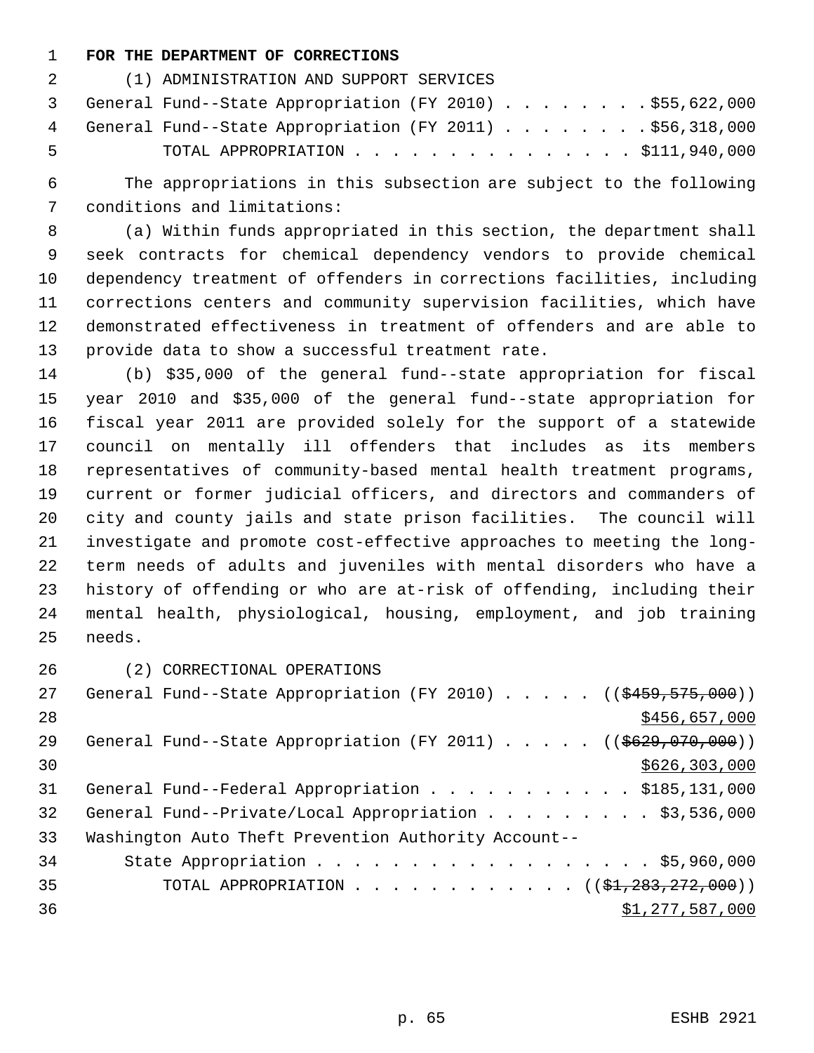**FOR THE DEPARTMENT OF CORRECTIONS**

(1) ADMINISTRATION AND SUPPORT SERVICES

General Fund--State Appropriation (FY 2010) . . . . . . . . $55,622,000
General Fund--State Appropriation (FY 2011) . . . . . . . . $56,318,000
TOTAL APPROPRIATION . . . . . . . . . . . . . . . $111,940,000

The appropriations in this subsection are subject to the following conditions and limitations:

(a) Within funds appropriated in this section, the department shall seek contracts for chemical dependency vendors to provide chemical dependency treatment of offenders in corrections facilities, including corrections centers and community supervision facilities, which have demonstrated effectiveness in treatment of offenders and are able to provide data to show a successful treatment rate.

(b) $35,000 of the general fund--state appropriation for fiscal year 2010 and $35,000 of the general fund--state appropriation for fiscal year 2011 are provided solely for the support of a statewide council on mentally ill offenders that includes as its members representatives of community-based mental health treatment programs, current or former judicial officers, and directors and commanders of city and county jails and state prison facilities. The council will investigate and promote cost-effective approaches to meeting the long-term needs of adults and juveniles with mental disorders who have a history of offending or who are at-risk of offending, including their mental health, physiological, housing, employment, and job training needs.

(2) CORRECTIONAL OPERATIONS

General Fund--State Appropriation (FY 2010) . . . . . ((~~$459,575,000~~))
<u>$456,657,000</u>
General Fund--State Appropriation (FY 2011) . . . . . ((~~$629,070,000~~))
<u>$626,303,000</u>
General Fund--Federal Appropriation . . . . . . . . . . . $185,131,000
General Fund--Private/Local Appropriation . . . . . . . . . $3,536,000
Washington Auto Theft Prevention Authority Account--
State Appropriation . . . . . . . . . . . . . . . . . . . $5,960,000
TOTAL APPROPRIATION . . . . . . . . . . . . ((~~$1,283,272,000~~))
<u>$1,277,587,000</u>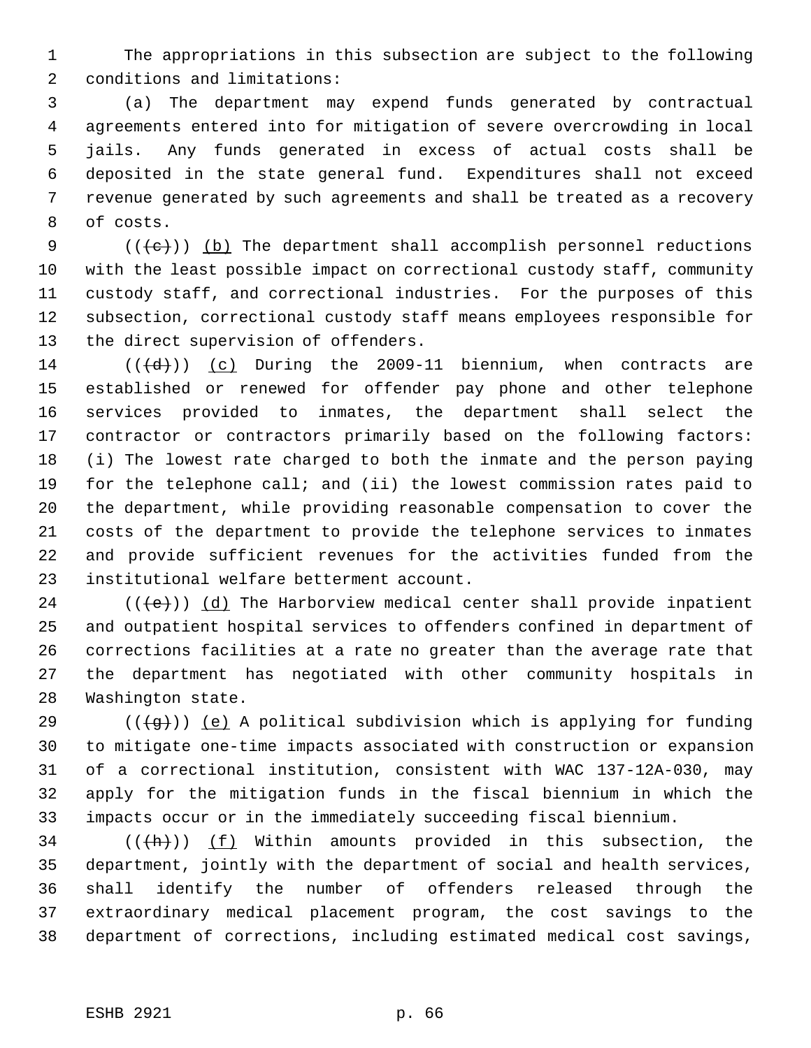The appropriations in this subsection are subject to the following conditions and limitations:

(a) The department may expend funds generated by contractual agreements entered into for mitigation of severe overcrowding in local jails. Any funds generated in excess of actual costs shall be deposited in the state general fund. Expenditures shall not exceed revenue generated by such agreements and shall be treated as a recovery of costs.

(((c))) (b) The department shall accomplish personnel reductions with the least possible impact on correctional custody staff, community custody staff, and correctional industries. For the purposes of this subsection, correctional custody staff means employees responsible for the direct supervision of offenders.

(((d))) (c) During the 2009-11 biennium, when contracts are established or renewed for offender pay phone and other telephone services provided to inmates, the department shall select the contractor or contractors primarily based on the following factors: (i) The lowest rate charged to both the inmate and the person paying for the telephone call; and (ii) the lowest commission rates paid to the department, while providing reasonable compensation to cover the costs of the department to provide the telephone services to inmates and provide sufficient revenues for the activities funded from the institutional welfare betterment account.

(((e))) (d) The Harborview medical center shall provide inpatient and outpatient hospital services to offenders confined in department of corrections facilities at a rate no greater than the average rate that the department has negotiated with other community hospitals in Washington state.

(((g))) (e) A political subdivision which is applying for funding to mitigate one-time impacts associated with construction or expansion of a correctional institution, consistent with WAC 137-12A-030, may apply for the mitigation funds in the fiscal biennium in which the impacts occur or in the immediately succeeding fiscal biennium.

(((h))) (f) Within amounts provided in this subsection, the department, jointly with the department of social and health services, shall identify the number of offenders released through the extraordinary medical placement program, the cost savings to the department of corrections, including estimated medical cost savings,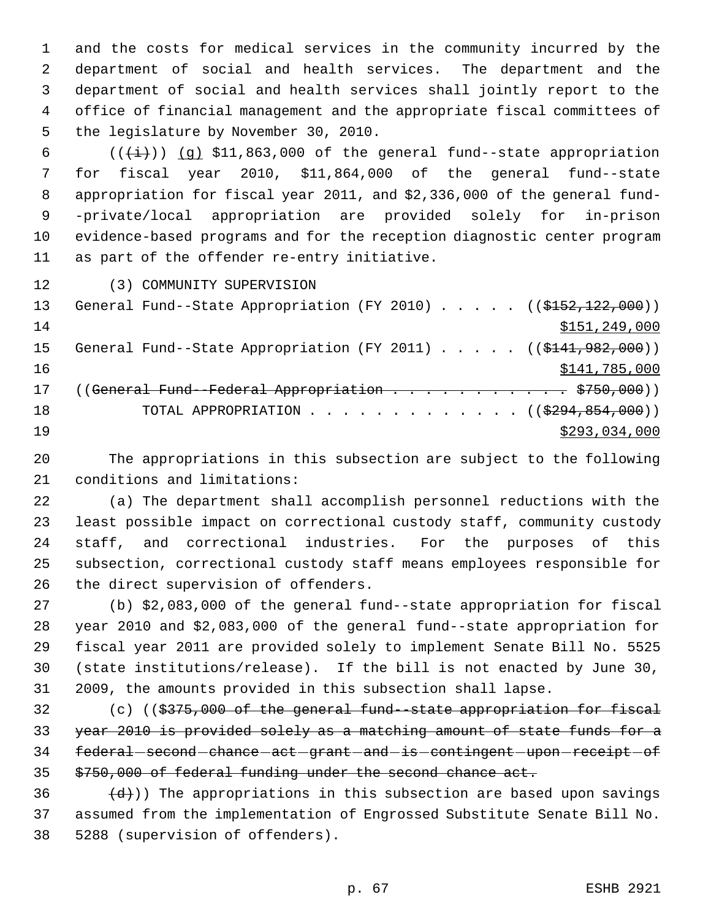and the costs for medical services in the community incurred by the department of social and health services. The department and the department of social and health services shall jointly report to the office of financial management and the appropriate fiscal committees of the legislature by November 30, 2010.

(( ~~(i)~~ )) (g) $11,863,000 of the general fund--state appropriation for fiscal year 2010, $11,864,000 of the general fund--state appropriation for fiscal year 2011, and $2,336,000 of the general fund--private/local appropriation are provided solely for in-prison evidence-based programs and for the reception diagnostic center program as part of the offender re-entry initiative.

(3) COMMUNITY SUPERVISION

General Fund--State Appropriation (FY 2010) . . . . . (( ~~$152,122,000~~ ))
$151,249,000

General Fund--State Appropriation (FY 2011) . . . . . (( ~~$141,982,000~~ ))
$141,785,000

(( ~~General Fund--Federal Appropriation . . . . . . . . . . . . $750,000~~ ))

TOTAL APPROPRIATION . . . . . . . . . . . . . (( ~~$294,854,000~~ ))
$293,034,000

The appropriations in this subsection are subject to the following conditions and limitations:

(a) The department shall accomplish personnel reductions with the least possible impact on correctional custody staff, community custody staff, and correctional industries. For the purposes of this subsection, correctional custody staff means employees responsible for the direct supervision of offenders.

(b) $2,083,000 of the general fund--state appropriation for fiscal year 2010 and $2,083,000 of the general fund--state appropriation for fiscal year 2011 are provided solely to implement Senate Bill No. 5525 (state institutions/release). If the bill is not enacted by June 30, 2009, the amounts provided in this subsection shall lapse.

(c) (( ~~$375,000 of the general fund--state appropriation for fiscal year 2010 is provided solely as a matching amount of state funds for a federal second chance act grant and is contingent upon receipt of $750,000 of federal funding under the second chance act.~~

~~(d)~~ )) The appropriations in this subsection are based upon savings assumed from the implementation of Engrossed Substitute Senate Bill No. 5288 (supervision of offenders).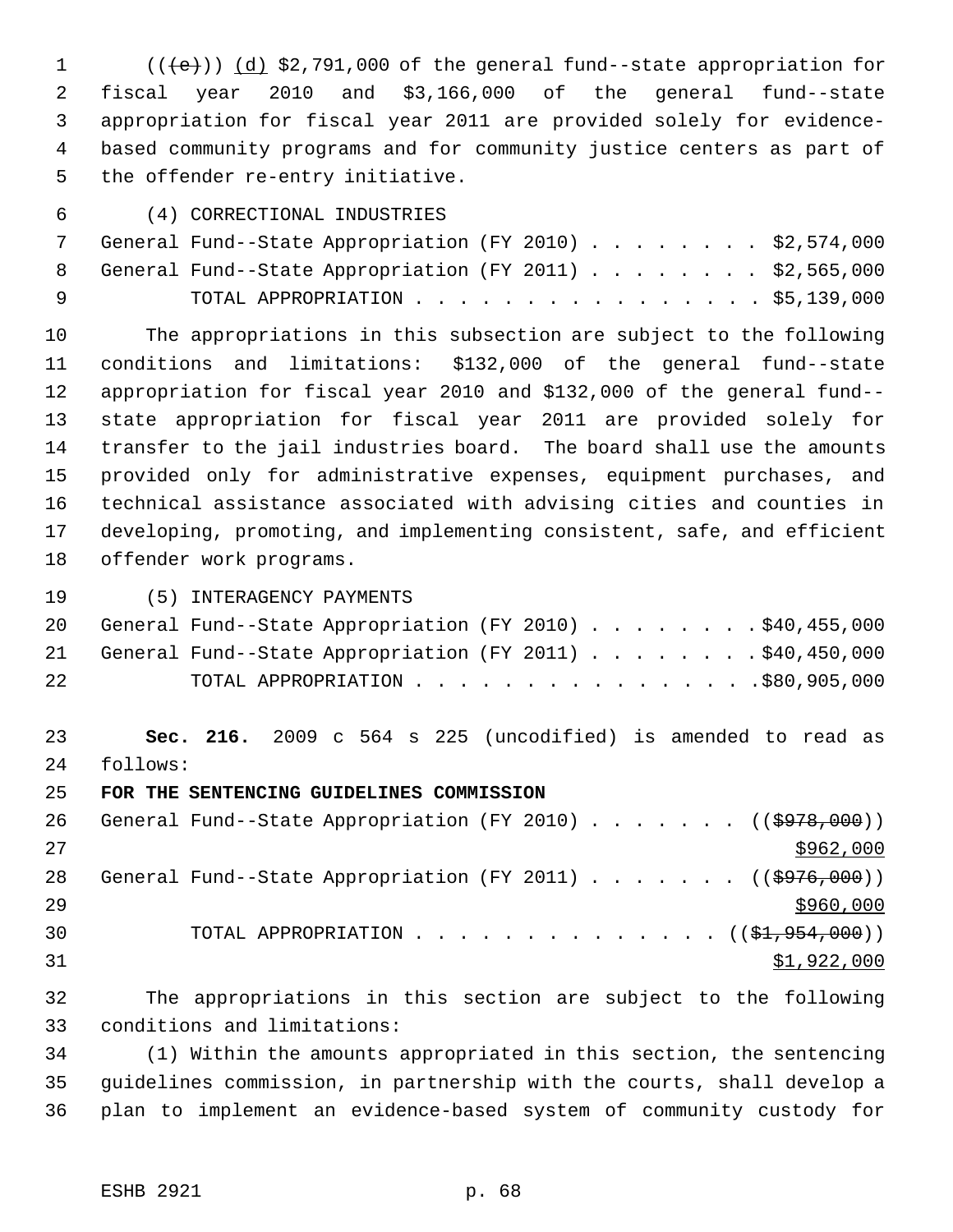((~~(e)~~)) <u>(d)</u> $2,791,000 of the general fund--state appropriation for fiscal year 2010 and $3,166,000 of the general fund--state appropriation for fiscal year 2011 are provided solely for evidence-based community programs and for community justice centers as part of the offender re-entry initiative.

(4) CORRECTIONAL INDUSTRIES

General Fund--State Appropriation (FY 2010) . . . . . . . . $2,574,000
General Fund--State Appropriation (FY 2011) . . . . . . . . $2,565,000
TOTAL APPROPRIATION . . . . . . . . . . . . . . . . $5,139,000

The appropriations in this subsection are subject to the following conditions and limitations: $132,000 of the general fund--state appropriation for fiscal year 2010 and $132,000 of the general fund--state appropriation for fiscal year 2011 are provided solely for transfer to the jail industries board. The board shall use the amounts provided only for administrative expenses, equipment purchases, and technical assistance associated with advising cities and counties in developing, promoting, and implementing consistent, safe, and efficient offender work programs.

(5) INTERAGENCY PAYMENTS

General Fund--State Appropriation (FY 2010) . . . . . . . . $40,455,000
General Fund--State Appropriation (FY 2011) . . . . . . . . $40,450,000
TOTAL APPROPRIATION . . . . . . . . . . . . . . . . $80,905,000

**Sec. 216.** 2009 c 564 s 225 (uncodified) is amended to read as follows:

**FOR THE SENTENCING GUIDELINES COMMISSION**

General Fund--State Appropriation (FY 2010) . . . . . . . ((~~$978,000~~))
<u>$962,000</u>
General Fund--State Appropriation (FY 2011) . . . . . . . ((~~$976,000~~))
<u>$960,000</u>
TOTAL APPROPRIATION . . . . . . . . . . . . . . ((~~$1,954,000~~))
<u>$1,922,000</u>

The appropriations in this section are subject to the following conditions and limitations:

(1) Within the amounts appropriated in this section, the sentencing guidelines commission, in partnership with the courts, shall develop a plan to implement an evidence-based system of community custody for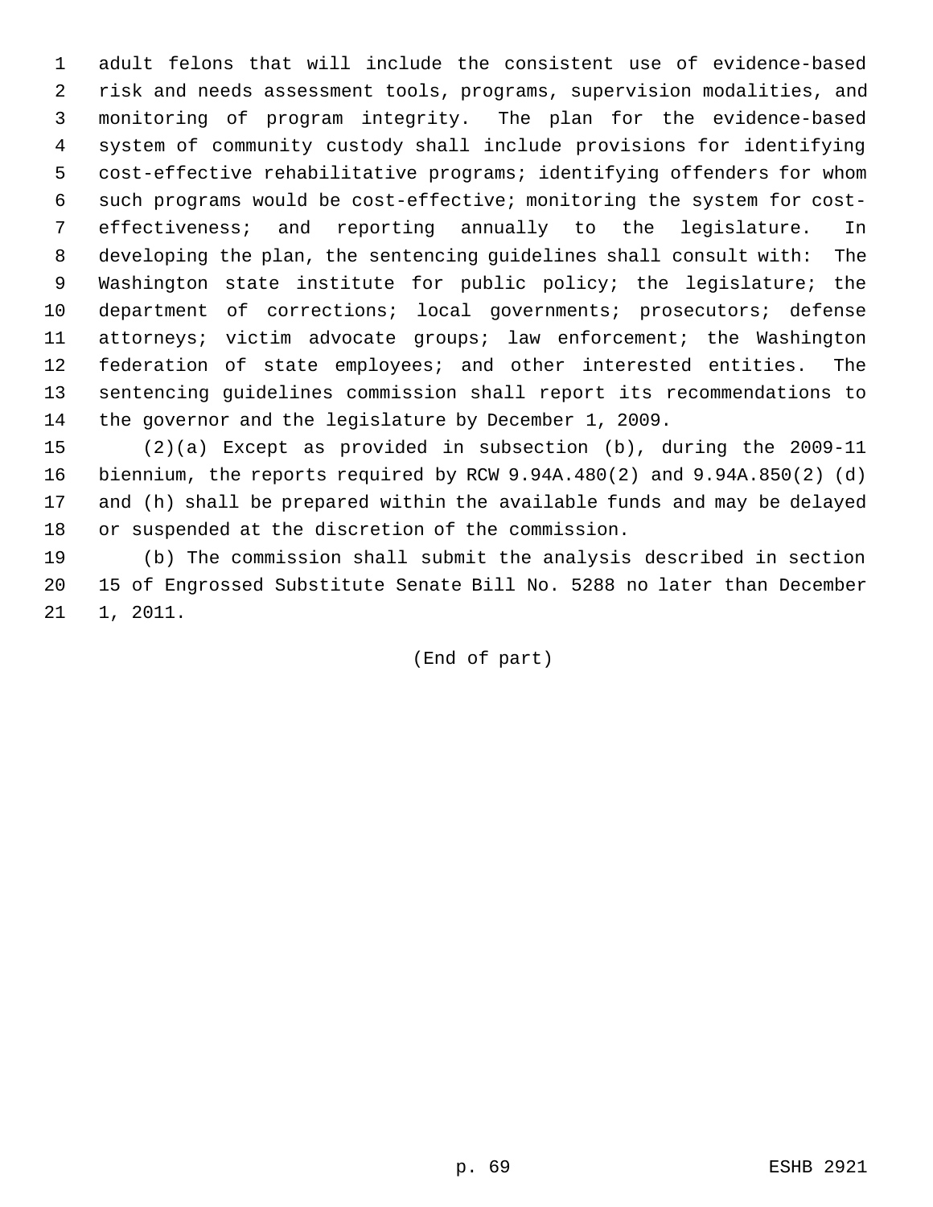adult felons that will include the consistent use of evidence-based risk and needs assessment tools, programs, supervision modalities, and monitoring of program integrity. The plan for the evidence-based system of community custody shall include provisions for identifying cost-effective rehabilitative programs; identifying offenders for whom such programs would be cost-effective; monitoring the system for cost-effectiveness; and reporting annually to the legislature. In developing the plan, the sentencing guidelines shall consult with: The Washington state institute for public policy; the legislature; the department of corrections; local governments; prosecutors; defense attorneys; victim advocate groups; law enforcement; the Washington federation of state employees; and other interested entities. The sentencing guidelines commission shall report its recommendations to the governor and the legislature by December 1, 2009.

(2)(a) Except as provided in subsection (b), during the 2009-11 biennium, the reports required by RCW 9.94A.480(2) and 9.94A.850(2) (d) and (h) shall be prepared within the available funds and may be delayed or suspended at the discretion of the commission.

(b) The commission shall submit the analysis described in section 15 of Engrossed Substitute Senate Bill No. 5288 no later than December 1, 2011.

(End of part)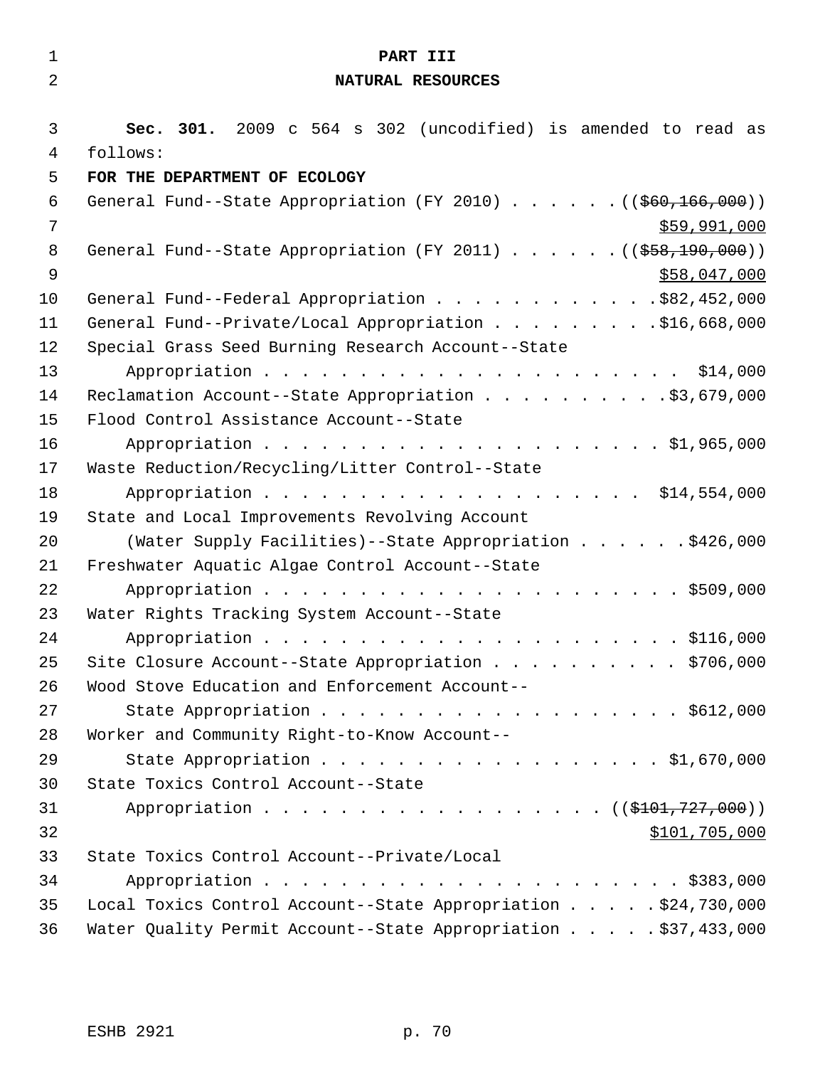# PART III
## NATURAL RESOURCES

**Sec. 301.** 2009 c 564 s 302 (uncodified) is amended to read as follows:

**FOR THE DEPARTMENT OF ECOLOGY**

General Fund--State Appropriation (FY 2010) . . . . . . ((~~$60,166,000~~)) $59,991,000

General Fund--State Appropriation (FY 2011) . . . . . . ((~~$58,190,000~~)) $58,047,000

General Fund--Federal Appropriation . . . . . . . . . . . . $82,452,000

General Fund--Private/Local Appropriation . . . . . . . . . $16,668,000

Special Grass Seed Burning Research Account--State Appropriation . . . . . . . . . . . . . . . . . . . . . . . $14,000

Reclamation Account--State Appropriation . . . . . . . . . . $3,679,000

Flood Control Assistance Account--State Appropriation . . . . . . . . . . . . . . . . . . . . . . $1,965,000

Waste Reduction/Recycling/Litter Control--State Appropriation . . . . . . . . . . . . . . . . . . . . . . $14,554,000

State and Local Improvements Revolving Account (Water Supply Facilities)--State Appropriation . . . . . . $426,000

Freshwater Aquatic Algae Control Account--State Appropriation . . . . . . . . . . . . . . . . . . . . . . . $509,000

Water Rights Tracking System Account--State Appropriation . . . . . . . . . . . . . . . . . . . . . . . $116,000

Site Closure Account--State Appropriation . . . . . . . . . . $706,000

Wood Stove Education and Enforcement Account--State Appropriation . . . . . . . . . . . . . . . . . . . . $612,000

Worker and Community Right-to-Know Account--State Appropriation . . . . . . . . . . . . . . . . . . . $1,670,000

State Toxics Control Account--State Appropriation . . . . . . . . . . . . . . . . . . . . ((~~$101,727,000~~)) $101,705,000

State Toxics Control Account--Private/Local Appropriation . . . . . . . . . . . . . . . . . . . . . . . $383,000

Local Toxics Control Account--State Appropriation . . . . . $24,730,000

Water Quality Permit Account--State Appropriation . . . . . $37,433,000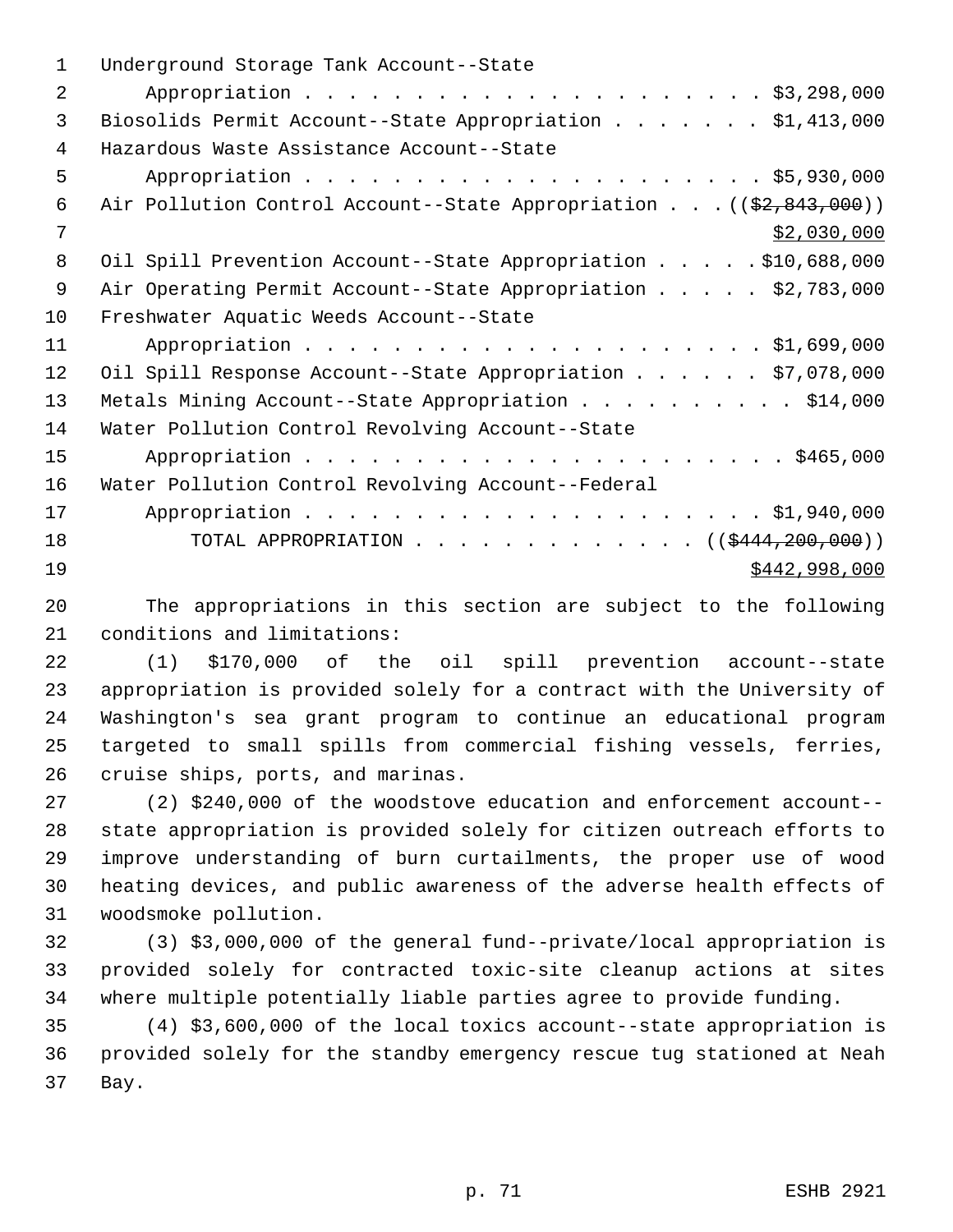Underground Storage Tank Account--State
Appropriation . . . . . . . . . . . . . . . . . . . . . . $3,298,000
Biosolids Permit Account--State Appropriation . . . . . . . $1,413,000
Hazardous Waste Assistance Account--State
Appropriation . . . . . . . . . . . . . . . . . . . . . . $5,930,000
Air Pollution Control Account--State Appropriation . . . (($2,843,000))
$2,030,000
Oil Spill Prevention Account--State Appropriation . . . . . $10,688,000
Air Operating Permit Account--State Appropriation . . . . . $2,783,000
Freshwater Aquatic Weeds Account--State
Appropriation . . . . . . . . . . . . . . . . . . . . . . $1,699,000
Oil Spill Response Account--State Appropriation . . . . . . $7,078,000
Metals Mining Account--State Appropriation . . . . . . . . . . $14,000
Water Pollution Control Revolving Account--State
Appropriation . . . . . . . . . . . . . . . . . . . . . . . $465,000
Water Pollution Control Revolving Account--Federal
Appropriation . . . . . . . . . . . . . . . . . . . . . . $1,940,000
TOTAL APPROPRIATION . . . . . . . . . . . . . (($444,200,000))
$442,998,000

The appropriations in this section are subject to the following conditions and limitations:

(1) $170,000 of the oil spill prevention account--state appropriation is provided solely for a contract with the University of Washington's sea grant program to continue an educational program targeted to small spills from commercial fishing vessels, ferries, cruise ships, ports, and marinas.

(2) $240,000 of the woodstove education and enforcement account--state appropriation is provided solely for citizen outreach efforts to improve understanding of burn curtailments, the proper use of wood heating devices, and public awareness of the adverse health effects of woodsmoke pollution.

(3) $3,000,000 of the general fund--private/local appropriation is provided solely for contracted toxic-site cleanup actions at sites where multiple potentially liable parties agree to provide funding.

(4) $3,600,000 of the local toxics account--state appropriation is provided solely for the standby emergency rescue tug stationed at Neah Bay.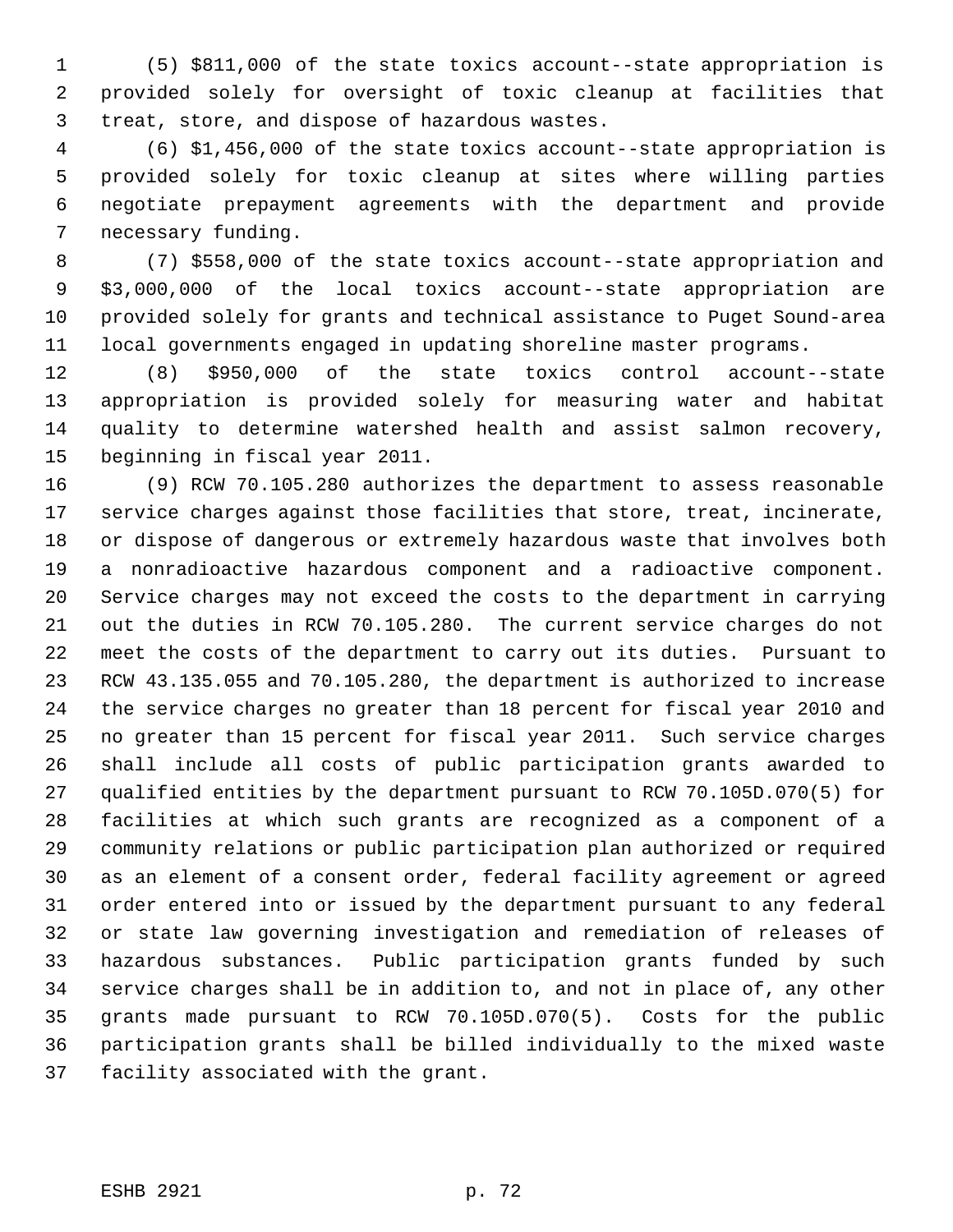(5) $811,000 of the state toxics account--state appropriation is provided solely for oversight of toxic cleanup at facilities that treat, store, and dispose of hazardous wastes.

(6) $1,456,000 of the state toxics account--state appropriation is provided solely for toxic cleanup at sites where willing parties negotiate prepayment agreements with the department and provide necessary funding.

(7) $558,000 of the state toxics account--state appropriation and $3,000,000 of the local toxics account--state appropriation are provided solely for grants and technical assistance to Puget Sound-area local governments engaged in updating shoreline master programs.

(8) $950,000 of the state toxics control account--state appropriation is provided solely for measuring water and habitat quality to determine watershed health and assist salmon recovery, beginning in fiscal year 2011.

(9) RCW 70.105.280 authorizes the department to assess reasonable service charges against those facilities that store, treat, incinerate, or dispose of dangerous or extremely hazardous waste that involves both a nonradioactive hazardous component and a radioactive component. Service charges may not exceed the costs to the department in carrying out the duties in RCW 70.105.280. The current service charges do not meet the costs of the department to carry out its duties. Pursuant to RCW 43.135.055 and 70.105.280, the department is authorized to increase the service charges no greater than 18 percent for fiscal year 2010 and no greater than 15 percent for fiscal year 2011. Such service charges shall include all costs of public participation grants awarded to qualified entities by the department pursuant to RCW 70.105D.070(5) for facilities at which such grants are recognized as a component of a community relations or public participation plan authorized or required as an element of a consent order, federal facility agreement or agreed order entered into or issued by the department pursuant to any federal or state law governing investigation and remediation of releases of hazardous substances. Public participation grants funded by such service charges shall be in addition to, and not in place of, any other grants made pursuant to RCW 70.105D.070(5). Costs for the public participation grants shall be billed individually to the mixed waste facility associated with the grant.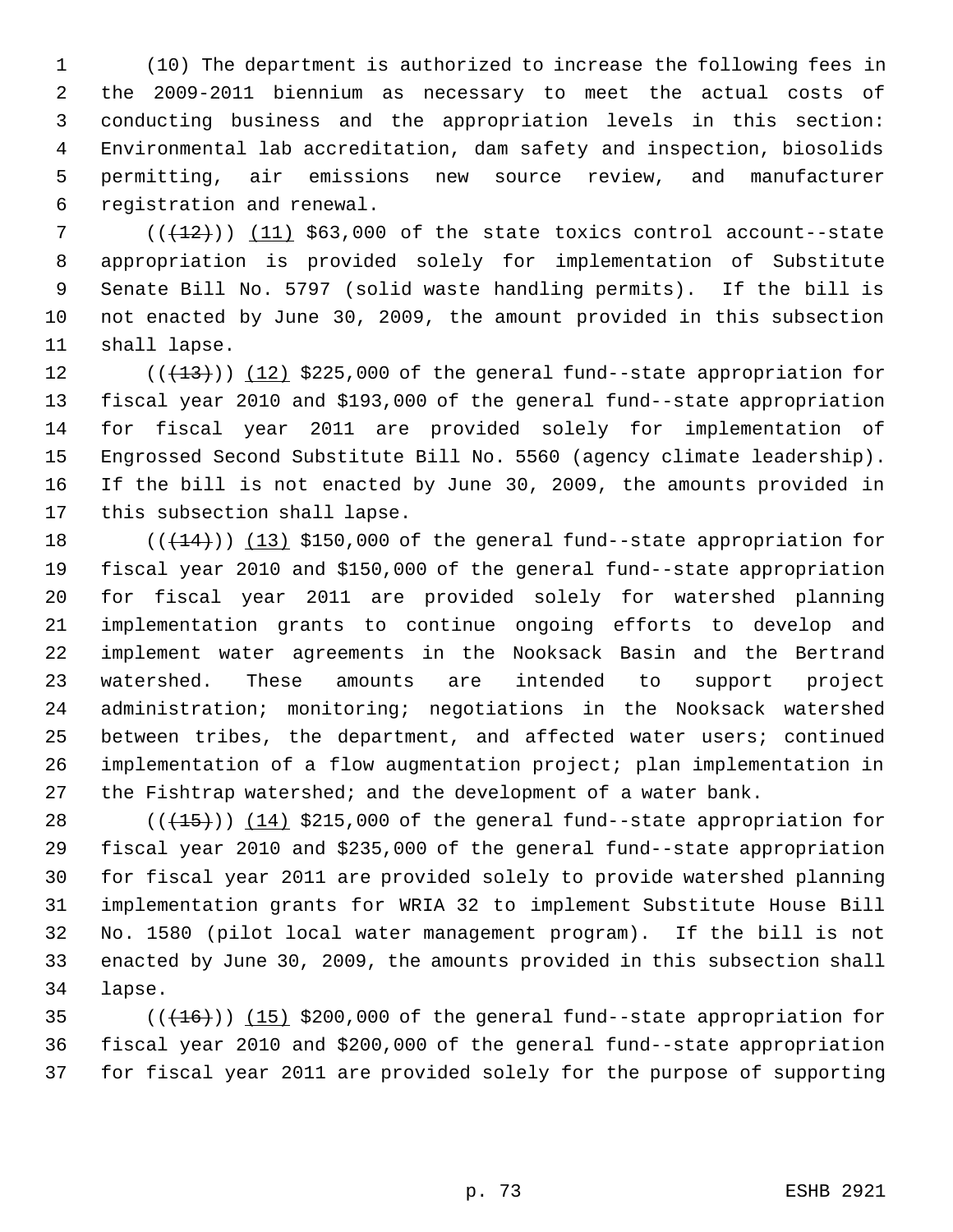(10) The department is authorized to increase the following fees in the 2009-2011 biennium as necessary to meet the actual costs of conducting business and the appropriation levels in this section: Environmental lab accreditation, dam safety and inspection, biosolids permitting, air emissions new source review, and manufacturer registration and renewal.

~~((12))~~ (11) $63,000 of the state toxics control account--state appropriation is provided solely for implementation of Substitute Senate Bill No. 5797 (solid waste handling permits). If the bill is not enacted by June 30, 2009, the amount provided in this subsection shall lapse.

~~((13))~~ (12) $225,000 of the general fund--state appropriation for fiscal year 2010 and $193,000 of the general fund--state appropriation for fiscal year 2011 are provided solely for implementation of Engrossed Second Substitute Bill No. 5560 (agency climate leadership). If the bill is not enacted by June 30, 2009, the amounts provided in this subsection shall lapse.

~~((14))~~ (13) $150,000 of the general fund--state appropriation for fiscal year 2010 and $150,000 of the general fund--state appropriation for fiscal year 2011 are provided solely for watershed planning implementation grants to continue ongoing efforts to develop and implement water agreements in the Nooksack Basin and the Bertrand watershed. These amounts are intended to support project administration; monitoring; negotiations in the Nooksack watershed between tribes, the department, and affected water users; continued implementation of a flow augmentation project; plan implementation in the Fishtrap watershed; and the development of a water bank.

~~((15))~~ (14) $215,000 of the general fund--state appropriation for fiscal year 2010 and $235,000 of the general fund--state appropriation for fiscal year 2011 are provided solely to provide watershed planning implementation grants for WRIA 32 to implement Substitute House Bill No. 1580 (pilot local water management program). If the bill is not enacted by June 30, 2009, the amounts provided in this subsection shall lapse.

~~((16))~~ (15) $200,000 of the general fund--state appropriation for fiscal year 2010 and $200,000 of the general fund--state appropriation for fiscal year 2011 are provided solely for the purpose of supporting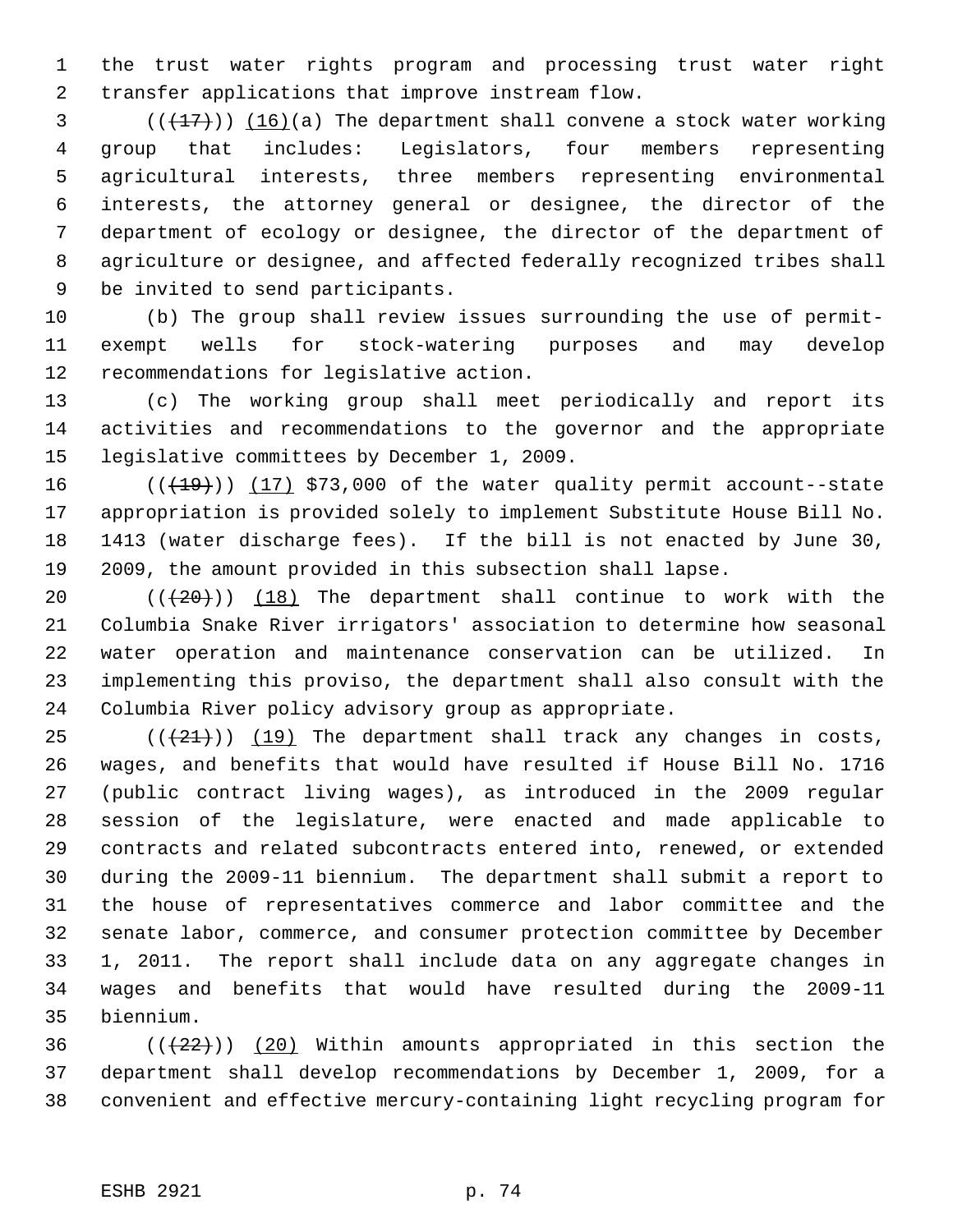the trust water rights program and processing trust water right transfer applications that improve instream flow.

(((17))) (16)(a) The department shall convene a stock water working group that includes: Legislators, four members representing agricultural interests, three members representing environmental interests, the attorney general or designee, the director of the department of ecology or designee, the director of the department of agriculture or designee, and affected federally recognized tribes shall be invited to send participants.

(b) The group shall review issues surrounding the use of permit-exempt wells for stock-watering purposes and may develop recommendations for legislative action.

(c) The working group shall meet periodically and report its activities and recommendations to the governor and the appropriate legislative committees by December 1, 2009.

(((19))) (17) $73,000 of the water quality permit account--state appropriation is provided solely to implement Substitute House Bill No. 1413 (water discharge fees). If the bill is not enacted by June 30, 2009, the amount provided in this subsection shall lapse.

(((20))) (18) The department shall continue to work with the Columbia Snake River irrigators' association to determine how seasonal water operation and maintenance conservation can be utilized. In implementing this proviso, the department shall also consult with the Columbia River policy advisory group as appropriate.

(((21))) (19) The department shall track any changes in costs, wages, and benefits that would have resulted if House Bill No. 1716 (public contract living wages), as introduced in the 2009 regular session of the legislature, were enacted and made applicable to contracts and related subcontracts entered into, renewed, or extended during the 2009-11 biennium. The department shall submit a report to the house of representatives commerce and labor committee and the senate labor, commerce, and consumer protection committee by December 1, 2011. The report shall include data on any aggregate changes in wages and benefits that would have resulted during the 2009-11 biennium.

(((22))) (20) Within amounts appropriated in this section the department shall develop recommendations by December 1, 2009, for a convenient and effective mercury-containing light recycling program for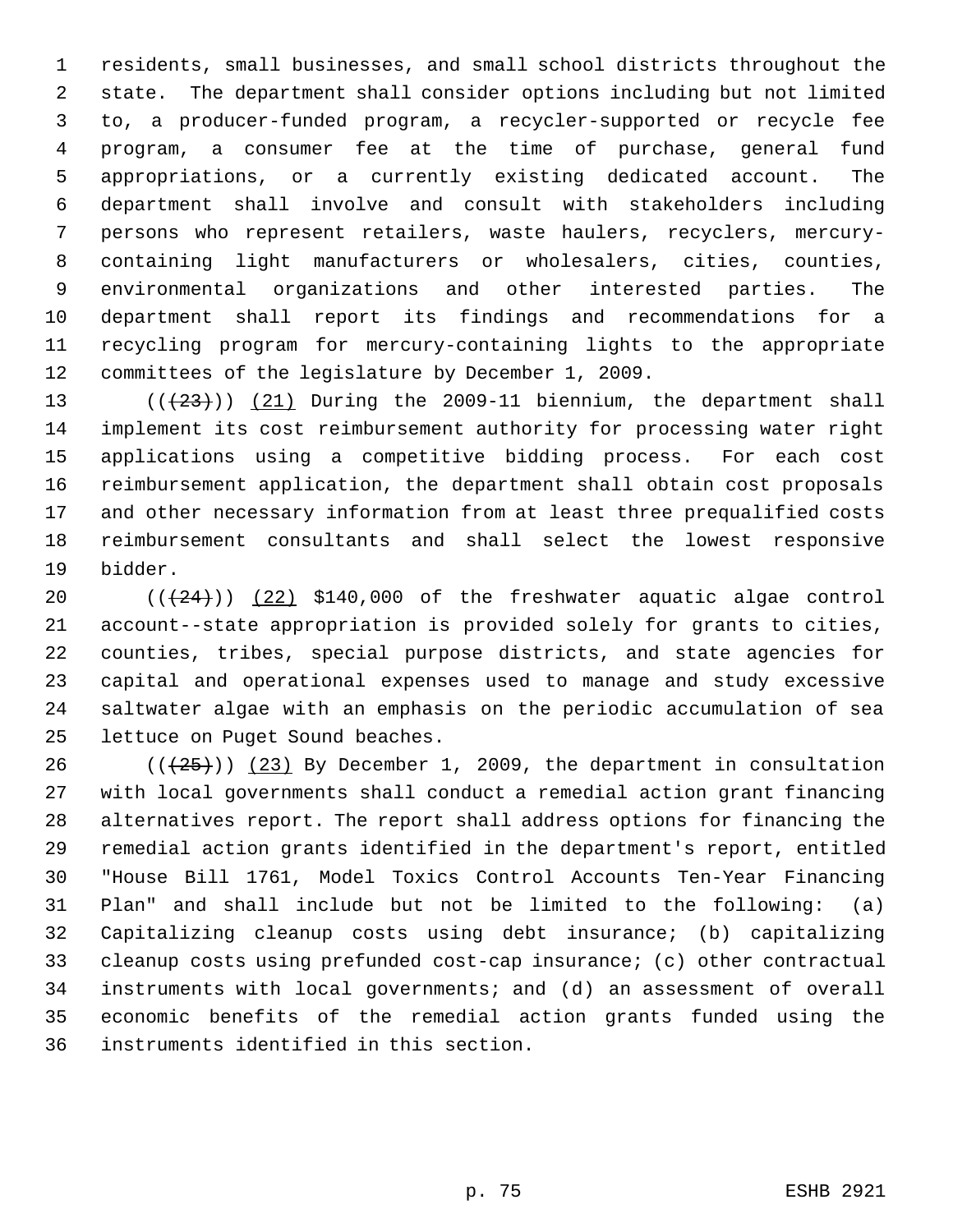residents, small businesses, and small school districts throughout the state. The department shall consider options including but not limited to, a producer-funded program, a recycler-supported or recycle fee program, a consumer fee at the time of purchase, general fund appropriations, or a currently existing dedicated account. The department shall involve and consult with stakeholders including persons who represent retailers, waste haulers, recyclers, mercury-containing light manufacturers or wholesalers, cities, counties, environmental organizations and other interested parties. The department shall report its findings and recommendations for a recycling program for mercury-containing lights to the appropriate committees of the legislature by December 1, 2009.

(((23))) (21) During the 2009-11 biennium, the department shall implement its cost reimbursement authority for processing water right applications using a competitive bidding process. For each cost reimbursement application, the department shall obtain cost proposals and other necessary information from at least three prequalified costs reimbursement consultants and shall select the lowest responsive bidder.

(((24))) (22) $140,000 of the freshwater aquatic algae control account--state appropriation is provided solely for grants to cities, counties, tribes, special purpose districts, and state agencies for capital and operational expenses used to manage and study excessive saltwater algae with an emphasis on the periodic accumulation of sea lettuce on Puget Sound beaches.

(((25))) (23) By December 1, 2009, the department in consultation with local governments shall conduct a remedial action grant financing alternatives report. The report shall address options for financing the remedial action grants identified in the department's report, entitled "House Bill 1761, Model Toxics Control Accounts Ten-Year Financing Plan" and shall include but not be limited to the following: (a) Capitalizing cleanup costs using debt insurance; (b) capitalizing cleanup costs using prefunded cost-cap insurance; (c) other contractual instruments with local governments; and (d) an assessment of overall economic benefits of the remedial action grants funded using the instruments identified in this section.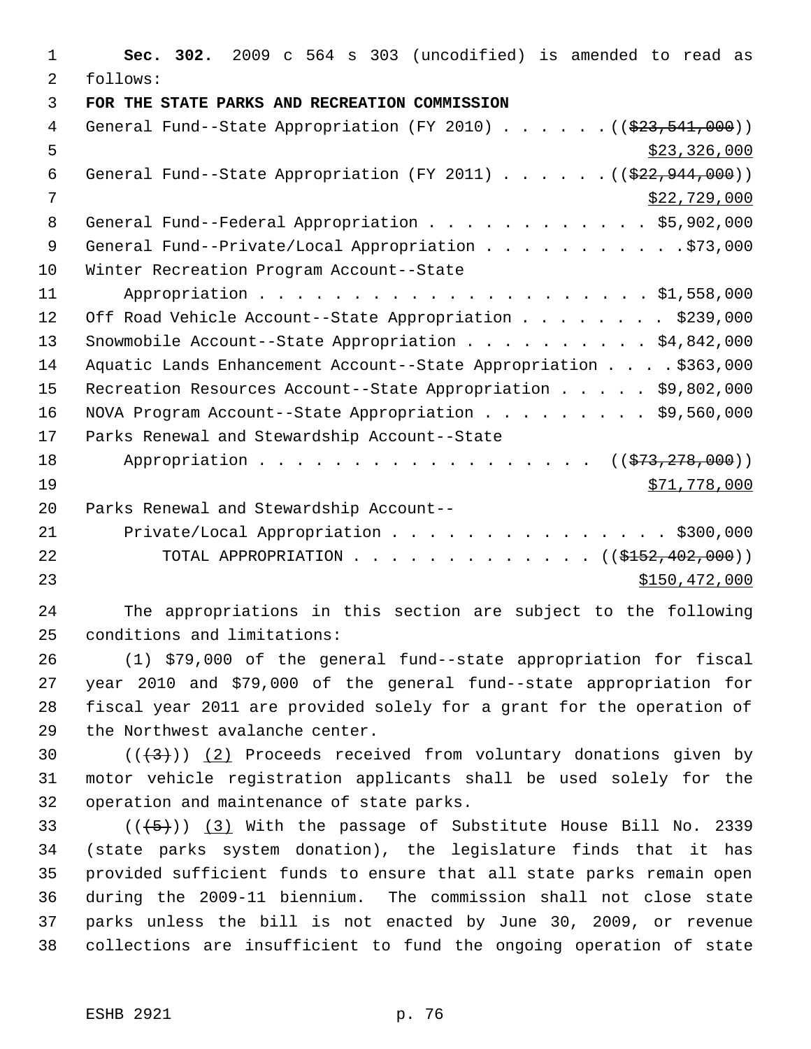**Sec. 302.** 2009 c 564 s 303 (uncodified) is amended to read as follows:

**FOR THE STATE PARKS AND RECREATION COMMISSION**

General Fund--State Appropriation (FY 2010) . . . . . . ((~~$23,541,000~~)) $23,326,000

General Fund--State Appropriation (FY 2011) . . . . . . ((~~$22,944,000~~)) $22,729,000

General Fund--Federal Appropriation . . . . . . . . . . . . $5,902,000

General Fund--Private/Local Appropriation . . . . . . . . . . .$73,000

Winter Recreation Program Account--State Appropriation . . . . . . . . . . . . . . . . . . . . . . $1,558,000

Off Road Vehicle Account--State Appropriation . . . . . . . . $239,000

Snowmobile Account--State Appropriation . . . . . . . . . . $4,842,000

Aquatic Lands Enhancement Account--State Appropriation . . . . $363,000

Recreation Resources Account--State Appropriation . . . . . $9,802,000

NOVA Program Account--State Appropriation . . . . . . . . . $9,560,000

Parks Renewal and Stewardship Account--State Appropriation . . . . . . . . . . . . . . . . . . ((~~$73,278,000~~)) $71,778,000

Parks Renewal and Stewardship Account--Private/Local Appropriation . . . . . . . . . . . . . . . . $300,000

TOTAL APPROPRIATION . . . . . . . . . . . . . ((~~$152,402,000~~)) $150,472,000

The appropriations in this section are subject to the following conditions and limitations:

(1) $79,000 of the general fund--state appropriation for fiscal year 2010 and $79,000 of the general fund--state appropriation for fiscal year 2011 are provided solely for a grant for the operation of the Northwest avalanche center.

((~~(3)~~)) (2) Proceeds received from voluntary donations given by motor vehicle registration applicants shall be used solely for the operation and maintenance of state parks.

((~~(5)~~)) (3) With the passage of Substitute House Bill No. 2339 (state parks system donation), the legislature finds that it has provided sufficient funds to ensure that all state parks remain open during the 2009-11 biennium. The commission shall not close state parks unless the bill is not enacted by June 30, 2009, or revenue collections are insufficient to fund the ongoing operation of state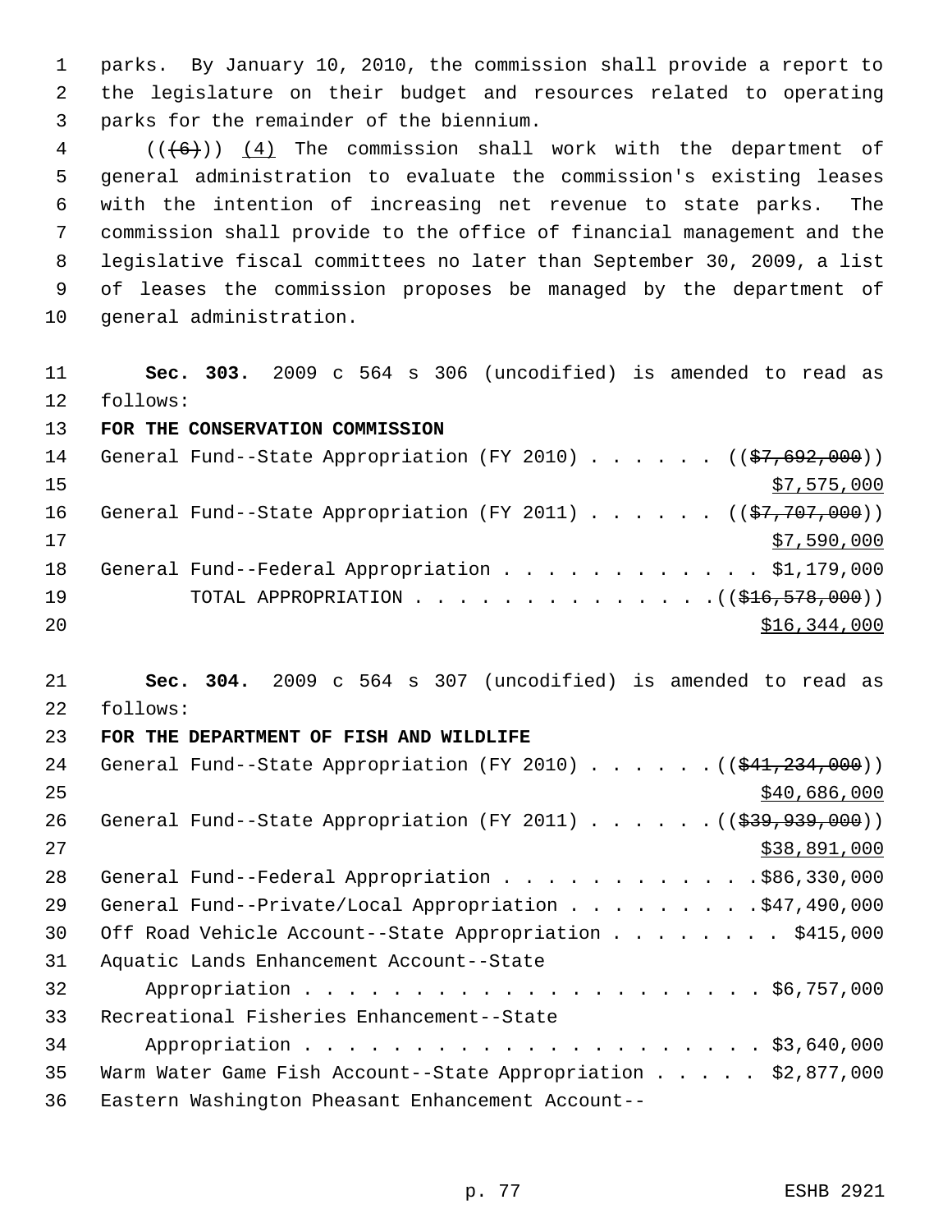parks. By January 10, 2010, the commission shall provide a report to the legislature on their budget and resources related to operating parks for the remainder of the biennium.

((~~(6)~~)) (4) The commission shall work with the department of general administration to evaluate the commission's existing leases with the intention of increasing net revenue to state parks. The commission shall provide to the office of financial management and the legislative fiscal committees no later than September 30, 2009, a list of leases the commission proposes be managed by the department of general administration.

**Sec. 303.** 2009 c 564 s 306 (uncodified) is amended to read as follows:

**FOR THE CONSERVATION COMMISSION**

General Fund--State Appropriation (FY 2010) . . . . . . ((~~$7,692,000~~)) $7,575,000

General Fund--State Appropriation (FY 2011) . . . . . . ((~~$7,707,000~~)) $7,590,000

General Fund--Federal Appropriation . . . . . . . . . . . . $1,179,000

TOTAL APPROPRIATION . . . . . . . . . . . . . . ((~~$16,578,000~~)) $16,344,000

**Sec. 304.** 2009 c 564 s 307 (uncodified) is amended to read as follows:

**FOR THE DEPARTMENT OF FISH AND WILDLIFE**

General Fund--State Appropriation (FY 2010) . . . . . . ((~~$41,234,000~~)) $40,686,000

General Fund--State Appropriation (FY 2011) . . . . . . ((~~$39,939,000~~)) $38,891,000

General Fund--Federal Appropriation . . . . . . . . . . . . $86,330,000

General Fund--Private/Local Appropriation . . . . . . . . . $47,490,000

Off Road Vehicle Account--State Appropriation . . . . . . . . $415,000

Aquatic Lands Enhancement Account--State Appropriation . . . . . . . . . . . . . . . . . . . . . $6,757,000

Recreational Fisheries Enhancement--State Appropriation . . . . . . . . . . . . . . . . . . . . . $3,640,000

Warm Water Game Fish Account--State Appropriation . . . . . $2,877,000

Eastern Washington Pheasant Enhancement Account--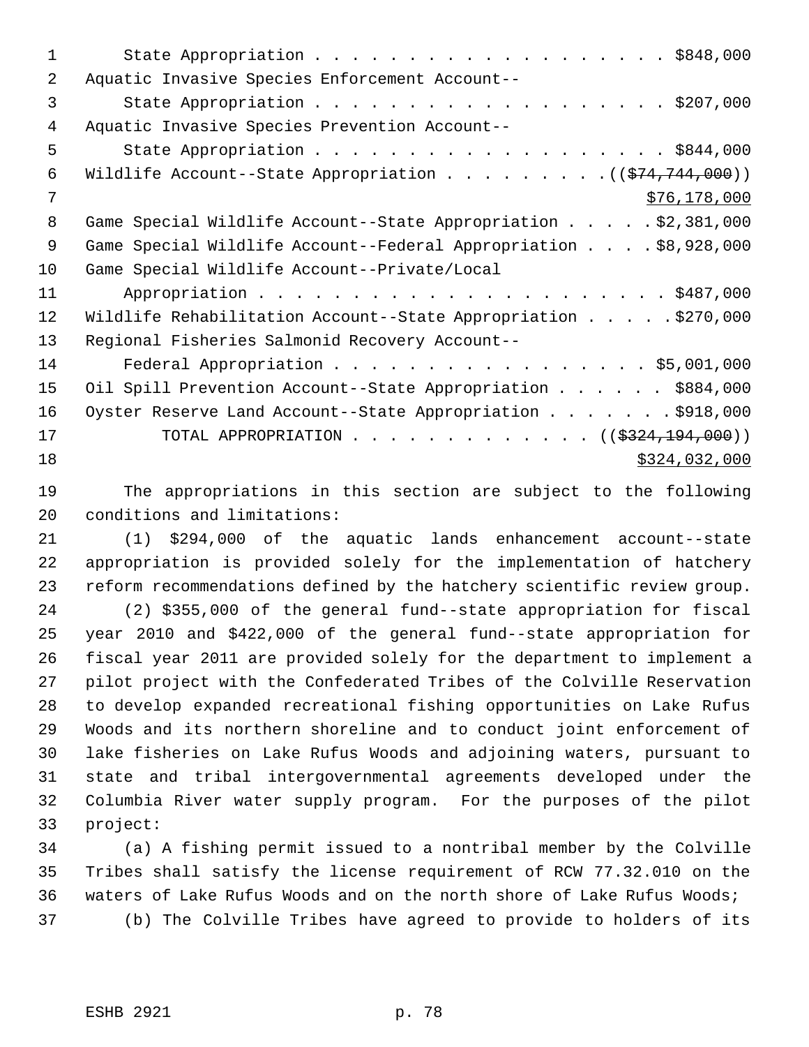State Appropriation . . . . . . . . . . . . . . . . . . . . $848,000
Aquatic Invasive Species Enforcement Account--
State Appropriation . . . . . . . . . . . . . . . . . . . . $207,000
Aquatic Invasive Species Prevention Account--
State Appropriation . . . . . . . . . . . . . . . . . . . . $844,000
Wildlife Account--State Appropriation . . . . . . . . . ((~~$74,744,000~~))
<u>$76,178,000</u>
Game Special Wildlife Account--State Appropriation . . . . . $2,381,000
Game Special Wildlife Account--Federal Appropriation . . . . $8,928,000
Game Special Wildlife Account--Private/Local
Appropriation . . . . . . . . . . . . . . . . . . . . . . $487,000
Wildlife Rehabilitation Account--State Appropriation . . . . . $270,000
Regional Fisheries Salmonid Recovery Account--
Federal Appropriation . . . . . . . . . . . . . . . . . . $5,001,000
Oil Spill Prevention Account--State Appropriation . . . . . . $884,000
Oyster Reserve Land Account--State Appropriation . . . . . . . $918,000
TOTAL APPROPRIATION . . . . . . . . . . . . . ((~~$324,194,000~~))
<u>$324,032,000</u>

The appropriations in this section are subject to the following conditions and limitations:

(1) $294,000 of the aquatic lands enhancement account--state appropriation is provided solely for the implementation of hatchery reform recommendations defined by the hatchery scientific review group.

(2) $355,000 of the general fund--state appropriation for fiscal year 2010 and $422,000 of the general fund--state appropriation for fiscal year 2011 are provided solely for the department to implement a pilot project with the Confederated Tribes of the Colville Reservation to develop expanded recreational fishing opportunities on Lake Rufus Woods and its northern shoreline and to conduct joint enforcement of lake fisheries on Lake Rufus Woods and adjoining waters, pursuant to state and tribal intergovernmental agreements developed under the Columbia River water supply program. For the purposes of the pilot project:

(a) A fishing permit issued to a nontribal member by the Colville Tribes shall satisfy the license requirement of RCW 77.32.010 on the waters of Lake Rufus Woods and on the north shore of Lake Rufus Woods;

(b) The Colville Tribes have agreed to provide to holders of its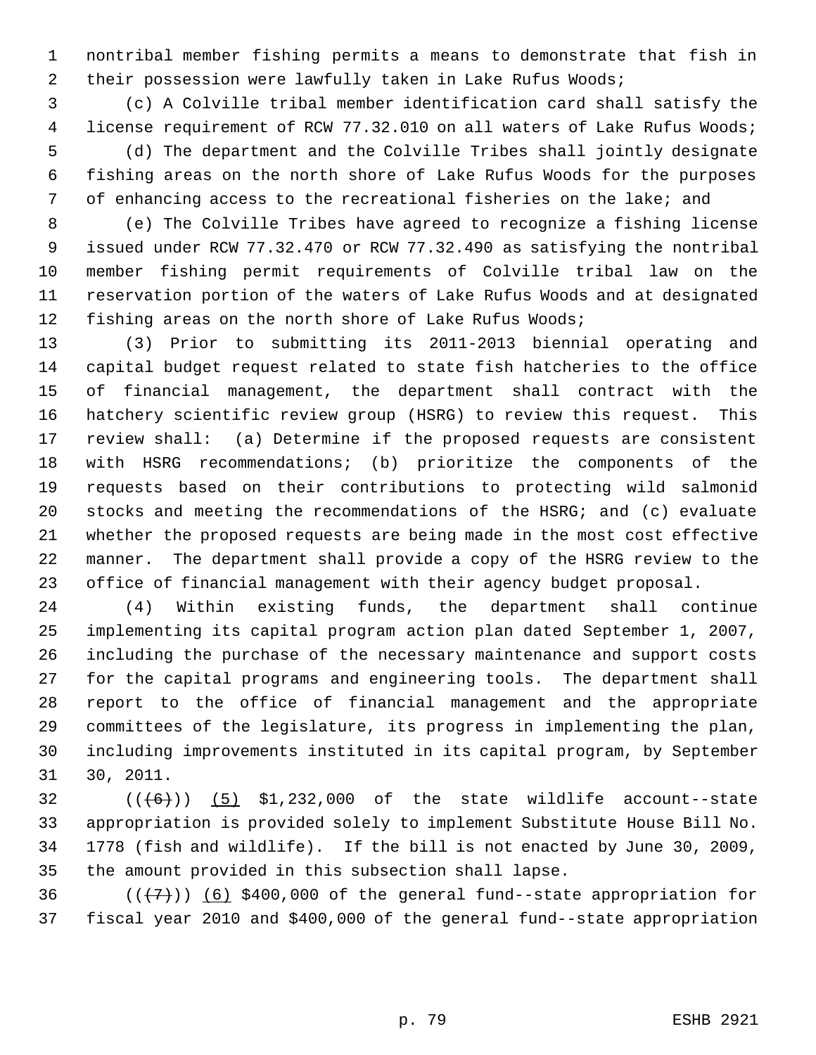nontribal member fishing permits a means to demonstrate that fish in their possession were lawfully taken in Lake Rufus Woods;

(c) A Colville tribal member identification card shall satisfy the license requirement of RCW 77.32.010 on all waters of Lake Rufus Woods;

(d) The department and the Colville Tribes shall jointly designate fishing areas on the north shore of Lake Rufus Woods for the purposes of enhancing access to the recreational fisheries on the lake; and

(e) The Colville Tribes have agreed to recognize a fishing license issued under RCW 77.32.470 or RCW 77.32.490 as satisfying the nontribal member fishing permit requirements of Colville tribal law on the reservation portion of the waters of Lake Rufus Woods and at designated fishing areas on the north shore of Lake Rufus Woods;

(3) Prior to submitting its 2011-2013 biennial operating and capital budget request related to state fish hatcheries to the office of financial management, the department shall contract with the hatchery scientific review group (HSRG) to review this request. This review shall: (a) Determine if the proposed requests are consistent with HSRG recommendations; (b) prioritize the components of the requests based on their contributions to protecting wild salmonid stocks and meeting the recommendations of the HSRG; and (c) evaluate whether the proposed requests are being made in the most cost effective manner. The department shall provide a copy of the HSRG review to the office of financial management with their agency budget proposal.

(4) Within existing funds, the department shall continue implementing its capital program action plan dated September 1, 2007, including the purchase of the necessary maintenance and support costs for the capital programs and engineering tools. The department shall report to the office of financial management and the appropriate committees of the legislature, its progress in implementing the plan, including improvements instituted in its capital program, by September 30, 2011.

((~~(6)~~)) (5) $1,232,000 of the state wildlife account--state appropriation is provided solely to implement Substitute House Bill No. 1778 (fish and wildlife). If the bill is not enacted by June 30, 2009, the amount provided in this subsection shall lapse.

((~~(7)~~)) (6) $400,000 of the general fund--state appropriation for fiscal year 2010 and $400,000 of the general fund--state appropriation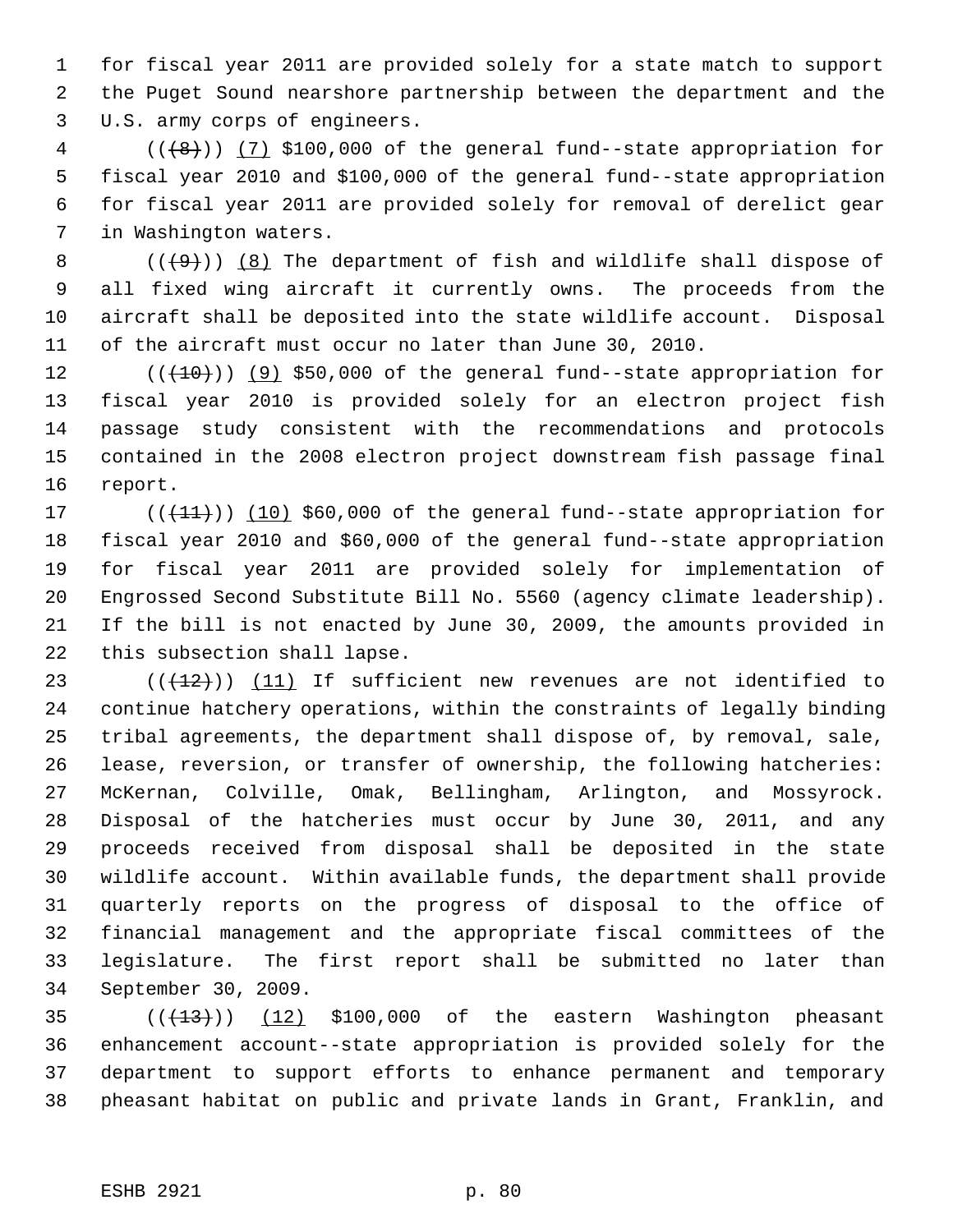for fiscal year 2011 are provided solely for a state match to support the Puget Sound nearshore partnership between the department and the U.S. army corps of engineers.

(((8))) (7) $100,000 of the general fund--state appropriation for fiscal year 2010 and $100,000 of the general fund--state appropriation for fiscal year 2011 are provided solely for removal of derelict gear in Washington waters.

(((9))) (8) The department of fish and wildlife shall dispose of all fixed wing aircraft it currently owns. The proceeds from the aircraft shall be deposited into the state wildlife account. Disposal of the aircraft must occur no later than June 30, 2010.

(((10))) (9) $50,000 of the general fund--state appropriation for fiscal year 2010 is provided solely for an electron project fish passage study consistent with the recommendations and protocols contained in the 2008 electron project downstream fish passage final report.

(((11))) (10) $60,000 of the general fund--state appropriation for fiscal year 2010 and $60,000 of the general fund--state appropriation for fiscal year 2011 are provided solely for implementation of Engrossed Second Substitute Bill No. 5560 (agency climate leadership). If the bill is not enacted by June 30, 2009, the amounts provided in this subsection shall lapse.

(((12))) (11) If sufficient new revenues are not identified to continue hatchery operations, within the constraints of legally binding tribal agreements, the department shall dispose of, by removal, sale, lease, reversion, or transfer of ownership, the following hatcheries: McKernan, Colville, Omak, Bellingham, Arlington, and Mossyrock. Disposal of the hatcheries must occur by June 30, 2011, and any proceeds received from disposal shall be deposited in the state wildlife account. Within available funds, the department shall provide quarterly reports on the progress of disposal to the office of financial management and the appropriate fiscal committees of the legislature. The first report shall be submitted no later than September 30, 2009.

(((13))) (12) $100,000 of the eastern Washington pheasant enhancement account--state appropriation is provided solely for the department to support efforts to enhance permanent and temporary pheasant habitat on public and private lands in Grant, Franklin, and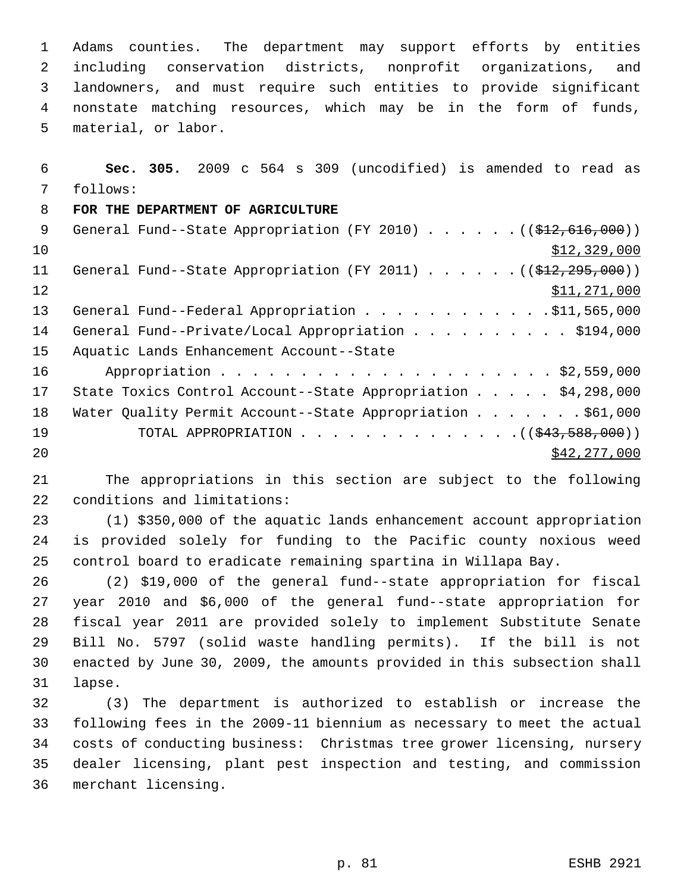Adams counties. The department may support efforts by entities including conservation districts, nonprofit organizations, and landowners, and must require such entities to provide significant nonstate matching resources, which may be in the form of funds, material, or labor.

**Sec. 305.** 2009 c 564 s 309 (uncodified) is amended to read as follows:

**FOR THE DEPARTMENT OF AGRICULTURE**

General Fund--State Appropriation (FY 2010) . . . . . . ((~~$12,616,000~~)) $12,329,000

General Fund--State Appropriation (FY 2011) . . . . . . ((~~$12,295,000~~)) $11,271,000

General Fund--Federal Appropriation . . . . . . . . . . . . $11,565,000

General Fund--Private/Local Appropriation . . . . . . . . . . $194,000

Aquatic Lands Enhancement Account--State Appropriation . . . . . . . . . . . . . . . . . . . . . $2,559,000

State Toxics Control Account--State Appropriation . . . . . $4,298,000

Water Quality Permit Account--State Appropriation . . . . . . . $61,000

TOTAL APPROPRIATION . . . . . . . . . . . . . . ((~~$43,588,000~~)) $42,277,000

The appropriations in this section are subject to the following conditions and limitations:

(1) $350,000 of the aquatic lands enhancement account appropriation is provided solely for funding to the Pacific county noxious weed control board to eradicate remaining spartina in Willapa Bay.

(2) $19,000 of the general fund--state appropriation for fiscal year 2010 and $6,000 of the general fund--state appropriation for fiscal year 2011 are provided solely to implement Substitute Senate Bill No. 5797 (solid waste handling permits). If the bill is not enacted by June 30, 2009, the amounts provided in this subsection shall lapse.

(3) The department is authorized to establish or increase the following fees in the 2009-11 biennium as necessary to meet the actual costs of conducting business: Christmas tree grower licensing, nursery dealer licensing, plant pest inspection and testing, and commission merchant licensing.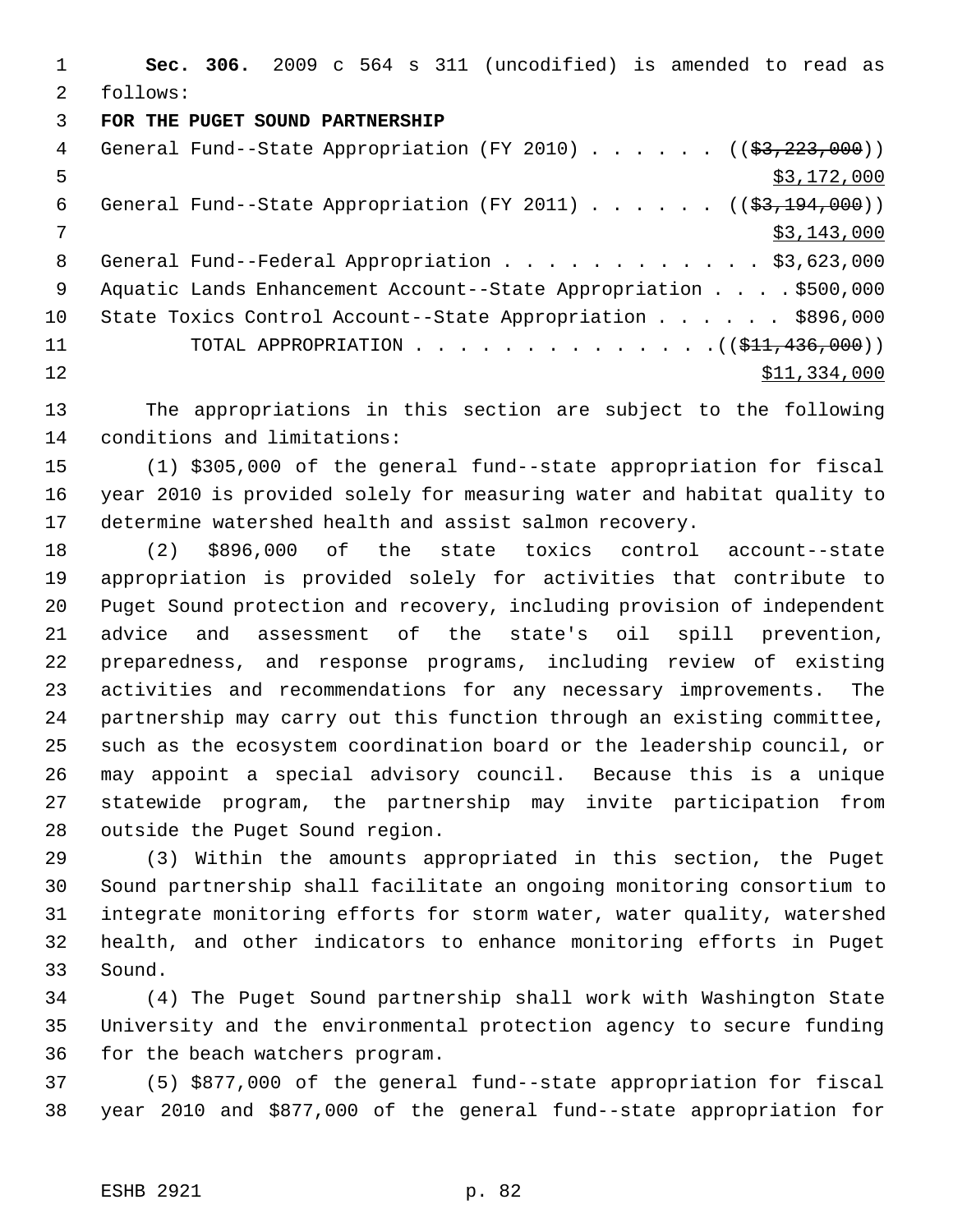**Sec. 306.** 2009 c 564 s 311 (uncodified) is amended to read as follows:

**FOR THE PUGET SOUND PARTNERSHIP**

General Fund--State Appropriation (FY 2010) . . . . . . ((~~$3,223,000~~)) $3,172,000

General Fund--State Appropriation (FY 2011) . . . . . . ((~~$3,194,000~~)) $3,143,000

General Fund--Federal Appropriation . . . . . . . . . . . . $3,623,000

Aquatic Lands Enhancement Account--State Appropriation . . . . $500,000

State Toxics Control Account--State Appropriation . . . . . . $896,000

TOTAL APPROPRIATION . . . . . . . . . . . . . . ((~~$11,436,000~~)) $11,334,000

The appropriations in this section are subject to the following conditions and limitations:

(1) $305,000 of the general fund--state appropriation for fiscal year 2010 is provided solely for measuring water and habitat quality to determine watershed health and assist salmon recovery.

(2) $896,000 of the state toxics control account--state appropriation is provided solely for activities that contribute to Puget Sound protection and recovery, including provision of independent advice and assessment of the state's oil spill prevention, preparedness, and response programs, including review of existing activities and recommendations for any necessary improvements. The partnership may carry out this function through an existing committee, such as the ecosystem coordination board or the leadership council, or may appoint a special advisory council. Because this is a unique statewide program, the partnership may invite participation from outside the Puget Sound region.

(3) Within the amounts appropriated in this section, the Puget Sound partnership shall facilitate an ongoing monitoring consortium to integrate monitoring efforts for storm water, water quality, watershed health, and other indicators to enhance monitoring efforts in Puget Sound.

(4) The Puget Sound partnership shall work with Washington State University and the environmental protection agency to secure funding for the beach watchers program.

(5) $877,000 of the general fund--state appropriation for fiscal year 2010 and $877,000 of the general fund--state appropriation for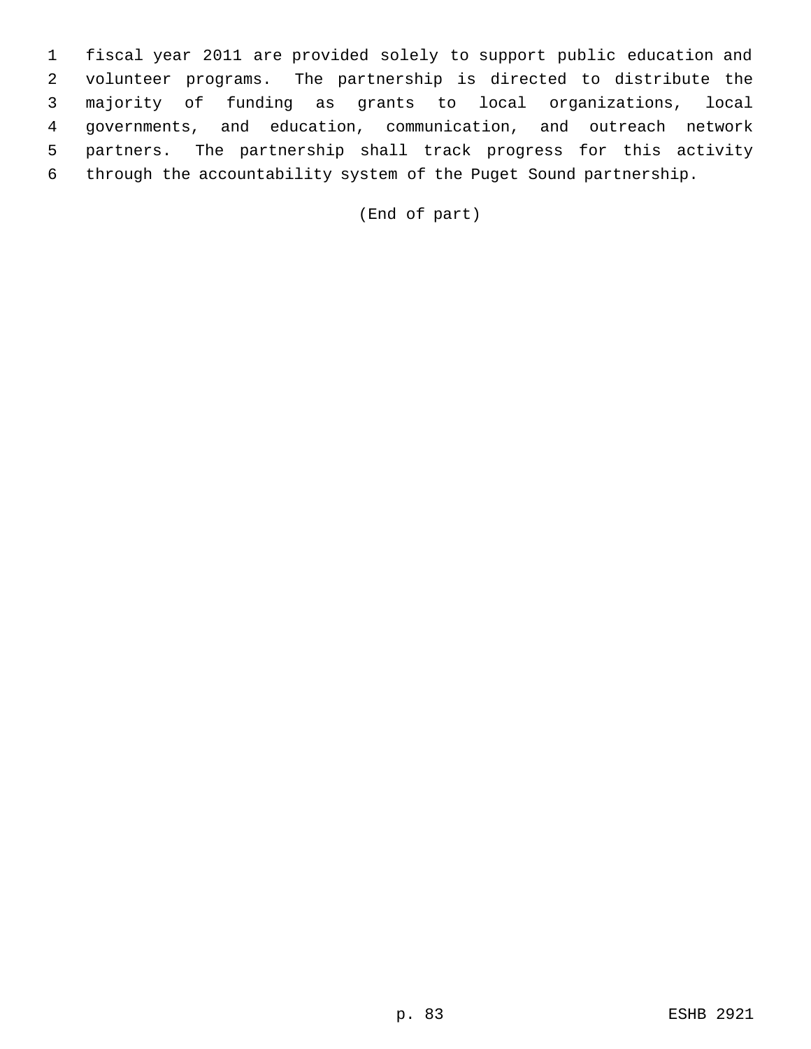fiscal year 2011 are provided solely to support public education and volunteer programs. The partnership is directed to distribute the majority of funding as grants to local organizations, local governments, and education, communication, and outreach network partners. The partnership shall track progress for this activity through the accountability system of the Puget Sound partnership.

(End of part)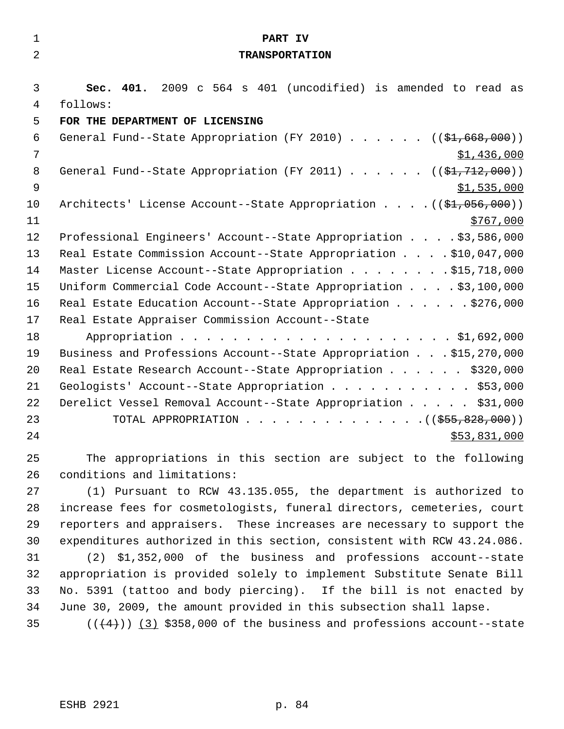# PART IV
## TRANSPORTATION

**Sec. 401.** 2009 c 564 s 401 (uncodified) is amended to read as follows:

**FOR THE DEPARTMENT OF LICENSING**

General Fund--State Appropriation (FY 2010) . . . . . . ((~~$1,668,000~~)) <u>$1,436,000</u>

General Fund--State Appropriation (FY 2011) . . . . . . ((~~$1,712,000~~)) <u>$1,535,000</u>

Architects' License Account--State Appropriation . . . .((~~$1,056,000~~)) <u>$767,000</u>

Professional Engineers' Account--State Appropriation . . . . $3,586,000

Real Estate Commission Account--State Appropriation . . . . $10,047,000

Master License Account--State Appropriation . . . . . . . . $15,718,000

Uniform Commercial Code Account--State Appropriation . . . . $3,100,000

Real Estate Education Account--State Appropriation . . . . . . $276,000

Real Estate Appraiser Commission Account--State Appropriation . . . . . . . . . . . . . . . . . . . . . . $1,692,000

Business and Professions Account--State Appropriation . . . $15,270,000

Real Estate Research Account--State Appropriation . . . . . . $320,000

Geologists' Account--State Appropriation . . . . . . . . . . . $53,000

Derelict Vessel Removal Account--State Appropriation . . . . . $31,000

TOTAL APPROPRIATION . . . . . . . . . . . . . . .((~~$55,828,000~~)) <u>$53,831,000</u>

The appropriations in this section are subject to the following conditions and limitations:

(1) Pursuant to RCW 43.135.055, the department is authorized to increase fees for cosmetologists, funeral directors, cemeteries, court reporters and appraisers. These increases are necessary to support the expenditures authorized in this section, consistent with RCW 43.24.086.

(2) $1,352,000 of the business and professions account--state appropriation is provided solely to implement Substitute Senate Bill No. 5391 (tattoo and body piercing). If the bill is not enacted by June 30, 2009, the amount provided in this subsection shall lapse.

((~~(4)~~)) <u>(3)</u> $358,000 of the business and professions account--state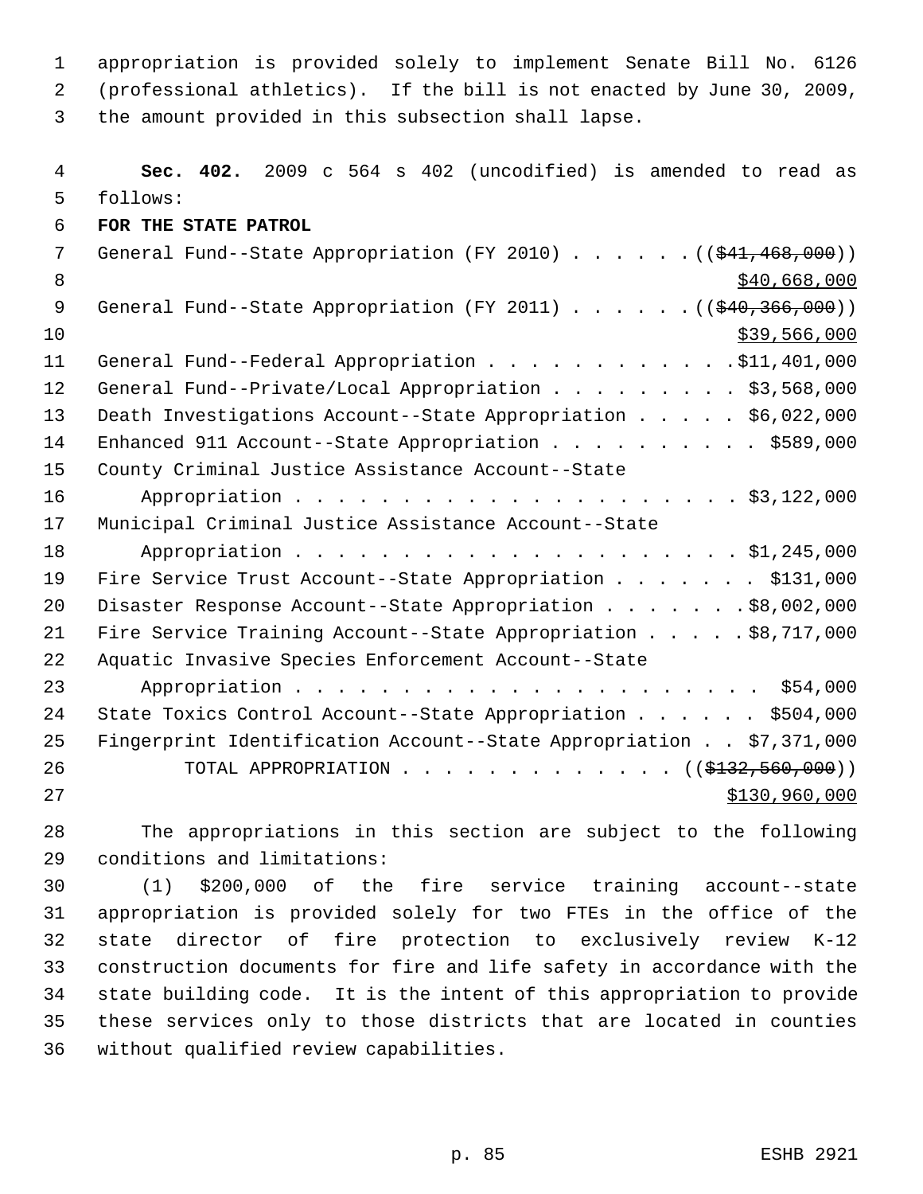appropriation is provided solely to implement Senate Bill No. 6126 (professional athletics). If the bill is not enacted by June 30, 2009, the amount provided in this subsection shall lapse.

**Sec. 402.** 2009 c 564 s 402 (uncodified) is amended to read as follows:

**FOR THE STATE PATROL**

General Fund--State Appropriation (FY 2010) . . . . . . ((~~$41,468,000~~)) <u>$40,668,000</u>

General Fund--State Appropriation (FY 2011) . . . . . . ((~~$40,366,000~~)) <u>$39,566,000</u>

General Fund--Federal Appropriation . . . . . . . . . . . . $11,401,000

General Fund--Private/Local Appropriation . . . . . . . . . $3,568,000

Death Investigations Account--State Appropriation . . . . . $6,022,000

Enhanced 911 Account--State Appropriation . . . . . . . . . . $589,000

County Criminal Justice Assistance Account--State Appropriation . . . . . . . . . . . . . . . . . . . . . $3,122,000

Municipal Criminal Justice Assistance Account--State Appropriation . . . . . . . . . . . . . . . . . . . . . $1,245,000

Fire Service Trust Account--State Appropriation . . . . . . . $131,000

Disaster Response Account--State Appropriation . . . . . . . $8,002,000

Fire Service Training Account--State Appropriation . . . . . $8,717,000

Aquatic Invasive Species Enforcement Account--State Appropriation . . . . . . . . . . . . . . . . . . . . . . $54,000

State Toxics Control Account--State Appropriation . . . . . . $504,000

Fingerprint Identification Account--State Appropriation . . $7,371,000

TOTAL APPROPRIATION . . . . . . . . . . . . . ((~~$132,560,000~~)) <u>$130,960,000</u>

The appropriations in this section are subject to the following conditions and limitations:

(1) $200,000 of the fire service training account--state appropriation is provided solely for two FTEs in the office of the state director of fire protection to exclusively review K-12 construction documents for fire and life safety in accordance with the state building code. It is the intent of this appropriation to provide these services only to those districts that are located in counties without qualified review capabilities.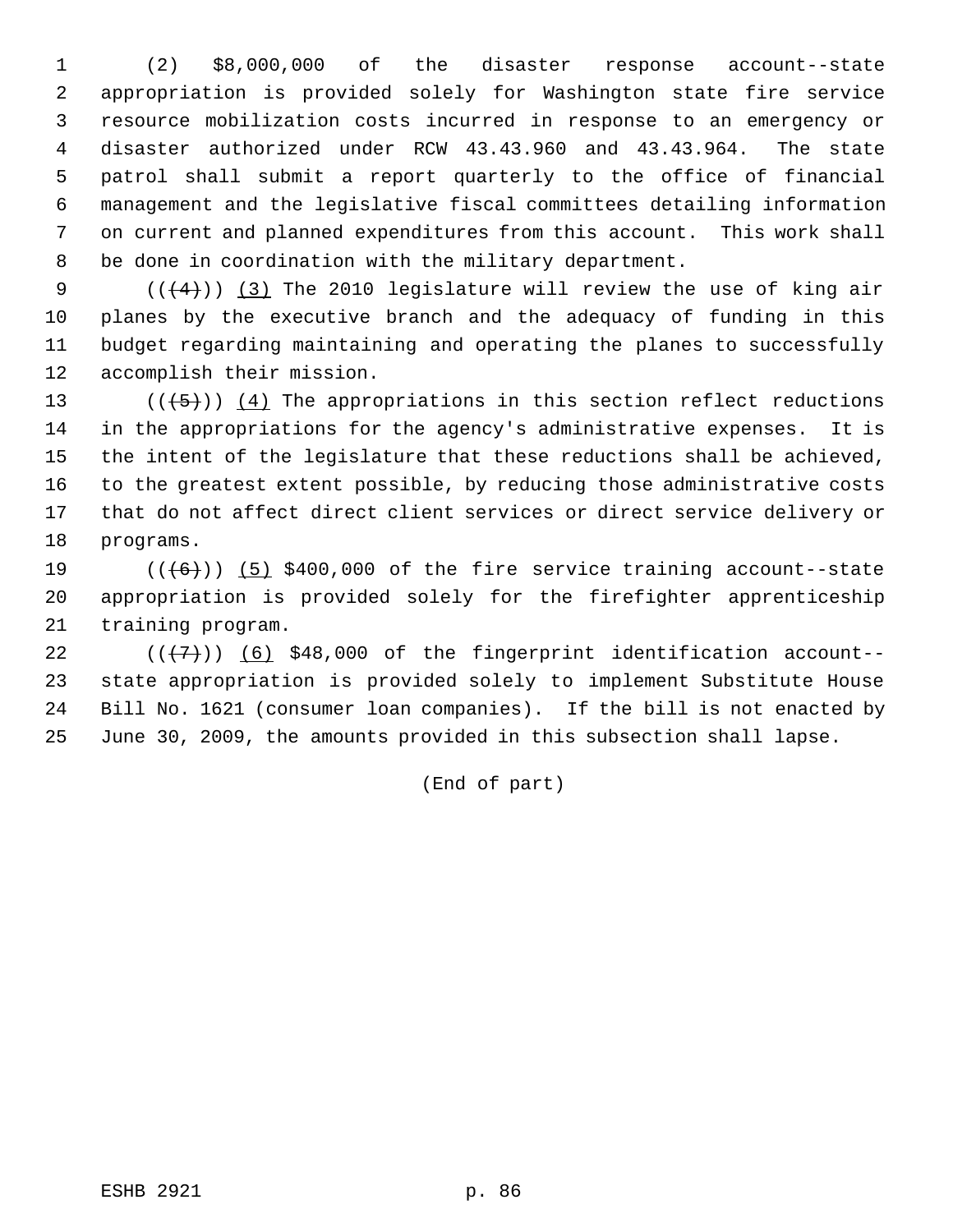(2) $8,000,000 of the disaster response account--state appropriation is provided solely for Washington state fire service resource mobilization costs incurred in response to an emergency or disaster authorized under RCW 43.43.960 and 43.43.964. The state patrol shall submit a report quarterly to the office of financial management and the legislative fiscal committees detailing information on current and planned expenditures from this account. This work shall be done in coordination with the military department.

(((4))) (3) The 2010 legislature will review the use of king air planes by the executive branch and the adequacy of funding in this budget regarding maintaining and operating the planes to successfully accomplish their mission.

(((5))) (4) The appropriations in this section reflect reductions in the appropriations for the agency's administrative expenses. It is the intent of the legislature that these reductions shall be achieved, to the greatest extent possible, by reducing those administrative costs that do not affect direct client services or direct service delivery or programs.

(((6))) (5) $400,000 of the fire service training account--state appropriation is provided solely for the firefighter apprenticeship training program.

(((7))) (6) $48,000 of the fingerprint identification account--state appropriation is provided solely to implement Substitute House Bill No. 1621 (consumer loan companies). If the bill is not enacted by June 30, 2009, the amounts provided in this subsection shall lapse.

(End of part)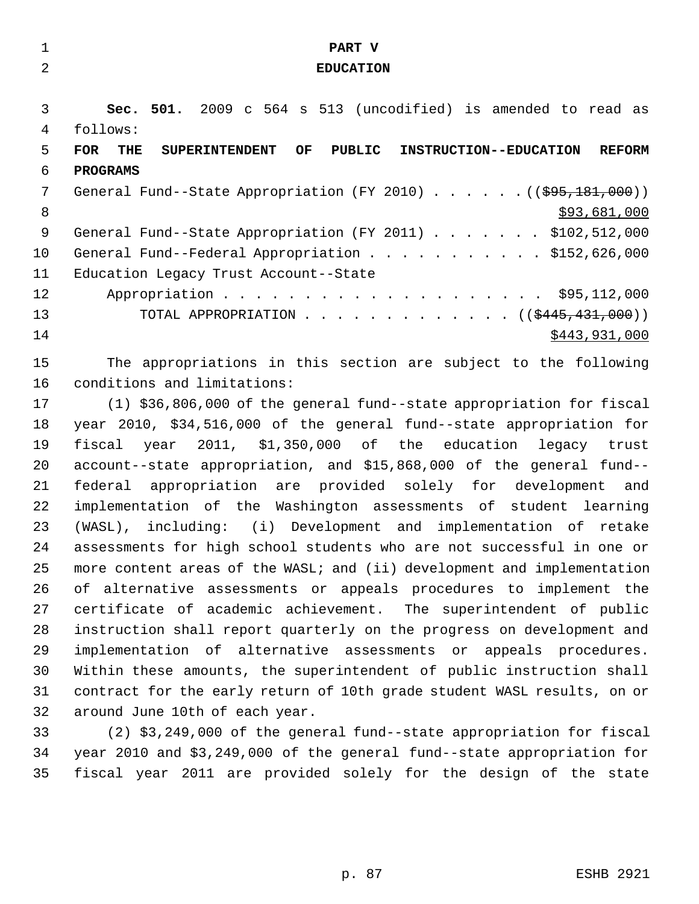# PART V

## EDUCATION

**Sec. 501.** 2009 c 564 s 513 (uncodified) is amended to read as follows:

**FOR THE SUPERINTENDENT OF PUBLIC INSTRUCTION--EDUCATION REFORM PROGRAMS**

General Fund--State Appropriation (FY 2010) . . . . . . ((~~$95,181,000~~))
$93,681,000

General Fund--State Appropriation (FY 2011) . . . . . . . $102,512,000

General Fund--Federal Appropriation . . . . . . . . . . . $152,626,000

Education Legacy Trust Account--State Appropriation . . . . . . . . . . . . . . . . . . . . $95,112,000

TOTAL APPROPRIATION . . . . . . . . . . . . . ((~~$445,431,000~~))
$443,931,000

The appropriations in this section are subject to the following conditions and limitations:

(1) $36,806,000 of the general fund--state appropriation for fiscal year 2010, $34,516,000 of the general fund--state appropriation for fiscal year 2011, $1,350,000 of the education legacy trust account--state appropriation, and $15,868,000 of the general fund--federal appropriation are provided solely for development and implementation of the Washington assessments of student learning (WASL), including: (i) Development and implementation of retake assessments for high school students who are not successful in one or more content areas of the WASL; and (ii) development and implementation of alternative assessments or appeals procedures to implement the certificate of academic achievement. The superintendent of public instruction shall report quarterly on the progress on development and implementation of alternative assessments or appeals procedures. Within these amounts, the superintendent of public instruction shall contract for the early return of 10th grade student WASL results, on or around June 10th of each year.

(2) $3,249,000 of the general fund--state appropriation for fiscal year 2010 and $3,249,000 of the general fund--state appropriation for fiscal year 2011 are provided solely for the design of the state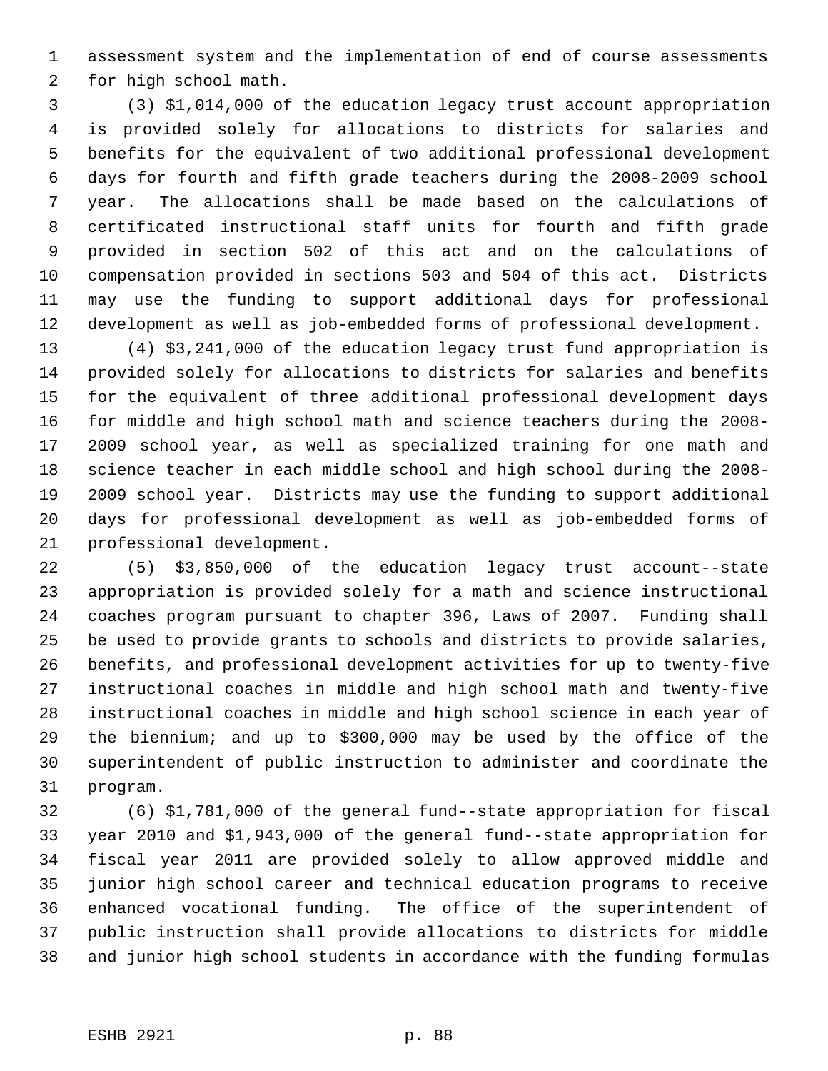assessment system and the implementation of end of course assessments for high school math.

(3) $1,014,000 of the education legacy trust account appropriation is provided solely for allocations to districts for salaries and benefits for the equivalent of two additional professional development days for fourth and fifth grade teachers during the 2008-2009 school year. The allocations shall be made based on the calculations of certificated instructional staff units for fourth and fifth grade provided in section 502 of this act and on the calculations of compensation provided in sections 503 and 504 of this act. Districts may use the funding to support additional days for professional development as well as job-embedded forms of professional development.

(4) $3,241,000 of the education legacy trust fund appropriation is provided solely for allocations to districts for salaries and benefits for the equivalent of three additional professional development days for middle and high school math and science teachers during the 2008-2009 school year, as well as specialized training for one math and science teacher in each middle school and high school during the 2008-2009 school year. Districts may use the funding to support additional days for professional development as well as job-embedded forms of professional development.

(5) $3,850,000 of the education legacy trust account--state appropriation is provided solely for a math and science instructional coaches program pursuant to chapter 396, Laws of 2007. Funding shall be used to provide grants to schools and districts to provide salaries, benefits, and professional development activities for up to twenty-five instructional coaches in middle and high school math and twenty-five instructional coaches in middle and high school science in each year of the biennium; and up to $300,000 may be used by the office of the superintendent of public instruction to administer and coordinate the program.

(6) $1,781,000 of the general fund--state appropriation for fiscal year 2010 and $1,943,000 of the general fund--state appropriation for fiscal year 2011 are provided solely to allow approved middle and junior high school career and technical education programs to receive enhanced vocational funding. The office of the superintendent of public instruction shall provide allocations to districts for middle and junior high school students in accordance with the funding formulas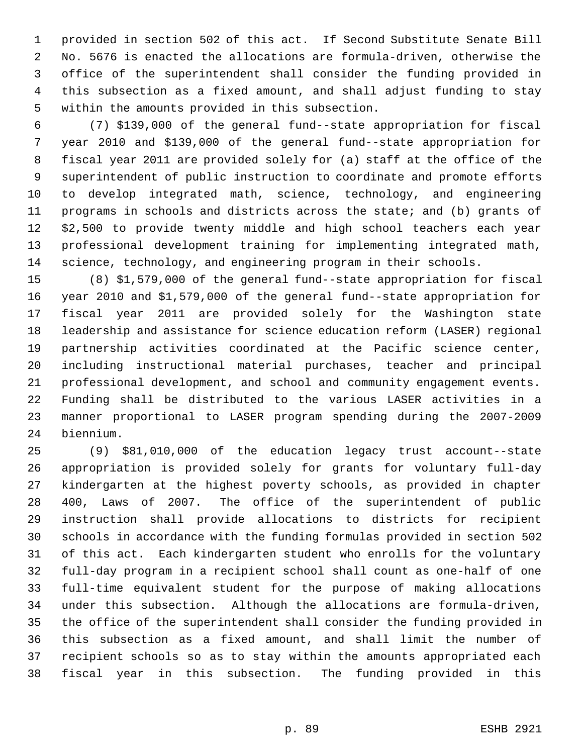provided in section 502 of this act. If Second Substitute Senate Bill No. 5676 is enacted the allocations are formula-driven, otherwise the office of the superintendent shall consider the funding provided in this subsection as a fixed amount, and shall adjust funding to stay within the amounts provided in this subsection.

(7) $139,000 of the general fund--state appropriation for fiscal year 2010 and $139,000 of the general fund--state appropriation for fiscal year 2011 are provided solely for (a) staff at the office of the superintendent of public instruction to coordinate and promote efforts to develop integrated math, science, technology, and engineering programs in schools and districts across the state; and (b) grants of $2,500 to provide twenty middle and high school teachers each year professional development training for implementing integrated math, science, technology, and engineering program in their schools.

(8) $1,579,000 of the general fund--state appropriation for fiscal year 2010 and $1,579,000 of the general fund--state appropriation for fiscal year 2011 are provided solely for the Washington state leadership and assistance for science education reform (LASER) regional partnership activities coordinated at the Pacific science center, including instructional material purchases, teacher and principal professional development, and school and community engagement events. Funding shall be distributed to the various LASER activities in a manner proportional to LASER program spending during the 2007-2009 biennium.

(9) $81,010,000 of the education legacy trust account--state appropriation is provided solely for grants for voluntary full-day kindergarten at the highest poverty schools, as provided in chapter 400, Laws of 2007. The office of the superintendent of public instruction shall provide allocations to districts for recipient schools in accordance with the funding formulas provided in section 502 of this act. Each kindergarten student who enrolls for the voluntary full-day program in a recipient school shall count as one-half of one full-time equivalent student for the purpose of making allocations under this subsection. Although the allocations are formula-driven, the office of the superintendent shall consider the funding provided in this subsection as a fixed amount, and shall limit the number of recipient schools so as to stay within the amounts appropriated each fiscal year in this subsection. The funding provided in this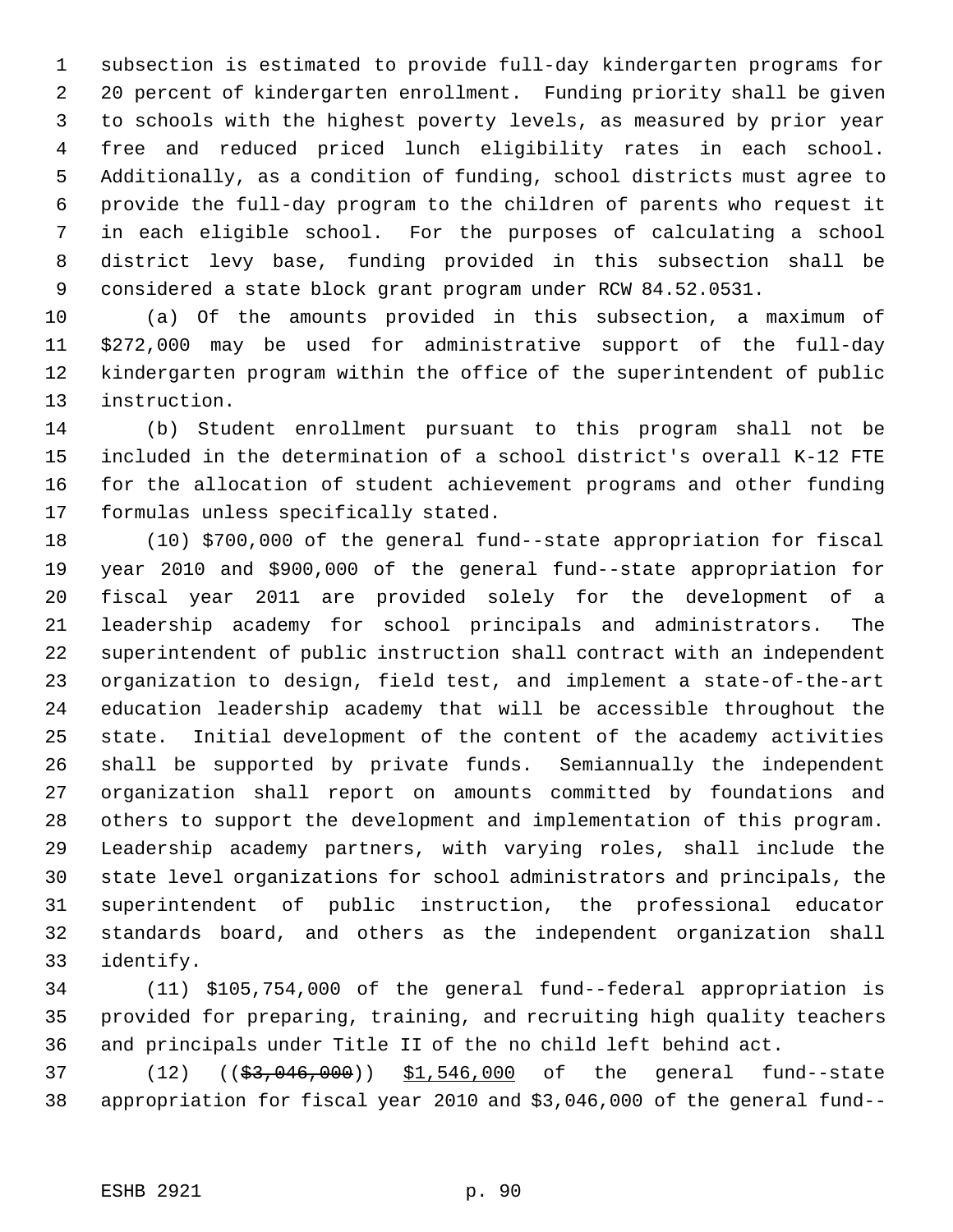subsection is estimated to provide full-day kindergarten programs for 20 percent of kindergarten enrollment. Funding priority shall be given to schools with the highest poverty levels, as measured by prior year free and reduced priced lunch eligibility rates in each school. Additionally, as a condition of funding, school districts must agree to provide the full-day program to the children of parents who request it in each eligible school. For the purposes of calculating a school district levy base, funding provided in this subsection shall be considered a state block grant program under RCW 84.52.0531.

(a) Of the amounts provided in this subsection, a maximum of $272,000 may be used for administrative support of the full-day kindergarten program within the office of the superintendent of public instruction.

(b) Student enrollment pursuant to this program shall not be included in the determination of a school district's overall K-12 FTE for the allocation of student achievement programs and other funding formulas unless specifically stated.

(10) $700,000 of the general fund--state appropriation for fiscal year 2010 and $900,000 of the general fund--state appropriation for fiscal year 2011 are provided solely for the development of a leadership academy for school principals and administrators. The superintendent of public instruction shall contract with an independent organization to design, field test, and implement a state-of-the-art education leadership academy that will be accessible throughout the state. Initial development of the content of the academy activities shall be supported by private funds. Semiannually the independent organization shall report on amounts committed by foundations and others to support the development and implementation of this program. Leadership academy partners, with varying roles, shall include the state level organizations for school administrators and principals, the superintendent of public instruction, the professional educator standards board, and others as the independent organization shall identify.

(11) $105,754,000 of the general fund--federal appropriation is provided for preparing, training, and recruiting high quality teachers and principals under Title II of the no child left behind act.

(12) ((~~$3,046,000~~)) <u>$1,546,000</u> of the general fund--state appropriation for fiscal year 2010 and $3,046,000 of the general fund--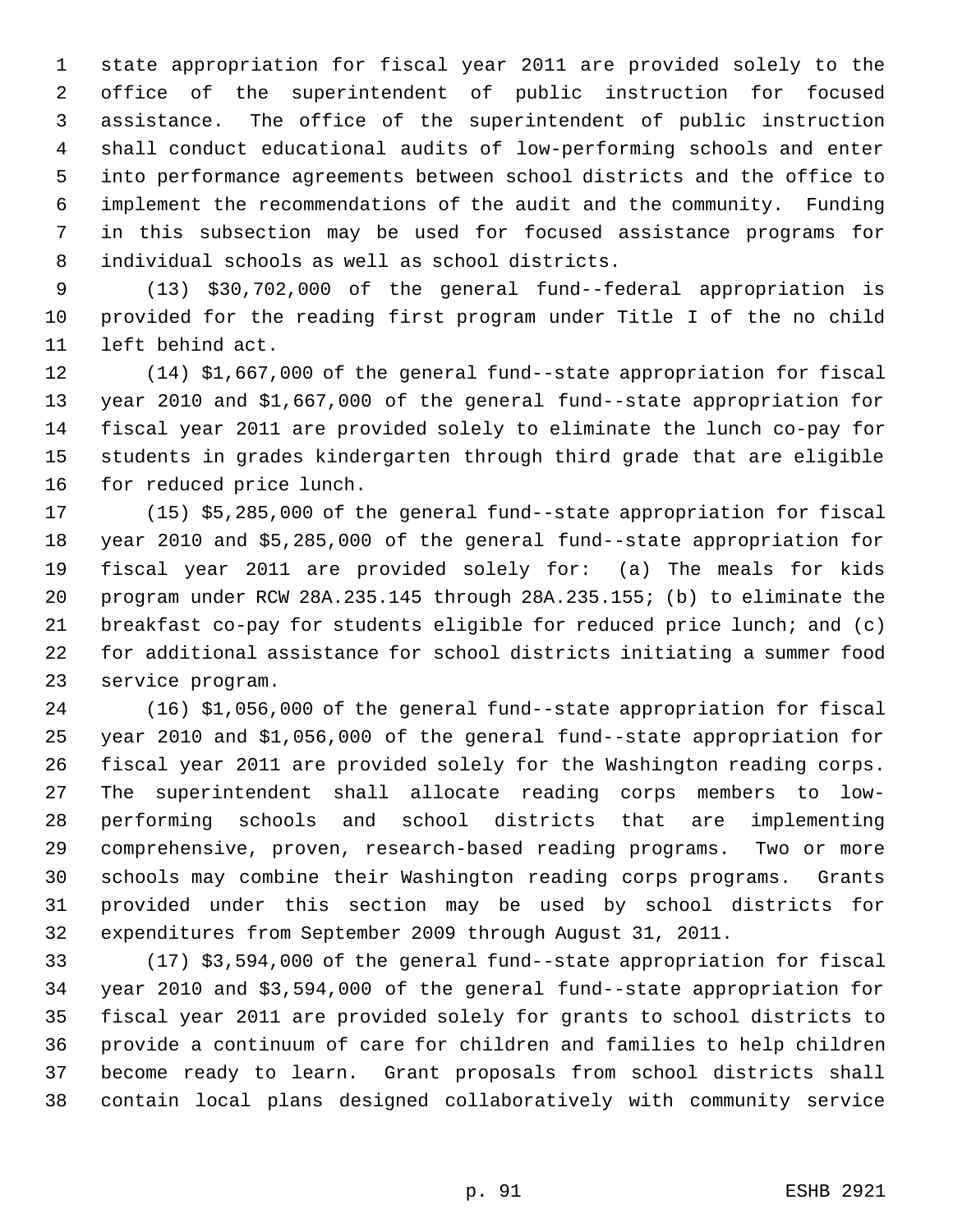state appropriation for fiscal year 2011 are provided solely to the office of the superintendent of public instruction for focused assistance. The office of the superintendent of public instruction shall conduct educational audits of low-performing schools and enter into performance agreements between school districts and the office to implement the recommendations of the audit and the community. Funding in this subsection may be used for focused assistance programs for individual schools as well as school districts.

(13) $30,702,000 of the general fund--federal appropriation is provided for the reading first program under Title I of the no child left behind act.

(14) $1,667,000 of the general fund--state appropriation for fiscal year 2010 and $1,667,000 of the general fund--state appropriation for fiscal year 2011 are provided solely to eliminate the lunch co-pay for students in grades kindergarten through third grade that are eligible for reduced price lunch.

(15) $5,285,000 of the general fund--state appropriation for fiscal year 2010 and $5,285,000 of the general fund--state appropriation for fiscal year 2011 are provided solely for: (a) The meals for kids program under RCW 28A.235.145 through 28A.235.155; (b) to eliminate the breakfast co-pay for students eligible for reduced price lunch; and (c) for additional assistance for school districts initiating a summer food service program.

(16) $1,056,000 of the general fund--state appropriation for fiscal year 2010 and $1,056,000 of the general fund--state appropriation for fiscal year 2011 are provided solely for the Washington reading corps. The superintendent shall allocate reading corps members to low-performing schools and school districts that are implementing comprehensive, proven, research-based reading programs. Two or more schools may combine their Washington reading corps programs. Grants provided under this section may be used by school districts for expenditures from September 2009 through August 31, 2011.

(17) $3,594,000 of the general fund--state appropriation for fiscal year 2010 and $3,594,000 of the general fund--state appropriation for fiscal year 2011 are provided solely for grants to school districts to provide a continuum of care for children and families to help children become ready to learn. Grant proposals from school districts shall contain local plans designed collaboratively with community service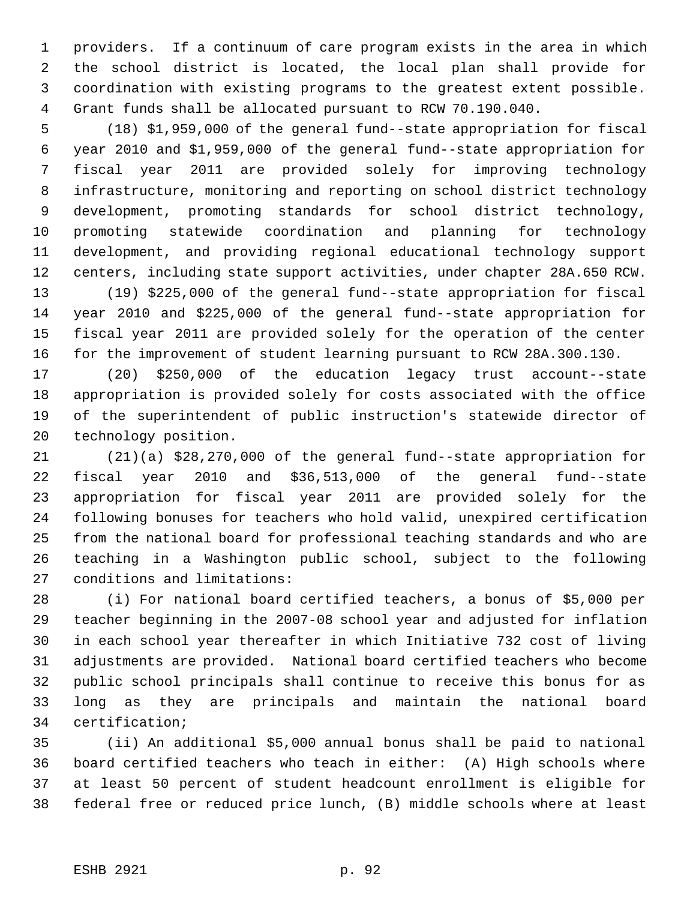providers. If a continuum of care program exists in the area in which the school district is located, the local plan shall provide for coordination with existing programs to the greatest extent possible. Grant funds shall be allocated pursuant to RCW 70.190.040.

(18) $1,959,000 of the general fund--state appropriation for fiscal year 2010 and $1,959,000 of the general fund--state appropriation for fiscal year 2011 are provided solely for improving technology infrastructure, monitoring and reporting on school district technology development, promoting standards for school district technology, promoting statewide coordination and planning for technology development, and providing regional educational technology support centers, including state support activities, under chapter 28A.650 RCW.

(19) $225,000 of the general fund--state appropriation for fiscal year 2010 and $225,000 of the general fund--state appropriation for fiscal year 2011 are provided solely for the operation of the center for the improvement of student learning pursuant to RCW 28A.300.130.

(20) $250,000 of the education legacy trust account--state appropriation is provided solely for costs associated with the office of the superintendent of public instruction's statewide director of technology position.

(21)(a) $28,270,000 of the general fund--state appropriation for fiscal year 2010 and $36,513,000 of the general fund--state appropriation for fiscal year 2011 are provided solely for the following bonuses for teachers who hold valid, unexpired certification from the national board for professional teaching standards and who are teaching in a Washington public school, subject to the following conditions and limitations:

(i) For national board certified teachers, a bonus of $5,000 per teacher beginning in the 2007-08 school year and adjusted for inflation in each school year thereafter in which Initiative 732 cost of living adjustments are provided. National board certified teachers who become public school principals shall continue to receive this bonus for as long as they are principals and maintain the national board certification;

(ii) An additional $5,000 annual bonus shall be paid to national board certified teachers who teach in either: (A) High schools where at least 50 percent of student headcount enrollment is eligible for federal free or reduced price lunch, (B) middle schools where at least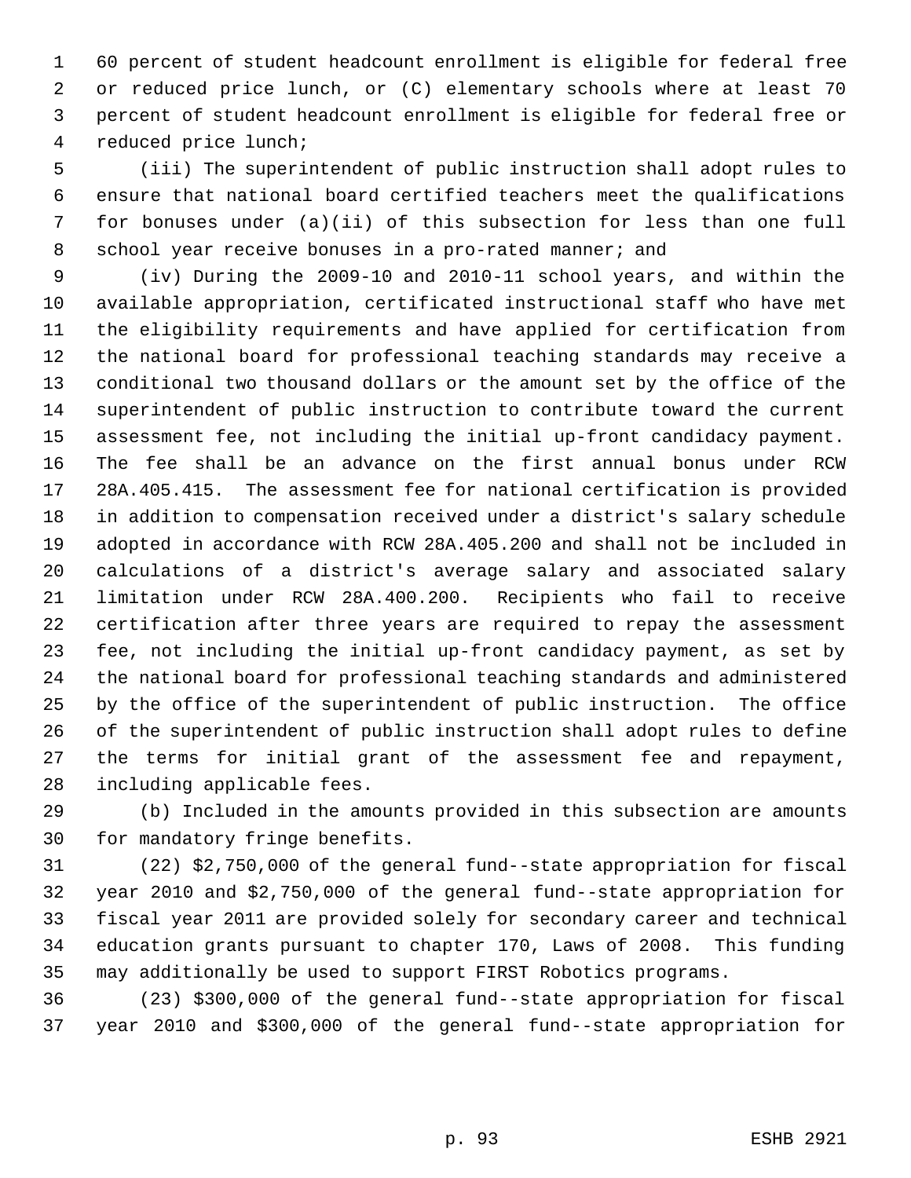60 percent of student headcount enrollment is eligible for federal free or reduced price lunch, or (C) elementary schools where at least 70 percent of student headcount enrollment is eligible for federal free or reduced price lunch;

(iii) The superintendent of public instruction shall adopt rules to ensure that national board certified teachers meet the qualifications for bonuses under (a)(ii) of this subsection for less than one full school year receive bonuses in a pro-rated manner; and

(iv) During the 2009-10 and 2010-11 school years, and within the available appropriation, certificated instructional staff who have met the eligibility requirements and have applied for certification from the national board for professional teaching standards may receive a conditional two thousand dollars or the amount set by the office of the superintendent of public instruction to contribute toward the current assessment fee, not including the initial up-front candidacy payment. The fee shall be an advance on the first annual bonus under RCW 28A.405.415. The assessment fee for national certification is provided in addition to compensation received under a district's salary schedule adopted in accordance with RCW 28A.405.200 and shall not be included in calculations of a district's average salary and associated salary limitation under RCW 28A.400.200. Recipients who fail to receive certification after three years are required to repay the assessment fee, not including the initial up-front candidacy payment, as set by the national board for professional teaching standards and administered by the office of the superintendent of public instruction. The office of the superintendent of public instruction shall adopt rules to define the terms for initial grant of the assessment fee and repayment, including applicable fees.

(b) Included in the amounts provided in this subsection are amounts for mandatory fringe benefits.

(22) $2,750,000 of the general fund--state appropriation for fiscal year 2010 and $2,750,000 of the general fund--state appropriation for fiscal year 2011 are provided solely for secondary career and technical education grants pursuant to chapter 170, Laws of 2008. This funding may additionally be used to support FIRST Robotics programs.

(23) $300,000 of the general fund--state appropriation for fiscal year 2010 and $300,000 of the general fund--state appropriation for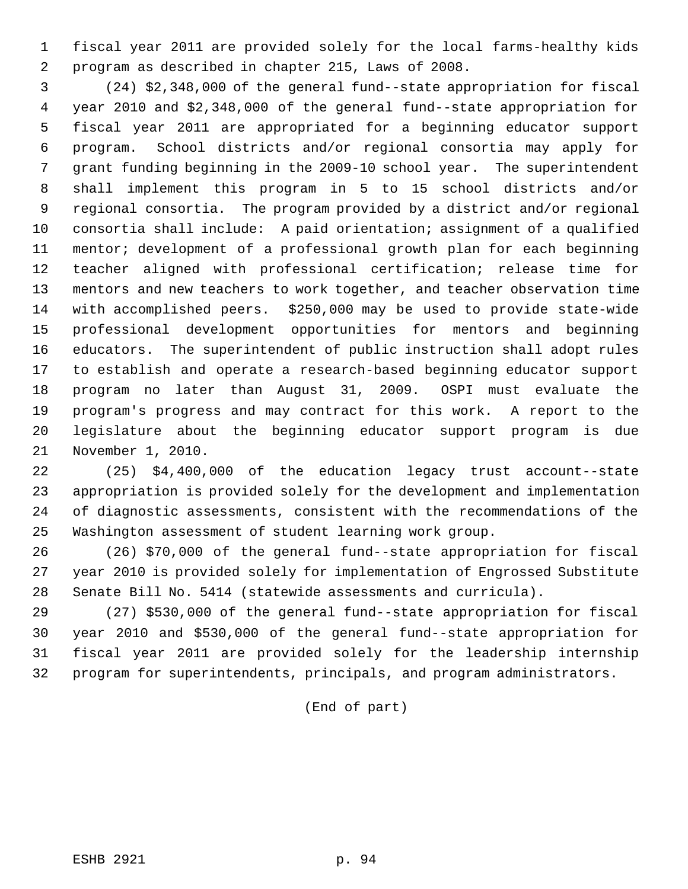fiscal year 2011 are provided solely for the local farms-healthy kids program as described in chapter 215, Laws of 2008.

(24) $2,348,000 of the general fund--state appropriation for fiscal year 2010 and $2,348,000 of the general fund--state appropriation for fiscal year 2011 are appropriated for a beginning educator support program. School districts and/or regional consortia may apply for grant funding beginning in the 2009-10 school year. The superintendent shall implement this program in 5 to 15 school districts and/or regional consortia. The program provided by a district and/or regional consortia shall include: A paid orientation; assignment of a qualified mentor; development of a professional growth plan for each beginning teacher aligned with professional certification; release time for mentors and new teachers to work together, and teacher observation time with accomplished peers. $250,000 may be used to provide state-wide professional development opportunities for mentors and beginning educators. The superintendent of public instruction shall adopt rules to establish and operate a research-based beginning educator support program no later than August 31, 2009. OSPI must evaluate the program's progress and may contract for this work. A report to the legislature about the beginning educator support program is due November 1, 2010.

(25) $4,400,000 of the education legacy trust account--state appropriation is provided solely for the development and implementation of diagnostic assessments, consistent with the recommendations of the Washington assessment of student learning work group.

(26) $70,000 of the general fund--state appropriation for fiscal year 2010 is provided solely for implementation of Engrossed Substitute Senate Bill No. 5414 (statewide assessments and curricula).

(27) $530,000 of the general fund--state appropriation for fiscal year 2010 and $530,000 of the general fund--state appropriation for fiscal year 2011 are provided solely for the leadership internship program for superintendents, principals, and program administrators.

(End of part)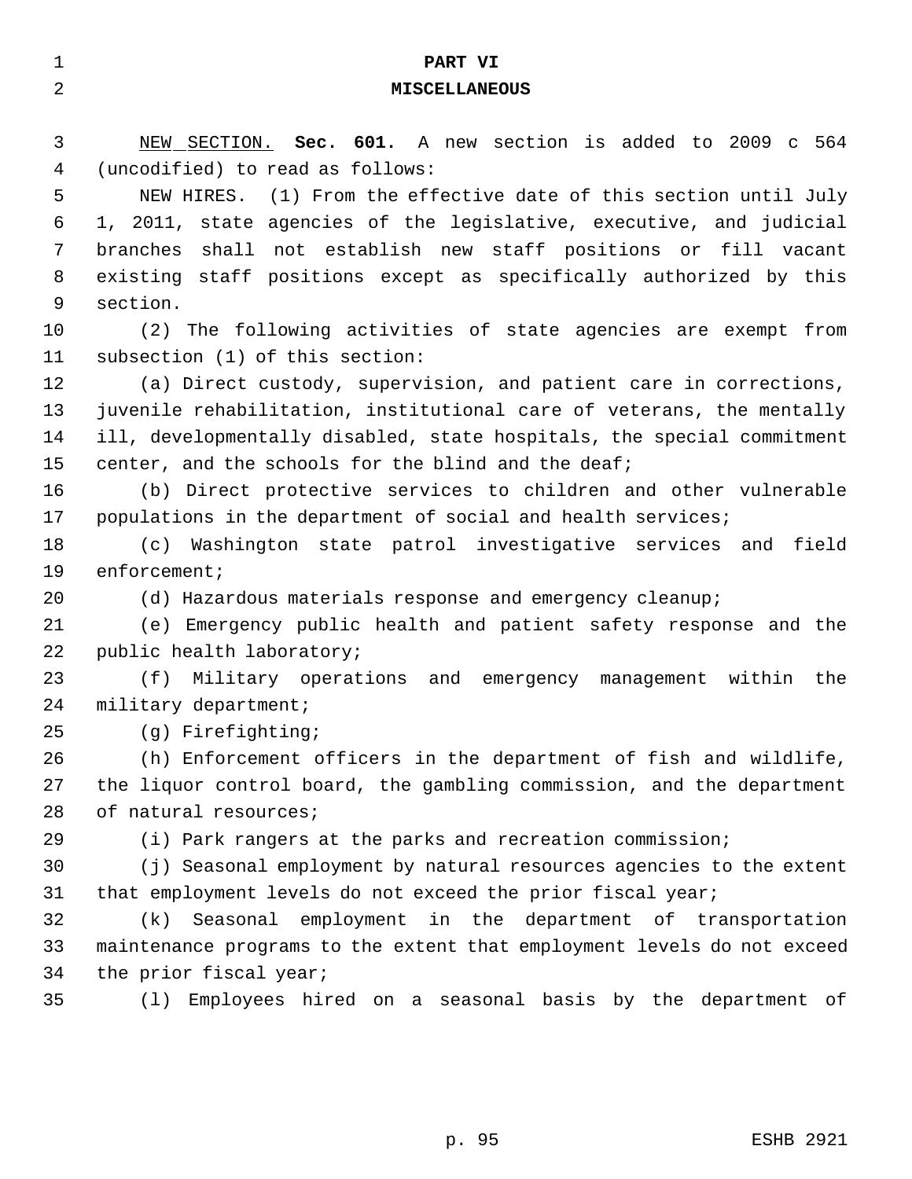# PART VI
# MISCELLANEOUS

NEW SECTION. **Sec. 601.** A new section is added to 2009 c 564 (uncodified) to read as follows:

NEW HIRES. (1) From the effective date of this section until July 1, 2011, state agencies of the legislative, executive, and judicial branches shall not establish new staff positions or fill vacant existing staff positions except as specifically authorized by this section.

(2) The following activities of state agencies are exempt from subsection (1) of this section:

(a) Direct custody, supervision, and patient care in corrections, juvenile rehabilitation, institutional care of veterans, the mentally ill, developmentally disabled, state hospitals, the special commitment center, and the schools for the blind and the deaf;

(b) Direct protective services to children and other vulnerable populations in the department of social and health services;

(c) Washington state patrol investigative services and field enforcement;

(d) Hazardous materials response and emergency cleanup;

(e) Emergency public health and patient safety response and the public health laboratory;

(f) Military operations and emergency management within the military department;

(g) Firefighting;

(h) Enforcement officers in the department of fish and wildlife, the liquor control board, the gambling commission, and the department of natural resources;

(i) Park rangers at the parks and recreation commission;

(j) Seasonal employment by natural resources agencies to the extent that employment levels do not exceed the prior fiscal year;

(k) Seasonal employment in the department of transportation maintenance programs to the extent that employment levels do not exceed the prior fiscal year;

(l) Employees hired on a seasonal basis by the department of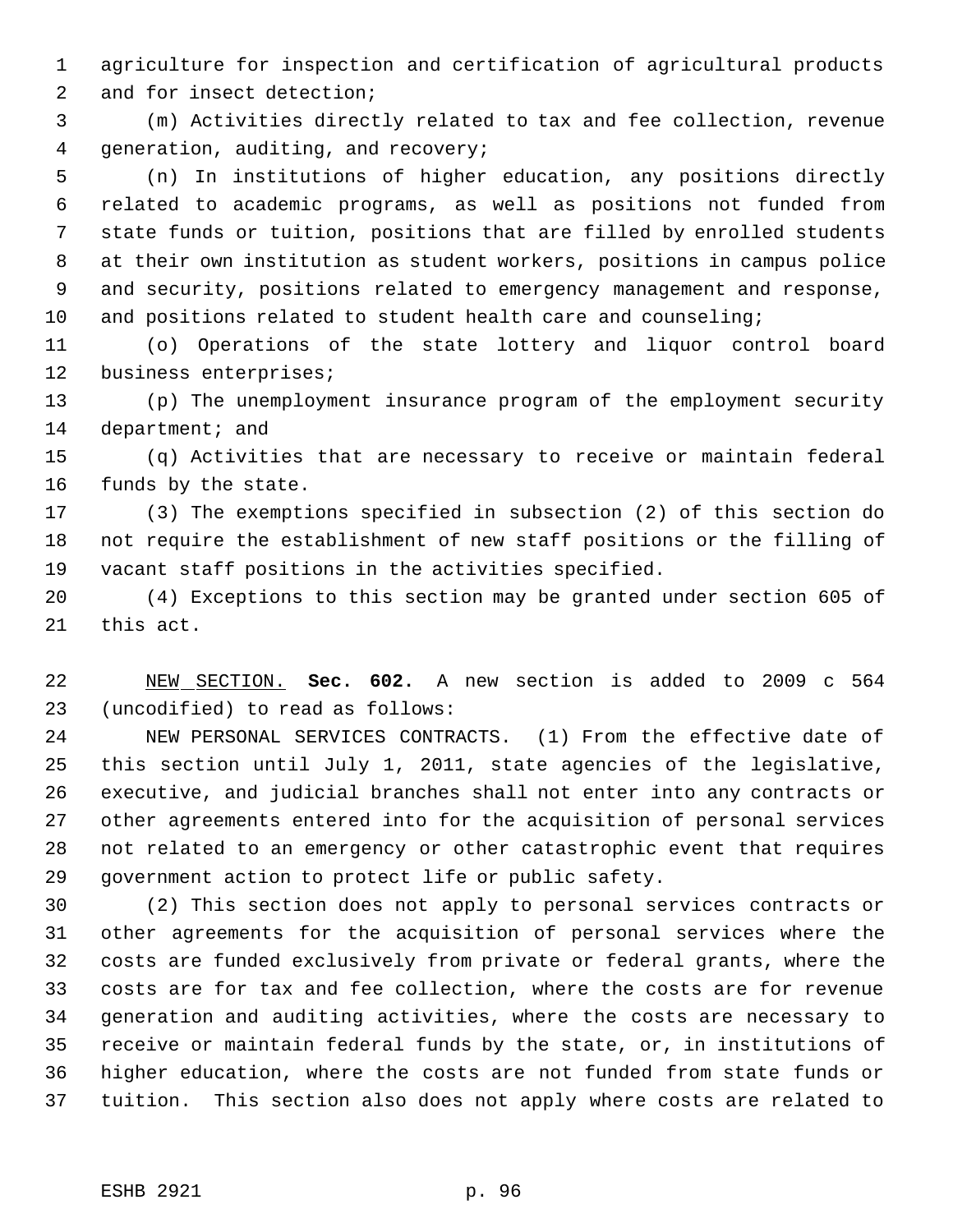agriculture for inspection and certification of agricultural products and for insect detection;

(m) Activities directly related to tax and fee collection, revenue generation, auditing, and recovery;

(n) In institutions of higher education, any positions directly related to academic programs, as well as positions not funded from state funds or tuition, positions that are filled by enrolled students at their own institution as student workers, positions in campus police and security, positions related to emergency management and response, and positions related to student health care and counseling;

(o) Operations of the state lottery and liquor control board business enterprises;

(p) The unemployment insurance program of the employment security department; and

(q) Activities that are necessary to receive or maintain federal funds by the state.

(3) The exemptions specified in subsection (2) of this section do not require the establishment of new staff positions or the filling of vacant staff positions in the activities specified.

(4) Exceptions to this section may be granted under section 605 of this act.

NEW SECTION. **Sec. 602.** A new section is added to 2009 c 564 (uncodified) to read as follows:

NEW PERSONAL SERVICES CONTRACTS. (1) From the effective date of this section until July 1, 2011, state agencies of the legislative, executive, and judicial branches shall not enter into any contracts or other agreements entered into for the acquisition of personal services not related to an emergency or other catastrophic event that requires government action to protect life or public safety.

(2) This section does not apply to personal services contracts or other agreements for the acquisition of personal services where the costs are funded exclusively from private or federal grants, where the costs are for tax and fee collection, where the costs are for revenue generation and auditing activities, where the costs are necessary to receive or maintain federal funds by the state, or, in institutions of higher education, where the costs are not funded from state funds or tuition. This section also does not apply where costs are related to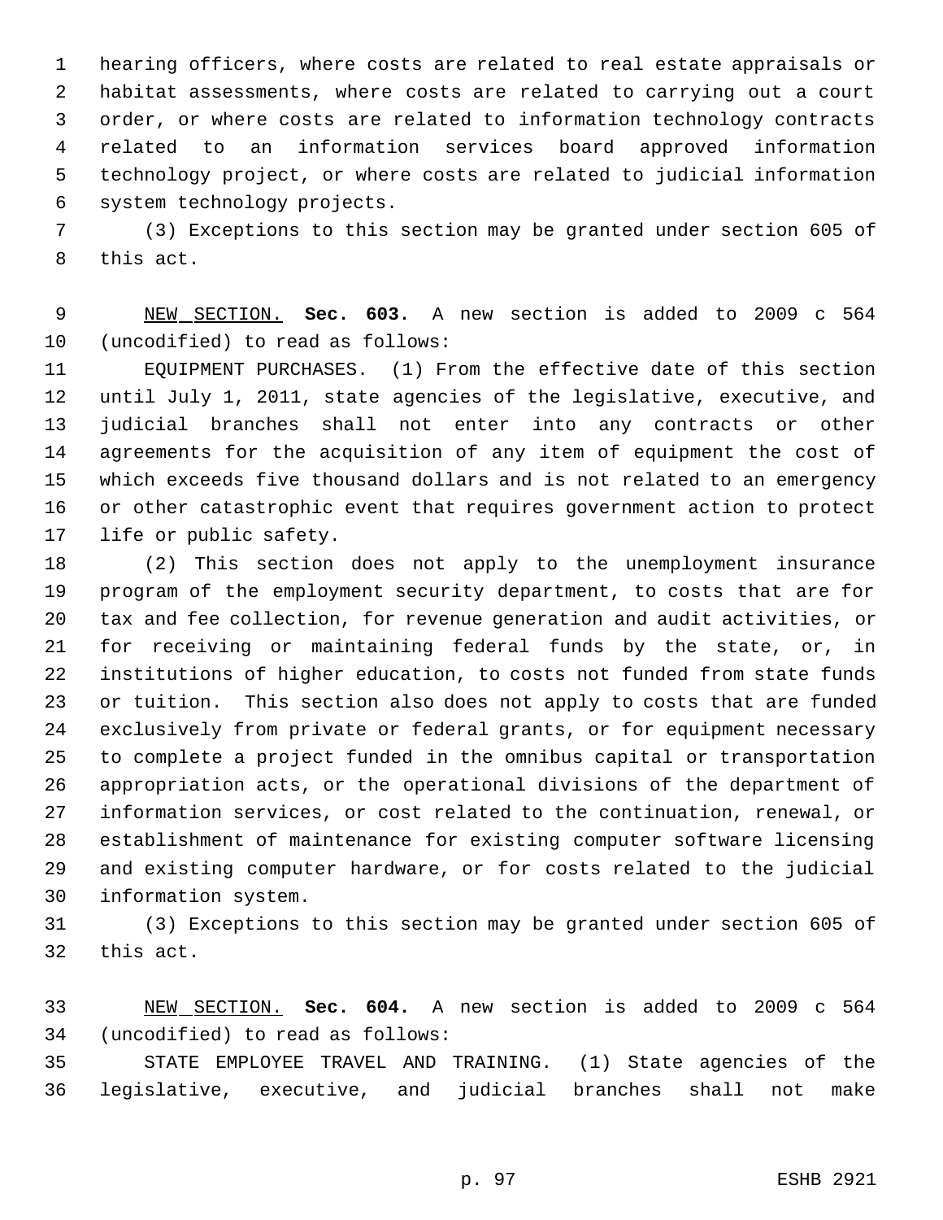hearing officers, where costs are related to real estate appraisals or habitat assessments, where costs are related to carrying out a court order, or where costs are related to information technology contracts related to an information services board approved information technology project, or where costs are related to judicial information system technology projects.

(3) Exceptions to this section may be granted under section 605 of this act.

NEW SECTION. **Sec. 603.** A new section is added to 2009 c 564 (uncodified) to read as follows:

EQUIPMENT PURCHASES. (1) From the effective date of this section until July 1, 2011, state agencies of the legislative, executive, and judicial branches shall not enter into any contracts or other agreements for the acquisition of any item of equipment the cost of which exceeds five thousand dollars and is not related to an emergency or other catastrophic event that requires government action to protect life or public safety.

(2) This section does not apply to the unemployment insurance program of the employment security department, to costs that are for tax and fee collection, for revenue generation and audit activities, or for receiving or maintaining federal funds by the state, or, in institutions of higher education, to costs not funded from state funds or tuition. This section also does not apply to costs that are funded exclusively from private or federal grants, or for equipment necessary to complete a project funded in the omnibus capital or transportation appropriation acts, or the operational divisions of the department of information services, or cost related to the continuation, renewal, or establishment of maintenance for existing computer software licensing and existing computer hardware, or for costs related to the judicial information system.

(3) Exceptions to this section may be granted under section 605 of this act.

NEW SECTION. **Sec. 604.** A new section is added to 2009 c 564 (uncodified) to read as follows:

STATE EMPLOYEE TRAVEL AND TRAINING. (1) State agencies of the legislative, executive, and judicial branches shall not make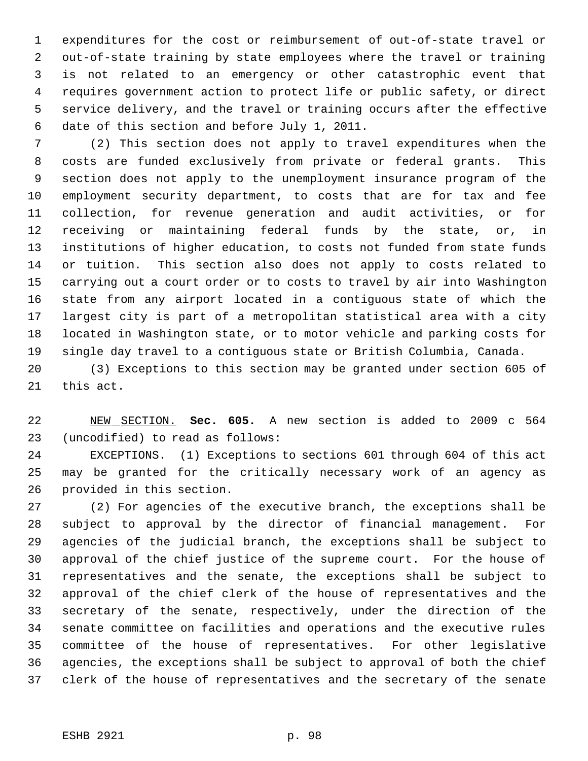expenditures for the cost or reimbursement of out-of-state travel or out-of-state training by state employees where the travel or training is not related to an emergency or other catastrophic event that requires government action to protect life or public safety, or direct service delivery, and the travel or training occurs after the effective date of this section and before July 1, 2011.

(2) This section does not apply to travel expenditures when the costs are funded exclusively from private or federal grants. This section does not apply to the unemployment insurance program of the employment security department, to costs that are for tax and fee collection, for revenue generation and audit activities, or for receiving or maintaining federal funds by the state, or, in institutions of higher education, to costs not funded from state funds or tuition. This section also does not apply to costs related to carrying out a court order or to costs to travel by air into Washington state from any airport located in a contiguous state of which the largest city is part of a metropolitan statistical area with a city located in Washington state, or to motor vehicle and parking costs for single day travel to a contiguous state or British Columbia, Canada.

(3) Exceptions to this section may be granted under section 605 of this act.

NEW SECTION. **Sec. 605.** A new section is added to 2009 c 564 (uncodified) to read as follows:

EXCEPTIONS. (1) Exceptions to sections 601 through 604 of this act may be granted for the critically necessary work of an agency as provided in this section.

(2) For agencies of the executive branch, the exceptions shall be subject to approval by the director of financial management. For agencies of the judicial branch, the exceptions shall be subject to approval of the chief justice of the supreme court. For the house of representatives and the senate, the exceptions shall be subject to approval of the chief clerk of the house of representatives and the secretary of the senate, respectively, under the direction of the senate committee on facilities and operations and the executive rules committee of the house of representatives. For other legislative agencies, the exceptions shall be subject to approval of both the chief clerk of the house of representatives and the secretary of the senate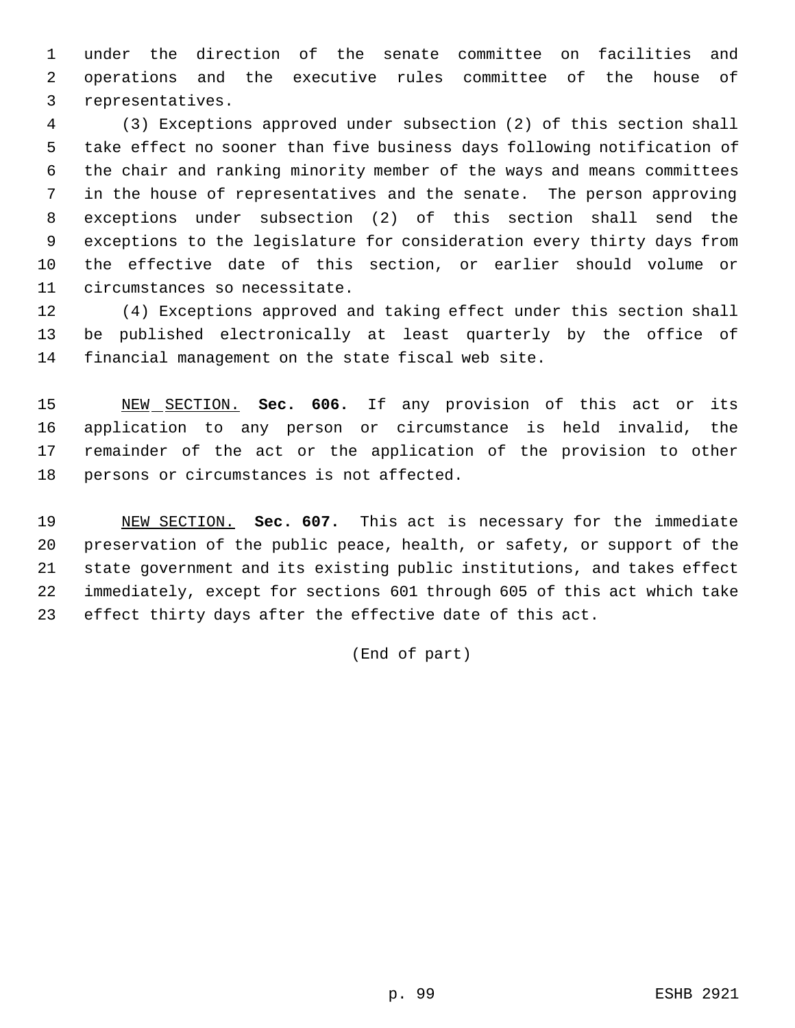under the direction of the senate committee on facilities and operations and the executive rules committee of the house of representatives.

(3) Exceptions approved under subsection (2) of this section shall take effect no sooner than five business days following notification of the chair and ranking minority member of the ways and means committees in the house of representatives and the senate. The person approving exceptions under subsection (2) of this section shall send the exceptions to the legislature for consideration every thirty days from the effective date of this section, or earlier should volume or circumstances so necessitate.

(4) Exceptions approved and taking effect under this section shall be published electronically at least quarterly by the office of financial management on the state fiscal web site.

NEW SECTION. **Sec. 606.** If any provision of this act or its application to any person or circumstance is held invalid, the remainder of the act or the application of the provision to other persons or circumstances is not affected.

NEW SECTION. **Sec. 607.** This act is necessary for the immediate preservation of the public peace, health, or safety, or support of the state government and its existing public institutions, and takes effect immediately, except for sections 601 through 605 of this act which take effect thirty days after the effective date of this act.

(End of part)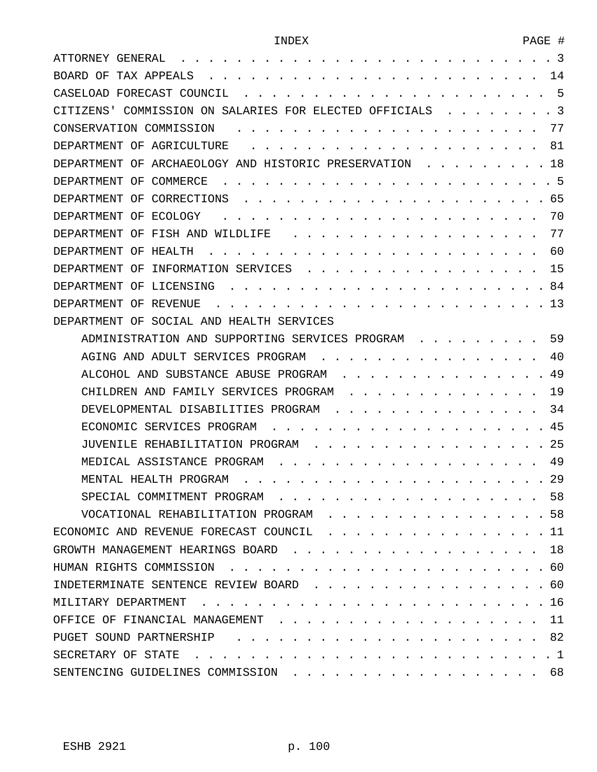| INDEX | PAGE # |
|---|---|
| ATTORNEY GENERAL | 3 |
| BOARD OF TAX APPEALS | 14 |
| CASELOAD FORECAST COUNCIL | 5 |
| CITIZENS' COMMISSION ON SALARIES FOR ELECTED OFFICIALS | 3 |
| CONSERVATION COMMISSION | 77 |
| DEPARTMENT OF AGRICULTURE | 81 |
| DEPARTMENT OF ARCHAEOLOGY AND HISTORIC PRESERVATION | 18 |
| DEPARTMENT OF COMMERCE | 5 |
| DEPARTMENT OF CORRECTIONS | 65 |
| DEPARTMENT OF ECOLOGY | 70 |
| DEPARTMENT OF FISH AND WILDLIFE | 77 |
| DEPARTMENT OF HEALTH | 60 |
| DEPARTMENT OF INFORMATION SERVICES | 15 |
| DEPARTMENT OF LICENSING | 84 |
| DEPARTMENT OF REVENUE | 13 |
| DEPARTMENT OF SOCIAL AND HEALTH SERVICES | |
| ADMINISTRATION AND SUPPORTING SERVICES PROGRAM | 59 |
| AGING AND ADULT SERVICES PROGRAM | 40 |
| ALCOHOL AND SUBSTANCE ABUSE PROGRAM | 49 |
| CHILDREN AND FAMILY SERVICES PROGRAM | 19 |
| DEVELOPMENTAL DISABILITIES PROGRAM | 34 |
| ECONOMIC SERVICES PROGRAM | 45 |
| JUVENILE REHABILITATION PROGRAM | 25 |
| MEDICAL ASSISTANCE PROGRAM | 49 |
| MENTAL HEALTH PROGRAM | 29 |
| SPECIAL COMMITMENT PROGRAM | 58 |
| VOCATIONAL REHABILITATION PROGRAM | 58 |
| ECONOMIC AND REVENUE FORECAST COUNCIL | 11 |
| GROWTH MANAGEMENT HEARINGS BOARD | 18 |
| HUMAN RIGHTS COMMISSION | 60 |
| INDETERMINATE SENTENCE REVIEW BOARD | 60 |
| MILITARY DEPARTMENT | 16 |
| OFFICE OF FINANCIAL MANAGEMENT | 11 |
| PUGET SOUND PARTNERSHIP | 82 |
| SECRETARY OF STATE | 1 |
| SENTENCING GUIDELINES COMMISSION | 68 |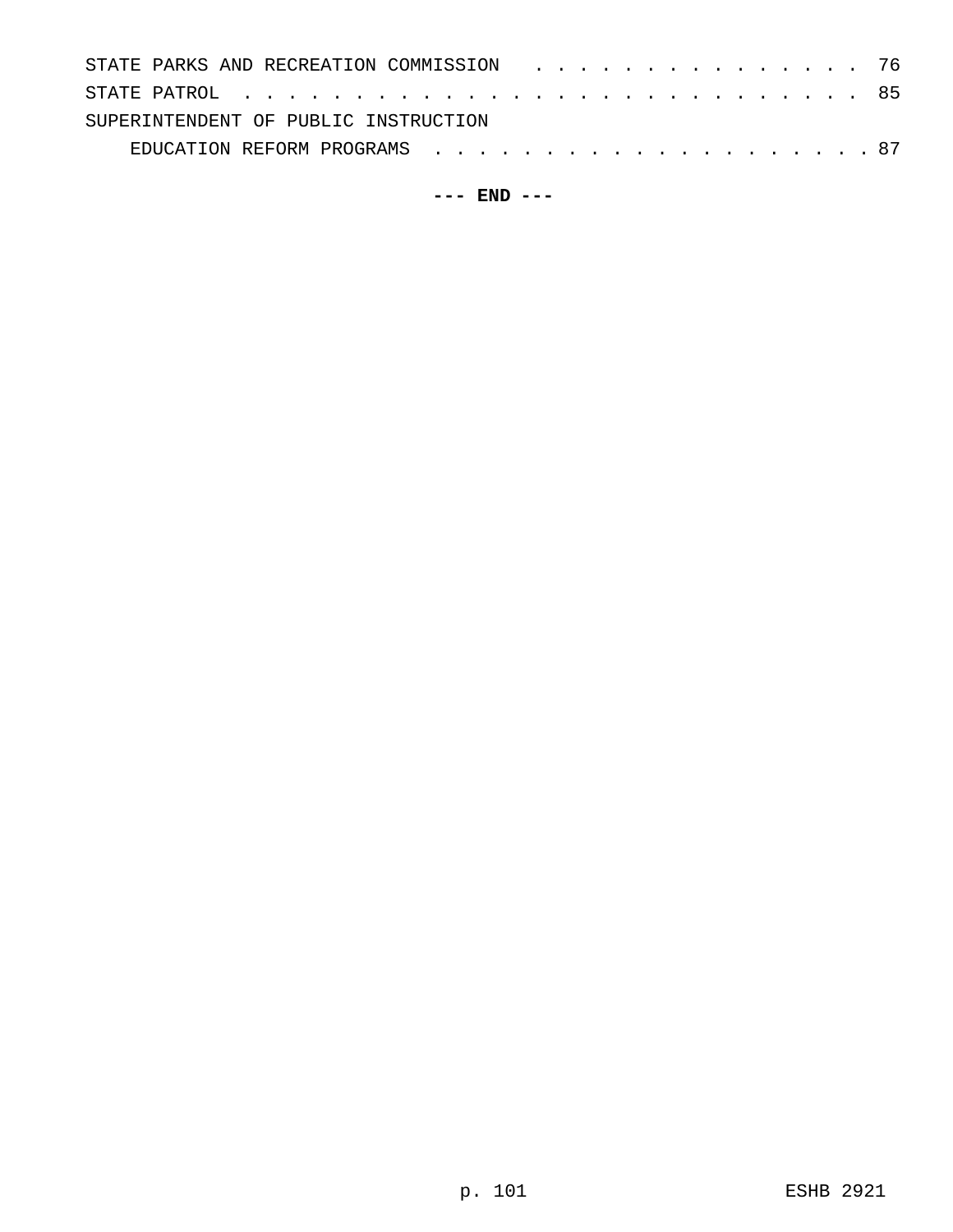STATE PARKS AND RECREATION COMMISSION . . . . . . . . . . . . . . . . 76
STATE PATROL . . . . . . . . . . . . . . . . . . . . . . . . . . . . 85
SUPERINTENDENT OF PUBLIC INSTRUCTION
    EDUCATION REFORM PROGRAMS . . . . . . . . . . . . . . . . . . . . 87

**--- END ---**